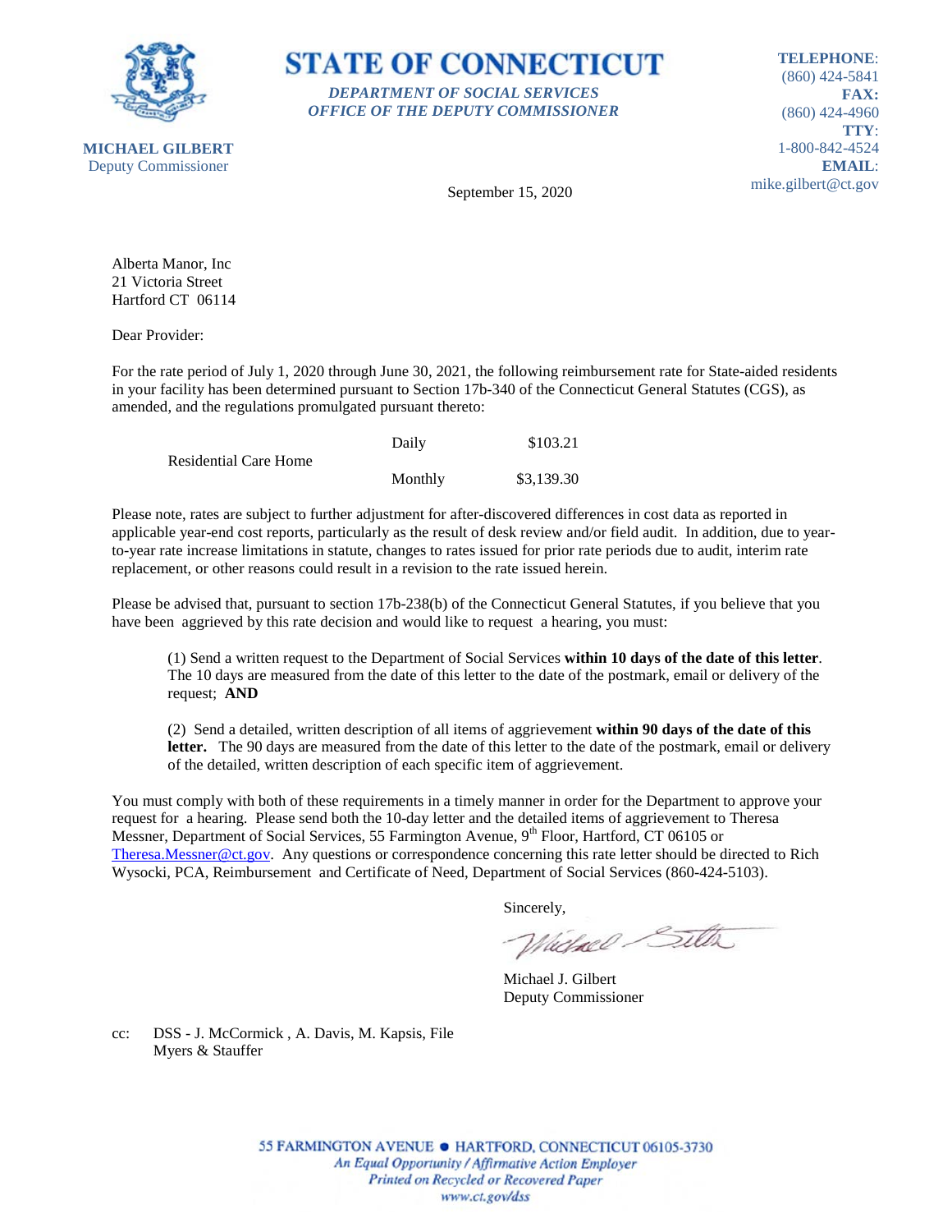# STATE OF CONNECTICUT

*DEPARTMENT OF SOCIAL SERVICES*
*OFFICE OF THE DEPUTY COMMISSIONER*

**MICHAEL GILBERT**
Deputy Commissioner

**TELEPHONE**: (860) 424-5841
**FAX:** (860) 424-4960
**TTY**: 1-800-842-4524
**EMAIL**: mike.gilbert@ct.gov

September 15, 2020

Alberta Manor, Inc
21 Victoria Street
Hartford CT 06114

Dear Provider:

For the rate period of July 1, 2020 through June 30, 2021, the following reimbursement rate for State-aided residents in your facility has been determined pursuant to Section 17b-340 of the Connecticut General Statutes (CGS), as amended, and the regulations promulgated pursuant thereto:

| | | |
|---|---|---|
| Residential Care Home | Daily | $103.21 |
| | Monthly | $3,139.30 |

Please note, rates are subject to further adjustment for after-discovered differences in cost data as reported in applicable year-end cost reports, particularly as the result of desk review and/or field audit. In addition, due to year-to-year rate increase limitations in statute, changes to rates issued for prior rate periods due to audit, interim rate replacement, or other reasons could result in a revision to the rate issued herein.

Please be advised that, pursuant to section 17b-238(b) of the Connecticut General Statutes, if you believe that you have been aggrieved by this rate decision and would like to request a hearing, you must:

(1) Send a written request to the Department of Social Services **within 10 days of the date of this letter**. The 10 days are measured from the date of this letter to the date of the postmark, email or delivery of the request; **AND**

(2) Send a detailed, written description of all items of aggrievement **within 90 days of the date of this letter.** The 90 days are measured from the date of this letter to the date of the postmark, email or delivery of the detailed, written description of each specific item of aggrievement.

You must comply with both of these requirements in a timely manner in order for the Department to approve your request for a hearing. Please send both the 10-day letter and the detailed items of aggrievement to Theresa Messner, Department of Social Services, 55 Farmington Avenue, 9th Floor, Hartford, CT 06105 or Theresa.Messner@ct.gov. Any questions or correspondence concerning this rate letter should be directed to Rich Wysocki, PCA, Reimbursement and Certificate of Need, Department of Social Services (860-424-5103).

Sincerely,

Michael J. Gilbert
Deputy Commissioner

cc: DSS - J. McCormick , A. Davis, M. Kapsis, File
Myers & Stauffer

55 FARMINGTON AVENUE • HARTFORD, CONNECTICUT 06105-3730
*An Equal Opportunity / Affirmative Action Employer*
*Printed on Recycled or Recovered Paper*
*www.ct.gov/dss*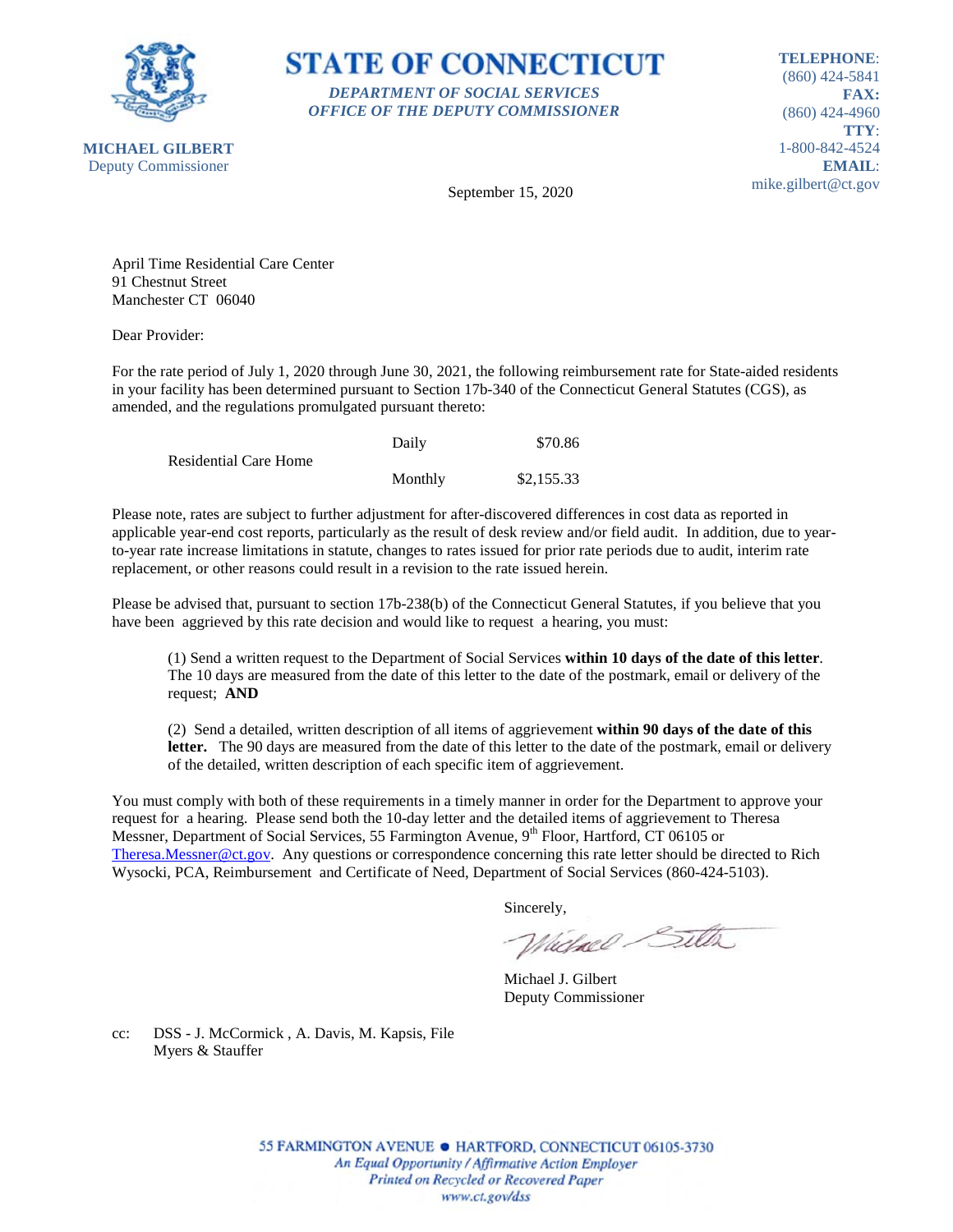**STATE OF CONNECTICUT**

*DEPARTMENT OF SOCIAL SERVICES*
*OFFICE OF THE DEPUTY COMMISSIONER*

**MICHAEL GILBERT**
Deputy Commissioner

**TELEPHONE**: (860) 424-5841
**FAX:** (860) 424-4960
**TTY**: 1-800-842-4524
**EMAIL**: mike.gilbert@ct.gov

September 15, 2020

April Time Residential Care Center
91 Chestnut Street
Manchester CT 06040

Dear Provider:

For the rate period of July 1, 2020 through June 30, 2021, the following reimbursement rate for State-aided residents in your facility has been determined pursuant to Section 17b-340 of the Connecticut General Statutes (CGS), as amended, and the regulations promulgated pursuant thereto:

| | | |
|---|---|---|
| Residential Care Home | Daily | $70.86 |
| | Monthly | $2,155.33 |

Please note, rates are subject to further adjustment for after-discovered differences in cost data as reported in applicable year-end cost reports, particularly as the result of desk review and/or field audit. In addition, due to year-to-year rate increase limitations in statute, changes to rates issued for prior rate periods due to audit, interim rate replacement, or other reasons could result in a revision to the rate issued herein.

Please be advised that, pursuant to section 17b-238(b) of the Connecticut General Statutes, if you believe that you have been aggrieved by this rate decision and would like to request a hearing, you must:

(1) Send a written request to the Department of Social Services **within 10 days of the date of this letter**. The 10 days are measured from the date of this letter to the date of the postmark, email or delivery of the request; **AND**

(2) Send a detailed, written description of all items of aggrievement **within 90 days of the date of this letter.** The 90 days are measured from the date of this letter to the date of the postmark, email or delivery of the detailed, written description of each specific item of aggrievement.

You must comply with both of these requirements in a timely manner in order for the Department to approve your request for a hearing. Please send both the 10-day letter and the detailed items of aggrievement to Theresa Messner, Department of Social Services, 55 Farmington Avenue, 9th Floor, Hartford, CT 06105 or Theresa.Messner@ct.gov. Any questions or correspondence concerning this rate letter should be directed to Rich Wysocki, PCA, Reimbursement and Certificate of Need, Department of Social Services (860-424-5103).

Sincerely,

Michael J. Gilbert
Deputy Commissioner

cc: DSS - J. McCormick , A. Davis, M. Kapsis, File
Myers & Stauffer

55 FARMINGTON AVENUE • HARTFORD, CONNECTICUT 06105-3730
*An Equal Opportunity / Affirmative Action Employer*
*Printed on Recycled or Recovered Paper*
*www.ct.gov/dss*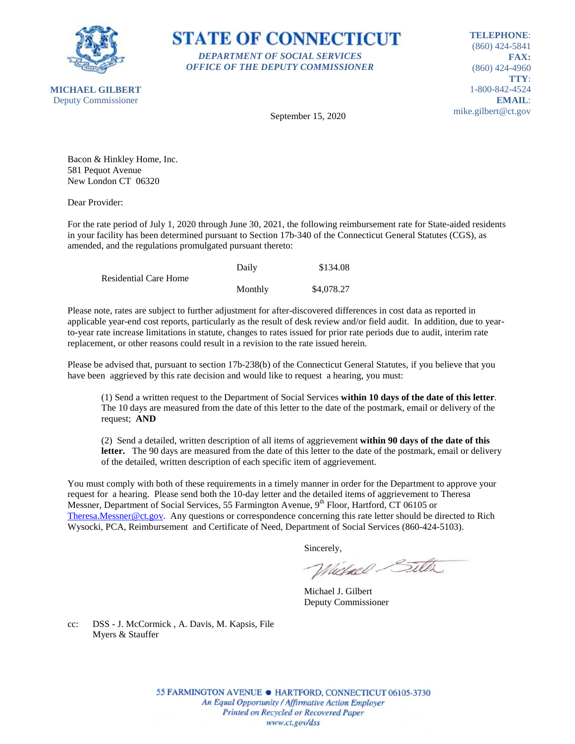**STATE OF CONNECTICUT**

*DEPARTMENT OF SOCIAL SERVICES*
*OFFICE OF THE DEPUTY COMMISSIONER*

**MICHAEL GILBERT**
Deputy Commissioner

**TELEPHONE**: (860) 424-5841
**FAX:** (860) 424-4960
**TTY**: 1-800-842-4524
**EMAIL**: mike.gilbert@ct.gov

September 15, 2020

Bacon & Hinkley Home, Inc.
581 Pequot Avenue
New London CT 06320

Dear Provider:

For the rate period of July 1, 2020 through June 30, 2021, the following reimbursement rate for State-aided residents in your facility has been determined pursuant to Section 17b-340 of the Connecticut General Statutes (CGS), as amended, and the regulations promulgated pursuant thereto:

| | | |
|---|---|---|
| Residential Care Home | Daily | $134.08 |
| | Monthly | $4,078.27 |

Please note, rates are subject to further adjustment for after-discovered differences in cost data as reported in applicable year-end cost reports, particularly as the result of desk review and/or field audit. In addition, due to year-to-year rate increase limitations in statute, changes to rates issued for prior rate periods due to audit, interim rate replacement, or other reasons could result in a revision to the rate issued herein.

Please be advised that, pursuant to section 17b-238(b) of the Connecticut General Statutes, if you believe that you have been aggrieved by this rate decision and would like to request a hearing, you must:

(1) Send a written request to the Department of Social Services **within 10 days of the date of this letter**. The 10 days are measured from the date of this letter to the date of the postmark, email or delivery of the request; **AND**

(2) Send a detailed, written description of all items of aggrievement **within 90 days of the date of this letter.** The 90 days are measured from the date of this letter to the date of the postmark, email or delivery of the detailed, written description of each specific item of aggrievement.

You must comply with both of these requirements in a timely manner in order for the Department to approve your request for a hearing. Please send both the 10-day letter and the detailed items of aggrievement to Theresa Messner, Department of Social Services, 55 Farmington Avenue, 9th Floor, Hartford, CT 06105 or Theresa.Messner@ct.gov. Any questions or correspondence concerning this rate letter should be directed to Rich Wysocki, PCA, Reimbursement and Certificate of Need, Department of Social Services (860-424-5103).

Sincerely,

Michael J. Gilbert
Deputy Commissioner

cc: DSS - J. McCormick , A. Davis, M. Kapsis, File
Myers & Stauffer

55 FARMINGTON AVENUE • HARTFORD, CONNECTICUT 06105-3730
*An Equal Opportunity / Affirmative Action Employer*
*Printed on Recycled or Recovered Paper*
*www.ct.gov/dss*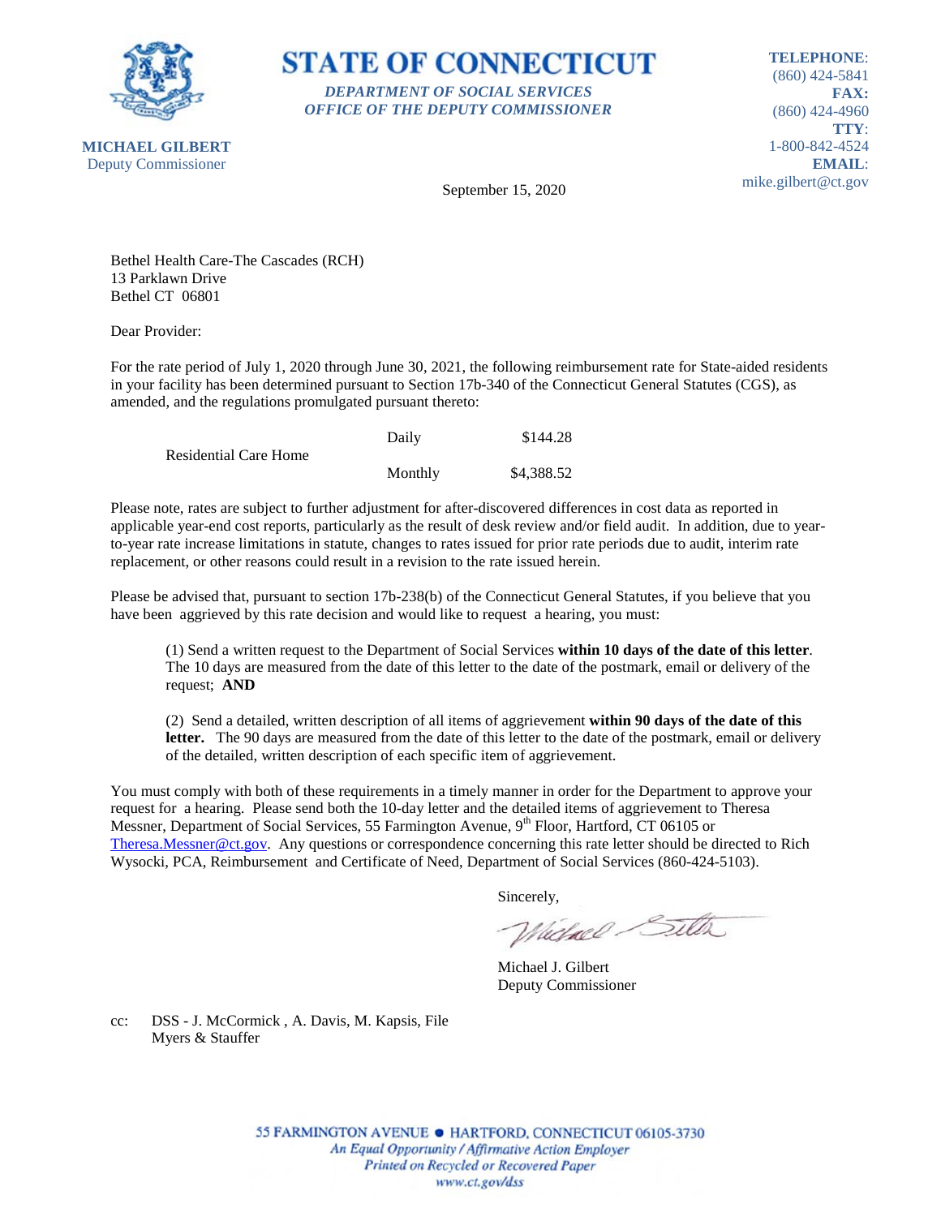**STATE OF CONNECTICUT**

***DEPARTMENT OF SOCIAL SERVICES***
***OFFICE OF THE DEPUTY COMMISSIONER***

**MICHAEL GILBERT**
Deputy Commissioner

**TELEPHONE**: (860) 424-5841
**FAX:** (860) 424-4960
**TTY**: 1-800-842-4524
**EMAIL**: mike.gilbert@ct.gov

September 15, 2020

Bethel Health Care-The Cascades (RCH)
13 Parklawn Drive
Bethel CT 06801

Dear Provider:

For the rate period of July 1, 2020 through June 30, 2021, the following reimbursement rate for State-aided residents in your facility has been determined pursuant to Section 17b-340 of the Connecticut General Statutes (CGS), as amended, and the regulations promulgated pursuant thereto:

| | | |
|---|---|---|
| Residential Care Home | Daily | $144.28 |
| | Monthly | $4,388.52 |

Please note, rates are subject to further adjustment for after-discovered differences in cost data as reported in applicable year-end cost reports, particularly as the result of desk review and/or field audit. In addition, due to year-to-year rate increase limitations in statute, changes to rates issued for prior rate periods due to audit, interim rate replacement, or other reasons could result in a revision to the rate issued herein.

Please be advised that, pursuant to section 17b-238(b) of the Connecticut General Statutes, if you believe that you have been aggrieved by this rate decision and would like to request a hearing, you must:

(1) Send a written request to the Department of Social Services **within 10 days of the date of this letter**. The 10 days are measured from the date of this letter to the date of the postmark, email or delivery of the request; **AND**

(2) Send a detailed, written description of all items of aggrievement **within 90 days of the date of this letter.** The 90 days are measured from the date of this letter to the date of the postmark, email or delivery of the detailed, written description of each specific item of aggrievement.

You must comply with both of these requirements in a timely manner in order for the Department to approve your request for a hearing. Please send both the 10-day letter and the detailed items of aggrievement to Theresa Messner, Department of Social Services, 55 Farmington Avenue, 9th Floor, Hartford, CT 06105 or Theresa.Messner@ct.gov. Any questions or correspondence concerning this rate letter should be directed to Rich Wysocki, PCA, Reimbursement and Certificate of Need, Department of Social Services (860-424-5103).

Sincerely,

Michael J. Gilbert
Deputy Commissioner

cc: DSS - J. McCormick , A. Davis, M. Kapsis, File
Myers & Stauffer

55 FARMINGTON AVENUE • HARTFORD, CONNECTICUT 06105-3730
*An Equal Opportunity / Affirmative Action Employer*
*Printed on Recycled or Recovered Paper*
*www.ct.gov/dss*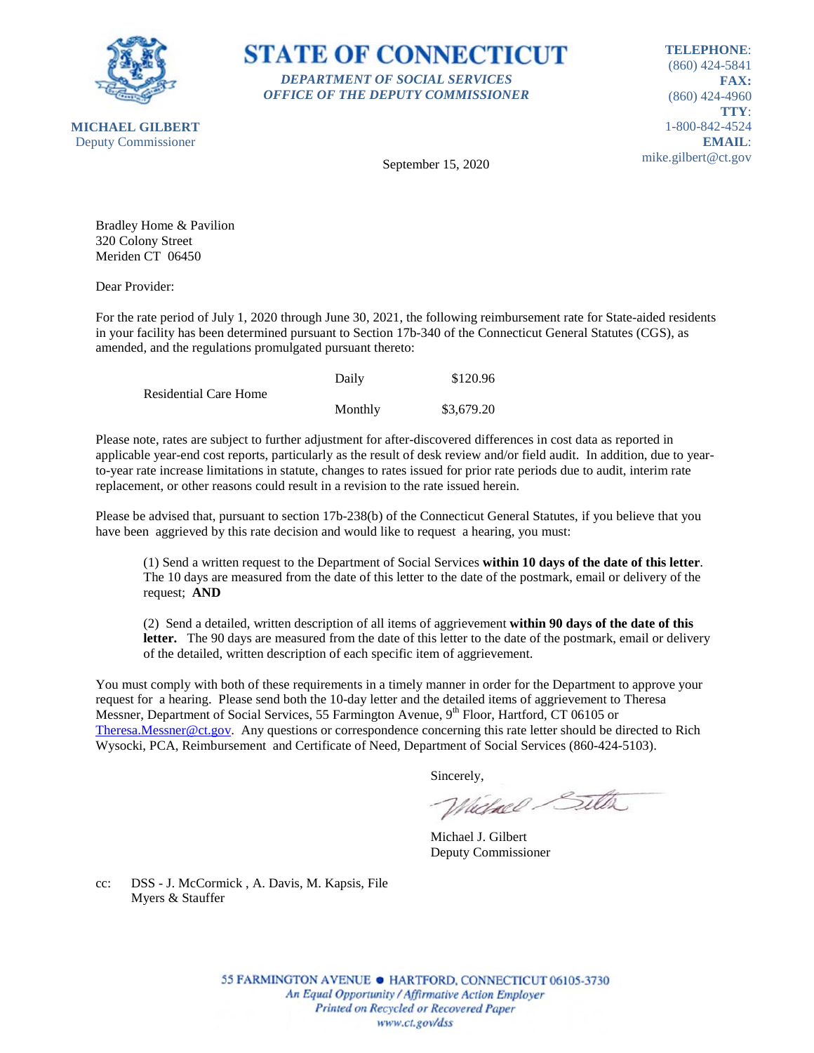**STATE OF CONNECTICUT**

*DEPARTMENT OF SOCIAL SERVICES*
*OFFICE OF THE DEPUTY COMMISSIONER*

**MICHAEL GILBERT**
Deputy Commissioner

**TELEPHONE**: (860) 424-5841
**FAX:** (860) 424-4960
**TTY**: 1-800-842-4524
**EMAIL**: mike.gilbert@ct.gov

September 15, 2020

Bradley Home & Pavilion
320 Colony Street
Meriden CT 06450

Dear Provider:

For the rate period of July 1, 2020 through June 30, 2021, the following reimbursement rate for State-aided residents in your facility has been determined pursuant to Section 17b-340 of the Connecticut General Statutes (CGS), as amended, and the regulations promulgated pursuant thereto:

| | | |
|---|---|---|
| Residential Care Home | Daily | $120.96 |
| | Monthly | $3,679.20 |

Please note, rates are subject to further adjustment for after-discovered differences in cost data as reported in applicable year-end cost reports, particularly as the result of desk review and/or field audit. In addition, due to year-to-year rate increase limitations in statute, changes to rates issued for prior rate periods due to audit, interim rate replacement, or other reasons could result in a revision to the rate issued herein.

Please be advised that, pursuant to section 17b-238(b) of the Connecticut General Statutes, if you believe that you have been aggrieved by this rate decision and would like to request a hearing, you must:

(1) Send a written request to the Department of Social Services **within 10 days of the date of this letter**. The 10 days are measured from the date of this letter to the date of the postmark, email or delivery of the request; **AND**

(2) Send a detailed, written description of all items of aggrievement **within 90 days of the date of this letter.** The 90 days are measured from the date of this letter to the date of the postmark, email or delivery of the detailed, written description of each specific item of aggrievement.

You must comply with both of these requirements in a timely manner in order for the Department to approve your request for a hearing. Please send both the 10-day letter and the detailed items of aggrievement to Theresa Messner, Department of Social Services, 55 Farmington Avenue, 9th Floor, Hartford, CT 06105 or Theresa.Messner@ct.gov. Any questions or correspondence concerning this rate letter should be directed to Rich Wysocki, PCA, Reimbursement and Certificate of Need, Department of Social Services (860-424-5103).

Sincerely,

Michael J. Gilbert
Deputy Commissioner

cc: DSS - J. McCormick , A. Davis, M. Kapsis, File
Myers & Stauffer

55 FARMINGTON AVENUE • HARTFORD, CONNECTICUT 06105-3730
*An Equal Opportunity / Affirmative Action Employer*
*Printed on Recycled or Recovered Paper*
*www.ct.gov/dss*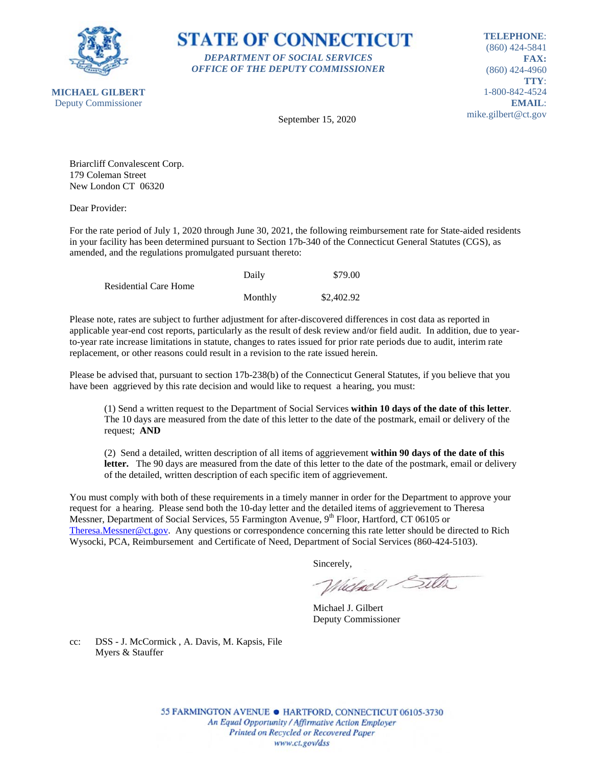**STATE OF CONNECTICUT**

***DEPARTMENT OF SOCIAL SERVICES***
***OFFICE OF THE DEPUTY COMMISSIONER***

**MICHAEL GILBERT**
Deputy Commissioner

**TELEPHONE**: (860) 424-5841
**FAX:** (860) 424-4960
**TTY**: 1-800-842-4524
**EMAIL**: mike.gilbert@ct.gov

September 15, 2020

Briarcliff Convalescent Corp.
179 Coleman Street
New London CT 06320

Dear Provider:

For the rate period of July 1, 2020 through June 30, 2021, the following reimbursement rate for State-aided residents in your facility has been determined pursuant to Section 17b-340 of the Connecticut General Statutes (CGS), as amended, and the regulations promulgated pursuant thereto:

| | | |
|---|---|---|
| Residential Care Home | Daily | $79.00 |
| | Monthly | $2,402.92 |

Please note, rates are subject to further adjustment for after-discovered differences in cost data as reported in applicable year-end cost reports, particularly as the result of desk review and/or field audit. In addition, due to year-to-year rate increase limitations in statute, changes to rates issued for prior rate periods due to audit, interim rate replacement, or other reasons could result in a revision to the rate issued herein.

Please be advised that, pursuant to section 17b-238(b) of the Connecticut General Statutes, if you believe that you have been aggrieved by this rate decision and would like to request a hearing, you must:

(1) Send a written request to the Department of Social Services **within 10 days of the date of this letter**. The 10 days are measured from the date of this letter to the date of the postmark, email or delivery of the request; **AND**

(2) Send a detailed, written description of all items of aggrievement **within 90 days of the date of this letter.** The 90 days are measured from the date of this letter to the date of the postmark, email or delivery of the detailed, written description of each specific item of aggrievement.

You must comply with both of these requirements in a timely manner in order for the Department to approve your request for a hearing. Please send both the 10-day letter and the detailed items of aggrievement to Theresa Messner, Department of Social Services, 55 Farmington Avenue, 9th Floor, Hartford, CT 06105 or Theresa.Messner@ct.gov. Any questions or correspondence concerning this rate letter should be directed to Rich Wysocki, PCA, Reimbursement and Certificate of Need, Department of Social Services (860-424-5103).

Sincerely,

Michael J. Gilbert
Deputy Commissioner

cc: DSS - J. McCormick , A. Davis, M. Kapsis, File
Myers & Stauffer

55 FARMINGTON AVENUE • HARTFORD, CONNECTICUT 06105-3730
*An Equal Opportunity / Affirmative Action Employer*
*Printed on Recycled or Recovered Paper*
*www.ct.gov/dss*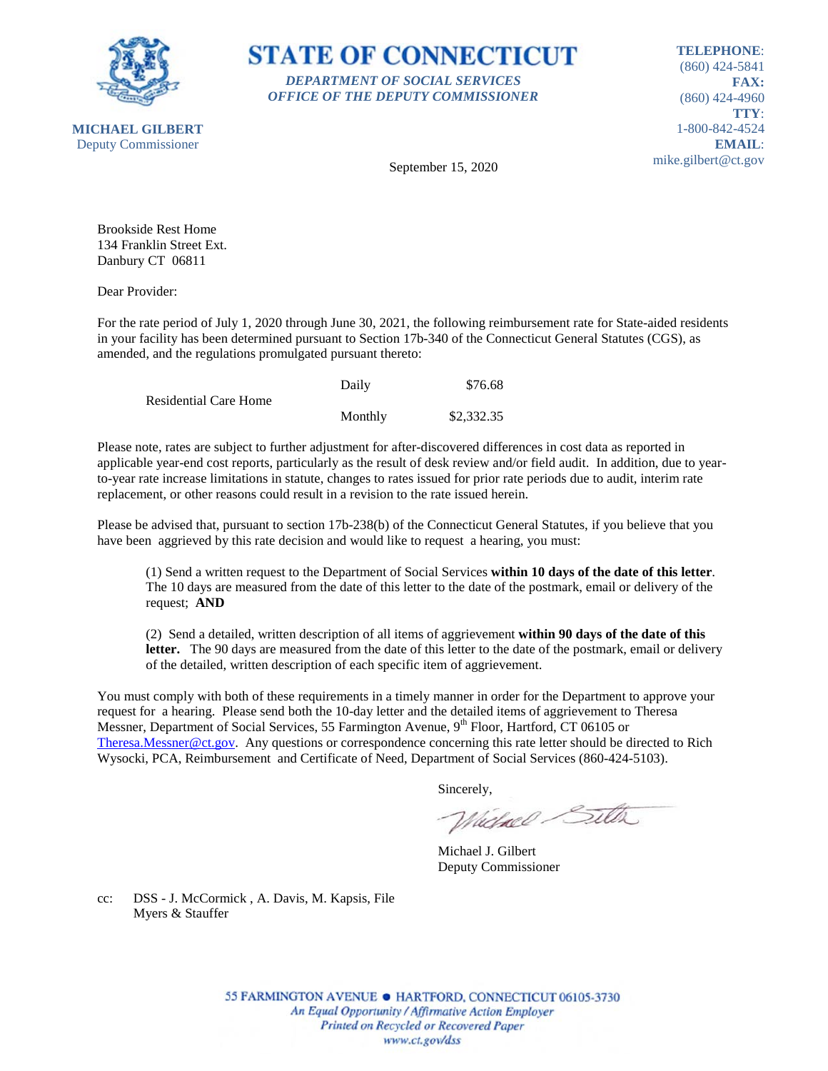**STATE OF CONNECTICUT**

***DEPARTMENT OF SOCIAL SERVICES***
***OFFICE OF THE DEPUTY COMMISSIONER***

**MICHAEL GILBERT**
Deputy Commissioner

**TELEPHONE**: (860) 424-5841
**FAX:** (860) 424-4960
**TTY**: 1-800-842-4524
**EMAIL**: mike.gilbert@ct.gov

September 15, 2020

Brookside Rest Home
134 Franklin Street Ext.
Danbury CT 06811

Dear Provider:

For the rate period of July 1, 2020 through June 30, 2021, the following reimbursement rate for State-aided residents in your facility has been determined pursuant to Section 17b-340 of the Connecticut General Statutes (CGS), as amended, and the regulations promulgated pursuant thereto:

| | | |
|---|---|---|
| Residential Care Home | Daily | $76.68 |
| | Monthly | $2,332.35 |

Please note, rates are subject to further adjustment for after-discovered differences in cost data as reported in applicable year-end cost reports, particularly as the result of desk review and/or field audit. In addition, due to year-to-year rate increase limitations in statute, changes to rates issued for prior rate periods due to audit, interim rate replacement, or other reasons could result in a revision to the rate issued herein.

Please be advised that, pursuant to section 17b-238(b) of the Connecticut General Statutes, if you believe that you have been aggrieved by this rate decision and would like to request a hearing, you must:

(1) Send a written request to the Department of Social Services **within 10 days of the date of this letter**. The 10 days are measured from the date of this letter to the date of the postmark, email or delivery of the request; **AND**

(2) Send a detailed, written description of all items of aggrievement **within 90 days of the date of this letter.** The 90 days are measured from the date of this letter to the date of the postmark, email or delivery of the detailed, written description of each specific item of aggrievement.

You must comply with both of these requirements in a timely manner in order for the Department to approve your request for a hearing. Please send both the 10-day letter and the detailed items of aggrievement to Theresa Messner, Department of Social Services, 55 Farmington Avenue, 9th Floor, Hartford, CT 06105 or Theresa.Messner@ct.gov. Any questions or correspondence concerning this rate letter should be directed to Rich Wysocki, PCA, Reimbursement and Certificate of Need, Department of Social Services (860-424-5103).

Sincerely,

Michael J. Gilbert
Deputy Commissioner

cc: DSS - J. McCormick , A. Davis, M. Kapsis, File
Myers & Stauffer

55 FARMINGTON AVENUE • HARTFORD, CONNECTICUT 06105-3730
*An Equal Opportunity / Affirmative Action Employer*
*Printed on Recycled or Recovered Paper*
*www.ct.gov/dss*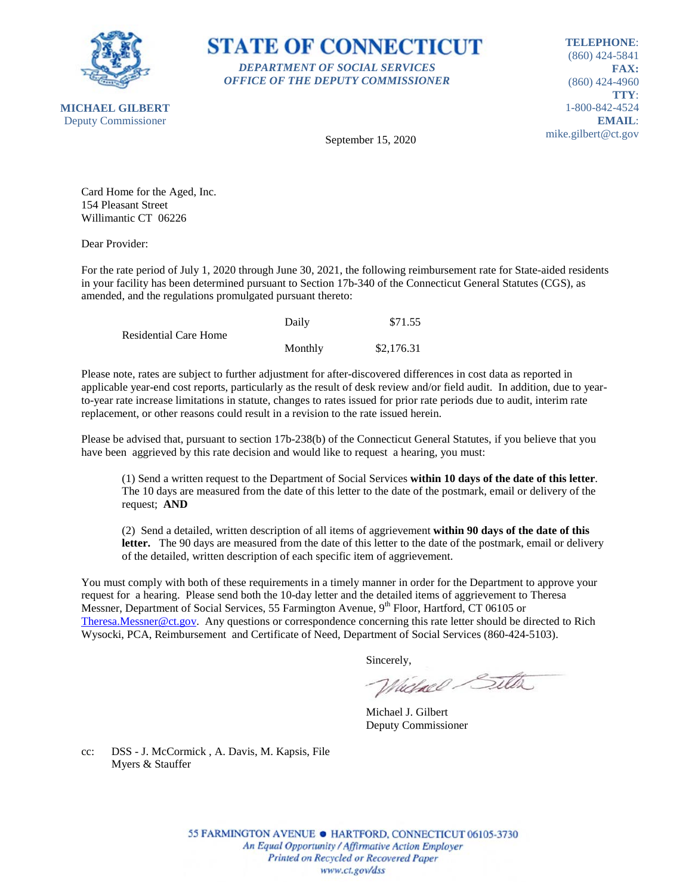**STATE OF CONNECTICUT**

*DEPARTMENT OF SOCIAL SERVICES*
*OFFICE OF THE DEPUTY COMMISSIONER*

**MICHAEL GILBERT**
Deputy Commissioner

**TELEPHONE**: (860) 424-5841
**FAX:** (860) 424-4960
**TTY**: 1-800-842-4524
**EMAIL**: mike.gilbert@ct.gov

September 15, 2020

Card Home for the Aged, Inc.
154 Pleasant Street
Willimantic CT 06226

Dear Provider:

For the rate period of July 1, 2020 through June 30, 2021, the following reimbursement rate for State-aided residents in your facility has been determined pursuant to Section 17b-340 of the Connecticut General Statutes (CGS), as amended, and the regulations promulgated pursuant thereto:

| | | |
|---|---|---|
| Residential Care Home | Daily | $71.55 |
| | Monthly | $2,176.31 |

Please note, rates are subject to further adjustment for after-discovered differences in cost data as reported in applicable year-end cost reports, particularly as the result of desk review and/or field audit. In addition, due to year-to-year rate increase limitations in statute, changes to rates issued for prior rate periods due to audit, interim rate replacement, or other reasons could result in a revision to the rate issued herein.

Please be advised that, pursuant to section 17b-238(b) of the Connecticut General Statutes, if you believe that you have been aggrieved by this rate decision and would like to request a hearing, you must:

(1) Send a written request to the Department of Social Services **within 10 days of the date of this letter**. The 10 days are measured from the date of this letter to the date of the postmark, email or delivery of the request; **AND**

(2) Send a detailed, written description of all items of aggrievement **within 90 days of the date of this letter.** The 90 days are measured from the date of this letter to the date of the postmark, email or delivery of the detailed, written description of each specific item of aggrievement.

You must comply with both of these requirements in a timely manner in order for the Department to approve your request for a hearing. Please send both the 10-day letter and the detailed items of aggrievement to Theresa Messner, Department of Social Services, 55 Farmington Avenue, 9th Floor, Hartford, CT 06105 or Theresa.Messner@ct.gov. Any questions or correspondence concerning this rate letter should be directed to Rich Wysocki, PCA, Reimbursement and Certificate of Need, Department of Social Services (860-424-5103).

Sincerely,

Michael J. Gilbert
Deputy Commissioner

cc: DSS - J. McCormick , A. Davis, M. Kapsis, File
Myers & Stauffer

55 FARMINGTON AVENUE • HARTFORD, CONNECTICUT 06105-3730
*An Equal Opportunity / Affirmative Action Employer*
*Printed on Recycled or Recovered Paper*
*www.ct.gov/dss*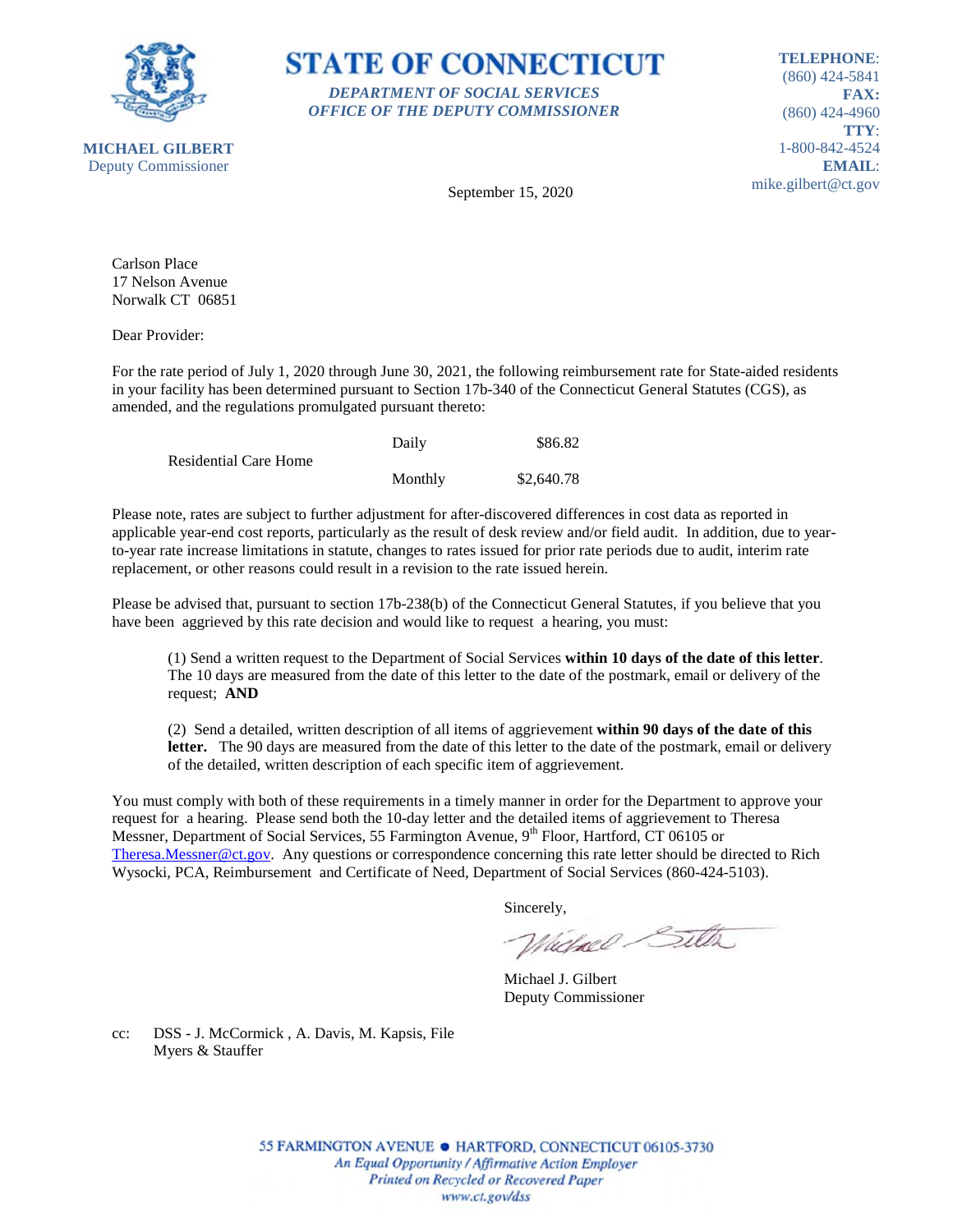**STATE OF CONNECTICUT**

*DEPARTMENT OF SOCIAL SERVICES*
*OFFICE OF THE DEPUTY COMMISSIONER*

**MICHAEL GILBERT**
Deputy Commissioner

**TELEPHONE**: (860) 424-5841
**FAX:** (860) 424-4960
**TTY**: 1-800-842-4524
**EMAIL**: mike.gilbert@ct.gov

September 15, 2020

Carlson Place
17 Nelson Avenue
Norwalk CT 06851

Dear Provider:

For the rate period of July 1, 2020 through June 30, 2021, the following reimbursement rate for State-aided residents in your facility has been determined pursuant to Section 17b-340 of the Connecticut General Statutes (CGS), as amended, and the regulations promulgated pursuant thereto:

| | | |
|---|---|---|
| Residential Care Home | Daily | $86.82 |
| | Monthly | $2,640.78 |

Please note, rates are subject to further adjustment for after-discovered differences in cost data as reported in applicable year-end cost reports, particularly as the result of desk review and/or field audit. In addition, due to year-to-year rate increase limitations in statute, changes to rates issued for prior rate periods due to audit, interim rate replacement, or other reasons could result in a revision to the rate issued herein.

Please be advised that, pursuant to section 17b-238(b) of the Connecticut General Statutes, if you believe that you have been aggrieved by this rate decision and would like to request a hearing, you must:

(1) Send a written request to the Department of Social Services **within 10 days of the date of this letter**. The 10 days are measured from the date of this letter to the date of the postmark, email or delivery of the request; **AND**

(2) Send a detailed, written description of all items of aggrievement **within 90 days of the date of this letter.** The 90 days are measured from the date of this letter to the date of the postmark, email or delivery of the detailed, written description of each specific item of aggrievement.

You must comply with both of these requirements in a timely manner in order for the Department to approve your request for a hearing. Please send both the 10-day letter and the detailed items of aggrievement to Theresa Messner, Department of Social Services, 55 Farmington Avenue, 9th Floor, Hartford, CT 06105 or Theresa.Messner@ct.gov. Any questions or correspondence concerning this rate letter should be directed to Rich Wysocki, PCA, Reimbursement and Certificate of Need, Department of Social Services (860-424-5103).

Sincerely,

Michael J. Gilbert
Deputy Commissioner

cc: DSS - J. McCormick , A. Davis, M. Kapsis, File
Myers & Stauffer

55 FARMINGTON AVENUE • HARTFORD, CONNECTICUT 06105-3730
*An Equal Opportunity / Affirmative Action Employer*
*Printed on Recycled or Recovered Paper*
*www.ct.gov/dss*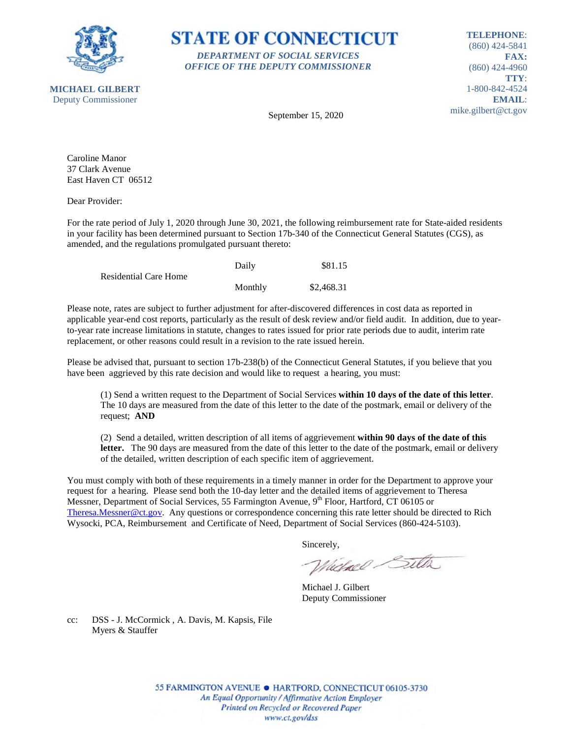**STATE OF CONNECTICUT**

***DEPARTMENT OF SOCIAL SERVICES***
***OFFICE OF THE DEPUTY COMMISSIONER***

**MICHAEL GILBERT**
Deputy Commissioner

**TELEPHONE**: (860) 424-5841
**FAX:** (860) 424-4960
**TTY**: 1-800-842-4524
**EMAIL**: mike.gilbert@ct.gov

September 15, 2020

Caroline Manor
37 Clark Avenue
East Haven CT 06512

Dear Provider:

For the rate period of July 1, 2020 through June 30, 2021, the following reimbursement rate for State-aided residents in your facility has been determined pursuant to Section 17b-340 of the Connecticut General Statutes (CGS), as amended, and the regulations promulgated pursuant thereto:

| | | |
|---|---|---|
| Residential Care Home | Daily | $81.15 |
| | Monthly | $2,468.31 |

Please note, rates are subject to further adjustment for after-discovered differences in cost data as reported in applicable year-end cost reports, particularly as the result of desk review and/or field audit. In addition, due to year-to-year rate increase limitations in statute, changes to rates issued for prior rate periods due to audit, interim rate replacement, or other reasons could result in a revision to the rate issued herein.

Please be advised that, pursuant to section 17b-238(b) of the Connecticut General Statutes, if you believe that you have been aggrieved by this rate decision and would like to request a hearing, you must:

(1) Send a written request to the Department of Social Services **within 10 days of the date of this letter**. The 10 days are measured from the date of this letter to the date of the postmark, email or delivery of the request; **AND**

(2) Send a detailed, written description of all items of aggrievement **within 90 days of the date of this letter.** The 90 days are measured from the date of this letter to the date of the postmark, email or delivery of the detailed, written description of each specific item of aggrievement.

You must comply with both of these requirements in a timely manner in order for the Department to approve your request for a hearing. Please send both the 10-day letter and the detailed items of aggrievement to Theresa Messner, Department of Social Services, 55 Farmington Avenue, 9th Floor, Hartford, CT 06105 or Theresa.Messner@ct.gov. Any questions or correspondence concerning this rate letter should be directed to Rich Wysocki, PCA, Reimbursement and Certificate of Need, Department of Social Services (860-424-5103).

Sincerely,

Michael J. Gilbert
Deputy Commissioner

cc: DSS - J. McCormick , A. Davis, M. Kapsis, File
Myers & Stauffer

55 FARMINGTON AVENUE • HARTFORD, CONNECTICUT 06105-3730
*An Equal Opportunity / Affirmative Action Employer*
*Printed on Recycled or Recovered Paper*
*www.ct.gov/dss*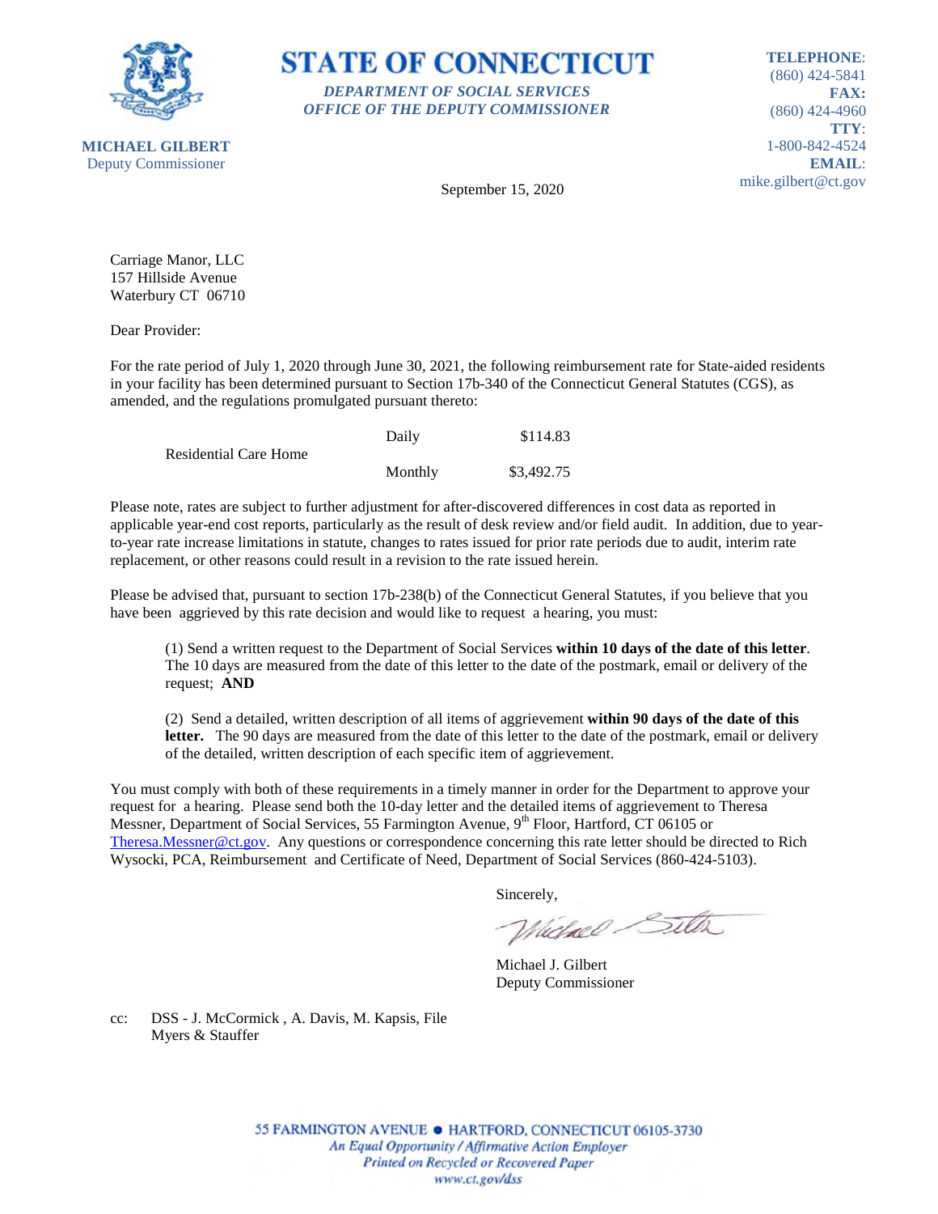**STATE OF CONNECTICUT**

*DEPARTMENT OF SOCIAL SERVICES*
*OFFICE OF THE DEPUTY COMMISSIONER*

**MICHAEL GILBERT**
Deputy Commissioner

**TELEPHONE**: (860) 424-5841
**FAX:** (860) 424-4960
**TTY**: 1-800-842-4524
**EMAIL**: mike.gilbert@ct.gov

September 15, 2020

Carriage Manor, LLC
157 Hillside Avenue
Waterbury CT 06710

Dear Provider:

For the rate period of July 1, 2020 through June 30, 2021, the following reimbursement rate for State-aided residents in your facility has been determined pursuant to Section 17b-340 of the Connecticut General Statutes (CGS), as amended, and the regulations promulgated pursuant thereto:

| | | |
|---|---|---|
| Residential Care Home | Daily | $114.83 |
| | Monthly | $3,492.75 |

Please note, rates are subject to further adjustment for after-discovered differences in cost data as reported in applicable year-end cost reports, particularly as the result of desk review and/or field audit. In addition, due to year-to-year rate increase limitations in statute, changes to rates issued for prior rate periods due to audit, interim rate replacement, or other reasons could result in a revision to the rate issued herein.

Please be advised that, pursuant to section 17b-238(b) of the Connecticut General Statutes, if you believe that you have been aggrieved by this rate decision and would like to request a hearing, you must:

(1) Send a written request to the Department of Social Services **within 10 days of the date of this letter**. The 10 days are measured from the date of this letter to the date of the postmark, email or delivery of the request; **AND**

(2) Send a detailed, written description of all items of aggrievement **within 90 days of the date of this letter.** The 90 days are measured from the date of this letter to the date of the postmark, email or delivery of the detailed, written description of each specific item of aggrievement.

You must comply with both of these requirements in a timely manner in order for the Department to approve your request for a hearing. Please send both the 10-day letter and the detailed items of aggrievement to Theresa Messner, Department of Social Services, 55 Farmington Avenue, 9th Floor, Hartford, CT 06105 or Theresa.Messner@ct.gov. Any questions or correspondence concerning this rate letter should be directed to Rich Wysocki, PCA, Reimbursement and Certificate of Need, Department of Social Services (860-424-5103).

Sincerely,

Michael J. Gilbert
Deputy Commissioner

cc: DSS - J. McCormick , A. Davis, M. Kapsis, File
Myers & Stauffer

55 FARMINGTON AVENUE • HARTFORD, CONNECTICUT 06105-3730
*An Equal Opportunity / Affirmative Action Employer*
*Printed on Recycled or Recovered Paper*
*www.ct.gov/dss*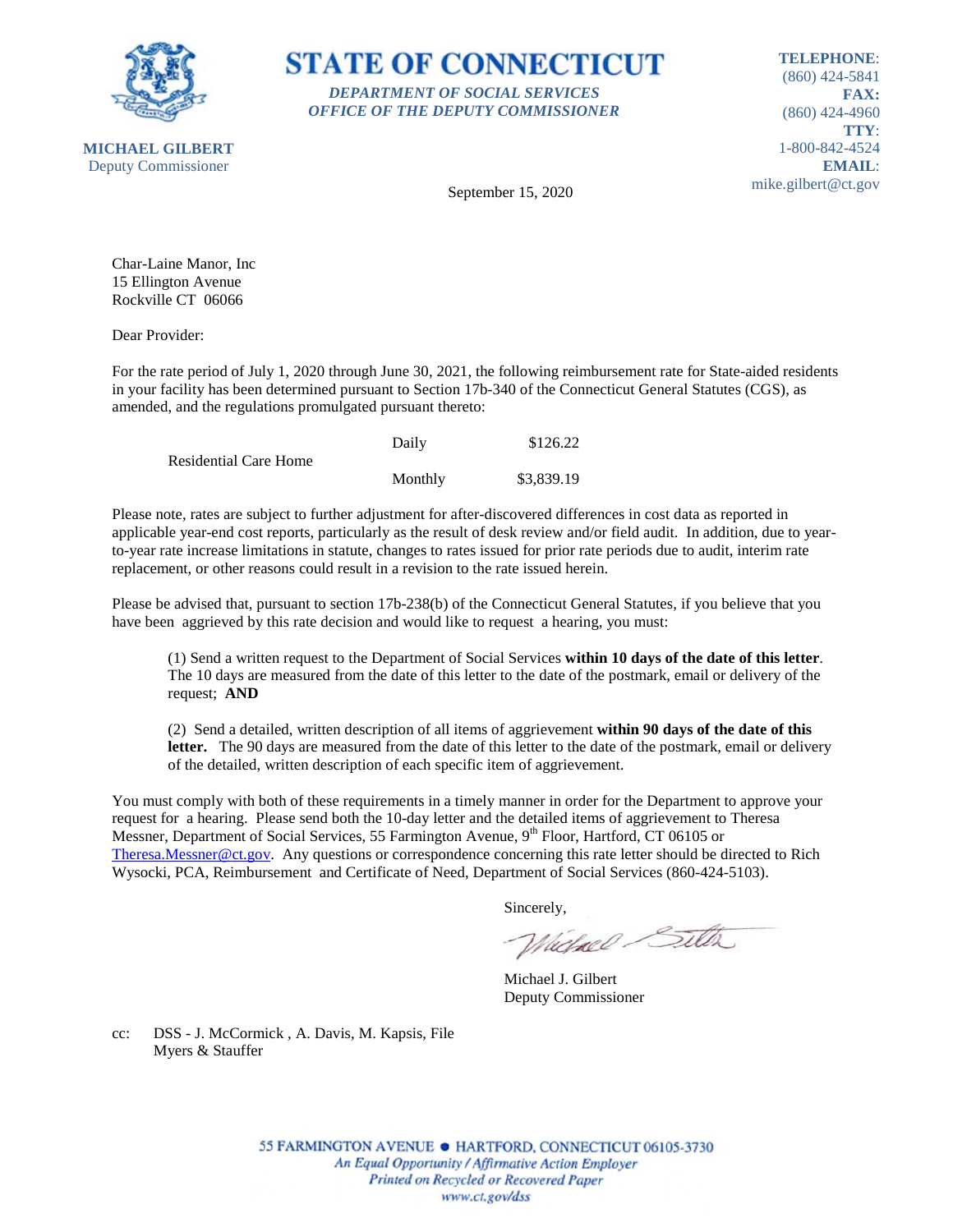**STATE OF CONNECTICUT**

***DEPARTMENT OF SOCIAL SERVICES***
***OFFICE OF THE DEPUTY COMMISSIONER***

**MICHAEL GILBERT**
Deputy Commissioner

**TELEPHONE**: (860) 424-5841
**FAX:** (860) 424-4960
**TTY**: 1-800-842-4524
**EMAIL**: mike.gilbert@ct.gov

September 15, 2020

Char-Laine Manor, Inc
15 Ellington Avenue
Rockville CT 06066

Dear Provider:

For the rate period of July 1, 2020 through June 30, 2021, the following reimbursement rate for State-aided residents in your facility has been determined pursuant to Section 17b-340 of the Connecticut General Statutes (CGS), as amended, and the regulations promulgated pursuant thereto:

| | | |
|---|---|---|
| Residential Care Home | Daily | $126.22 |
| | Monthly | $3,839.19 |

Please note, rates are subject to further adjustment for after-discovered differences in cost data as reported in applicable year-end cost reports, particularly as the result of desk review and/or field audit. In addition, due to year-to-year rate increase limitations in statute, changes to rates issued for prior rate periods due to audit, interim rate replacement, or other reasons could result in a revision to the rate issued herein.

Please be advised that, pursuant to section 17b-238(b) of the Connecticut General Statutes, if you believe that you have been aggrieved by this rate decision and would like to request a hearing, you must:

(1) Send a written request to the Department of Social Services **within 10 days of the date of this letter**. The 10 days are measured from the date of this letter to the date of the postmark, email or delivery of the request; **AND**

(2) Send a detailed, written description of all items of aggrievement **within 90 days of the date of this letter.** The 90 days are measured from the date of this letter to the date of the postmark, email or delivery of the detailed, written description of each specific item of aggrievement.

You must comply with both of these requirements in a timely manner in order for the Department to approve your request for a hearing. Please send both the 10-day letter and the detailed items of aggrievement to Theresa Messner, Department of Social Services, 55 Farmington Avenue, 9th Floor, Hartford, CT 06105 or Theresa.Messner@ct.gov. Any questions or correspondence concerning this rate letter should be directed to Rich Wysocki, PCA, Reimbursement and Certificate of Need, Department of Social Services (860-424-5103).

Sincerely,

Michael J. Gilbert
Deputy Commissioner

cc: DSS - J. McCormick , A. Davis, M. Kapsis, File
Myers & Stauffer

55 FARMINGTON AVENUE • HARTFORD, CONNECTICUT 06105-3730
*An Equal Opportunity / Affirmative Action Employer*
*Printed on Recycled or Recovered Paper*
*www.ct.gov/dss*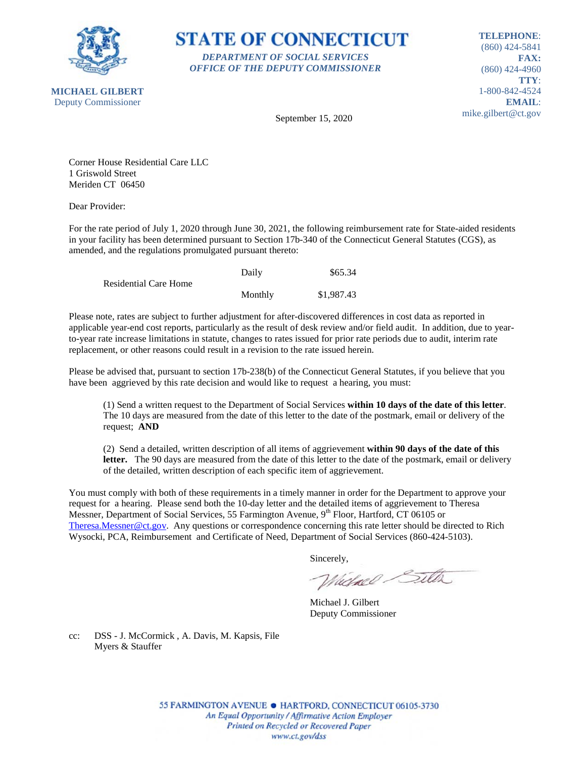**STATE OF CONNECTICUT**

***DEPARTMENT OF SOCIAL SERVICES***
***OFFICE OF THE DEPUTY COMMISSIONER***

**MICHAEL GILBERT**
Deputy Commissioner

**TELEPHONE**: (860) 424-5841
**FAX:** (860) 424-4960
**TTY**: 1-800-842-4524
**EMAIL**: mike.gilbert@ct.gov

September 15, 2020

Corner House Residential Care LLC
1 Griswold Street
Meriden CT 06450

Dear Provider:

For the rate period of July 1, 2020 through June 30, 2021, the following reimbursement rate for State-aided residents in your facility has been determined pursuant to Section 17b-340 of the Connecticut General Statutes (CGS), as amended, and the regulations promulgated pursuant thereto:

| | | |
|---|---|---|
| Residential Care Home | Daily | $65.34 |
| | Monthly | $1,987.43 |

Please note, rates are subject to further adjustment for after-discovered differences in cost data as reported in applicable year-end cost reports, particularly as the result of desk review and/or field audit. In addition, due to year-to-year rate increase limitations in statute, changes to rates issued for prior rate periods due to audit, interim rate replacement, or other reasons could result in a revision to the rate issued herein.

Please be advised that, pursuant to section 17b-238(b) of the Connecticut General Statutes, if you believe that you have been aggrieved by this rate decision and would like to request a hearing, you must:

(1) Send a written request to the Department of Social Services **within 10 days of the date of this letter**. The 10 days are measured from the date of this letter to the date of the postmark, email or delivery of the request; **AND**

(2) Send a detailed, written description of all items of aggrievement **within 90 days of the date of this letter.** The 90 days are measured from the date of this letter to the date of the postmark, email or delivery of the detailed, written description of each specific item of aggrievement.

You must comply with both of these requirements in a timely manner in order for the Department to approve your request for a hearing. Please send both the 10-day letter and the detailed items of aggrievement to Theresa Messner, Department of Social Services, 55 Farmington Avenue, 9th Floor, Hartford, CT 06105 or Theresa.Messner@ct.gov. Any questions or correspondence concerning this rate letter should be directed to Rich Wysocki, PCA, Reimbursement and Certificate of Need, Department of Social Services (860-424-5103).

Sincerely,

Michael J. Gilbert
Deputy Commissioner

cc: DSS - J. McCormick , A. Davis, M. Kapsis, File
Myers & Stauffer

55 FARMINGTON AVENUE • HARTFORD, CONNECTICUT 06105-3730
*An Equal Opportunity / Affirmative Action Employer*
*Printed on Recycled or Recovered Paper*
*www.ct.gov/dss*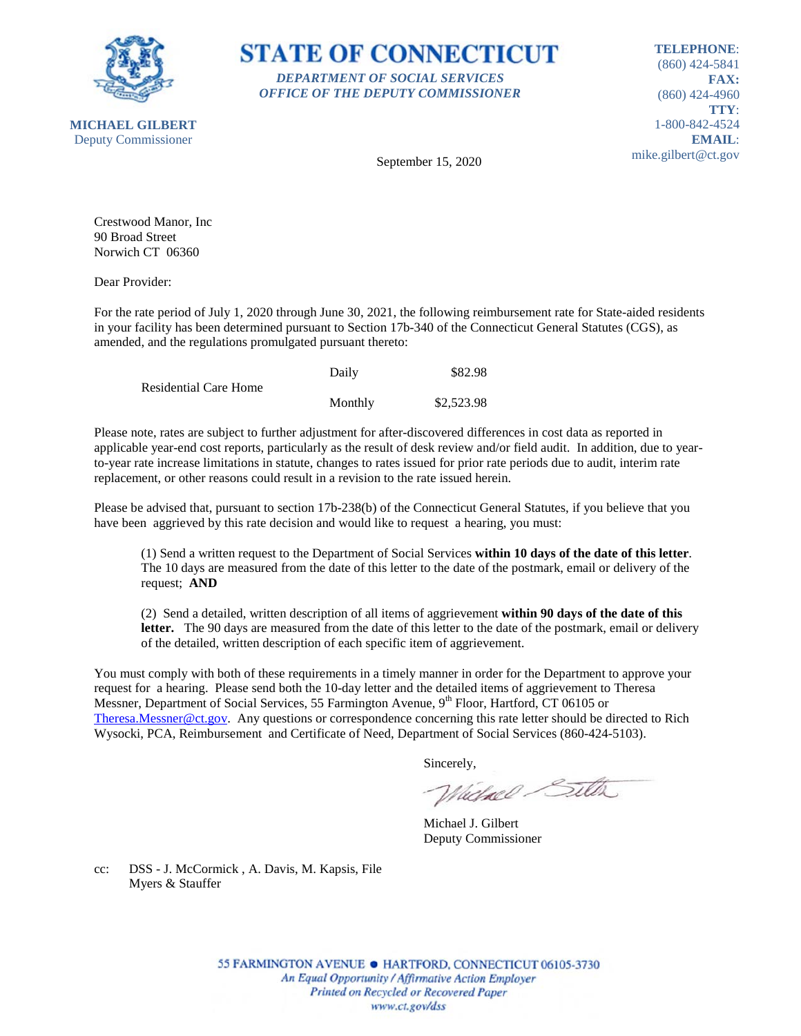**STATE OF CONNECTICUT**

***DEPARTMENT OF SOCIAL SERVICES***
***OFFICE OF THE DEPUTY COMMISSIONER***

**MICHAEL GILBERT**
Deputy Commissioner

**TELEPHONE**:
(860) 424-5841
**FAX:**
(860) 424-4960
**TTY**:
1-800-842-4524
**EMAIL**:
mike.gilbert@ct.gov

September 15, 2020

Crestwood Manor, Inc
90 Broad Street
Norwich CT 06360

Dear Provider:

For the rate period of July 1, 2020 through June 30, 2021, the following reimbursement rate for State-aided residents in your facility has been determined pursuant to Section 17b-340 of the Connecticut General Statutes (CGS), as amended, and the regulations promulgated pursuant thereto:

| | | |
|---|---|---|
| Residential Care Home | Daily | $82.98 |
| | Monthly | $2,523.98 |

Please note, rates are subject to further adjustment for after-discovered differences in cost data as reported in applicable year-end cost reports, particularly as the result of desk review and/or field audit. In addition, due to year-to-year rate increase limitations in statute, changes to rates issued for prior rate periods due to audit, interim rate replacement, or other reasons could result in a revision to the rate issued herein.

Please be advised that, pursuant to section 17b-238(b) of the Connecticut General Statutes, if you believe that you have been aggrieved by this rate decision and would like to request a hearing, you must:

(1) Send a written request to the Department of Social Services **within 10 days of the date of this letter**. The 10 days are measured from the date of this letter to the date of the postmark, email or delivery of the request; **AND**

(2) Send a detailed, written description of all items of aggrievement **within 90 days of the date of this letter.** The 90 days are measured from the date of this letter to the date of the postmark, email or delivery of the detailed, written description of each specific item of aggrievement.

You must comply with both of these requirements in a timely manner in order for the Department to approve your request for a hearing. Please send both the 10-day letter and the detailed items of aggrievement to Theresa Messner, Department of Social Services, 55 Farmington Avenue, 9th Floor, Hartford, CT 06105 or Theresa.Messner@ct.gov. Any questions or correspondence concerning this rate letter should be directed to Rich Wysocki, PCA, Reimbursement and Certificate of Need, Department of Social Services (860-424-5103).

Sincerely,

Michael J. Gilbert
Deputy Commissioner

cc: DSS - J. McCormick , A. Davis, M. Kapsis, File
Myers & Stauffer

55 FARMINGTON AVENUE • HARTFORD, CONNECTICUT 06105-3730
*An Equal Opportunity / Affirmative Action Employer*
*Printed on Recycled or Recovered Paper*
*www.ct.gov/dss*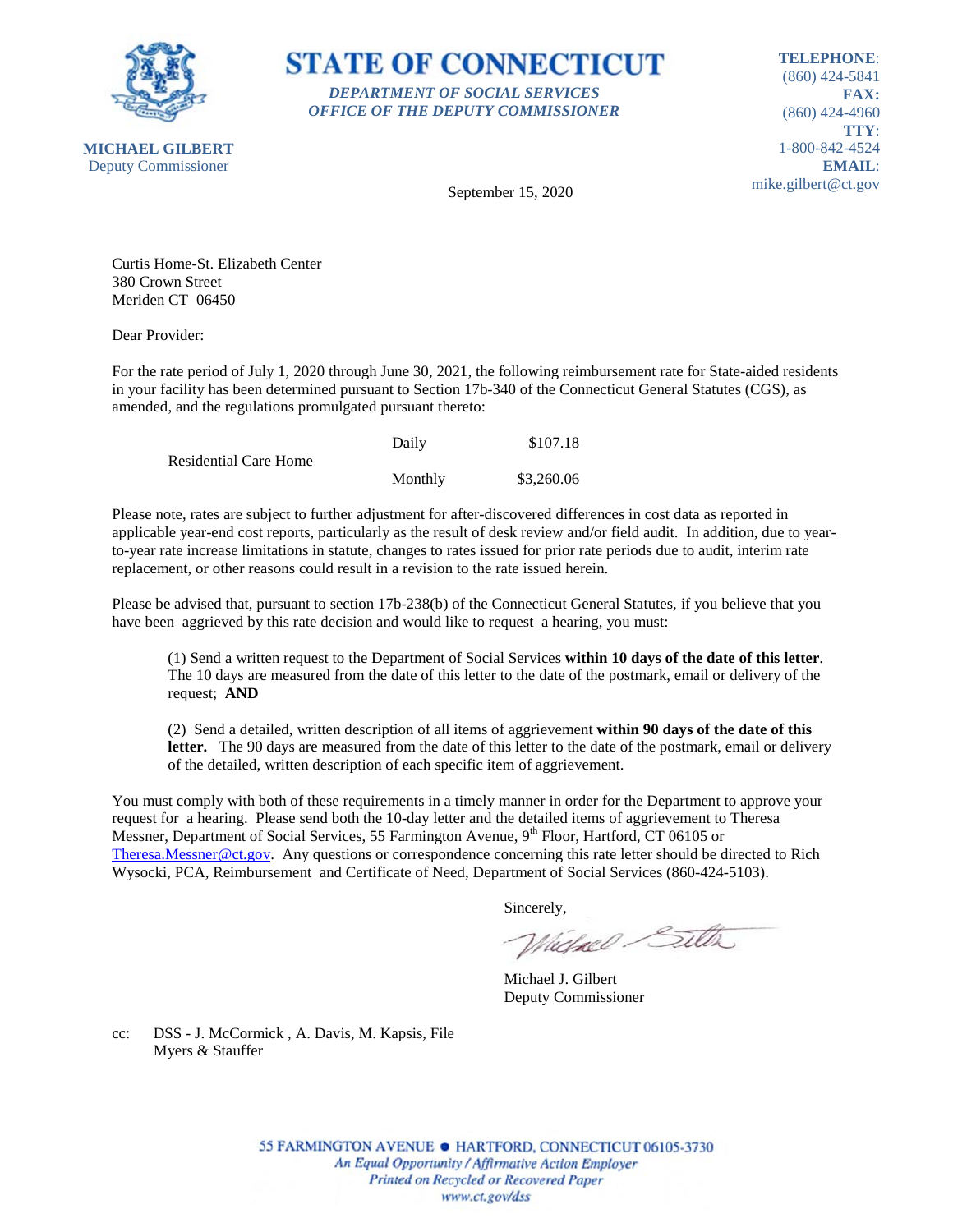**STATE OF CONNECTICUT**

***DEPARTMENT OF SOCIAL SERVICES***
***OFFICE OF THE DEPUTY COMMISSIONER***

**MICHAEL GILBERT**
Deputy Commissioner

**TELEPHONE**: (860) 424-5841
**FAX:** (860) 424-4960
**TTY**: 1-800-842-4524
**EMAIL**: mike.gilbert@ct.gov

September 15, 2020

Curtis Home-St. Elizabeth Center
380 Crown Street
Meriden CT 06450

Dear Provider:

For the rate period of July 1, 2020 through June 30, 2021, the following reimbursement rate for State-aided residents in your facility has been determined pursuant to Section 17b-340 of the Connecticut General Statutes (CGS), as amended, and the regulations promulgated pursuant thereto:

| | | |
|---|---|---|
| Residential Care Home | Daily | $107.18 |
| | Monthly | $3,260.06 |

Please note, rates are subject to further adjustment for after-discovered differences in cost data as reported in applicable year-end cost reports, particularly as the result of desk review and/or field audit. In addition, due to year-to-year rate increase limitations in statute, changes to rates issued for prior rate periods due to audit, interim rate replacement, or other reasons could result in a revision to the rate issued herein.

Please be advised that, pursuant to section 17b-238(b) of the Connecticut General Statutes, if you believe that you have been aggrieved by this rate decision and would like to request a hearing, you must:

(1) Send a written request to the Department of Social Services **within 10 days of the date of this letter**. The 10 days are measured from the date of this letter to the date of the postmark, email or delivery of the request; **AND**

(2) Send a detailed, written description of all items of aggrievement **within 90 days of the date of this letter.** The 90 days are measured from the date of this letter to the date of the postmark, email or delivery of the detailed, written description of each specific item of aggrievement.

You must comply with both of these requirements in a timely manner in order for the Department to approve your request for a hearing. Please send both the 10-day letter and the detailed items of aggrievement to Theresa Messner, Department of Social Services, 55 Farmington Avenue, 9th Floor, Hartford, CT 06105 or Theresa.Messner@ct.gov. Any questions or correspondence concerning this rate letter should be directed to Rich Wysocki, PCA, Reimbursement and Certificate of Need, Department of Social Services (860-424-5103).

Sincerely,

Michael J. Gilbert
Deputy Commissioner

cc: DSS - J. McCormick , A. Davis, M. Kapsis, File
Myers & Stauffer

55 FARMINGTON AVENUE • HARTFORD, CONNECTICUT 06105-3730
*An Equal Opportunity / Affirmative Action Employer*
*Printed on Recycled or Recovered Paper*
*www.ct.gov/dss*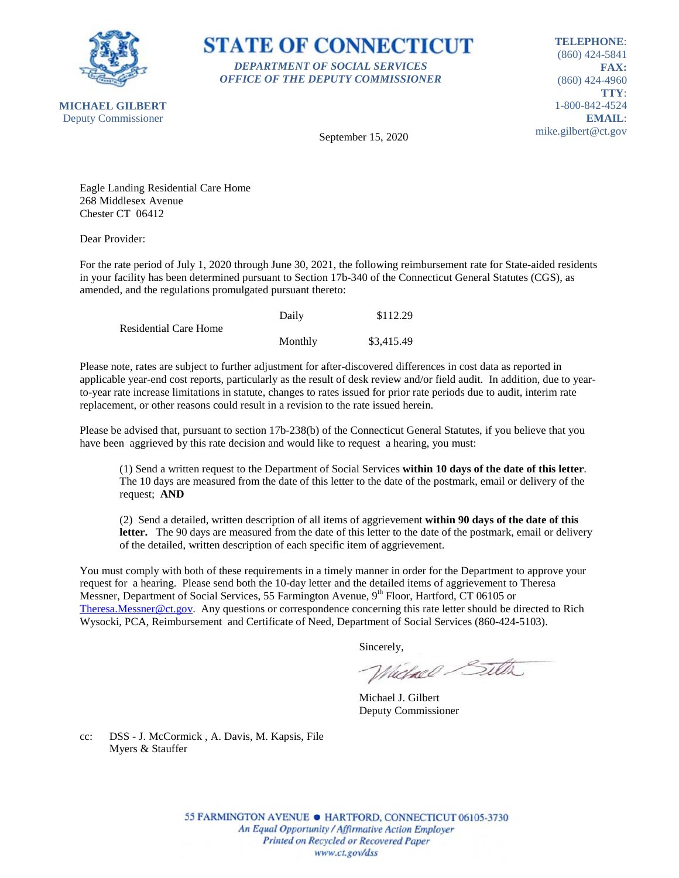**STATE OF CONNECTICUT**

***DEPARTMENT OF SOCIAL SERVICES***
***OFFICE OF THE DEPUTY COMMISSIONER***

**MICHAEL GILBERT**
Deputy Commissioner

**TELEPHONE**: (860) 424-5841
**FAX:** (860) 424-4960
**TTY**: 1-800-842-4524
**EMAIL**: mike.gilbert@ct.gov

September 15, 2020

Eagle Landing Residential Care Home
268 Middlesex Avenue
Chester CT 06412

Dear Provider:

For the rate period of July 1, 2020 through June 30, 2021, the following reimbursement rate for State-aided residents in your facility has been determined pursuant to Section 17b-340 of the Connecticut General Statutes (CGS), as amended, and the regulations promulgated pursuant thereto:

| | | |
|---|---|---|
| Residential Care Home | Daily | $112.29 |
| | Monthly | $3,415.49 |

Please note, rates are subject to further adjustment for after-discovered differences in cost data as reported in applicable year-end cost reports, particularly as the result of desk review and/or field audit. In addition, due to year-to-year rate increase limitations in statute, changes to rates issued for prior rate periods due to audit, interim rate replacement, or other reasons could result in a revision to the rate issued herein.

Please be advised that, pursuant to section 17b-238(b) of the Connecticut General Statutes, if you believe that you have been aggrieved by this rate decision and would like to request a hearing, you must:

(1) Send a written request to the Department of Social Services **within 10 days of the date of this letter**. The 10 days are measured from the date of this letter to the date of the postmark, email or delivery of the request; **AND**

(2) Send a detailed, written description of all items of aggrievement **within 90 days of the date of this letter.** The 90 days are measured from the date of this letter to the date of the postmark, email or delivery of the detailed, written description of each specific item of aggrievement.

You must comply with both of these requirements in a timely manner in order for the Department to approve your request for a hearing. Please send both the 10-day letter and the detailed items of aggrievement to Theresa Messner, Department of Social Services, 55 Farmington Avenue, 9th Floor, Hartford, CT 06105 or Theresa.Messner@ct.gov. Any questions or correspondence concerning this rate letter should be directed to Rich Wysocki, PCA, Reimbursement and Certificate of Need, Department of Social Services (860-424-5103).

Sincerely,

Michael J. Gilbert
Deputy Commissioner

cc: DSS - J. McCormick , A. Davis, M. Kapsis, File
Myers & Stauffer

55 FARMINGTON AVENUE • HARTFORD, CONNECTICUT 06105-3730
*An Equal Opportunity / Affirmative Action Employer*
*Printed on Recycled or Recovered Paper*
*www.ct.gov/dss*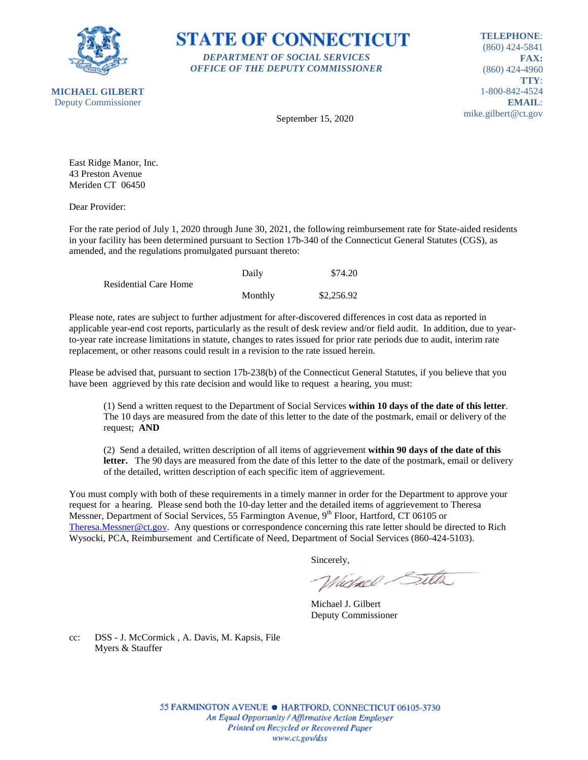**MICHAEL GILBERT**
Deputy Commissioner

# STATE OF CONNECTICUT

***DEPARTMENT OF SOCIAL SERVICES***
***OFFICE OF THE DEPUTY COMMISSIONER***

**TELEPHONE**: (860) 424-5841
**FAX:** (860) 424-4960
**TTY**: 1-800-842-4524
**EMAIL**: mike.gilbert@ct.gov

September 15, 2020

East Ridge Manor, Inc.
43 Preston Avenue
Meriden CT 06450

Dear Provider:

For the rate period of July 1, 2020 through June 30, 2021, the following reimbursement rate for State-aided residents in your facility has been determined pursuant to Section 17b-340 of the Connecticut General Statutes (CGS), as amended, and the regulations promulgated pursuant thereto:

| | | |
|---|---|---|
| Residential Care Home | Daily | $74.20 |
| | Monthly | $2,256.92 |

Please note, rates are subject to further adjustment for after-discovered differences in cost data as reported in applicable year-end cost reports, particularly as the result of desk review and/or field audit. In addition, due to year-to-year rate increase limitations in statute, changes to rates issued for prior rate periods due to audit, interim rate replacement, or other reasons could result in a revision to the rate issued herein.

Please be advised that, pursuant to section 17b-238(b) of the Connecticut General Statutes, if you believe that you have been aggrieved by this rate decision and would like to request a hearing, you must:

(1) Send a written request to the Department of Social Services **within 10 days of the date of this letter**. The 10 days are measured from the date of this letter to the date of the postmark, email or delivery of the request; **AND**

(2) Send a detailed, written description of all items of aggrievement **within 90 days of the date of this letter.** The 90 days are measured from the date of this letter to the date of the postmark, email or delivery of the detailed, written description of each specific item of aggrievement.

You must comply with both of these requirements in a timely manner in order for the Department to approve your request for a hearing. Please send both the 10-day letter and the detailed items of aggrievement to Theresa Messner, Department of Social Services, 55 Farmington Avenue, 9th Floor, Hartford, CT 06105 or Theresa.Messner@ct.gov. Any questions or correspondence concerning this rate letter should be directed to Rich Wysocki, PCA, Reimbursement and Certificate of Need, Department of Social Services (860-424-5103).

Sincerely,

Michael J. Gilbert
Deputy Commissioner

cc: DSS - J. McCormick , A. Davis, M. Kapsis, File
Myers & Stauffer

55 FARMINGTON AVENUE • HARTFORD, CONNECTICUT 06105-3730
*An Equal Opportunity / Affirmative Action Employer*
*Printed on Recycled or Recovered Paper*
*www.ct.gov/dss*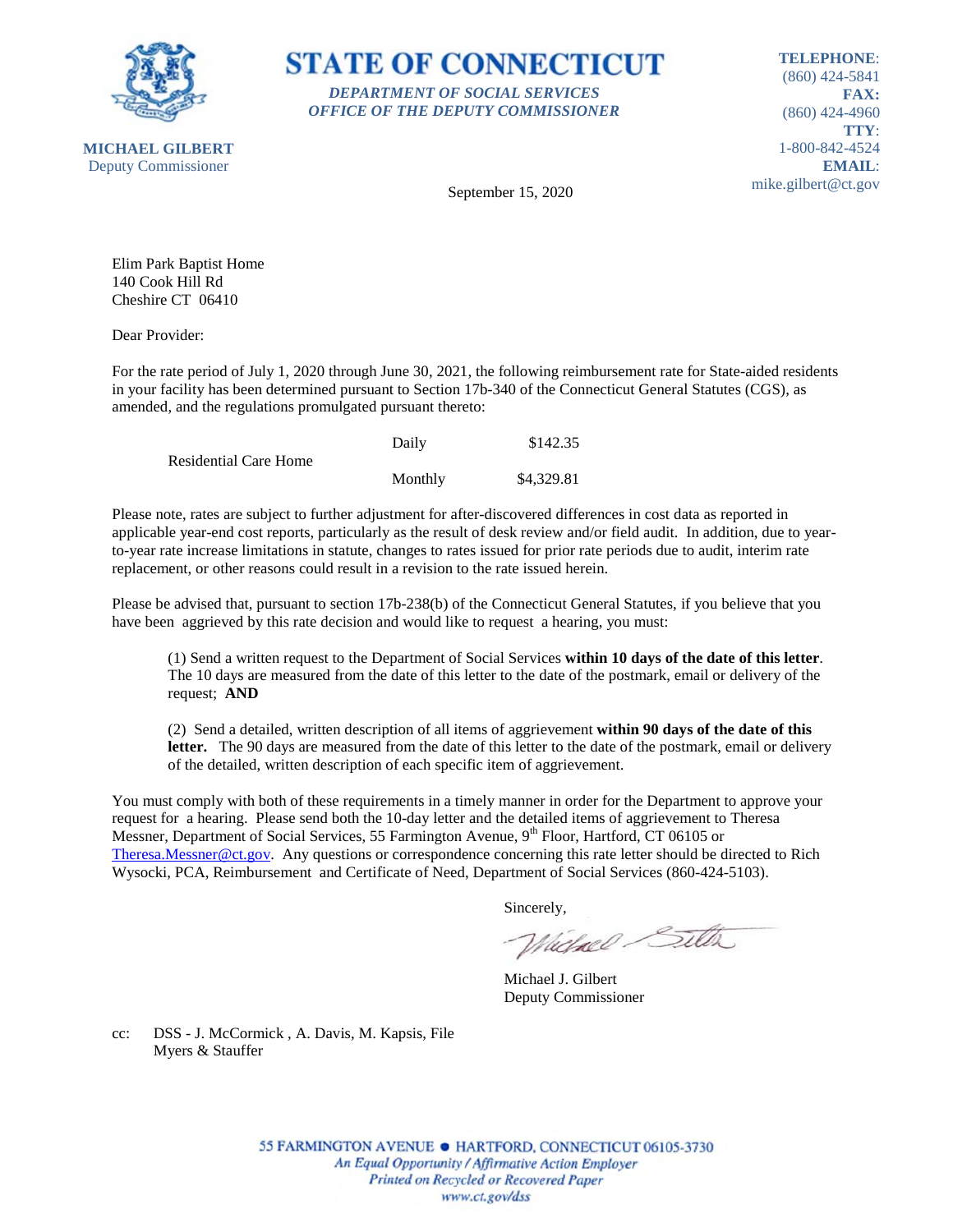**STATE OF CONNECTICUT**

***DEPARTMENT OF SOCIAL SERVICES***
***OFFICE OF THE DEPUTY COMMISSIONER***

**MICHAEL GILBERT**
Deputy Commissioner

**TELEPHONE**: (860) 424-5841
**FAX:** (860) 424-4960
**TTY**: 1-800-842-4524
**EMAIL**: mike.gilbert@ct.gov

September 15, 2020

Elim Park Baptist Home
140 Cook Hill Rd
Cheshire CT 06410

Dear Provider:

For the rate period of July 1, 2020 through June 30, 2021, the following reimbursement rate for State-aided residents in your facility has been determined pursuant to Section 17b-340 of the Connecticut General Statutes (CGS), as amended, and the regulations promulgated pursuant thereto:

| | | |
|---|---|---|
| Residential Care Home | Daily | $142.35 |
| | Monthly | $4,329.81 |

Please note, rates are subject to further adjustment for after-discovered differences in cost data as reported in applicable year-end cost reports, particularly as the result of desk review and/or field audit. In addition, due to year-to-year rate increase limitations in statute, changes to rates issued for prior rate periods due to audit, interim rate replacement, or other reasons could result in a revision to the rate issued herein.

Please be advised that, pursuant to section 17b-238(b) of the Connecticut General Statutes, if you believe that you have been aggrieved by this rate decision and would like to request a hearing, you must:

(1) Send a written request to the Department of Social Services **within 10 days of the date of this letter**. The 10 days are measured from the date of this letter to the date of the postmark, email or delivery of the request; **AND**

(2) Send a detailed, written description of all items of aggrievement **within 90 days of the date of this letter.** The 90 days are measured from the date of this letter to the date of the postmark, email or delivery of the detailed, written description of each specific item of aggrievement.

You must comply with both of these requirements in a timely manner in order for the Department to approve your request for a hearing. Please send both the 10-day letter and the detailed items of aggrievement to Theresa Messner, Department of Social Services, 55 Farmington Avenue, 9th Floor, Hartford, CT 06105 or Theresa.Messner@ct.gov. Any questions or correspondence concerning this rate letter should be directed to Rich Wysocki, PCA, Reimbursement and Certificate of Need, Department of Social Services (860-424-5103).

Sincerely,

Michael J. Gilbert
Deputy Commissioner

cc: DSS - J. McCormick , A. Davis, M. Kapsis, File
Myers & Stauffer

55 FARMINGTON AVENUE • HARTFORD, CONNECTICUT 06105-3730
*An Equal Opportunity / Affirmative Action Employer*
*Printed on Recycled or Recovered Paper*
*www.ct.gov/dss*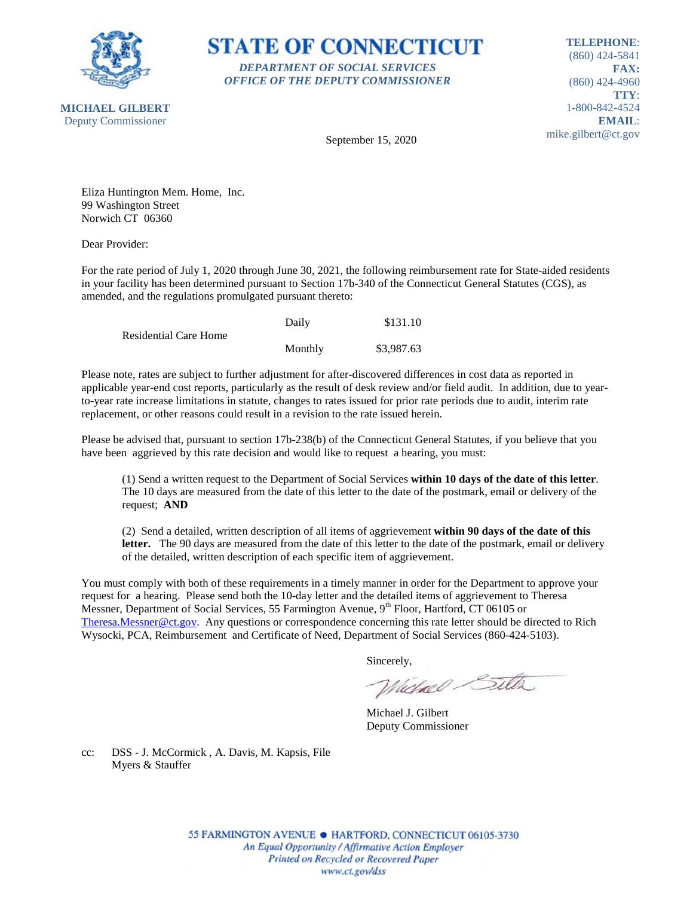**STATE OF CONNECTICUT**

***DEPARTMENT OF SOCIAL SERVICES***
***OFFICE OF THE DEPUTY COMMISSIONER***

**MICHAEL GILBERT**
Deputy Commissioner

**TELEPHONE**: (860) 424-5841
**FAX:** (860) 424-4960
**TTY**: 1-800-842-4524
**EMAIL**: mike.gilbert@ct.gov

September 15, 2020

Eliza Huntington Mem. Home, Inc.
99 Washington Street
Norwich CT 06360

Dear Provider:

For the rate period of July 1, 2020 through June 30, 2021, the following reimbursement rate for State-aided residents in your facility has been determined pursuant to Section 17b-340 of the Connecticut General Statutes (CGS), as amended, and the regulations promulgated pursuant thereto:

| | | |
|---|---|---|
| Residential Care Home | Daily | $131.10 |
| | Monthly | $3,987.63 |

Please note, rates are subject to further adjustment for after-discovered differences in cost data as reported in applicable year-end cost reports, particularly as the result of desk review and/or field audit. In addition, due to year-to-year rate increase limitations in statute, changes to rates issued for prior rate periods due to audit, interim rate replacement, or other reasons could result in a revision to the rate issued herein.

Please be advised that, pursuant to section 17b-238(b) of the Connecticut General Statutes, if you believe that you have been aggrieved by this rate decision and would like to request a hearing, you must:

(1) Send a written request to the Department of Social Services **within 10 days of the date of this letter**. The 10 days are measured from the date of this letter to the date of the postmark, email or delivery of the request; **AND**

(2) Send a detailed, written description of all items of aggrievement **within 90 days of the date of this letter.** The 90 days are measured from the date of this letter to the date of the postmark, email or delivery of the detailed, written description of each specific item of aggrievement.

You must comply with both of these requirements in a timely manner in order for the Department to approve your request for a hearing. Please send both the 10-day letter and the detailed items of aggrievement to Theresa Messner, Department of Social Services, 55 Farmington Avenue, 9th Floor, Hartford, CT 06105 or Theresa.Messner@ct.gov. Any questions or correspondence concerning this rate letter should be directed to Rich Wysocki, PCA, Reimbursement and Certificate of Need, Department of Social Services (860-424-5103).

Sincerely,

Michael J. Gilbert
Deputy Commissioner

cc: DSS - J. McCormick , A. Davis, M. Kapsis, File
Myers & Stauffer

55 FARMINGTON AVENUE • HARTFORD, CONNECTICUT 06105-3730
*An Equal Opportunity / Affirmative Action Employer*
*Printed on Recycled or Recovered Paper*
*www.ct.gov/dss*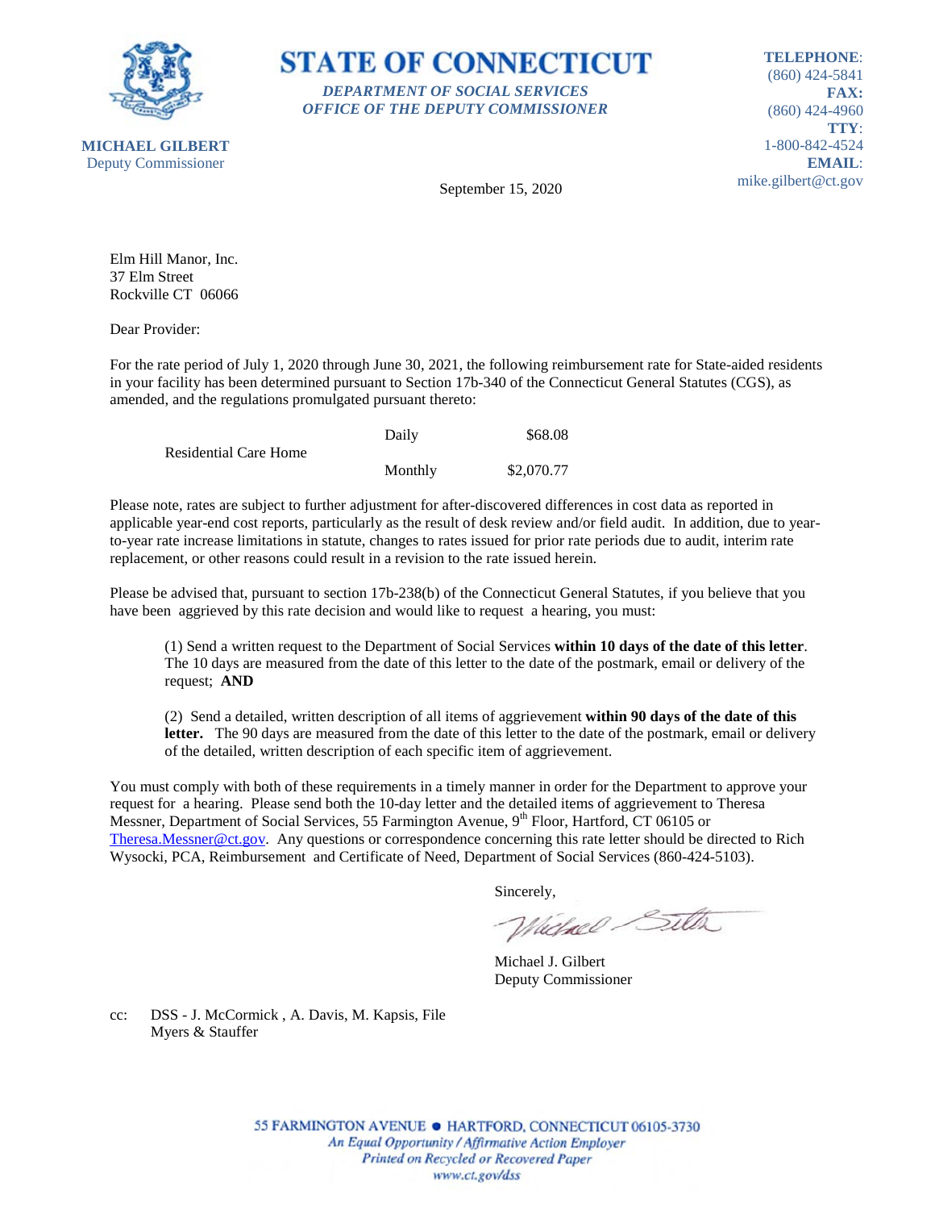**STATE OF CONNECTICUT**

*DEPARTMENT OF SOCIAL SERVICES*
*OFFICE OF THE DEPUTY COMMISSIONER*

**MICHAEL GILBERT**
Deputy Commissioner

**TELEPHONE**: (860) 424-5841
**FAX:** (860) 424-4960
**TTY**: 1-800-842-4524
**EMAIL**: mike.gilbert@ct.gov

September 15, 2020

Elm Hill Manor, Inc.
37 Elm Street
Rockville CT 06066

Dear Provider:

For the rate period of July 1, 2020 through June 30, 2021, the following reimbursement rate for State-aided residents in your facility has been determined pursuant to Section 17b-340 of the Connecticut General Statutes (CGS), as amended, and the regulations promulgated pursuant thereto:

| | | |
|---|---|---|
| Residential Care Home | Daily | $68.08 |
| | Monthly | $2,070.77 |

Please note, rates are subject to further adjustment for after-discovered differences in cost data as reported in applicable year-end cost reports, particularly as the result of desk review and/or field audit. In addition, due to year-to-year rate increase limitations in statute, changes to rates issued for prior rate periods due to audit, interim rate replacement, or other reasons could result in a revision to the rate issued herein.

Please be advised that, pursuant to section 17b-238(b) of the Connecticut General Statutes, if you believe that you have been aggrieved by this rate decision and would like to request a hearing, you must:

(1) Send a written request to the Department of Social Services **within 10 days of the date of this letter**. The 10 days are measured from the date of this letter to the date of the postmark, email or delivery of the request; **AND**

(2) Send a detailed, written description of all items of aggrievement **within 90 days of the date of this letter.** The 90 days are measured from the date of this letter to the date of the postmark, email or delivery of the detailed, written description of each specific item of aggrievement.

You must comply with both of these requirements in a timely manner in order for the Department to approve your request for a hearing. Please send both the 10-day letter and the detailed items of aggrievement to Theresa Messner, Department of Social Services, 55 Farmington Avenue, 9th Floor, Hartford, CT 06105 or Theresa.Messner@ct.gov. Any questions or correspondence concerning this rate letter should be directed to Rich Wysocki, PCA, Reimbursement and Certificate of Need, Department of Social Services (860-424-5103).

Sincerely,

Michael J. Gilbert
Deputy Commissioner

cc: DSS - J. McCormick , A. Davis, M. Kapsis, File
Myers & Stauffer

55 FARMINGTON AVENUE • HARTFORD, CONNECTICUT 06105-3730
*An Equal Opportunity / Affirmative Action Employer*
*Printed on Recycled or Recovered Paper*
*www.ct.gov/dss*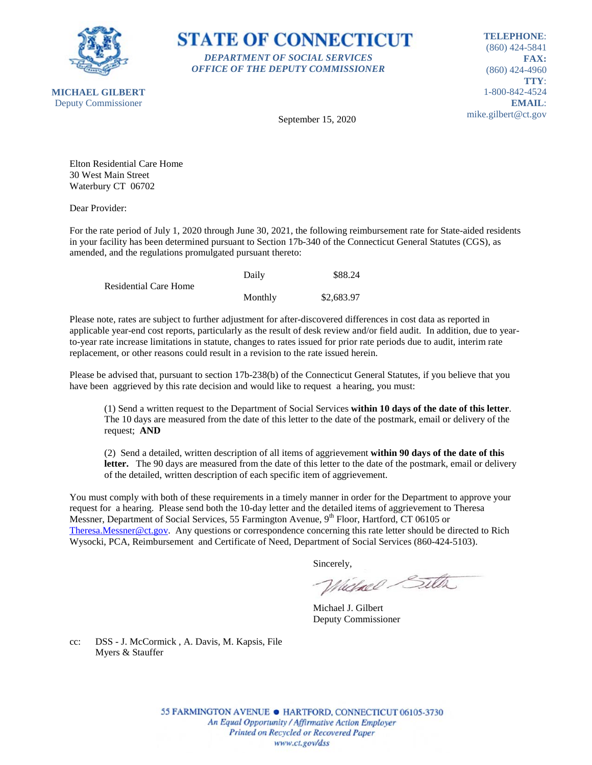# STATE OF CONNECTICUT

***DEPARTMENT OF SOCIAL SERVICES***
***OFFICE OF THE DEPUTY COMMISSIONER***

**MICHAEL GILBERT**
Deputy Commissioner

**TELEPHONE**: (860) 424-5841
**FAX:** (860) 424-4960
**TTY**: 1-800-842-4524
**EMAIL**: mike.gilbert@ct.gov

September 15, 2020

Elton Residential Care Home
30 West Main Street
Waterbury CT 06702

Dear Provider:

For the rate period of July 1, 2020 through June 30, 2021, the following reimbursement rate for State-aided residents in your facility has been determined pursuant to Section 17b-340 of the Connecticut General Statutes (CGS), as amended, and the regulations promulgated pursuant thereto:

| | | |
|---|---|---|
| Residential Care Home | Daily | $88.24 |
| | Monthly | $2,683.97 |

Please note, rates are subject to further adjustment for after-discovered differences in cost data as reported in applicable year-end cost reports, particularly as the result of desk review and/or field audit. In addition, due to year-to-year rate increase limitations in statute, changes to rates issued for prior rate periods due to audit, interim rate replacement, or other reasons could result in a revision to the rate issued herein.

Please be advised that, pursuant to section 17b-238(b) of the Connecticut General Statutes, if you believe that you have been aggrieved by this rate decision and would like to request a hearing, you must:

(1) Send a written request to the Department of Social Services **within 10 days of the date of this letter**. The 10 days are measured from the date of this letter to the date of the postmark, email or delivery of the request; **AND**

(2) Send a detailed, written description of all items of aggrievement **within 90 days of the date of this letter.** The 90 days are measured from the date of this letter to the date of the postmark, email or delivery of the detailed, written description of each specific item of aggrievement.

You must comply with both of these requirements in a timely manner in order for the Department to approve your request for a hearing. Please send both the 10-day letter and the detailed items of aggrievement to Theresa Messner, Department of Social Services, 55 Farmington Avenue, 9th Floor, Hartford, CT 06105 or Theresa.Messner@ct.gov. Any questions or correspondence concerning this rate letter should be directed to Rich Wysocki, PCA, Reimbursement and Certificate of Need, Department of Social Services (860-424-5103).

Sincerely,

Michael J. Gilbert
Deputy Commissioner

cc: DSS - J. McCormick , A. Davis, M. Kapsis, File
Myers & Stauffer

55 FARMINGTON AVENUE • HARTFORD, CONNECTICUT 06105-3730
*An Equal Opportunity / Affirmative Action Employer*
*Printed on Recycled or Recovered Paper*
*www.ct.gov/dss*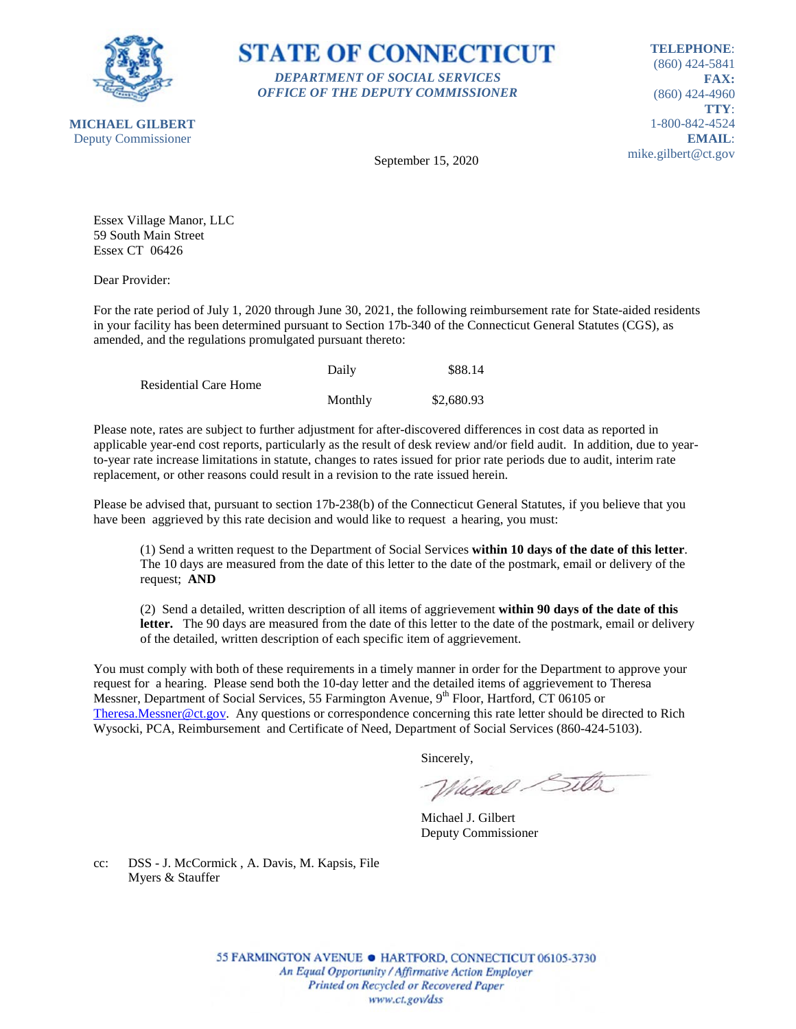**STATE OF CONNECTICUT**

*DEPARTMENT OF SOCIAL SERVICES*
*OFFICE OF THE DEPUTY COMMISSIONER*

**MICHAEL GILBERT**
Deputy Commissioner

**TELEPHONE**: (860) 424-5841
**FAX:** (860) 424-4960
**TTY**: 1-800-842-4524
**EMAIL**: mike.gilbert@ct.gov

September 15, 2020

Essex Village Manor, LLC
59 South Main Street
Essex CT 06426

Dear Provider:

For the rate period of July 1, 2020 through June 30, 2021, the following reimbursement rate for State-aided residents in your facility has been determined pursuant to Section 17b-340 of the Connecticut General Statutes (CGS), as amended, and the regulations promulgated pursuant thereto:

| | | |
|---|---|---|
| Residential Care Home | Daily | $88.14 |
| | Monthly | $2,680.93 |

Please note, rates are subject to further adjustment for after-discovered differences in cost data as reported in applicable year-end cost reports, particularly as the result of desk review and/or field audit. In addition, due to year-to-year rate increase limitations in statute, changes to rates issued for prior rate periods due to audit, interim rate replacement, or other reasons could result in a revision to the rate issued herein.

Please be advised that, pursuant to section 17b-238(b) of the Connecticut General Statutes, if you believe that you have been aggrieved by this rate decision and would like to request a hearing, you must:

(1) Send a written request to the Department of Social Services **within 10 days of the date of this letter**. The 10 days are measured from the date of this letter to the date of the postmark, email or delivery of the request; **AND**

(2) Send a detailed, written description of all items of aggrievement **within 90 days of the date of this letter.** The 90 days are measured from the date of this letter to the date of the postmark, email or delivery of the detailed, written description of each specific item of aggrievement.

You must comply with both of these requirements in a timely manner in order for the Department to approve your request for a hearing. Please send both the 10-day letter and the detailed items of aggrievement to Theresa Messner, Department of Social Services, 55 Farmington Avenue, 9th Floor, Hartford, CT 06105 or Theresa.Messner@ct.gov. Any questions or correspondence concerning this rate letter should be directed to Rich Wysocki, PCA, Reimbursement and Certificate of Need, Department of Social Services (860-424-5103).

Sincerely,

Michael J. Gilbert
Deputy Commissioner

cc: DSS - J. McCormick , A. Davis, M. Kapsis, File
Myers & Stauffer

55 FARMINGTON AVENUE • HARTFORD, CONNECTICUT 06105-3730
*An Equal Opportunity / Affirmative Action Employer*
*Printed on Recycled or Recovered Paper*
*www.ct.gov/dss*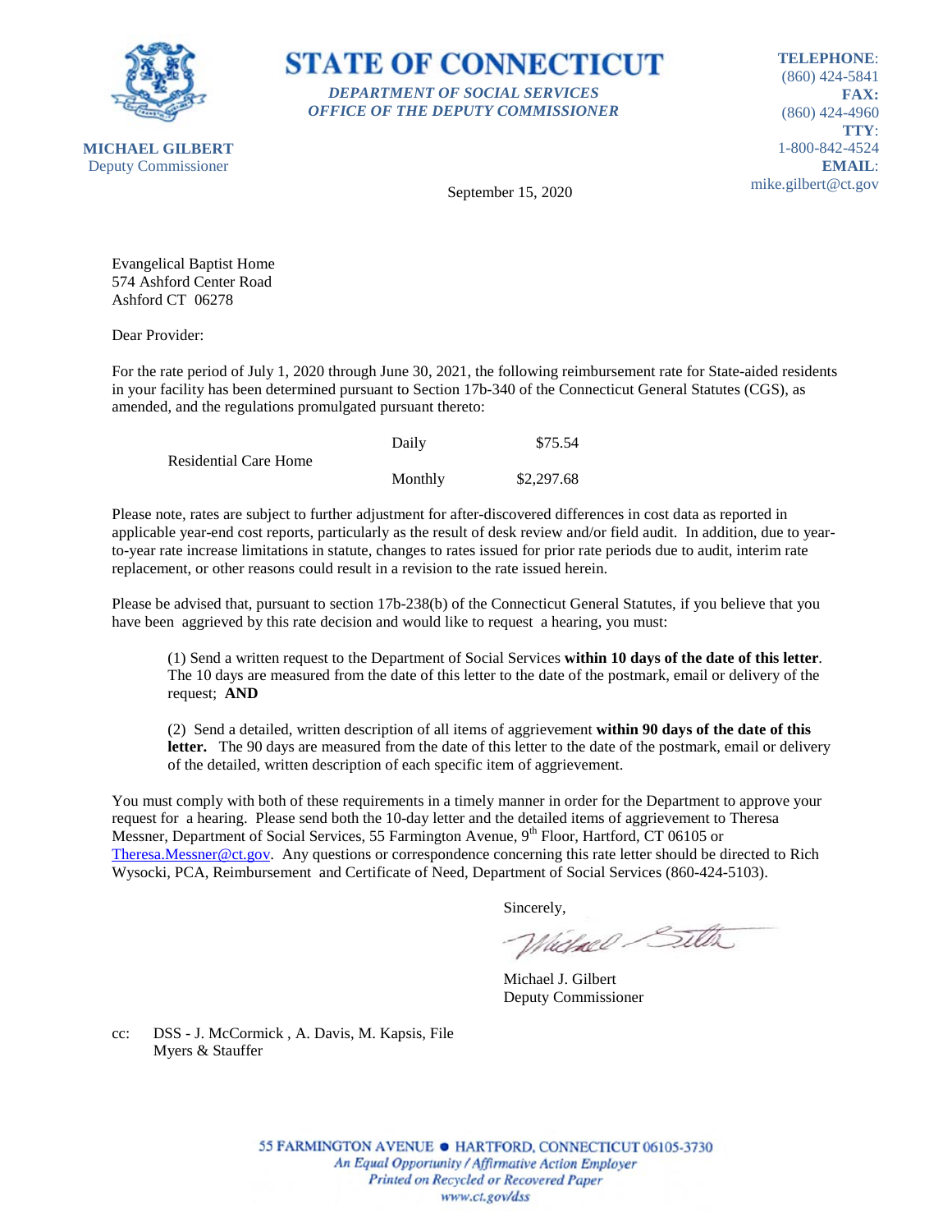**STATE OF CONNECTICUT**

***DEPARTMENT OF SOCIAL SERVICES***
***OFFICE OF THE DEPUTY COMMISSIONER***

**MICHAEL GILBERT**
Deputy Commissioner

**TELEPHONE**: (860) 424-5841
**FAX:** (860) 424-4960
**TTY**: 1-800-842-4524
**EMAIL**: mike.gilbert@ct.gov

September 15, 2020

Evangelical Baptist Home
574 Ashford Center Road
Ashford CT 06278

Dear Provider:

For the rate period of July 1, 2020 through June 30, 2021, the following reimbursement rate for State-aided residents in your facility has been determined pursuant to Section 17b-340 of the Connecticut General Statutes (CGS), as amended, and the regulations promulgated pursuant thereto:

| | | |
|---|---|---|
| Residential Care Home | Daily | $75.54 |
| | Monthly | $2,297.68 |

Please note, rates are subject to further adjustment for after-discovered differences in cost data as reported in applicable year-end cost reports, particularly as the result of desk review and/or field audit. In addition, due to year-to-year rate increase limitations in statute, changes to rates issued for prior rate periods due to audit, interim rate replacement, or other reasons could result in a revision to the rate issued herein.

Please be advised that, pursuant to section 17b-238(b) of the Connecticut General Statutes, if you believe that you have been aggrieved by this rate decision and would like to request a hearing, you must:

(1) Send a written request to the Department of Social Services **within 10 days of the date of this letter**. The 10 days are measured from the date of this letter to the date of the postmark, email or delivery of the request; **AND**

(2) Send a detailed, written description of all items of aggrievement **within 90 days of the date of this letter.** The 90 days are measured from the date of this letter to the date of the postmark, email or delivery of the detailed, written description of each specific item of aggrievement.

You must comply with both of these requirements in a timely manner in order for the Department to approve your request for a hearing. Please send both the 10-day letter and the detailed items of aggrievement to Theresa Messner, Department of Social Services, 55 Farmington Avenue, 9th Floor, Hartford, CT 06105 or Theresa.Messner@ct.gov. Any questions or correspondence concerning this rate letter should be directed to Rich Wysocki, PCA, Reimbursement and Certificate of Need, Department of Social Services (860-424-5103).

Sincerely,

Michael J. Gilbert
Deputy Commissioner

cc: DSS - J. McCormick , A. Davis, M. Kapsis, File
Myers & Stauffer

55 FARMINGTON AVENUE • HARTFORD, CONNECTICUT 06105-3730
*An Equal Opportunity / Affirmative Action Employer*
*Printed on Recycled or Recovered Paper*
*www.ct.gov/dss*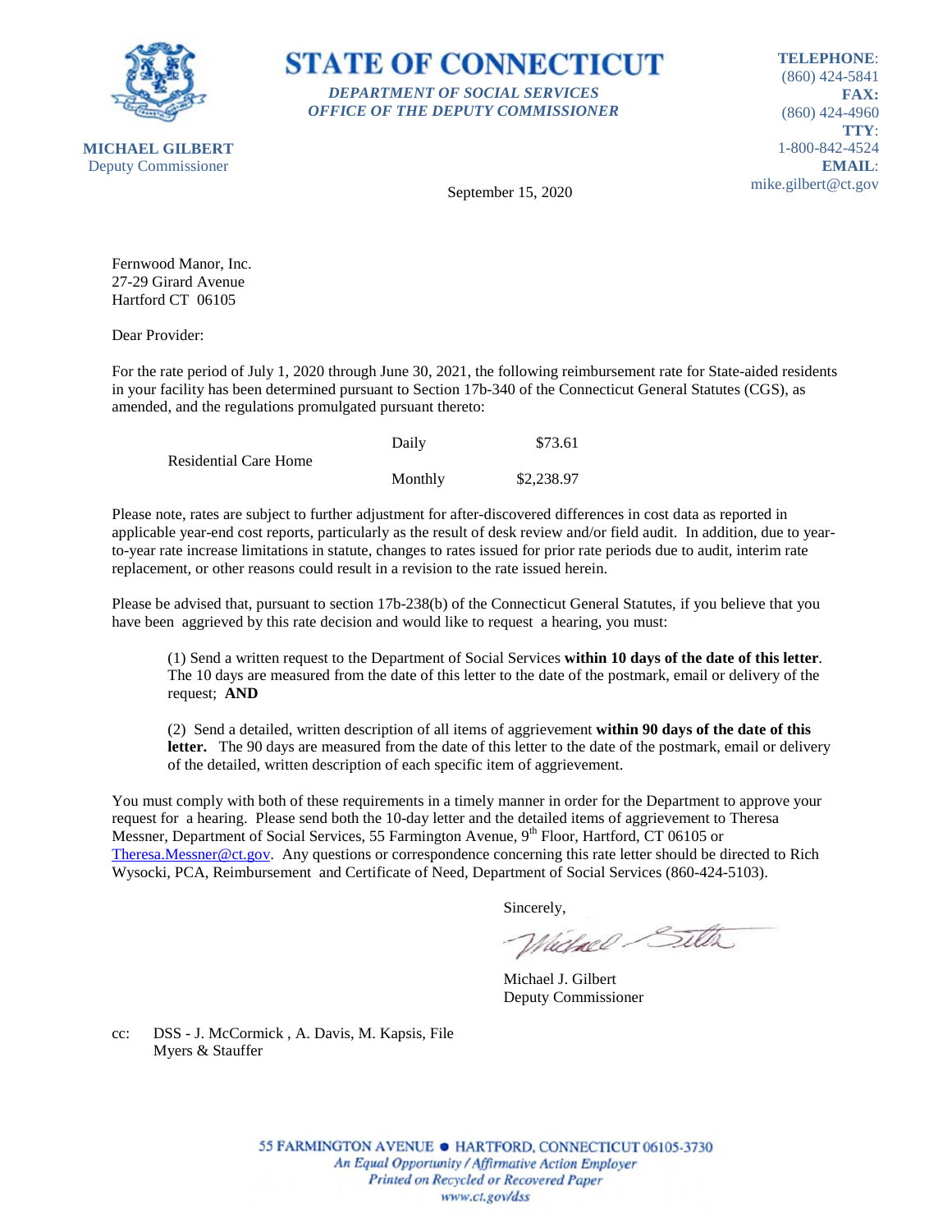**STATE OF CONNECTICUT**

***DEPARTMENT OF SOCIAL SERVICES***
***OFFICE OF THE DEPUTY COMMISSIONER***

**MICHAEL GILBERT**
Deputy Commissioner

**TELEPHONE**: (860) 424-5841
**FAX:** (860) 424-4960
**TTY**: 1-800-842-4524
**EMAIL**: mike.gilbert@ct.gov

September 15, 2020

Fernwood Manor, Inc.
27-29 Girard Avenue
Hartford CT 06105

Dear Provider:

For the rate period of July 1, 2020 through June 30, 2021, the following reimbursement rate for State-aided residents in your facility has been determined pursuant to Section 17b-340 of the Connecticut General Statutes (CGS), as amended, and the regulations promulgated pursuant thereto:

| | | |
|---|---|---|
| Residential Care Home | Daily | $73.61 |
| | Monthly | $2,238.97 |

Please note, rates are subject to further adjustment for after-discovered differences in cost data as reported in applicable year-end cost reports, particularly as the result of desk review and/or field audit. In addition, due to year-to-year rate increase limitations in statute, changes to rates issued for prior rate periods due to audit, interim rate replacement, or other reasons could result in a revision to the rate issued herein.

Please be advised that, pursuant to section 17b-238(b) of the Connecticut General Statutes, if you believe that you have been aggrieved by this rate decision and would like to request a hearing, you must:

(1) Send a written request to the Department of Social Services **within 10 days of the date of this letter**. The 10 days are measured from the date of this letter to the date of the postmark, email or delivery of the request; **AND**

(2) Send a detailed, written description of all items of aggrievement **within 90 days of the date of this letter.** The 90 days are measured from the date of this letter to the date of the postmark, email or delivery of the detailed, written description of each specific item of aggrievement.

You must comply with both of these requirements in a timely manner in order for the Department to approve your request for a hearing. Please send both the 10-day letter and the detailed items of aggrievement to Theresa Messner, Department of Social Services, 55 Farmington Avenue, 9th Floor, Hartford, CT 06105 or Theresa.Messner@ct.gov. Any questions or correspondence concerning this rate letter should be directed to Rich Wysocki, PCA, Reimbursement and Certificate of Need, Department of Social Services (860-424-5103).

Sincerely,

Michael J. Gilbert
Deputy Commissioner

cc: DSS - J. McCormick , A. Davis, M. Kapsis, File
Myers & Stauffer

55 FARMINGTON AVENUE • HARTFORD, CONNECTICUT 06105-3730
*An Equal Opportunity / Affirmative Action Employer*
*Printed on Recycled or Recovered Paper*
*www.ct.gov/dss*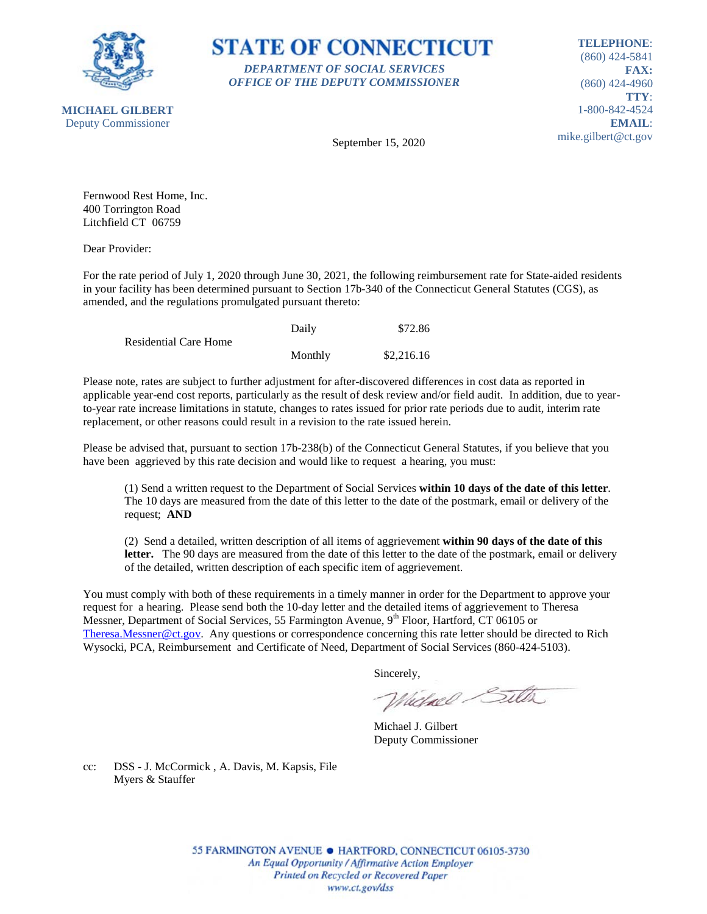**MICHAEL GILBERT**
Deputy Commissioner

# STATE OF CONNECTICUT

***DEPARTMENT OF SOCIAL SERVICES***
***OFFICE OF THE DEPUTY COMMISSIONER***

**TELEPHONE**: (860) 424-5841
**FAX:** (860) 424-4960
**TTY**: 1-800-842-4524
**EMAIL**: mike.gilbert@ct.gov

September 15, 2020

Fernwood Rest Home, Inc.
400 Torrington Road
Litchfield CT 06759

Dear Provider:

For the rate period of July 1, 2020 through June 30, 2021, the following reimbursement rate for State-aided residents in your facility has been determined pursuant to Section 17b-340 of the Connecticut General Statutes (CGS), as amended, and the regulations promulgated pursuant thereto:

| | | |
|---|---|---|
| Residential Care Home | Daily | $72.86 |
| | Monthly | $2,216.16 |

Please note, rates are subject to further adjustment for after-discovered differences in cost data as reported in applicable year-end cost reports, particularly as the result of desk review and/or field audit. In addition, due to year-to-year rate increase limitations in statute, changes to rates issued for prior rate periods due to audit, interim rate replacement, or other reasons could result in a revision to the rate issued herein.

Please be advised that, pursuant to section 17b-238(b) of the Connecticut General Statutes, if you believe that you have been aggrieved by this rate decision and would like to request a hearing, you must:

(1) Send a written request to the Department of Social Services **within 10 days of the date of this letter**. The 10 days are measured from the date of this letter to the date of the postmark, email or delivery of the request; **AND**

(2) Send a detailed, written description of all items of aggrievement **within 90 days of the date of this letter.** The 90 days are measured from the date of this letter to the date of the postmark, email or delivery of the detailed, written description of each specific item of aggrievement.

You must comply with both of these requirements in a timely manner in order for the Department to approve your request for a hearing. Please send both the 10-day letter and the detailed items of aggrievement to Theresa Messner, Department of Social Services, 55 Farmington Avenue, 9th Floor, Hartford, CT 06105 or Theresa.Messner@ct.gov. Any questions or correspondence concerning this rate letter should be directed to Rich Wysocki, PCA, Reimbursement and Certificate of Need, Department of Social Services (860-424-5103).

Sincerely,

Michael J. Gilbert
Deputy Commissioner

cc: DSS - J. McCormick , A. Davis, M. Kapsis, File
Myers & Stauffer

55 FARMINGTON AVENUE • HARTFORD, CONNECTICUT 06105-3730
*An Equal Opportunity / Affirmative Action Employer*
*Printed on Recycled or Recovered Paper*
*www.ct.gov/dss*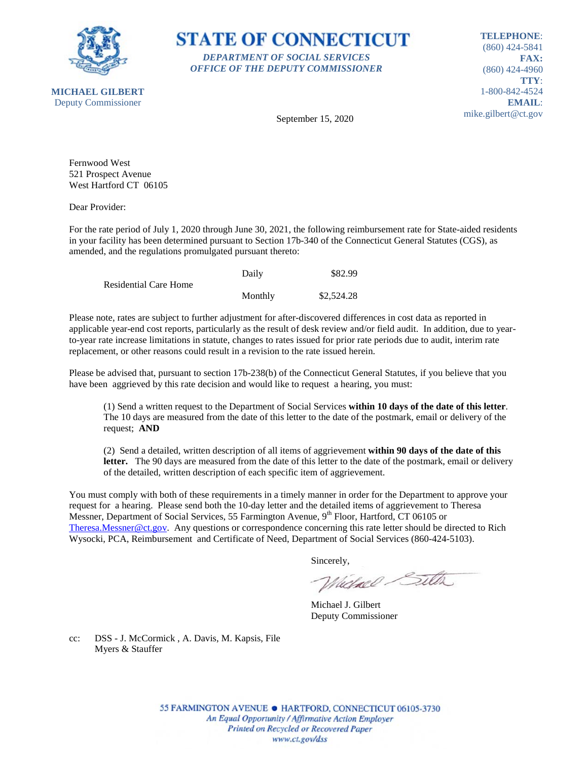**STATE OF CONNECTICUT**

***DEPARTMENT OF SOCIAL SERVICES***
***OFFICE OF THE DEPUTY COMMISSIONER***

**MICHAEL GILBERT**
Deputy Commissioner

**TELEPHONE**: (860) 424-5841
**FAX:** (860) 424-4960
**TTY**: 1-800-842-4524
**EMAIL**: mike.gilbert@ct.gov

September 15, 2020

Fernwood West
521 Prospect Avenue
West Hartford CT 06105

Dear Provider:

For the rate period of July 1, 2020 through June 30, 2021, the following reimbursement rate for State-aided residents in your facility has been determined pursuant to Section 17b-340 of the Connecticut General Statutes (CGS), as amended, and the regulations promulgated pursuant thereto:

| | | |
|---|---|---|
| Residential Care Home | Daily | $82.99 |
| | Monthly | $2,524.28 |

Please note, rates are subject to further adjustment for after-discovered differences in cost data as reported in applicable year-end cost reports, particularly as the result of desk review and/or field audit. In addition, due to year-to-year rate increase limitations in statute, changes to rates issued for prior rate periods due to audit, interim rate replacement, or other reasons could result in a revision to the rate issued herein.

Please be advised that, pursuant to section 17b-238(b) of the Connecticut General Statutes, if you believe that you have been aggrieved by this rate decision and would like to request a hearing, you must:

(1) Send a written request to the Department of Social Services **within 10 days of the date of this letter**. The 10 days are measured from the date of this letter to the date of the postmark, email or delivery of the request; **AND**

(2) Send a detailed, written description of all items of aggrievement **within 90 days of the date of this letter.** The 90 days are measured from the date of this letter to the date of the postmark, email or delivery of the detailed, written description of each specific item of aggrievement.

You must comply with both of these requirements in a timely manner in order for the Department to approve your request for a hearing. Please send both the 10-day letter and the detailed items of aggrievement to Theresa Messner, Department of Social Services, 55 Farmington Avenue, 9th Floor, Hartford, CT 06105 or Theresa.Messner@ct.gov. Any questions or correspondence concerning this rate letter should be directed to Rich Wysocki, PCA, Reimbursement and Certificate of Need, Department of Social Services (860-424-5103).

Sincerely,

Michael J. Gilbert
Deputy Commissioner

cc: DSS - J. McCormick , A. Davis, M. Kapsis, File
Myers & Stauffer

55 FARMINGTON AVENUE • HARTFORD, CONNECTICUT 06105-3730
*An Equal Opportunity / Affirmative Action Employer*
*Printed on Recycled or Recovered Paper*
*www.ct.gov/dss*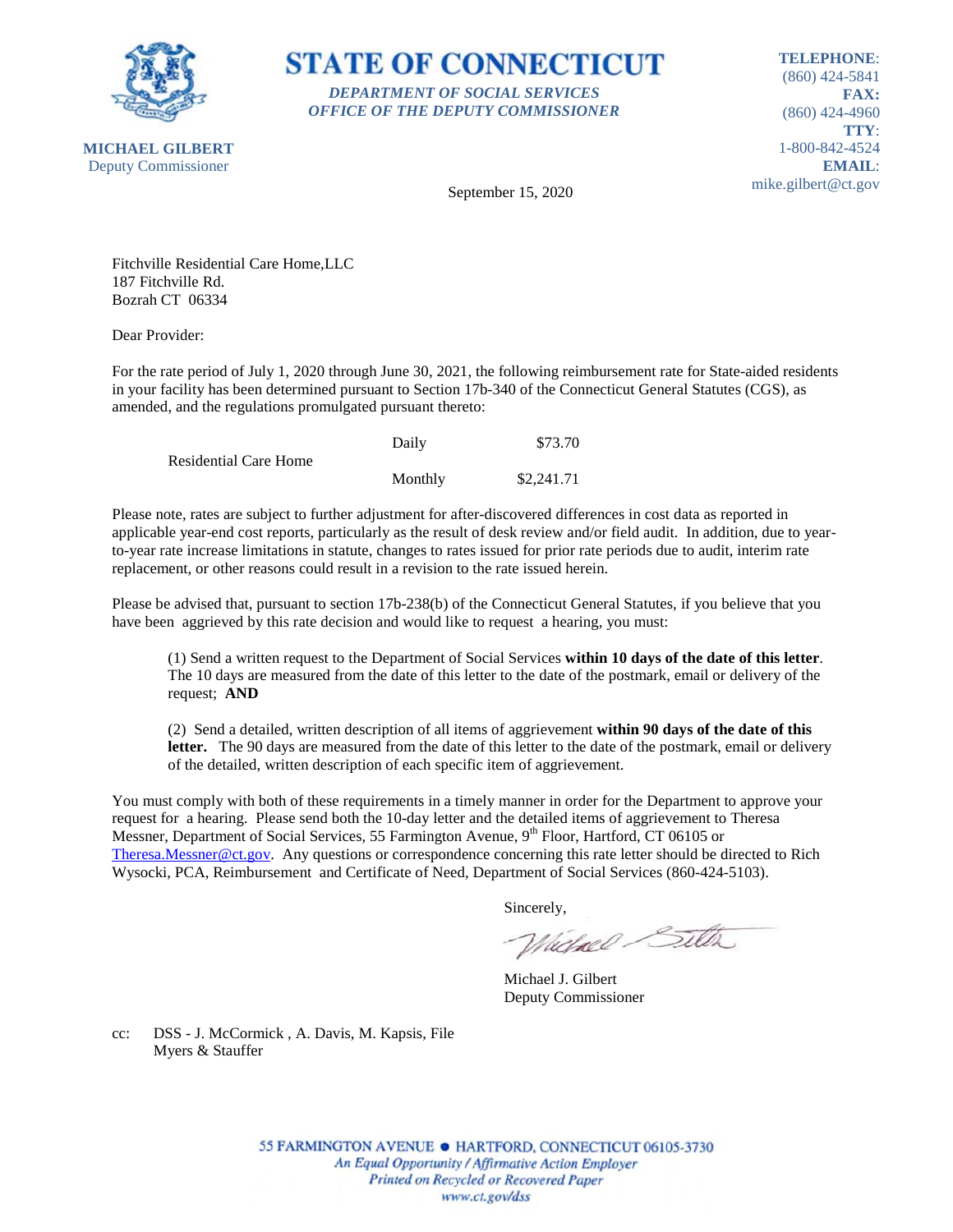**STATE OF CONNECTICUT**

***DEPARTMENT OF SOCIAL SERVICES***
***OFFICE OF THE DEPUTY COMMISSIONER***

**MICHAEL GILBERT**
Deputy Commissioner

**TELEPHONE**: (860) 424-5841
**FAX:** (860) 424-4960
**TTY**: 1-800-842-4524
**EMAIL**: mike.gilbert@ct.gov

September 15, 2020

Fitchville Residential Care Home,LLC
187 Fitchville Rd.
Bozrah CT 06334

Dear Provider:

For the rate period of July 1, 2020 through June 30, 2021, the following reimbursement rate for State-aided residents in your facility has been determined pursuant to Section 17b-340 of the Connecticut General Statutes (CGS), as amended, and the regulations promulgated pursuant thereto:

| | | |
|---|---|---|
| Residential Care Home | Daily | $73.70 |
| | Monthly | $2,241.71 |

Please note, rates are subject to further adjustment for after-discovered differences in cost data as reported in applicable year-end cost reports, particularly as the result of desk review and/or field audit. In addition, due to year-to-year rate increase limitations in statute, changes to rates issued for prior rate periods due to audit, interim rate replacement, or other reasons could result in a revision to the rate issued herein.

Please be advised that, pursuant to section 17b-238(b) of the Connecticut General Statutes, if you believe that you have been aggrieved by this rate decision and would like to request a hearing, you must:

(1) Send a written request to the Department of Social Services **within 10 days of the date of this letter**. The 10 days are measured from the date of this letter to the date of the postmark, email or delivery of the request; **AND**

(2) Send a detailed, written description of all items of aggrievement **within 90 days of the date of this letter.** The 90 days are measured from the date of this letter to the date of the postmark, email or delivery of the detailed, written description of each specific item of aggrievement.

You must comply with both of these requirements in a timely manner in order for the Department to approve your request for a hearing. Please send both the 10-day letter and the detailed items of aggrievement to Theresa Messner, Department of Social Services, 55 Farmington Avenue, 9th Floor, Hartford, CT 06105 or Theresa.Messner@ct.gov. Any questions or correspondence concerning this rate letter should be directed to Rich Wysocki, PCA, Reimbursement and Certificate of Need, Department of Social Services (860-424-5103).

Sincerely,

Michael J. Gilbert
Deputy Commissioner

cc: DSS - J. McCormick , A. Davis, M. Kapsis, File
Myers & Stauffer

55 FARMINGTON AVENUE • HARTFORD, CONNECTICUT 06105-3730
*An Equal Opportunity / Affirmative Action Employer*
*Printed on Recycled or Recovered Paper*
*www.ct.gov/dss*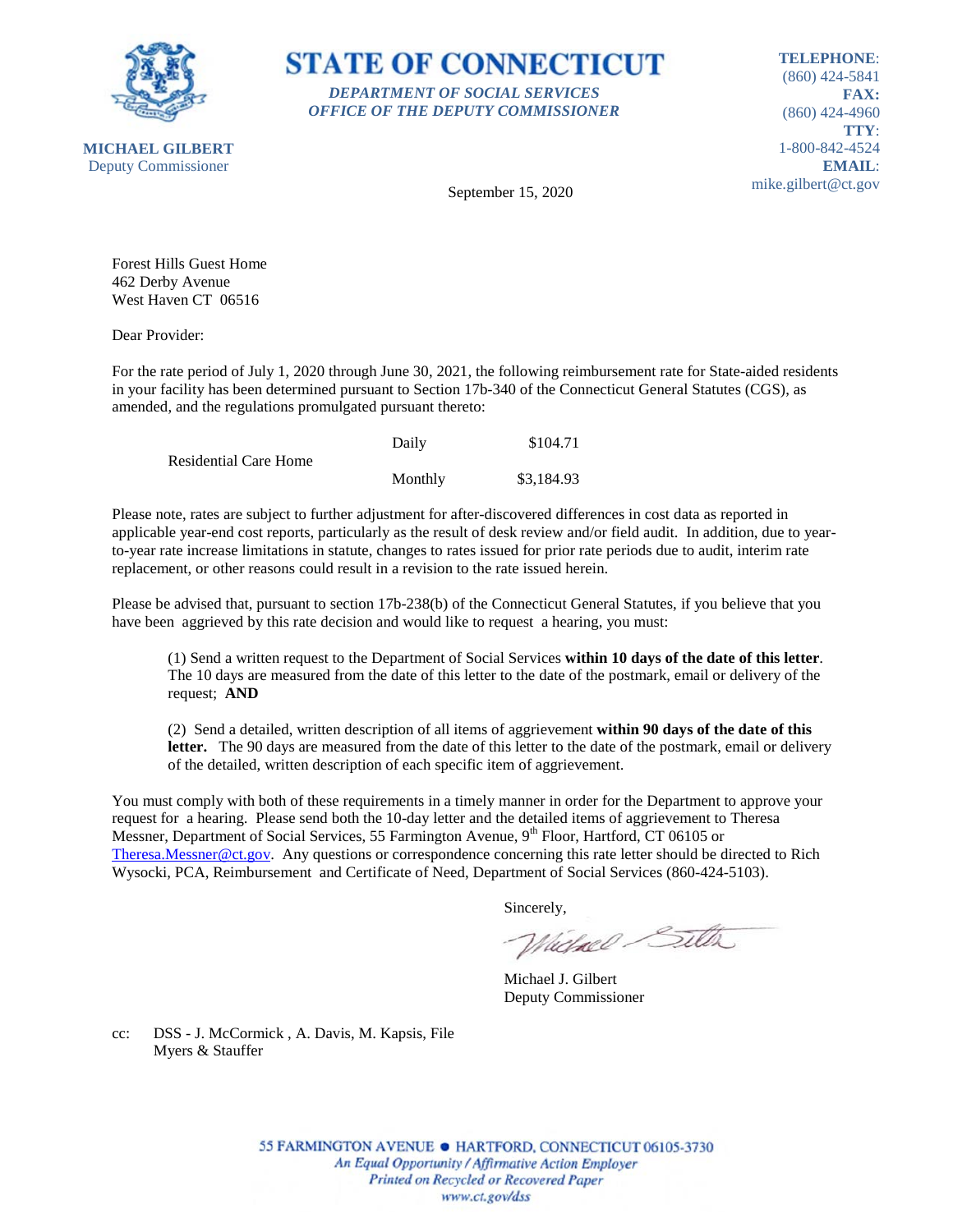**STATE OF CONNECTICUT**

***DEPARTMENT OF SOCIAL SERVICES***
***OFFICE OF THE DEPUTY COMMISSIONER***

**MICHAEL GILBERT**
Deputy Commissioner

**TELEPHONE**: (860) 424-5841
**FAX:** (860) 424-4960
**TTY**: 1-800-842-4524
**EMAIL**: mike.gilbert@ct.gov

September 15, 2020

Forest Hills Guest Home
462 Derby Avenue
West Haven CT 06516

Dear Provider:

For the rate period of July 1, 2020 through June 30, 2021, the following reimbursement rate for State-aided residents in your facility has been determined pursuant to Section 17b-340 of the Connecticut General Statutes (CGS), as amended, and the regulations promulgated pursuant thereto:

| | | |
|---|---|---|
| Residential Care Home | Daily | $104.71 |
| | Monthly | $3,184.93 |

Please note, rates are subject to further adjustment for after-discovered differences in cost data as reported in applicable year-end cost reports, particularly as the result of desk review and/or field audit. In addition, due to year-to-year rate increase limitations in statute, changes to rates issued for prior rate periods due to audit, interim rate replacement, or other reasons could result in a revision to the rate issued herein.

Please be advised that, pursuant to section 17b-238(b) of the Connecticut General Statutes, if you believe that you have been aggrieved by this rate decision and would like to request a hearing, you must:

(1) Send a written request to the Department of Social Services **within 10 days of the date of this letter**. The 10 days are measured from the date of this letter to the date of the postmark, email or delivery of the request; **AND**

(2) Send a detailed, written description of all items of aggrievement **within 90 days of the date of this letter.** The 90 days are measured from the date of this letter to the date of the postmark, email or delivery of the detailed, written description of each specific item of aggrievement.

You must comply with both of these requirements in a timely manner in order for the Department to approve your request for a hearing. Please send both the 10-day letter and the detailed items of aggrievement to Theresa Messner, Department of Social Services, 55 Farmington Avenue, 9th Floor, Hartford, CT 06105 or Theresa.Messner@ct.gov. Any questions or correspondence concerning this rate letter should be directed to Rich Wysocki, PCA, Reimbursement and Certificate of Need, Department of Social Services (860-424-5103).

Sincerely,

Michael J. Gilbert
Deputy Commissioner

cc: DSS - J. McCormick , A. Davis, M. Kapsis, File
Myers & Stauffer

55 FARMINGTON AVENUE • HARTFORD, CONNECTICUT 06105-3730
*An Equal Opportunity / Affirmative Action Employer*
*Printed on Recycled or Recovered Paper*
*www.ct.gov/dss*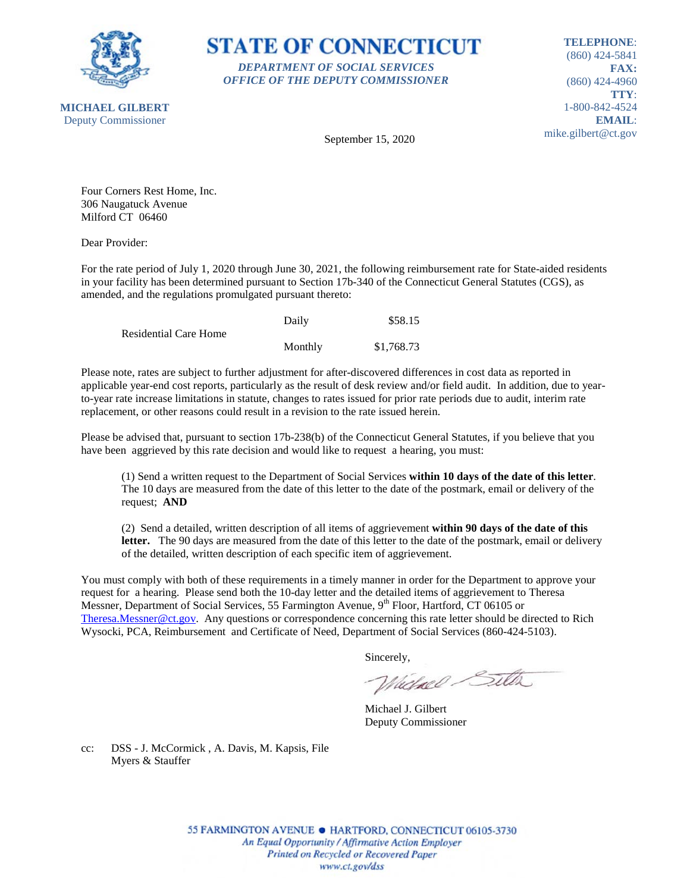**STATE OF CONNECTICUT**

*DEPARTMENT OF SOCIAL SERVICES*
*OFFICE OF THE DEPUTY COMMISSIONER*

**MICHAEL GILBERT**
Deputy Commissioner

**TELEPHONE**: (860) 424-5841
**FAX:** (860) 424-4960
**TTY**: 1-800-842-4524
**EMAIL**: mike.gilbert@ct.gov

September 15, 2020

Four Corners Rest Home, Inc.
306 Naugatuck Avenue
Milford CT 06460

Dear Provider:

For the rate period of July 1, 2020 through June 30, 2021, the following reimbursement rate for State-aided residents in your facility has been determined pursuant to Section 17b-340 of the Connecticut General Statutes (CGS), as amended, and the regulations promulgated pursuant thereto:

| | | |
|---|---|---|
| Residential Care Home | Daily | $58.15 |
| | Monthly | $1,768.73 |

Please note, rates are subject to further adjustment for after-discovered differences in cost data as reported in applicable year-end cost reports, particularly as the result of desk review and/or field audit. In addition, due to year-to-year rate increase limitations in statute, changes to rates issued for prior rate periods due to audit, interim rate replacement, or other reasons could result in a revision to the rate issued herein.

Please be advised that, pursuant to section 17b-238(b) of the Connecticut General Statutes, if you believe that you have been aggrieved by this rate decision and would like to request a hearing, you must:

(1) Send a written request to the Department of Social Services **within 10 days of the date of this letter**. The 10 days are measured from the date of this letter to the date of the postmark, email or delivery of the request; **AND**

(2) Send a detailed, written description of all items of aggrievement **within 90 days of the date of this letter.** The 90 days are measured from the date of this letter to the date of the postmark, email or delivery of the detailed, written description of each specific item of aggrievement.

You must comply with both of these requirements in a timely manner in order for the Department to approve your request for a hearing. Please send both the 10-day letter and the detailed items of aggrievement to Theresa Messner, Department of Social Services, 55 Farmington Avenue, 9th Floor, Hartford, CT 06105 or Theresa.Messner@ct.gov. Any questions or correspondence concerning this rate letter should be directed to Rich Wysocki, PCA, Reimbursement and Certificate of Need, Department of Social Services (860-424-5103).

Sincerely,

Michael J. Gilbert
Deputy Commissioner

cc: DSS - J. McCormick , A. Davis, M. Kapsis, File
Myers & Stauffer

55 FARMINGTON AVENUE • HARTFORD, CONNECTICUT 06105-3730
*An Equal Opportunity / Affirmative Action Employer*
*Printed on Recycled or Recovered Paper*
*www.ct.gov/dss*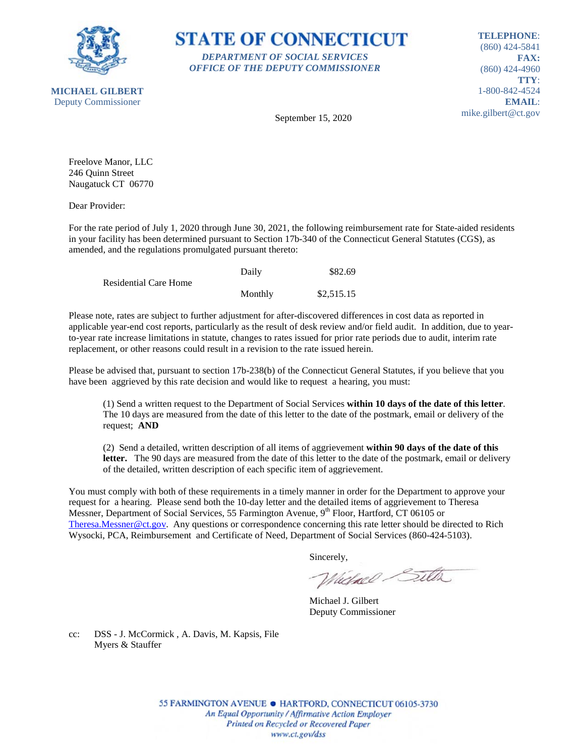**STATE OF CONNECTICUT**

*DEPARTMENT OF SOCIAL SERVICES*
*OFFICE OF THE DEPUTY COMMISSIONER*

**MICHAEL GILBERT**
Deputy Commissioner

**TELEPHONE**: (860) 424-5841
**FAX:** (860) 424-4960
**TTY**: 1-800-842-4524
**EMAIL**: mike.gilbert@ct.gov

September 15, 2020

Freelove Manor, LLC
246 Quinn Street
Naugatuck CT 06770

Dear Provider:

For the rate period of July 1, 2020 through June 30, 2021, the following reimbursement rate for State-aided residents in your facility has been determined pursuant to Section 17b-340 of the Connecticut General Statutes (CGS), as amended, and the regulations promulgated pursuant thereto:

| | | |
|---|---|---|
| Residential Care Home | Daily | $82.69 |
| | Monthly | $2,515.15 |

Please note, rates are subject to further adjustment for after-discovered differences in cost data as reported in applicable year-end cost reports, particularly as the result of desk review and/or field audit. In addition, due to year-to-year rate increase limitations in statute, changes to rates issued for prior rate periods due to audit, interim rate replacement, or other reasons could result in a revision to the rate issued herein.

Please be advised that, pursuant to section 17b-238(b) of the Connecticut General Statutes, if you believe that you have been aggrieved by this rate decision and would like to request a hearing, you must:

(1) Send a written request to the Department of Social Services **within 10 days of the date of this letter**. The 10 days are measured from the date of this letter to the date of the postmark, email or delivery of the request; **AND**

(2) Send a detailed, written description of all items of aggrievement **within 90 days of the date of this letter.** The 90 days are measured from the date of this letter to the date of the postmark, email or delivery of the detailed, written description of each specific item of aggrievement.

You must comply with both of these requirements in a timely manner in order for the Department to approve your request for a hearing. Please send both the 10-day letter and the detailed items of aggrievement to Theresa Messner, Department of Social Services, 55 Farmington Avenue, 9th Floor, Hartford, CT 06105 or Theresa.Messner@ct.gov. Any questions or correspondence concerning this rate letter should be directed to Rich Wysocki, PCA, Reimbursement and Certificate of Need, Department of Social Services (860-424-5103).

Sincerely,

Michael J. Gilbert
Deputy Commissioner

cc: DSS - J. McCormick , A. Davis, M. Kapsis, File
Myers & Stauffer

55 FARMINGTON AVENUE • HARTFORD, CONNECTICUT 06105-3730
*An Equal Opportunity / Affirmative Action Employer*
*Printed on Recycled or Recovered Paper*
*www.ct.gov/dss*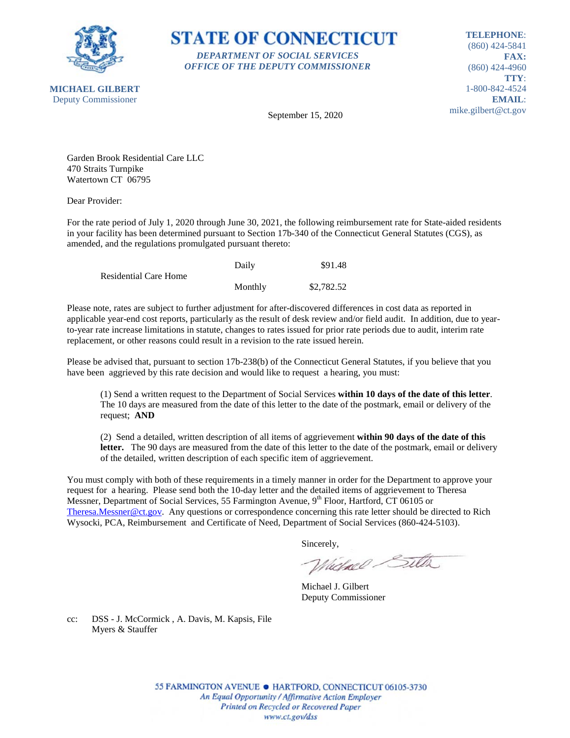**STATE OF CONNECTICUT**

*DEPARTMENT OF SOCIAL SERVICES*
*OFFICE OF THE DEPUTY COMMISSIONER*

**MICHAEL GILBERT**
Deputy Commissioner

**TELEPHONE**: (860) 424-5841
**FAX:** (860) 424-4960
**TTY**: 1-800-842-4524
**EMAIL**: mike.gilbert@ct.gov

September 15, 2020

Garden Brook Residential Care LLC
470 Straits Turnpike
Watertown CT 06795

Dear Provider:

For the rate period of July 1, 2020 through June 30, 2021, the following reimbursement rate for State-aided residents in your facility has been determined pursuant to Section 17b-340 of the Connecticut General Statutes (CGS), as amended, and the regulations promulgated pursuant thereto:

| | | |
|---|---|---|
| Residential Care Home | Daily | $91.48 |
| | Monthly | $2,782.52 |

Please note, rates are subject to further adjustment for after-discovered differences in cost data as reported in applicable year-end cost reports, particularly as the result of desk review and/or field audit. In addition, due to year-to-year rate increase limitations in statute, changes to rates issued for prior rate periods due to audit, interim rate replacement, or other reasons could result in a revision to the rate issued herein.

Please be advised that, pursuant to section 17b-238(b) of the Connecticut General Statutes, if you believe that you have been aggrieved by this rate decision and would like to request a hearing, you must:

(1) Send a written request to the Department of Social Services **within 10 days of the date of this letter**. The 10 days are measured from the date of this letter to the date of the postmark, email or delivery of the request; **AND**

(2) Send a detailed, written description of all items of aggrievement **within 90 days of the date of this letter.** The 90 days are measured from the date of this letter to the date of the postmark, email or delivery of the detailed, written description of each specific item of aggrievement.

You must comply with both of these requirements in a timely manner in order for the Department to approve your request for a hearing. Please send both the 10-day letter and the detailed items of aggrievement to Theresa Messner, Department of Social Services, 55 Farmington Avenue, 9th Floor, Hartford, CT 06105 or Theresa.Messner@ct.gov. Any questions or correspondence concerning this rate letter should be directed to Rich Wysocki, PCA, Reimbursement and Certificate of Need, Department of Social Services (860-424-5103).

Sincerely,

Michael J. Gilbert
Deputy Commissioner

cc: DSS - J. McCormick , A. Davis, M. Kapsis, File
Myers & Stauffer

55 FARMINGTON AVENUE • HARTFORD, CONNECTICUT 06105-3730
*An Equal Opportunity / Affirmative Action Employer*
*Printed on Recycled or Recovered Paper*
*www.ct.gov/dss*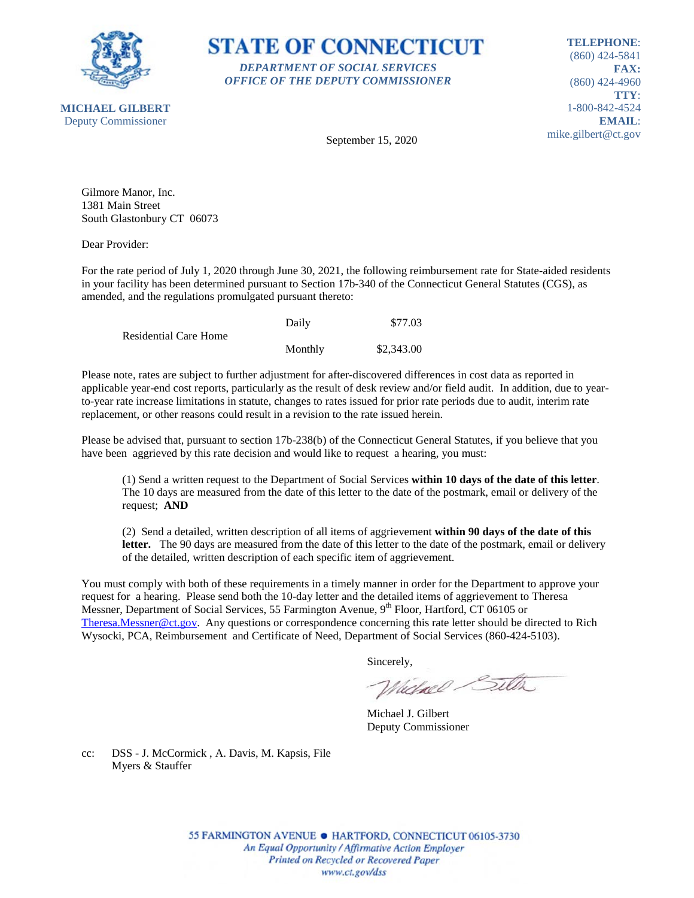**STATE OF CONNECTICUT**

*DEPARTMENT OF SOCIAL SERVICES*
*OFFICE OF THE DEPUTY COMMISSIONER*

**MICHAEL GILBERT**
Deputy Commissioner

**TELEPHONE**: (860) 424-5841
**FAX:** (860) 424-4960
**TTY**: 1-800-842-4524
**EMAIL**: mike.gilbert@ct.gov

September 15, 2020

Gilmore Manor, Inc.
1381 Main Street
South Glastonbury CT 06073

Dear Provider:

For the rate period of July 1, 2020 through June 30, 2021, the following reimbursement rate for State-aided residents in your facility has been determined pursuant to Section 17b-340 of the Connecticut General Statutes (CGS), as amended, and the regulations promulgated pursuant thereto:

| | | |
|---|---|---|
| Residential Care Home | Daily | $77.03 |
| | Monthly | $2,343.00 |

Please note, rates are subject to further adjustment for after-discovered differences in cost data as reported in applicable year-end cost reports, particularly as the result of desk review and/or field audit. In addition, due to year-to-year rate increase limitations in statute, changes to rates issued for prior rate periods due to audit, interim rate replacement, or other reasons could result in a revision to the rate issued herein.

Please be advised that, pursuant to section 17b-238(b) of the Connecticut General Statutes, if you believe that you have been aggrieved by this rate decision and would like to request a hearing, you must:

(1) Send a written request to the Department of Social Services **within 10 days of the date of this letter**. The 10 days are measured from the date of this letter to the date of the postmark, email or delivery of the request; **AND**

(2) Send a detailed, written description of all items of aggrievement **within 90 days of the date of this letter.** The 90 days are measured from the date of this letter to the date of the postmark, email or delivery of the detailed, written description of each specific item of aggrievement.

You must comply with both of these requirements in a timely manner in order for the Department to approve your request for a hearing. Please send both the 10-day letter and the detailed items of aggrievement to Theresa Messner, Department of Social Services, 55 Farmington Avenue, 9th Floor, Hartford, CT 06105 or Theresa.Messner@ct.gov. Any questions or correspondence concerning this rate letter should be directed to Rich Wysocki, PCA, Reimbursement and Certificate of Need, Department of Social Services (860-424-5103).

Sincerely,

Michael J. Gilbert
Deputy Commissioner

cc: DSS - J. McCormick , A. Davis, M. Kapsis, File
Myers & Stauffer

55 FARMINGTON AVENUE • HARTFORD, CONNECTICUT 06105-3730
*An Equal Opportunity / Affirmative Action Employer*
*Printed on Recycled or Recovered Paper*
*www.ct.gov/dss*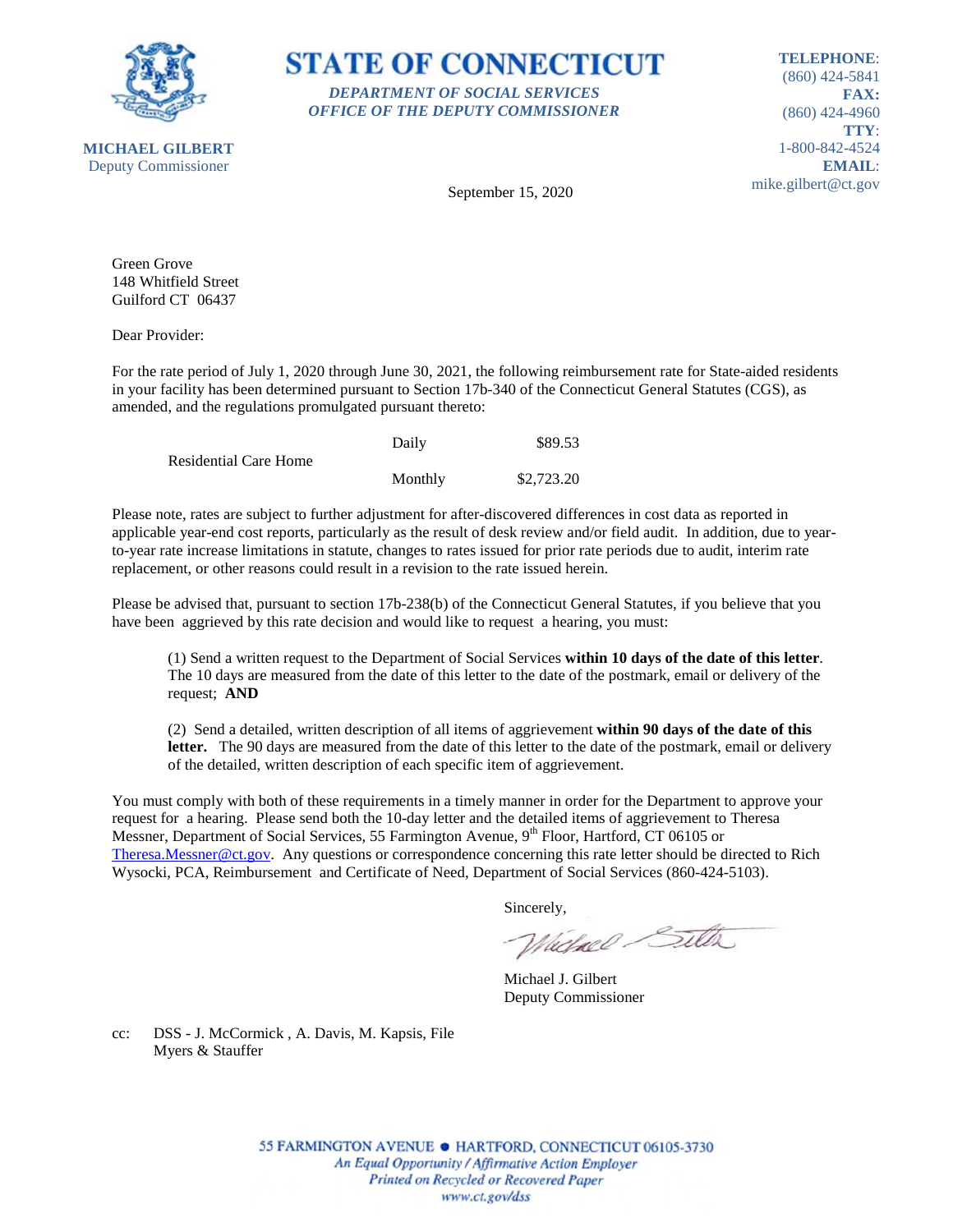**STATE OF CONNECTICUT**

***DEPARTMENT OF SOCIAL SERVICES***
***OFFICE OF THE DEPUTY COMMISSIONER***

**MICHAEL GILBERT**
Deputy Commissioner

**TELEPHONE**: (860) 424-5841
**FAX:** (860) 424-4960
**TTY**: 1-800-842-4524
**EMAIL**: mike.gilbert@ct.gov

September 15, 2020

Green Grove
148 Whitfield Street
Guilford CT 06437

Dear Provider:

For the rate period of July 1, 2020 through June 30, 2021, the following reimbursement rate for State-aided residents in your facility has been determined pursuant to Section 17b-340 of the Connecticut General Statutes (CGS), as amended, and the regulations promulgated pursuant thereto:

| | | |
|---|---|---|
| Residential Care Home | Daily | $89.53 |
| | Monthly | $2,723.20 |

Please note, rates are subject to further adjustment for after-discovered differences in cost data as reported in applicable year-end cost reports, particularly as the result of desk review and/or field audit. In addition, due to year-to-year rate increase limitations in statute, changes to rates issued for prior rate periods due to audit, interim rate replacement, or other reasons could result in a revision to the rate issued herein.

Please be advised that, pursuant to section 17b-238(b) of the Connecticut General Statutes, if you believe that you have been aggrieved by this rate decision and would like to request a hearing, you must:

(1) Send a written request to the Department of Social Services **within 10 days of the date of this letter**. The 10 days are measured from the date of this letter to the date of the postmark, email or delivery of the request; **AND**

(2) Send a detailed, written description of all items of aggrievement **within 90 days of the date of this letter.** The 90 days are measured from the date of this letter to the date of the postmark, email or delivery of the detailed, written description of each specific item of aggrievement.

You must comply with both of these requirements in a timely manner in order for the Department to approve your request for a hearing. Please send both the 10-day letter and the detailed items of aggrievement to Theresa Messner, Department of Social Services, 55 Farmington Avenue, 9th Floor, Hartford, CT 06105 or Theresa.Messner@ct.gov. Any questions or correspondence concerning this rate letter should be directed to Rich Wysocki, PCA, Reimbursement and Certificate of Need, Department of Social Services (860-424-5103).

Sincerely,

Michael J. Gilbert
Deputy Commissioner

cc: DSS - J. McCormick , A. Davis, M. Kapsis, File
Myers & Stauffer

55 FARMINGTON AVENUE • HARTFORD, CONNECTICUT 06105-3730
*An Equal Opportunity / Affirmative Action Employer*
*Printed on Recycled or Recovered Paper*
*www.ct.gov/dss*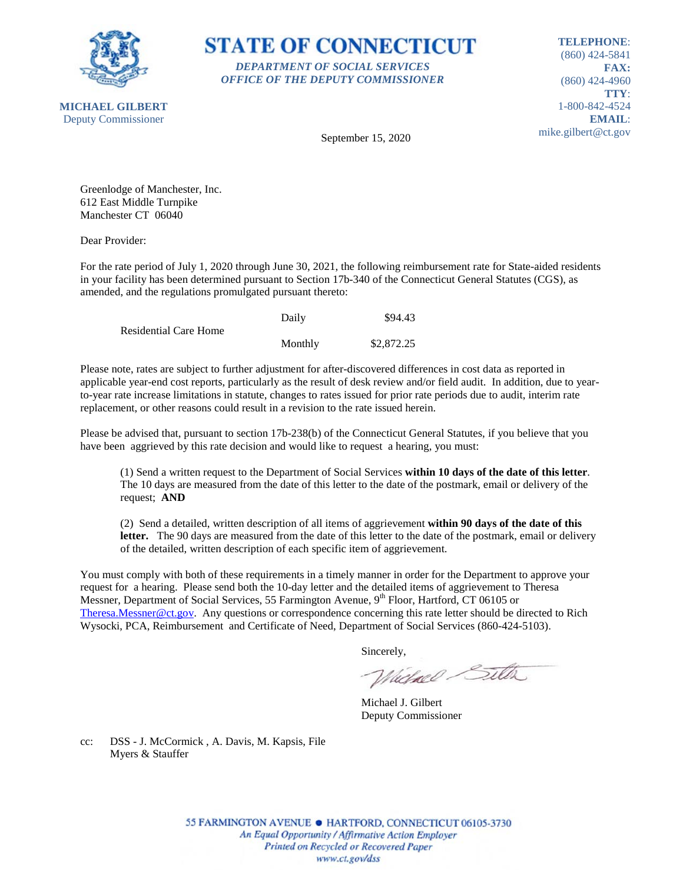**MICHAEL GILBERT**
Deputy Commissioner

# STATE OF CONNECTICUT

***DEPARTMENT OF SOCIAL SERVICES***
***OFFICE OF THE DEPUTY COMMISSIONER***

**TELEPHONE**: (860) 424-5841
**FAX:** (860) 424-4960
**TTY**: 1-800-842-4524
**EMAIL**: mike.gilbert@ct.gov

September 15, 2020

Greenlodge of Manchester, Inc.
612 East Middle Turnpike
Manchester CT 06040

Dear Provider:

For the rate period of July 1, 2020 through June 30, 2021, the following reimbursement rate for State-aided residents in your facility has been determined pursuant to Section 17b-340 of the Connecticut General Statutes (CGS), as amended, and the regulations promulgated pursuant thereto:

| | | |
|---|---|---|
| Residential Care Home | Daily | $94.43 |
| | Monthly | $2,872.25 |

Please note, rates are subject to further adjustment for after-discovered differences in cost data as reported in applicable year-end cost reports, particularly as the result of desk review and/or field audit. In addition, due to year-to-year rate increase limitations in statute, changes to rates issued for prior rate periods due to audit, interim rate replacement, or other reasons could result in a revision to the rate issued herein.

Please be advised that, pursuant to section 17b-238(b) of the Connecticut General Statutes, if you believe that you have been aggrieved by this rate decision and would like to request a hearing, you must:

(1) Send a written request to the Department of Social Services **within 10 days of the date of this letter**. The 10 days are measured from the date of this letter to the date of the postmark, email or delivery of the request; **AND**

(2) Send a detailed, written description of all items of aggrievement **within 90 days of the date of this letter.** The 90 days are measured from the date of this letter to the date of the postmark, email or delivery of the detailed, written description of each specific item of aggrievement.

You must comply with both of these requirements in a timely manner in order for the Department to approve your request for a hearing. Please send both the 10-day letter and the detailed items of aggrievement to Theresa Messner, Department of Social Services, 55 Farmington Avenue, 9th Floor, Hartford, CT 06105 or Theresa.Messner@ct.gov. Any questions or correspondence concerning this rate letter should be directed to Rich Wysocki, PCA, Reimbursement and Certificate of Need, Department of Social Services (860-424-5103).

Sincerely,

Michael J. Gilbert
Deputy Commissioner

cc: DSS - J. McCormick , A. Davis, M. Kapsis, File
Myers & Stauffer

55 FARMINGTON AVENUE • HARTFORD, CONNECTICUT 06105-3730
*An Equal Opportunity / Affirmative Action Employer*
*Printed on Recycled or Recovered Paper*
*www.ct.gov/dss*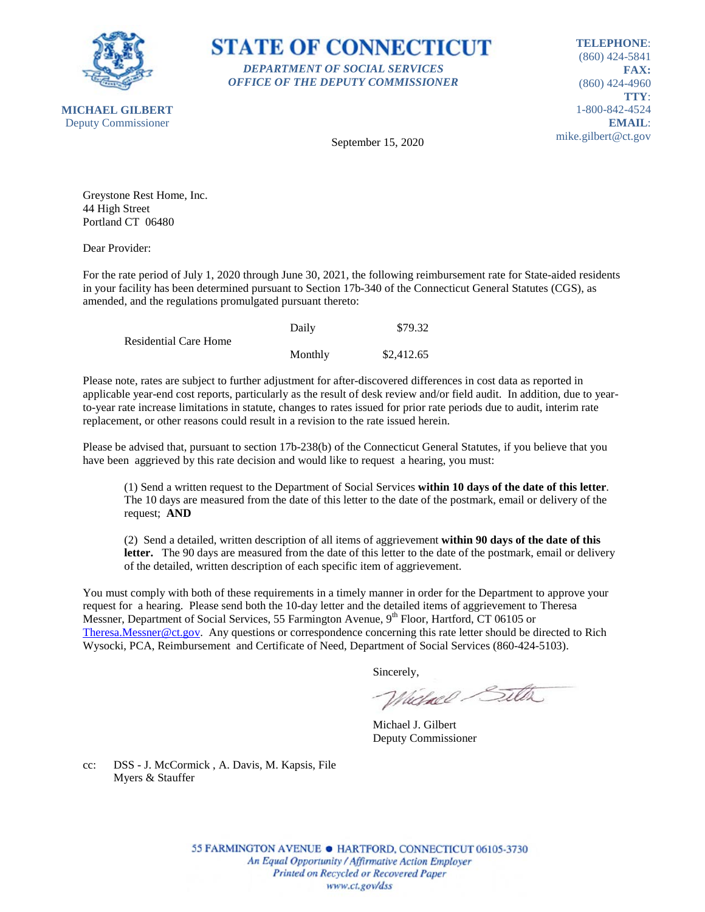**STATE OF CONNECTICUT**

***DEPARTMENT OF SOCIAL SERVICES***
***OFFICE OF THE DEPUTY COMMISSIONER***

**MICHAEL GILBERT**
Deputy Commissioner

**TELEPHONE**:
(860) 424-5841
**FAX:**
(860) 424-4960
**TTY**:
1-800-842-4524
**EMAIL**:
mike.gilbert@ct.gov

September 15, 2020

Greystone Rest Home, Inc.
44 High Street
Portland CT 06480

Dear Provider:

For the rate period of July 1, 2020 through June 30, 2021, the following reimbursement rate for State-aided residents in your facility has been determined pursuant to Section 17b-340 of the Connecticut General Statutes (CGS), as amended, and the regulations promulgated pursuant thereto:

| | | |
|---|---|---|
| Residential Care Home | Daily | $79.32 |
| | Monthly | $2,412.65 |

Please note, rates are subject to further adjustment for after-discovered differences in cost data as reported in applicable year-end cost reports, particularly as the result of desk review and/or field audit. In addition, due to year-to-year rate increase limitations in statute, changes to rates issued for prior rate periods due to audit, interim rate replacement, or other reasons could result in a revision to the rate issued herein.

Please be advised that, pursuant to section 17b-238(b) of the Connecticut General Statutes, if you believe that you have been aggrieved by this rate decision and would like to request a hearing, you must:

(1) Send a written request to the Department of Social Services **within 10 days of the date of this letter**. The 10 days are measured from the date of this letter to the date of the postmark, email or delivery of the request; **AND**

(2) Send a detailed, written description of all items of aggrievement **within 90 days of the date of this letter.** The 90 days are measured from the date of this letter to the date of the postmark, email or delivery of the detailed, written description of each specific item of aggrievement.

You must comply with both of these requirements in a timely manner in order for the Department to approve your request for a hearing. Please send both the 10-day letter and the detailed items of aggrievement to Theresa Messner, Department of Social Services, 55 Farmington Avenue, 9th Floor, Hartford, CT 06105 or Theresa.Messner@ct.gov. Any questions or correspondence concerning this rate letter should be directed to Rich Wysocki, PCA, Reimbursement and Certificate of Need, Department of Social Services (860-424-5103).

Sincerely,

Michael J. Gilbert
Deputy Commissioner

cc: DSS - J. McCormick , A. Davis, M. Kapsis, File
Myers & Stauffer

55 FARMINGTON AVENUE • HARTFORD, CONNECTICUT 06105-3730
*An Equal Opportunity / Affirmative Action Employer*
*Printed on Recycled or Recovered Paper*
*www.ct.gov/dss*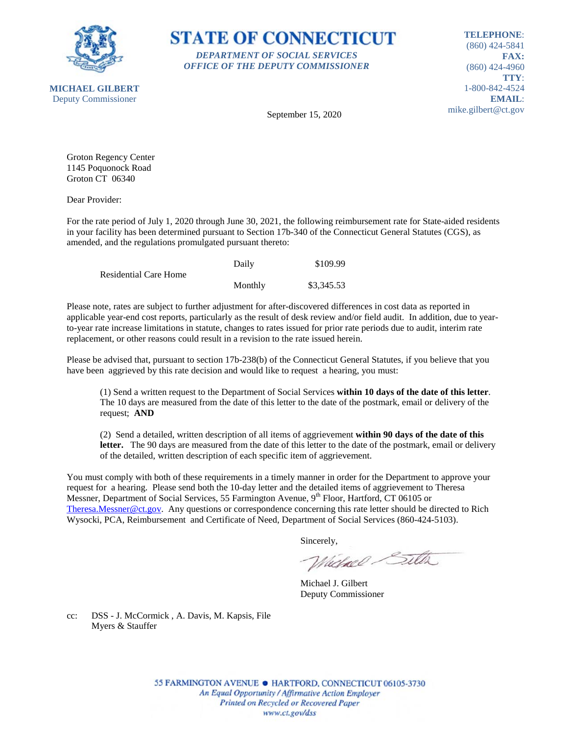**STATE OF CONNECTICUT**

***DEPARTMENT OF SOCIAL SERVICES***
***OFFICE OF THE DEPUTY COMMISSIONER***

**MICHAEL GILBERT**
Deputy Commissioner

**TELEPHONE**:
(860) 424-5841
**FAX:**
(860) 424-4960
**TTY**:
1-800-842-4524
**EMAIL**:
mike.gilbert@ct.gov

September 15, 2020

Groton Regency Center
1145 Poquonock Road
Groton CT 06340

Dear Provider:

For the rate period of July 1, 2020 through June 30, 2021, the following reimbursement rate for State-aided residents in your facility has been determined pursuant to Section 17b-340 of the Connecticut General Statutes (CGS), as amended, and the regulations promulgated pursuant thereto:

| | | |
|---|---|---|
| Residential Care Home | Daily | $109.99 |
| | Monthly | $3,345.53 |

Please note, rates are subject to further adjustment for after-discovered differences in cost data as reported in applicable year-end cost reports, particularly as the result of desk review and/or field audit. In addition, due to year-to-year rate increase limitations in statute, changes to rates issued for prior rate periods due to audit, interim rate replacement, or other reasons could result in a revision to the rate issued herein.

Please be advised that, pursuant to section 17b-238(b) of the Connecticut General Statutes, if you believe that you have been aggrieved by this rate decision and would like to request a hearing, you must:

(1) Send a written request to the Department of Social Services **within 10 days of the date of this letter**. The 10 days are measured from the date of this letter to the date of the postmark, email or delivery of the request; **AND**

(2) Send a detailed, written description of all items of aggrievement **within 90 days of the date of this letter.** The 90 days are measured from the date of this letter to the date of the postmark, email or delivery of the detailed, written description of each specific item of aggrievement.

You must comply with both of these requirements in a timely manner in order for the Department to approve your request for a hearing. Please send both the 10-day letter and the detailed items of aggrievement to Theresa Messner, Department of Social Services, 55 Farmington Avenue, 9th Floor, Hartford, CT 06105 or Theresa.Messner@ct.gov. Any questions or correspondence concerning this rate letter should be directed to Rich Wysocki, PCA, Reimbursement and Certificate of Need, Department of Social Services (860-424-5103).

Sincerely,

Michael J. Gilbert
Deputy Commissioner

cc: DSS - J. McCormick , A. Davis, M. Kapsis, File
Myers & Stauffer

55 FARMINGTON AVENUE • HARTFORD, CONNECTICUT 06105-3730
*An Equal Opportunity / Affirmative Action Employer*
*Printed on Recycled or Recovered Paper*
*www.ct.gov/dss*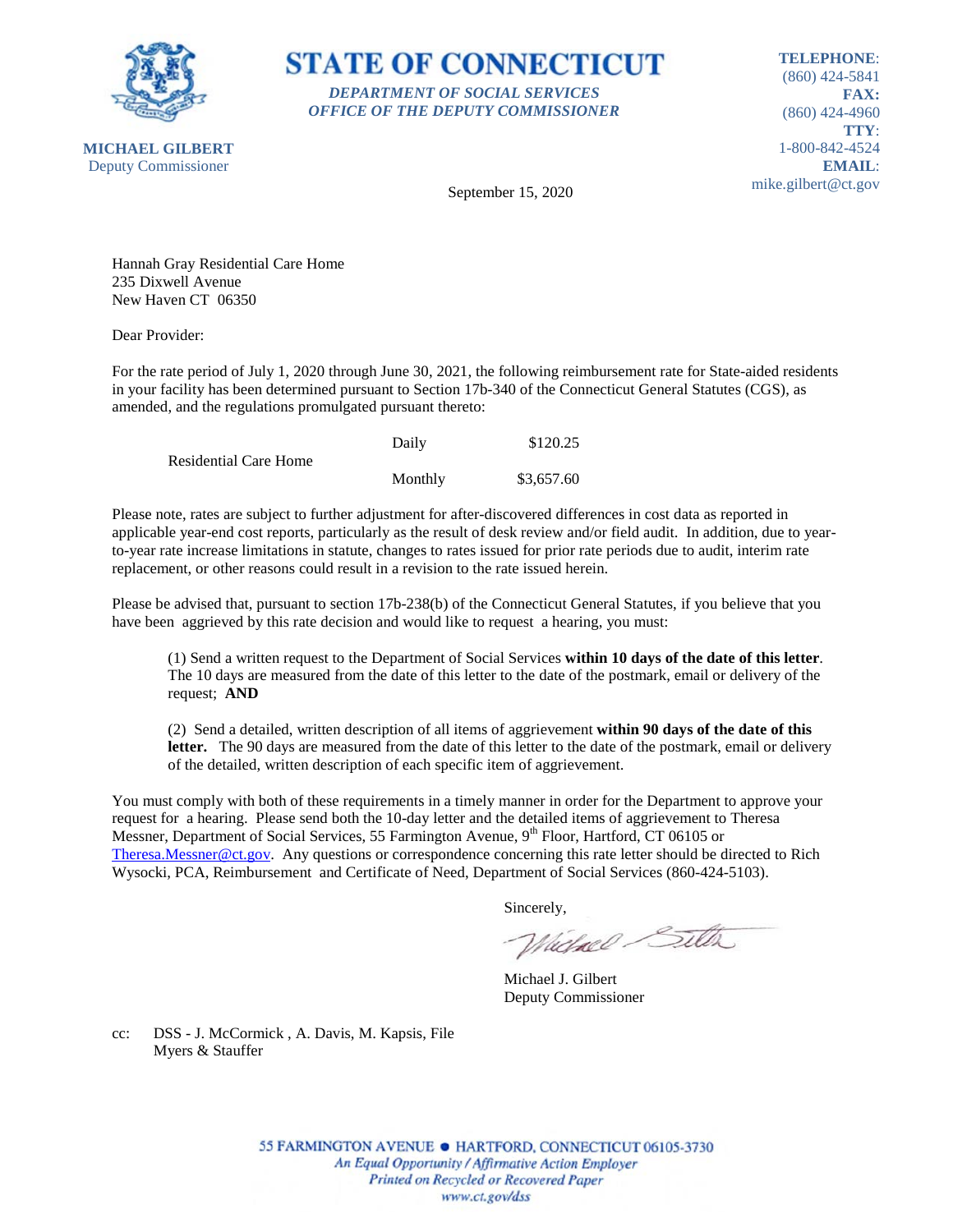**STATE OF CONNECTICUT**

*DEPARTMENT OF SOCIAL SERVICES*
*OFFICE OF THE DEPUTY COMMISSIONER*

**MICHAEL GILBERT**
Deputy Commissioner

**TELEPHONE**: (860) 424-5841
**FAX:** (860) 424-4960
**TTY**: 1-800-842-4524
**EMAIL**: mike.gilbert@ct.gov

September 15, 2020

Hannah Gray Residential Care Home
235 Dixwell Avenue
New Haven CT 06350

Dear Provider:

For the rate period of July 1, 2020 through June 30, 2021, the following reimbursement rate for State-aided residents in your facility has been determined pursuant to Section 17b-340 of the Connecticut General Statutes (CGS), as amended, and the regulations promulgated pursuant thereto:

| | | |
|---|---|---|
| Residential Care Home | Daily | $120.25 |
| | Monthly | $3,657.60 |

Please note, rates are subject to further adjustment for after-discovered differences in cost data as reported in applicable year-end cost reports, particularly as the result of desk review and/or field audit. In addition, due to year-to-year rate increase limitations in statute, changes to rates issued for prior rate periods due to audit, interim rate replacement, or other reasons could result in a revision to the rate issued herein.

Please be advised that, pursuant to section 17b-238(b) of the Connecticut General Statutes, if you believe that you have been aggrieved by this rate decision and would like to request a hearing, you must:

(1) Send a written request to the Department of Social Services **within 10 days of the date of this letter**. The 10 days are measured from the date of this letter to the date of the postmark, email or delivery of the request; **AND**

(2) Send a detailed, written description of all items of aggrievement **within 90 days of the date of this letter.** The 90 days are measured from the date of this letter to the date of the postmark, email or delivery of the detailed, written description of each specific item of aggrievement.

You must comply with both of these requirements in a timely manner in order for the Department to approve your request for a hearing. Please send both the 10-day letter and the detailed items of aggrievement to Theresa Messner, Department of Social Services, 55 Farmington Avenue, 9th Floor, Hartford, CT 06105 or Theresa.Messner@ct.gov. Any questions or correspondence concerning this rate letter should be directed to Rich Wysocki, PCA, Reimbursement and Certificate of Need, Department of Social Services (860-424-5103).

Sincerely,

Michael J. Gilbert
Deputy Commissioner

cc: DSS - J. McCormick , A. Davis, M. Kapsis, File
Myers & Stauffer

55 FARMINGTON AVENUE • HARTFORD, CONNECTICUT 06105-3730
*An Equal Opportunity / Affirmative Action Employer*
*Printed on Recycled or Recovered Paper*
*www.ct.gov/dss*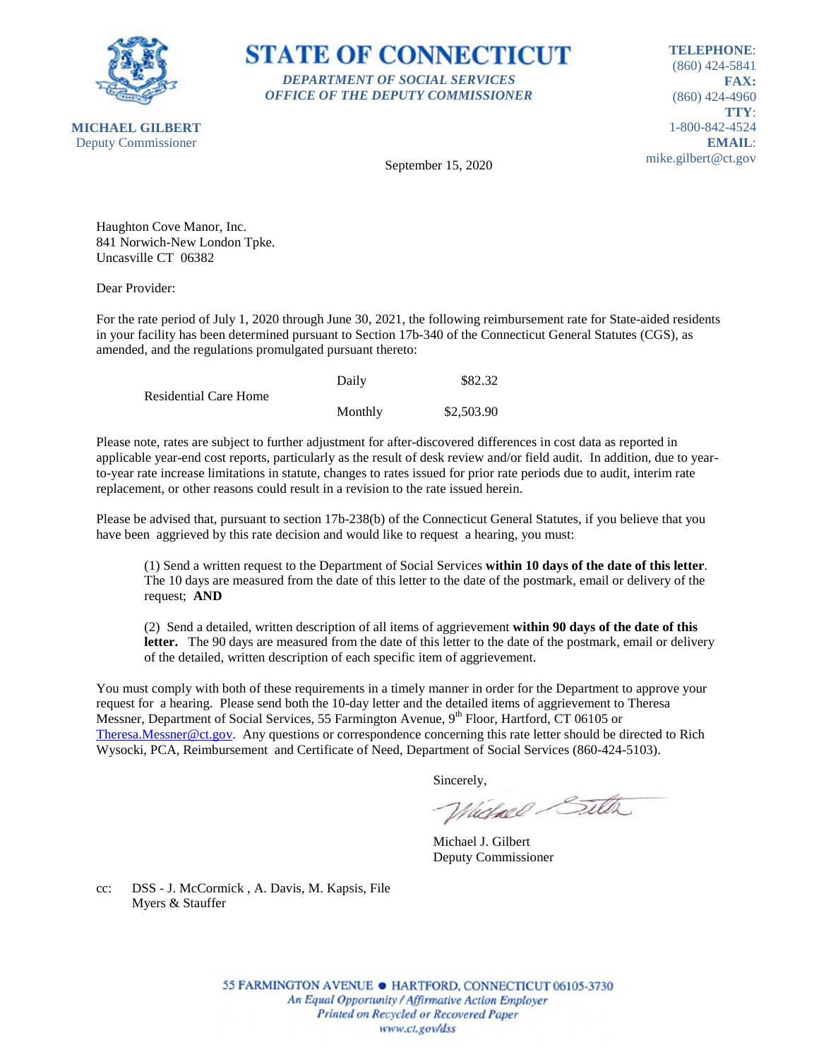**STATE OF CONNECTICUT**

***DEPARTMENT OF SOCIAL SERVICES***
***OFFICE OF THE DEPUTY COMMISSIONER***

**MICHAEL GILBERT**
Deputy Commissioner

**TELEPHONE**: (860) 424-5841
**FAX:** (860) 424-4960
**TTY**: 1-800-842-4524
**EMAIL**: mike.gilbert@ct.gov

September 15, 2020

Haughton Cove Manor, Inc.
841 Norwich-New London Tpke.
Uncasville CT 06382

Dear Provider:

For the rate period of July 1, 2020 through June 30, 2021, the following reimbursement rate for State-aided residents in your facility has been determined pursuant to Section 17b-340 of the Connecticut General Statutes (CGS), as amended, and the regulations promulgated pursuant thereto:

| | | |
|---|---|---|
| Residential Care Home | Daily | $82.32 |
| | Monthly | $2,503.90 |

Please note, rates are subject to further adjustment for after-discovered differences in cost data as reported in applicable year-end cost reports, particularly as the result of desk review and/or field audit. In addition, due to year-to-year rate increase limitations in statute, changes to rates issued for prior rate periods due to audit, interim rate replacement, or other reasons could result in a revision to the rate issued herein.

Please be advised that, pursuant to section 17b-238(b) of the Connecticut General Statutes, if you believe that you have been aggrieved by this rate decision and would like to request a hearing, you must:

(1) Send a written request to the Department of Social Services **within 10 days of the date of this letter**. The 10 days are measured from the date of this letter to the date of the postmark, email or delivery of the request; **AND**

(2) Send a detailed, written description of all items of aggrievement **within 90 days of the date of this letter.** The 90 days are measured from the date of this letter to the date of the postmark, email or delivery of the detailed, written description of each specific item of aggrievement.

You must comply with both of these requirements in a timely manner in order for the Department to approve your request for a hearing. Please send both the 10-day letter and the detailed items of aggrievement to Theresa Messner, Department of Social Services, 55 Farmington Avenue, 9th Floor, Hartford, CT 06105 or Theresa.Messner@ct.gov. Any questions or correspondence concerning this rate letter should be directed to Rich Wysocki, PCA, Reimbursement and Certificate of Need, Department of Social Services (860-424-5103).

Sincerely,

Michael J. Gilbert
Deputy Commissioner

cc: DSS - J. McCormick , A. Davis, M. Kapsis, File
Myers & Stauffer

55 FARMINGTON AVENUE • HARTFORD, CONNECTICUT 06105-3730
*An Equal Opportunity / Affirmative Action Employer*
*Printed on Recycled or Recovered Paper*
*www.ct.gov/dss*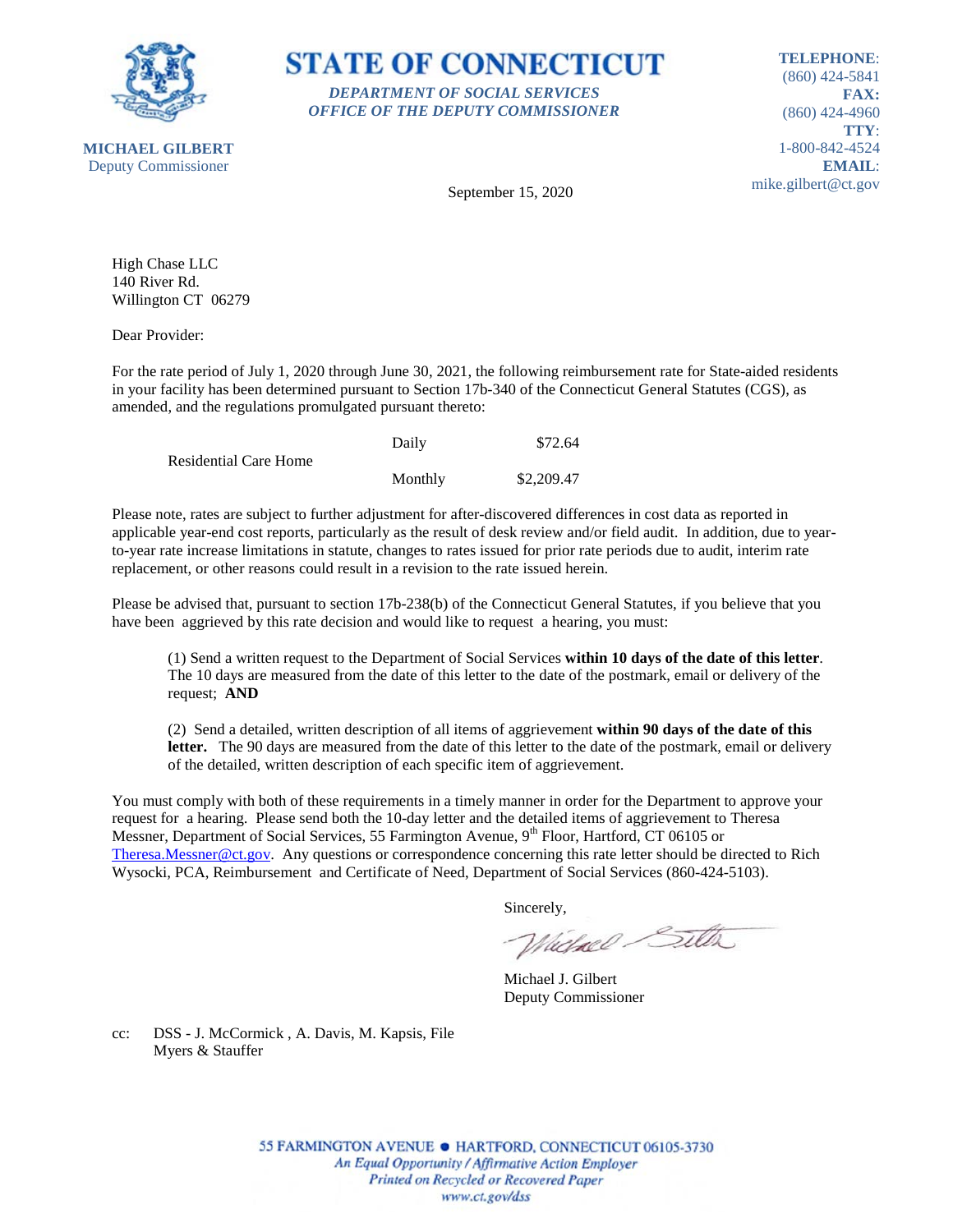**STATE OF CONNECTICUT**

*DEPARTMENT OF SOCIAL SERVICES*
*OFFICE OF THE DEPUTY COMMISSIONER*

**MICHAEL GILBERT**
Deputy Commissioner

**TELEPHONE**: (860) 424-5841
**FAX:** (860) 424-4960
**TTY**: 1-800-842-4524
**EMAIL**: mike.gilbert@ct.gov

September 15, 2020

High Chase LLC
140 River Rd.
Willington CT 06279

Dear Provider:

For the rate period of July 1, 2020 through June 30, 2021, the following reimbursement rate for State-aided residents in your facility has been determined pursuant to Section 17b-340 of the Connecticut General Statutes (CGS), as amended, and the regulations promulgated pursuant thereto:

| | | |
|---|---|---|
| Residential Care Home | Daily | $72.64 |
| | Monthly | $2,209.47 |

Please note, rates are subject to further adjustment for after-discovered differences in cost data as reported in applicable year-end cost reports, particularly as the result of desk review and/or field audit. In addition, due to year-to-year rate increase limitations in statute, changes to rates issued for prior rate periods due to audit, interim rate replacement, or other reasons could result in a revision to the rate issued herein.

Please be advised that, pursuant to section 17b-238(b) of the Connecticut General Statutes, if you believe that you have been aggrieved by this rate decision and would like to request a hearing, you must:

(1) Send a written request to the Department of Social Services **within 10 days of the date of this letter**. The 10 days are measured from the date of this letter to the date of the postmark, email or delivery of the request; **AND**

(2) Send a detailed, written description of all items of aggrievement **within 90 days of the date of this letter.** The 90 days are measured from the date of this letter to the date of the postmark, email or delivery of the detailed, written description of each specific item of aggrievement.

You must comply with both of these requirements in a timely manner in order for the Department to approve your request for a hearing. Please send both the 10-day letter and the detailed items of aggrievement to Theresa Messner, Department of Social Services, 55 Farmington Avenue, 9th Floor, Hartford, CT 06105 or Theresa.Messner@ct.gov. Any questions or correspondence concerning this rate letter should be directed to Rich Wysocki, PCA, Reimbursement and Certificate of Need, Department of Social Services (860-424-5103).

Sincerely,

Michael J. Gilbert
Deputy Commissioner

cc: DSS - J. McCormick , A. Davis, M. Kapsis, File
Myers & Stauffer

55 FARMINGTON AVENUE • HARTFORD, CONNECTICUT 06105-3730
*An Equal Opportunity / Affirmative Action Employer*
*Printed on Recycled or Recovered Paper*
*www.ct.gov/dss*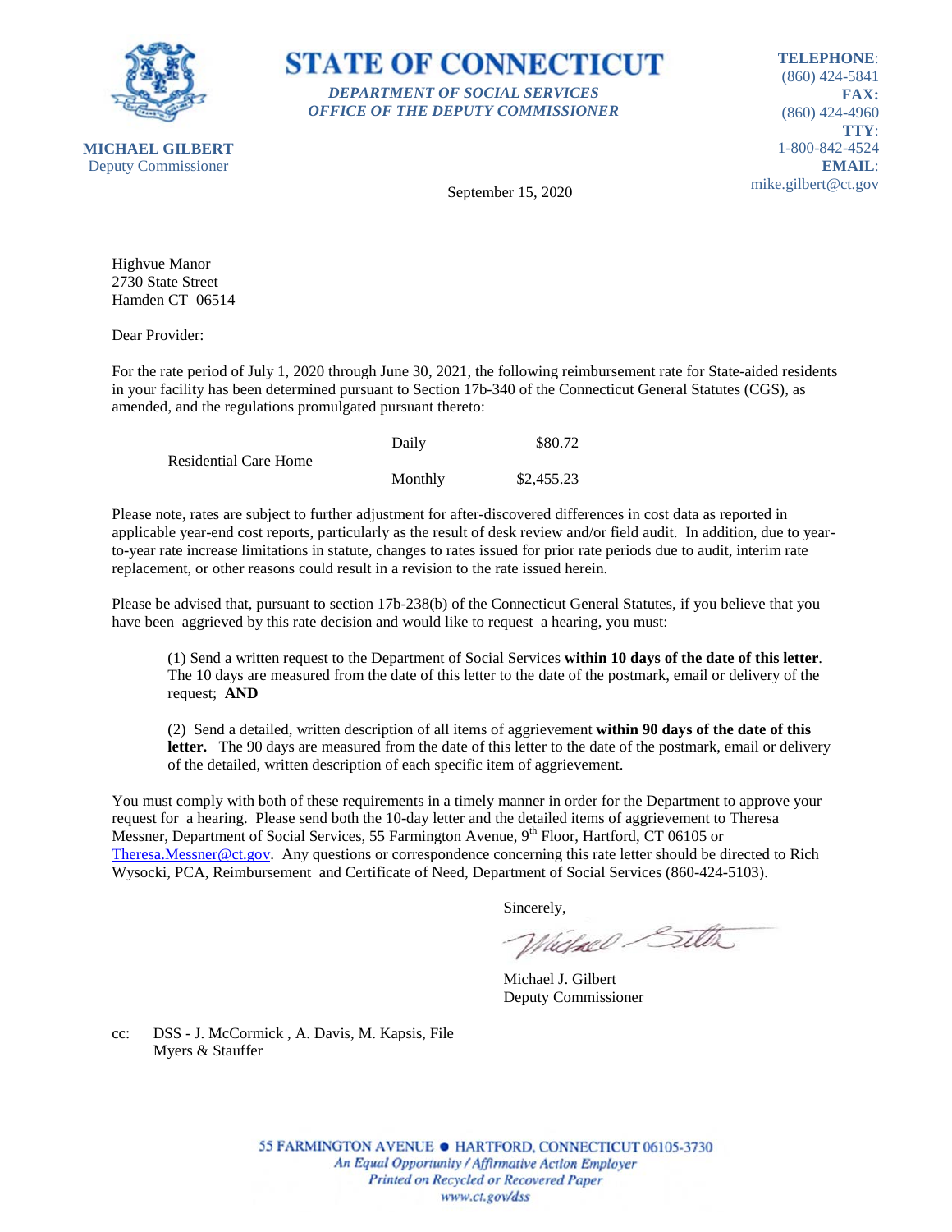**STATE OF CONNECTICUT**

***DEPARTMENT OF SOCIAL SERVICES***
***OFFICE OF THE DEPUTY COMMISSIONER***

**MICHAEL GILBERT**
Deputy Commissioner

**TELEPHONE**: (860) 424-5841
**FAX:** (860) 424-4960
**TTY**: 1-800-842-4524
**EMAIL**: mike.gilbert@ct.gov

September 15, 2020

Highvue Manor
2730 State Street
Hamden CT 06514

Dear Provider:

For the rate period of July 1, 2020 through June 30, 2021, the following reimbursement rate for State-aided residents in your facility has been determined pursuant to Section 17b-340 of the Connecticut General Statutes (CGS), as amended, and the regulations promulgated pursuant thereto:

| | | |
|---|---|---|
| Residential Care Home | Daily | $80.72 |
| | Monthly | $2,455.23 |

Please note, rates are subject to further adjustment for after-discovered differences in cost data as reported in applicable year-end cost reports, particularly as the result of desk review and/or field audit. In addition, due to year-to-year rate increase limitations in statute, changes to rates issued for prior rate periods due to audit, interim rate replacement, or other reasons could result in a revision to the rate issued herein.

Please be advised that, pursuant to section 17b-238(b) of the Connecticut General Statutes, if you believe that you have been aggrieved by this rate decision and would like to request a hearing, you must:

(1) Send a written request to the Department of Social Services **within 10 days of the date of this letter**. The 10 days are measured from the date of this letter to the date of the postmark, email or delivery of the request; **AND**

(2) Send a detailed, written description of all items of aggrievement **within 90 days of the date of this letter.** The 90 days are measured from the date of this letter to the date of the postmark, email or delivery of the detailed, written description of each specific item of aggrievement.

You must comply with both of these requirements in a timely manner in order for the Department to approve your request for a hearing. Please send both the 10-day letter and the detailed items of aggrievement to Theresa Messner, Department of Social Services, 55 Farmington Avenue, 9th Floor, Hartford, CT 06105 or Theresa.Messner@ct.gov. Any questions or correspondence concerning this rate letter should be directed to Rich Wysocki, PCA, Reimbursement and Certificate of Need, Department of Social Services (860-424-5103).

Sincerely,

Michael J. Gilbert
Deputy Commissioner

cc: DSS - J. McCormick , A. Davis, M. Kapsis, File
Myers & Stauffer

55 FARMINGTON AVENUE • HARTFORD, CONNECTICUT 06105-3730
*An Equal Opportunity / Affirmative Action Employer*
*Printed on Recycled or Recovered Paper*
*www.ct.gov/dss*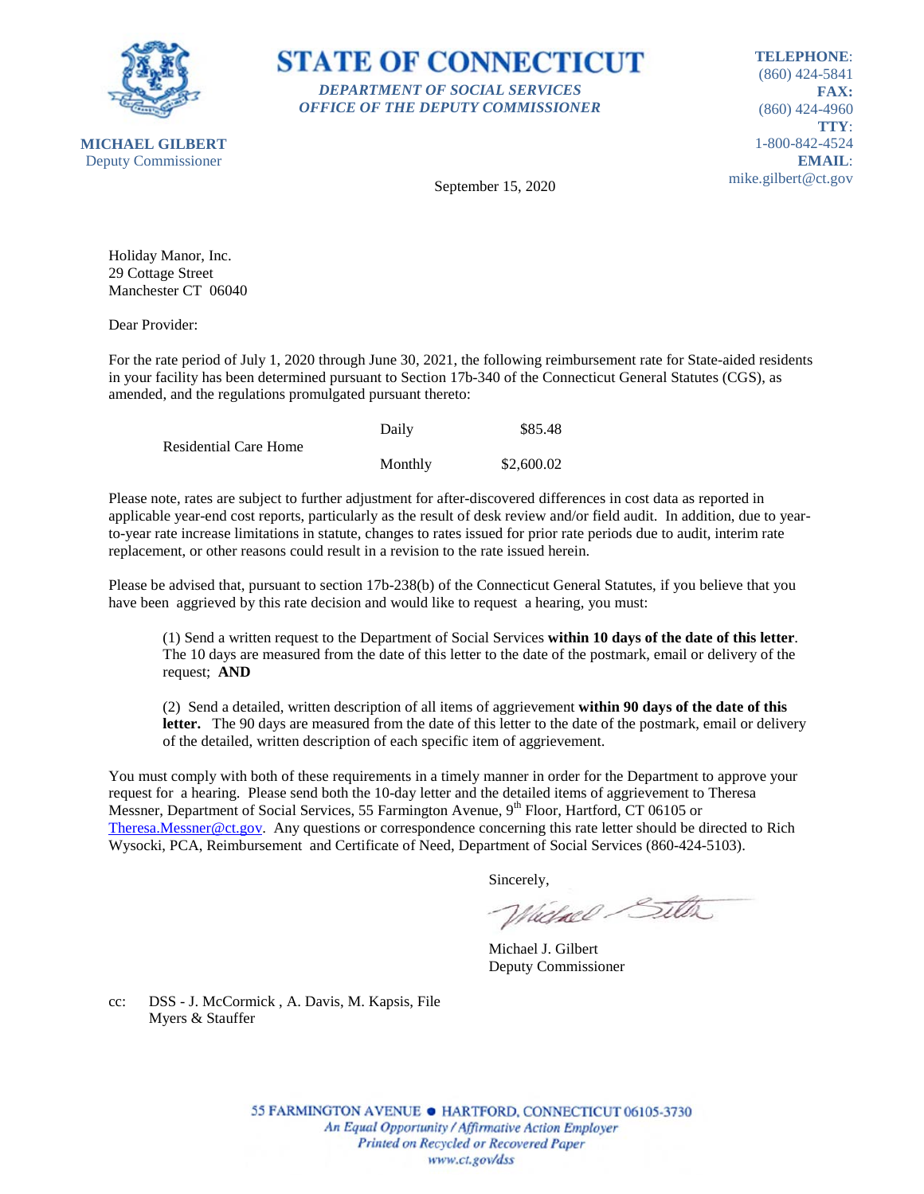**STATE OF CONNECTICUT**

***DEPARTMENT OF SOCIAL SERVICES***
***OFFICE OF THE DEPUTY COMMISSIONER***

**MICHAEL GILBERT**
Deputy Commissioner

**TELEPHONE**: (860) 424-5841
**FAX:** (860) 424-4960
**TTY**: 1-800-842-4524
**EMAIL**: mike.gilbert@ct.gov

September 15, 2020

Holiday Manor, Inc.
29 Cottage Street
Manchester CT 06040

Dear Provider:

For the rate period of July 1, 2020 through June 30, 2021, the following reimbursement rate for State-aided residents in your facility has been determined pursuant to Section 17b-340 of the Connecticut General Statutes (CGS), as amended, and the regulations promulgated pursuant thereto:

| | | |
|---|---|---|
| Residential Care Home | Daily | $85.48 |
| | Monthly | $2,600.02 |

Please note, rates are subject to further adjustment for after-discovered differences in cost data as reported in applicable year-end cost reports, particularly as the result of desk review and/or field audit. In addition, due to year-to-year rate increase limitations in statute, changes to rates issued for prior rate periods due to audit, interim rate replacement, or other reasons could result in a revision to the rate issued herein.

Please be advised that, pursuant to section 17b-238(b) of the Connecticut General Statutes, if you believe that you have been aggrieved by this rate decision and would like to request a hearing, you must:

(1) Send a written request to the Department of Social Services **within 10 days of the date of this letter**. The 10 days are measured from the date of this letter to the date of the postmark, email or delivery of the request; **AND**

(2) Send a detailed, written description of all items of aggrievement **within 90 days of the date of this letter.** The 90 days are measured from the date of this letter to the date of the postmark, email or delivery of the detailed, written description of each specific item of aggrievement.

You must comply with both of these requirements in a timely manner in order for the Department to approve your request for a hearing. Please send both the 10-day letter and the detailed items of aggrievement to Theresa Messner, Department of Social Services, 55 Farmington Avenue, 9th Floor, Hartford, CT 06105 or Theresa.Messner@ct.gov. Any questions or correspondence concerning this rate letter should be directed to Rich Wysocki, PCA, Reimbursement and Certificate of Need, Department of Social Services (860-424-5103).

Sincerely,

Michael J. Gilbert
Deputy Commissioner

cc: DSS - J. McCormick , A. Davis, M. Kapsis, File
Myers & Stauffer

55 FARMINGTON AVENUE • HARTFORD, CONNECTICUT 06105-3730
*An Equal Opportunity / Affirmative Action Employer*
*Printed on Recycled or Recovered Paper*
*www.ct.gov/dss*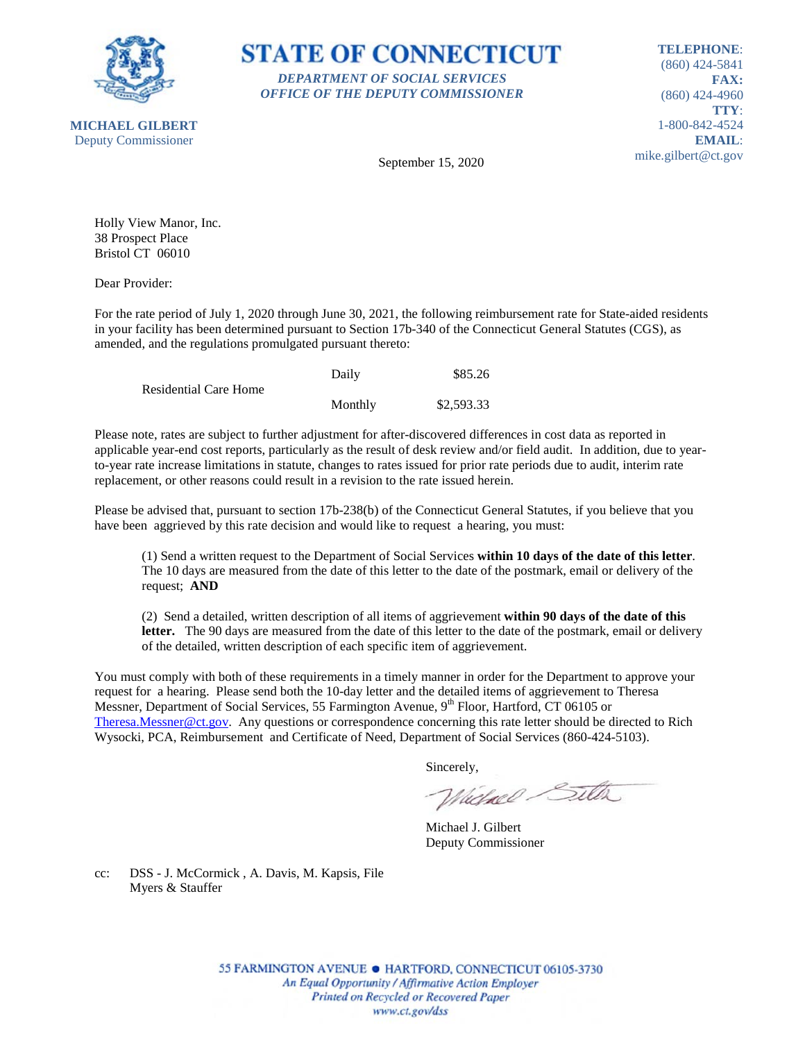**STATE OF CONNECTICUT**

*DEPARTMENT OF SOCIAL SERVICES*
*OFFICE OF THE DEPUTY COMMISSIONER*

**MICHAEL GILBERT**
Deputy Commissioner

**TELEPHONE**: (860) 424-5841
**FAX:** (860) 424-4960
**TTY**: 1-800-842-4524
**EMAIL**: mike.gilbert@ct.gov

September 15, 2020

Holly View Manor, Inc.
38 Prospect Place
Bristol CT 06010

Dear Provider:

For the rate period of July 1, 2020 through June 30, 2021, the following reimbursement rate for State-aided residents in your facility has been determined pursuant to Section 17b-340 of the Connecticut General Statutes (CGS), as amended, and the regulations promulgated pursuant thereto:

| | | |
|---|---|---|
| Residential Care Home | Daily | $85.26 |
| | Monthly | $2,593.33 |

Please note, rates are subject to further adjustment for after-discovered differences in cost data as reported in applicable year-end cost reports, particularly as the result of desk review and/or field audit. In addition, due to year-to-year rate increase limitations in statute, changes to rates issued for prior rate periods due to audit, interim rate replacement, or other reasons could result in a revision to the rate issued herein.

Please be advised that, pursuant to section 17b-238(b) of the Connecticut General Statutes, if you believe that you have been aggrieved by this rate decision and would like to request a hearing, you must:

(1) Send a written request to the Department of Social Services **within 10 days of the date of this letter**. The 10 days are measured from the date of this letter to the date of the postmark, email or delivery of the request; **AND**

(2) Send a detailed, written description of all items of aggrievement **within 90 days of the date of this letter.** The 90 days are measured from the date of this letter to the date of the postmark, email or delivery of the detailed, written description of each specific item of aggrievement.

You must comply with both of these requirements in a timely manner in order for the Department to approve your request for a hearing. Please send both the 10-day letter and the detailed items of aggrievement to Theresa Messner, Department of Social Services, 55 Farmington Avenue, 9th Floor, Hartford, CT 06105 or Theresa.Messner@ct.gov. Any questions or correspondence concerning this rate letter should be directed to Rich Wysocki, PCA, Reimbursement and Certificate of Need, Department of Social Services (860-424-5103).

Sincerely,

Michael J. Gilbert
Deputy Commissioner

cc: DSS - J. McCormick , A. Davis, M. Kapsis, File
Myers & Stauffer

55 FARMINGTON AVENUE • HARTFORD, CONNECTICUT 06105-3730
*An Equal Opportunity / Affirmative Action Employer*
*Printed on Recycled or Recovered Paper*
*www.ct.gov/dss*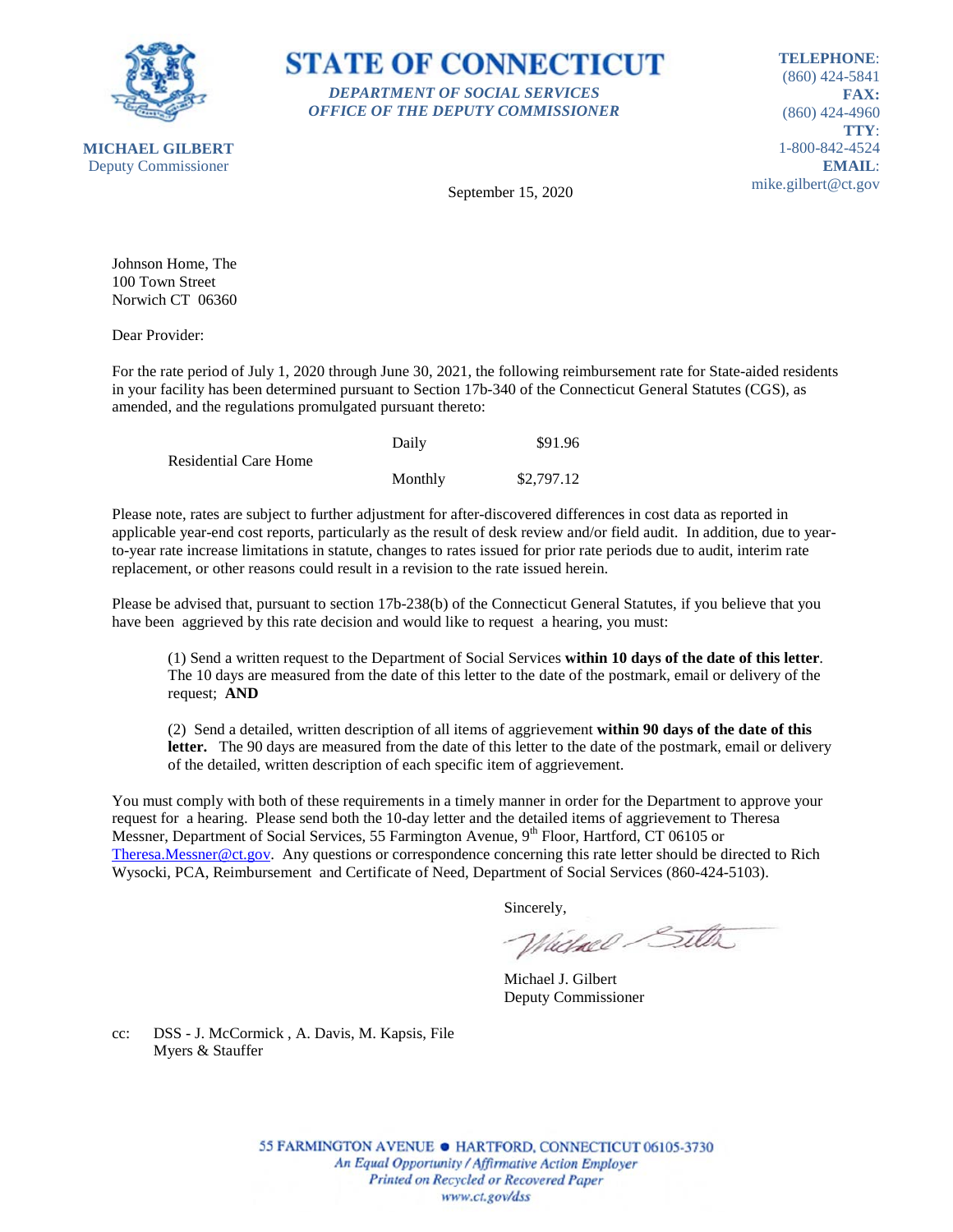**STATE OF CONNECTICUT**

***DEPARTMENT OF SOCIAL SERVICES***
***OFFICE OF THE DEPUTY COMMISSIONER***

**MICHAEL GILBERT**
Deputy Commissioner

**TELEPHONE**: (860) 424-5841
**FAX:** (860) 424-4960
**TTY**: 1-800-842-4524
**EMAIL**: mike.gilbert@ct.gov

September 15, 2020

Johnson Home, The
100 Town Street
Norwich CT 06360

Dear Provider:

For the rate period of July 1, 2020 through June 30, 2021, the following reimbursement rate for State-aided residents in your facility has been determined pursuant to Section 17b-340 of the Connecticut General Statutes (CGS), as amended, and the regulations promulgated pursuant thereto:

| | | |
|---|---|---|
| Residential Care Home | Daily | $91.96 |
| | Monthly | $2,797.12 |

Please note, rates are subject to further adjustment for after-discovered differences in cost data as reported in applicable year-end cost reports, particularly as the result of desk review and/or field audit. In addition, due to year-to-year rate increase limitations in statute, changes to rates issued for prior rate periods due to audit, interim rate replacement, or other reasons could result in a revision to the rate issued herein.

Please be advised that, pursuant to section 17b-238(b) of the Connecticut General Statutes, if you believe that you have been aggrieved by this rate decision and would like to request a hearing, you must:

(1) Send a written request to the Department of Social Services **within 10 days of the date of this letter**. The 10 days are measured from the date of this letter to the date of the postmark, email or delivery of the request; **AND**

(2) Send a detailed, written description of all items of aggrievement **within 90 days of the date of this letter.** The 90 days are measured from the date of this letter to the date of the postmark, email or delivery of the detailed, written description of each specific item of aggrievement.

You must comply with both of these requirements in a timely manner in order for the Department to approve your request for a hearing. Please send both the 10-day letter and the detailed items of aggrievement to Theresa Messner, Department of Social Services, 55 Farmington Avenue, 9th Floor, Hartford, CT 06105 or Theresa.Messner@ct.gov. Any questions or correspondence concerning this rate letter should be directed to Rich Wysocki, PCA, Reimbursement and Certificate of Need, Department of Social Services (860-424-5103).

Sincerely,

Michael J. Gilbert
Deputy Commissioner

cc: DSS - J. McCormick , A. Davis, M. Kapsis, File
Myers & Stauffer

55 FARMINGTON AVENUE • HARTFORD, CONNECTICUT 06105-3730
*An Equal Opportunity / Affirmative Action Employer*
*Printed on Recycled or Recovered Paper*
*www.ct.gov/dss*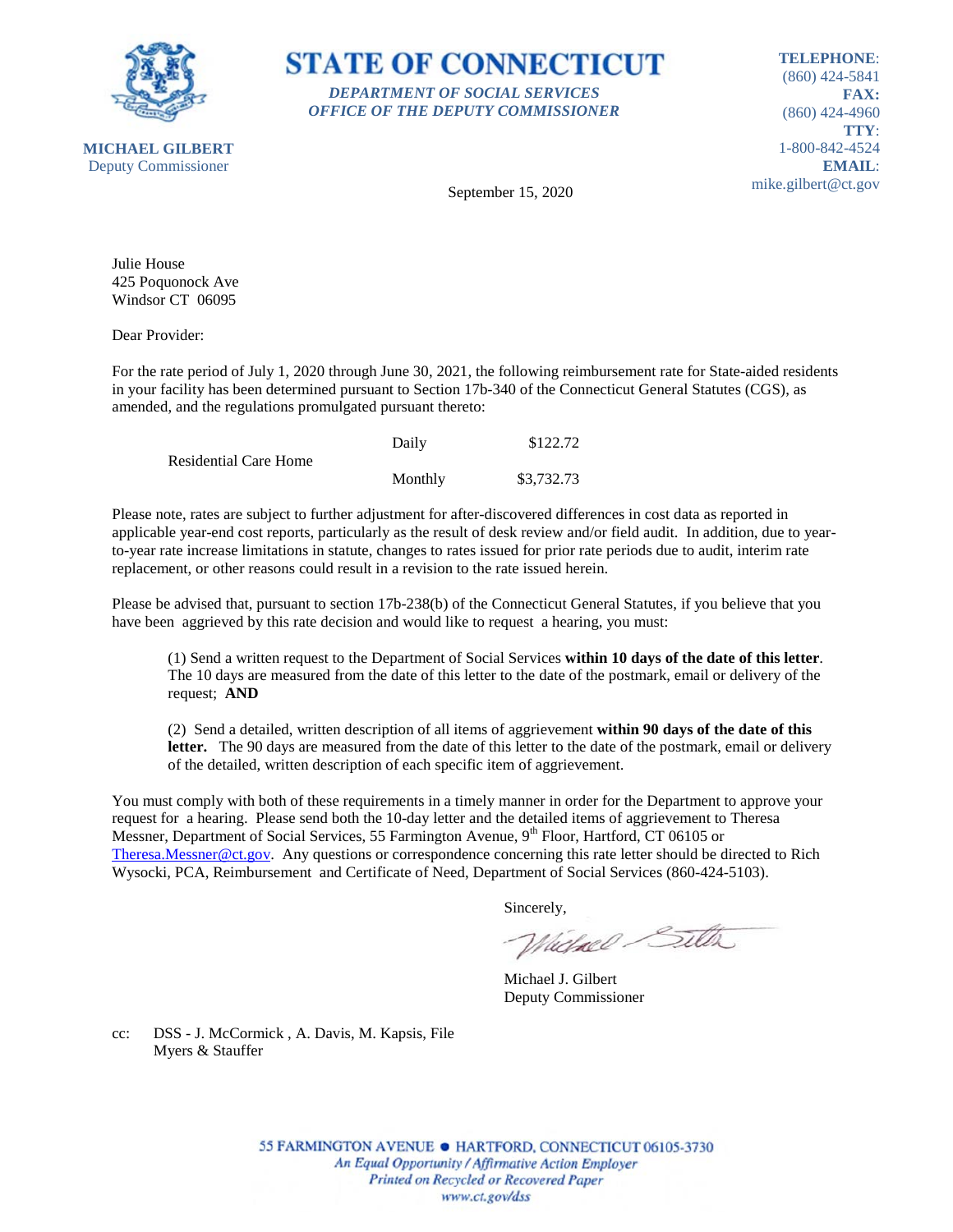**MICHAEL GILBERT**
Deputy Commissioner

# STATE OF CONNECTICUT

***DEPARTMENT OF SOCIAL SERVICES***
***OFFICE OF THE DEPUTY COMMISSIONER***

**TELEPHONE**: (860) 424-5841
**FAX:** (860) 424-4960
**TTY**: 1-800-842-4524
**EMAIL**: mike.gilbert@ct.gov

September 15, 2020

Julie House
425 Poquonock Ave
Windsor CT 06095

Dear Provider:

For the rate period of July 1, 2020 through June 30, 2021, the following reimbursement rate for State-aided residents in your facility has been determined pursuant to Section 17b-340 of the Connecticut General Statutes (CGS), as amended, and the regulations promulgated pursuant thereto:

| | | |
|---|---|---|
| Residential Care Home | Daily | $122.72 |
| | Monthly | $3,732.73 |

Please note, rates are subject to further adjustment for after-discovered differences in cost data as reported in applicable year-end cost reports, particularly as the result of desk review and/or field audit. In addition, due to year-to-year rate increase limitations in statute, changes to rates issued for prior rate periods due to audit, interim rate replacement, or other reasons could result in a revision to the rate issued herein.

Please be advised that, pursuant to section 17b-238(b) of the Connecticut General Statutes, if you believe that you have been aggrieved by this rate decision and would like to request a hearing, you must:

(1) Send a written request to the Department of Social Services **within 10 days of the date of this letter**. The 10 days are measured from the date of this letter to the date of the postmark, email or delivery of the request; **AND**

(2) Send a detailed, written description of all items of aggrievement **within 90 days of the date of this letter.** The 90 days are measured from the date of this letter to the date of the postmark, email or delivery of the detailed, written description of each specific item of aggrievement.

You must comply with both of these requirements in a timely manner in order for the Department to approve your request for a hearing. Please send both the 10-day letter and the detailed items of aggrievement to Theresa Messner, Department of Social Services, 55 Farmington Avenue, 9th Floor, Hartford, CT 06105 or Theresa.Messner@ct.gov. Any questions or correspondence concerning this rate letter should be directed to Rich Wysocki, PCA, Reimbursement and Certificate of Need, Department of Social Services (860-424-5103).

Sincerely,

Michael J. Gilbert
Deputy Commissioner

cc: DSS - J. McCormick , A. Davis, M. Kapsis, File
Myers & Stauffer

55 FARMINGTON AVENUE • HARTFORD, CONNECTICUT 06105-3730
*An Equal Opportunity / Affirmative Action Employer*
*Printed on Recycled or Recovered Paper*
*www.ct.gov/dss*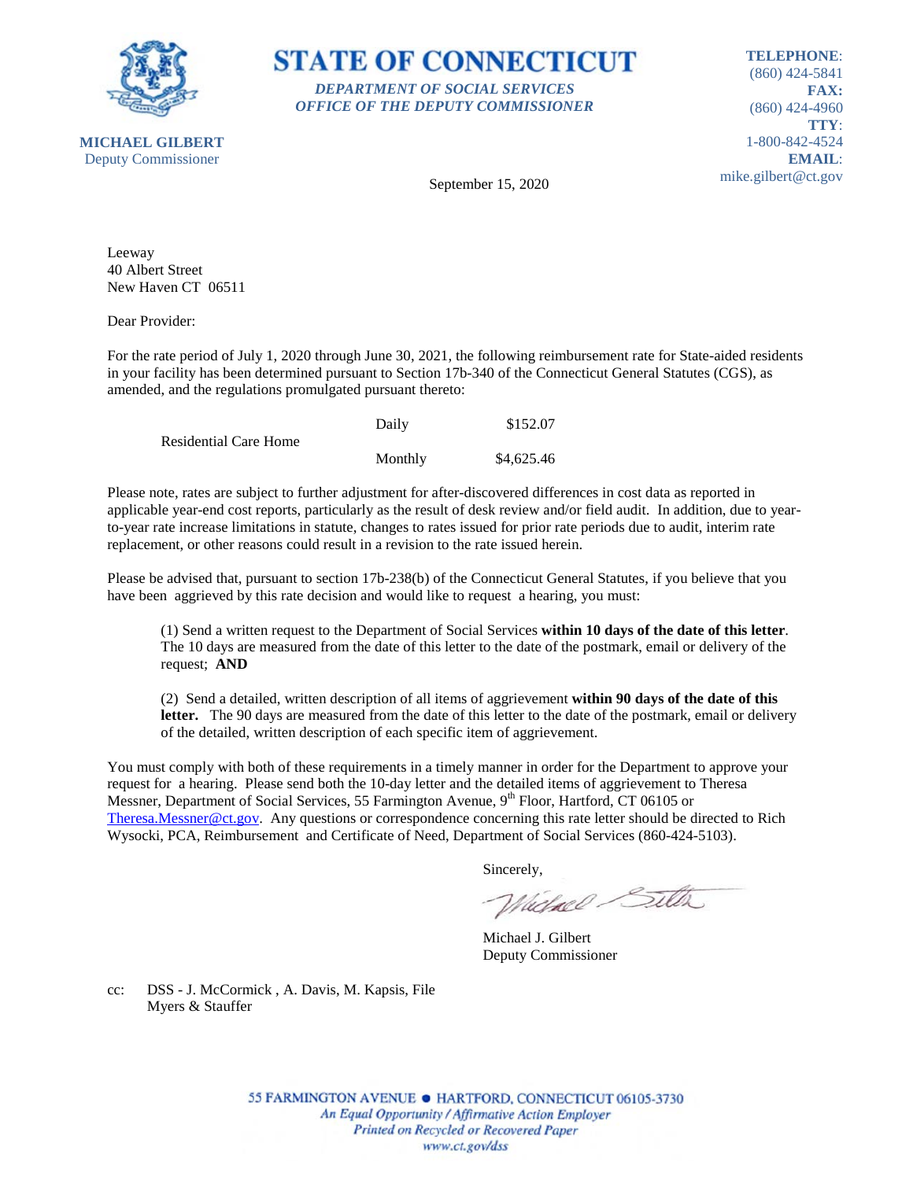**STATE OF CONNECTICUT**

*DEPARTMENT OF SOCIAL SERVICES*
*OFFICE OF THE DEPUTY COMMISSIONER*

**MICHAEL GILBERT**
Deputy Commissioner

**TELEPHONE**: (860) 424-5841
**FAX:** (860) 424-4960
**TTY**: 1-800-842-4524
**EMAIL**: mike.gilbert@ct.gov

September 15, 2020

Leeway
40 Albert Street
New Haven CT 06511

Dear Provider:

For the rate period of July 1, 2020 through June 30, 2021, the following reimbursement rate for State-aided residents in your facility has been determined pursuant to Section 17b-340 of the Connecticut General Statutes (CGS), as amended, and the regulations promulgated pursuant thereto:

| | | |
|---|---|---|
| Residential Care Home | Daily | $152.07 |
| | Monthly | $4,625.46 |

Please note, rates are subject to further adjustment for after-discovered differences in cost data as reported in applicable year-end cost reports, particularly as the result of desk review and/or field audit. In addition, due to year-to-year rate increase limitations in statute, changes to rates issued for prior rate periods due to audit, interim rate replacement, or other reasons could result in a revision to the rate issued herein.

Please be advised that, pursuant to section 17b-238(b) of the Connecticut General Statutes, if you believe that you have been aggrieved by this rate decision and would like to request a hearing, you must:

(1) Send a written request to the Department of Social Services **within 10 days of the date of this letter**. The 10 days are measured from the date of this letter to the date of the postmark, email or delivery of the request; **AND**

(2) Send a detailed, written description of all items of aggrievement **within 90 days of the date of this letter.** The 90 days are measured from the date of this letter to the date of the postmark, email or delivery of the detailed, written description of each specific item of aggrievement.

You must comply with both of these requirements in a timely manner in order for the Department to approve your request for a hearing. Please send both the 10-day letter and the detailed items of aggrievement to Theresa Messner, Department of Social Services, 55 Farmington Avenue, 9th Floor, Hartford, CT 06105 or Theresa.Messner@ct.gov. Any questions or correspondence concerning this rate letter should be directed to Rich Wysocki, PCA, Reimbursement and Certificate of Need, Department of Social Services (860-424-5103).

Sincerely,

Michael J. Gilbert
Deputy Commissioner

cc: DSS - J. McCormick , A. Davis, M. Kapsis, File
Myers & Stauffer

55 FARMINGTON AVENUE • HARTFORD, CONNECTICUT 06105-3730
*An Equal Opportunity / Affirmative Action Employer*
*Printed on Recycled or Recovered Paper*
*www.ct.gov/dss*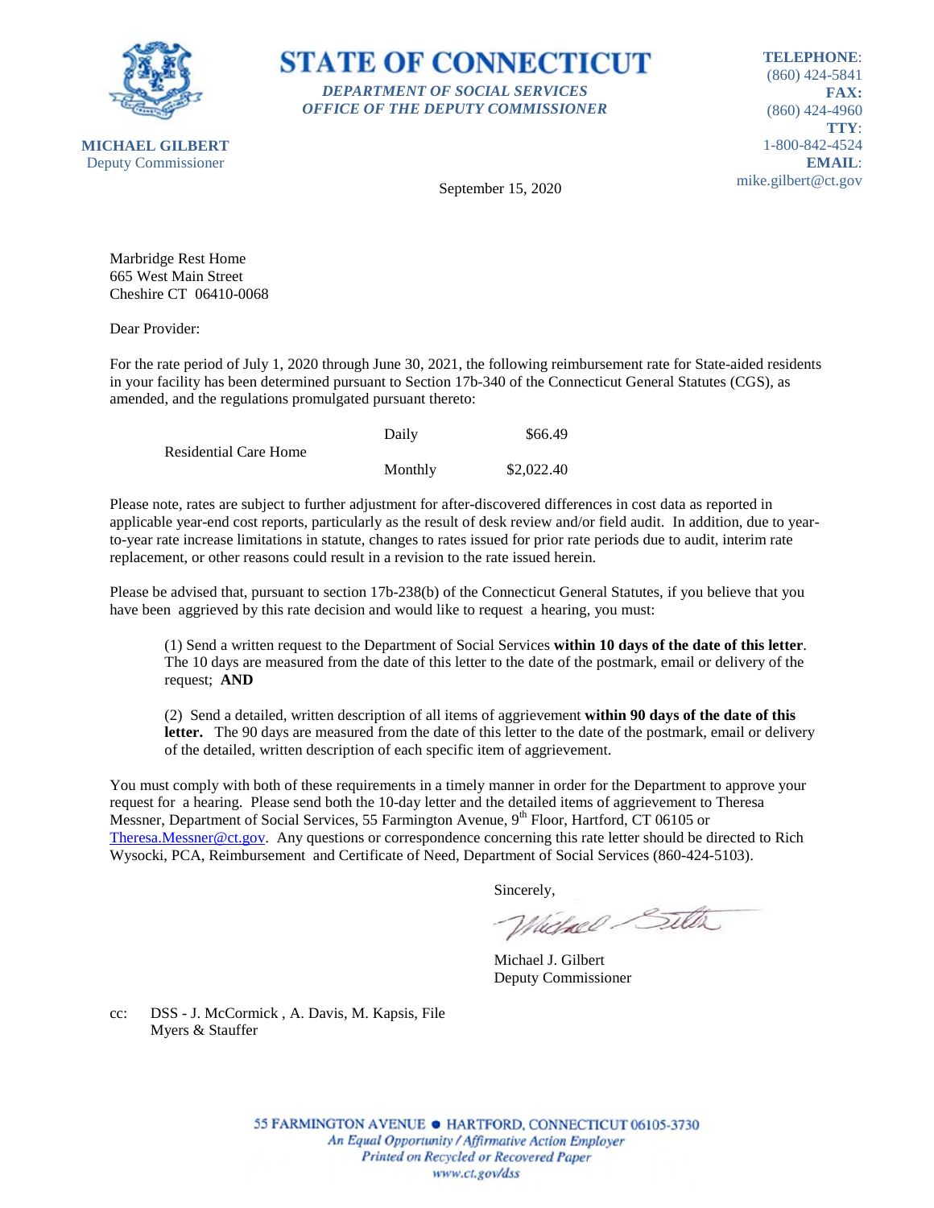**STATE OF CONNECTICUT**

*DEPARTMENT OF SOCIAL SERVICES*
*OFFICE OF THE DEPUTY COMMISSIONER*

**MICHAEL GILBERT**
Deputy Commissioner

**TELEPHONE**: (860) 424-5841
**FAX:** (860) 424-4960
**TTY**: 1-800-842-4524
**EMAIL**: mike.gilbert@ct.gov

September 15, 2020

Marbridge Rest Home
665 West Main Street
Cheshire CT 06410-0068

Dear Provider:

For the rate period of July 1, 2020 through June 30, 2021, the following reimbursement rate for State-aided residents in your facility has been determined pursuant to Section 17b-340 of the Connecticut General Statutes (CGS), as amended, and the regulations promulgated pursuant thereto:

| | | |
|---|---|---|
| Residential Care Home | Daily | $66.49 |
| | Monthly | $2,022.40 |

Please note, rates are subject to further adjustment for after-discovered differences in cost data as reported in applicable year-end cost reports, particularly as the result of desk review and/or field audit. In addition, due to year-to-year rate increase limitations in statute, changes to rates issued for prior rate periods due to audit, interim rate replacement, or other reasons could result in a revision to the rate issued herein.

Please be advised that, pursuant to section 17b-238(b) of the Connecticut General Statutes, if you believe that you have been aggrieved by this rate decision and would like to request a hearing, you must:

(1) Send a written request to the Department of Social Services **within 10 days of the date of this letter**. The 10 days are measured from the date of this letter to the date of the postmark, email or delivery of the request; **AND**

(2) Send a detailed, written description of all items of aggrievement **within 90 days of the date of this letter.** The 90 days are measured from the date of this letter to the date of the postmark, email or delivery of the detailed, written description of each specific item of aggrievement.

You must comply with both of these requirements in a timely manner in order for the Department to approve your request for a hearing. Please send both the 10-day letter and the detailed items of aggrievement to Theresa Messner, Department of Social Services, 55 Farmington Avenue, 9th Floor, Hartford, CT 06105 or Theresa.Messner@ct.gov. Any questions or correspondence concerning this rate letter should be directed to Rich Wysocki, PCA, Reimbursement and Certificate of Need, Department of Social Services (860-424-5103).

Sincerely,

Michael J. Gilbert
Deputy Commissioner

cc: DSS - J. McCormick , A. Davis, M. Kapsis, File
Myers & Stauffer

55 FARMINGTON AVENUE • HARTFORD, CONNECTICUT 06105-3730
*An Equal Opportunity / Affirmative Action Employer*
*Printed on Recycled or Recovered Paper*
*www.ct.gov/dss*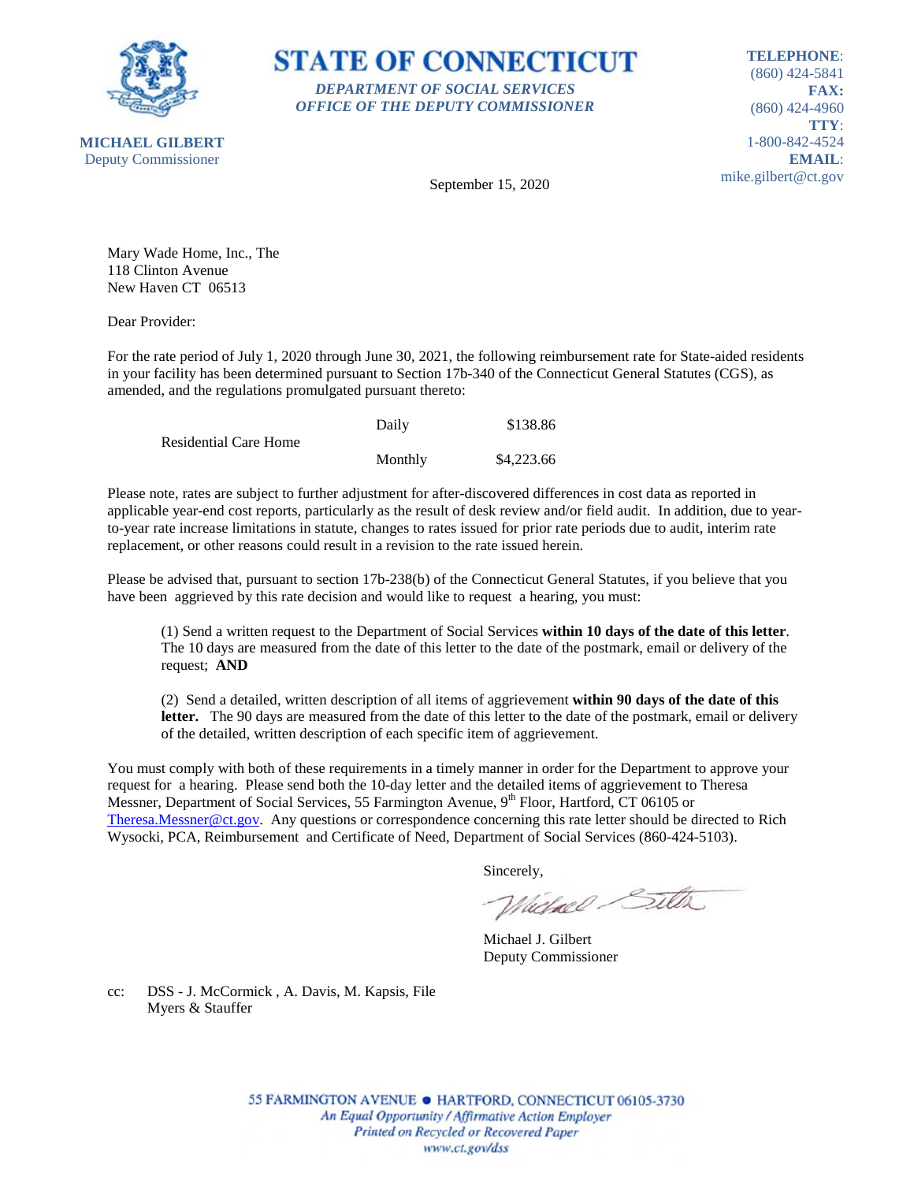**STATE OF CONNECTICUT**

***DEPARTMENT OF SOCIAL SERVICES***
***OFFICE OF THE DEPUTY COMMISSIONER***

**MICHAEL GILBERT**
Deputy Commissioner

**TELEPHONE**: (860) 424-5841
**FAX:** (860) 424-4960
**TTY**: 1-800-842-4524
**EMAIL**: mike.gilbert@ct.gov

September 15, 2020

Mary Wade Home, Inc., The
118 Clinton Avenue
New Haven CT 06513

Dear Provider:

For the rate period of July 1, 2020 through June 30, 2021, the following reimbursement rate for State-aided residents in your facility has been determined pursuant to Section 17b-340 of the Connecticut General Statutes (CGS), as amended, and the regulations promulgated pursuant thereto:

| | | |
|---|---|---|
| Residential Care Home | Daily | $138.86 |
| | Monthly | $4,223.66 |

Please note, rates are subject to further adjustment for after-discovered differences in cost data as reported in applicable year-end cost reports, particularly as the result of desk review and/or field audit. In addition, due to year-to-year rate increase limitations in statute, changes to rates issued for prior rate periods due to audit, interim rate replacement, or other reasons could result in a revision to the rate issued herein.

Please be advised that, pursuant to section 17b-238(b) of the Connecticut General Statutes, if you believe that you have been aggrieved by this rate decision and would like to request a hearing, you must:

(1) Send a written request to the Department of Social Services **within 10 days of the date of this letter**. The 10 days are measured from the date of this letter to the date of the postmark, email or delivery of the request; **AND**

(2) Send a detailed, written description of all items of aggrievement **within 90 days of the date of this letter.** The 90 days are measured from the date of this letter to the date of the postmark, email or delivery of the detailed, written description of each specific item of aggrievement.

You must comply with both of these requirements in a timely manner in order for the Department to approve your request for a hearing. Please send both the 10-day letter and the detailed items of aggrievement to Theresa Messner, Department of Social Services, 55 Farmington Avenue, 9th Floor, Hartford, CT 06105 or Theresa.Messner@ct.gov. Any questions or correspondence concerning this rate letter should be directed to Rich Wysocki, PCA, Reimbursement and Certificate of Need, Department of Social Services (860-424-5103).

Sincerely,

Michael J. Gilbert
Deputy Commissioner

cc: DSS - J. McCormick , A. Davis, M. Kapsis, File
Myers & Stauffer

55 FARMINGTON AVENUE • HARTFORD, CONNECTICUT 06105-3730
*An Equal Opportunity / Affirmative Action Employer*
*Printed on Recycled or Recovered Paper*
*www.ct.gov/dss*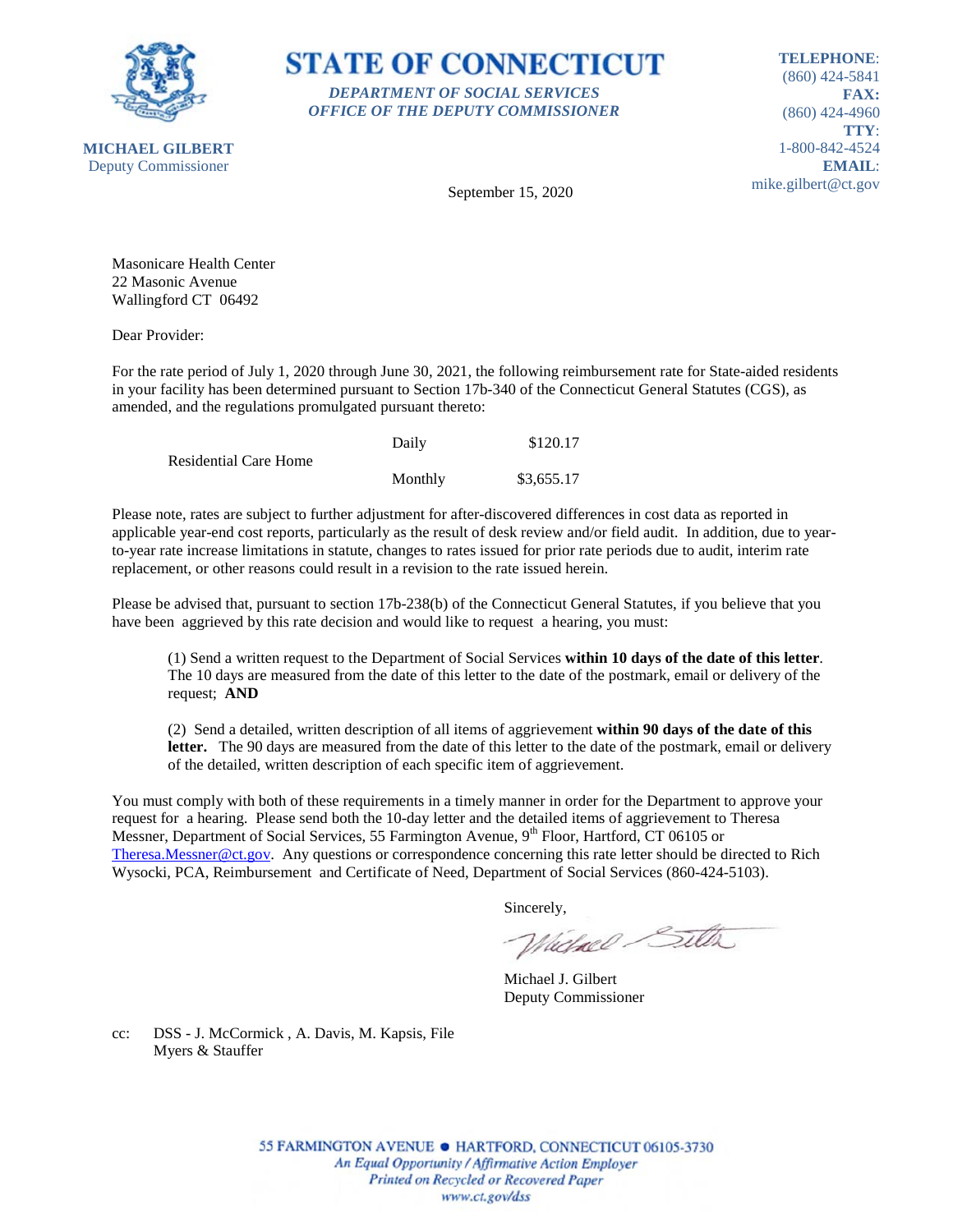**STATE OF CONNECTICUT**

*DEPARTMENT OF SOCIAL SERVICES*
*OFFICE OF THE DEPUTY COMMISSIONER*

**MICHAEL GILBERT**
Deputy Commissioner

**TELEPHONE**: (860) 424-5841
**FAX:** (860) 424-4960
**TTY**: 1-800-842-4524
**EMAIL**: mike.gilbert@ct.gov

September 15, 2020

Masonicare Health Center
22 Masonic Avenue
Wallingford CT 06492

Dear Provider:

For the rate period of July 1, 2020 through June 30, 2021, the following reimbursement rate for State-aided residents in your facility has been determined pursuant to Section 17b-340 of the Connecticut General Statutes (CGS), as amended, and the regulations promulgated pursuant thereto:

| | | |
|---|---|---|
| Residential Care Home | Daily | $120.17 |
| | Monthly | $3,655.17 |

Please note, rates are subject to further adjustment for after-discovered differences in cost data as reported in applicable year-end cost reports, particularly as the result of desk review and/or field audit. In addition, due to year-to-year rate increase limitations in statute, changes to rates issued for prior rate periods due to audit, interim rate replacement, or other reasons could result in a revision to the rate issued herein.

Please be advised that, pursuant to section 17b-238(b) of the Connecticut General Statutes, if you believe that you have been aggrieved by this rate decision and would like to request a hearing, you must:

(1) Send a written request to the Department of Social Services **within 10 days of the date of this letter**. The 10 days are measured from the date of this letter to the date of the postmark, email or delivery of the request; **AND**

(2) Send a detailed, written description of all items of aggrievement **within 90 days of the date of this letter.** The 90 days are measured from the date of this letter to the date of the postmark, email or delivery of the detailed, written description of each specific item of aggrievement.

You must comply with both of these requirements in a timely manner in order for the Department to approve your request for a hearing. Please send both the 10-day letter and the detailed items of aggrievement to Theresa Messner, Department of Social Services, 55 Farmington Avenue, 9th Floor, Hartford, CT 06105 or Theresa.Messner@ct.gov. Any questions or correspondence concerning this rate letter should be directed to Rich Wysocki, PCA, Reimbursement and Certificate of Need, Department of Social Services (860-424-5103).

Sincerely,

Michael J. Gilbert
Deputy Commissioner

cc: DSS - J. McCormick , A. Davis, M. Kapsis, File
Myers & Stauffer

55 FARMINGTON AVENUE • HARTFORD, CONNECTICUT 06105-3730
*An Equal Opportunity / Affirmative Action Employer*
*Printed on Recycled or Recovered Paper*
*www.ct.gov/dss*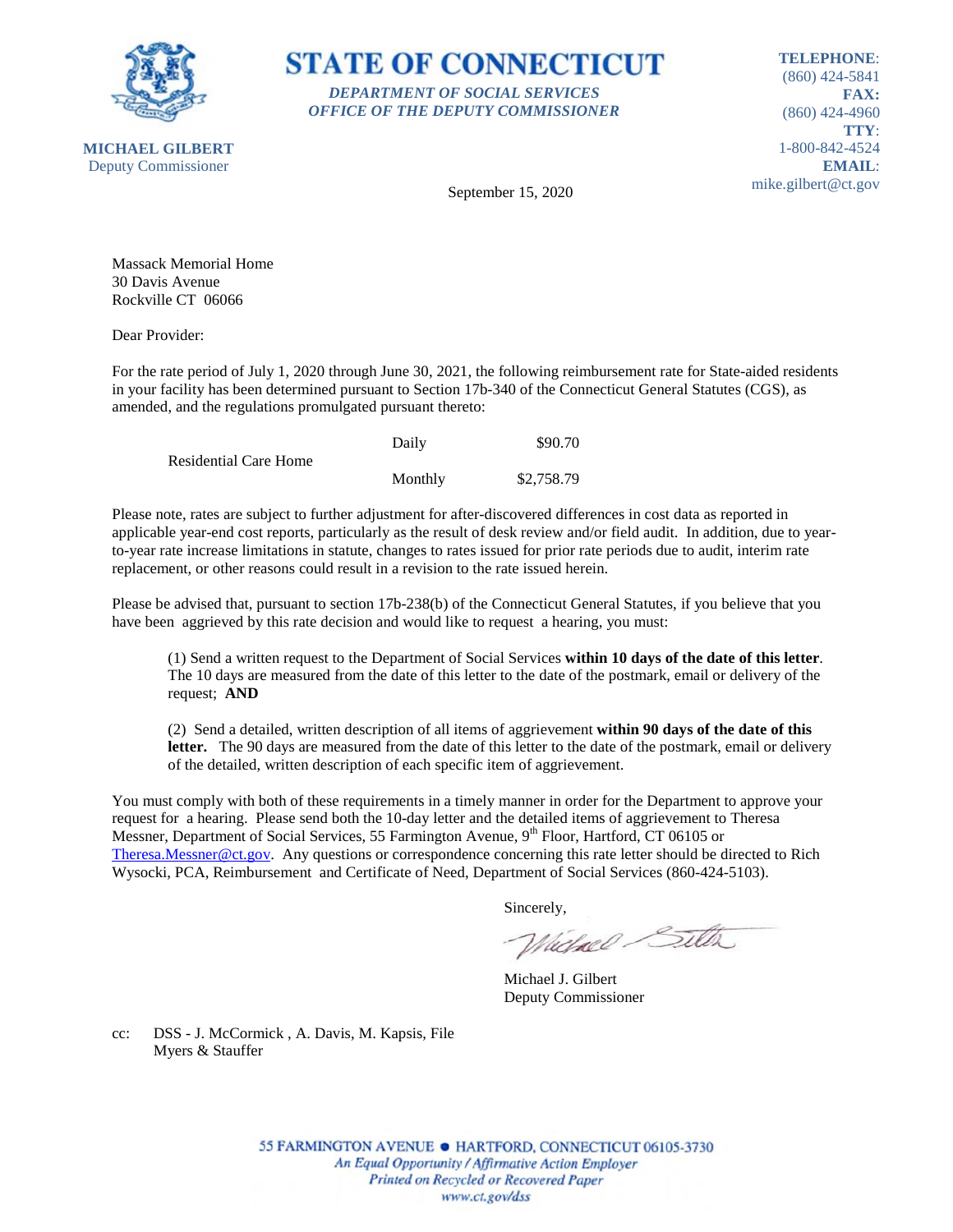**STATE OF CONNECTICUT**

***DEPARTMENT OF SOCIAL SERVICES***
***OFFICE OF THE DEPUTY COMMISSIONER***

**MICHAEL GILBERT**
Deputy Commissioner

**TELEPHONE**:
(860) 424-5841
**FAX:**
(860) 424-4960
**TTY**:
1-800-842-4524
**EMAIL**:
mike.gilbert@ct.gov

September 15, 2020

Massack Memorial Home
30 Davis Avenue
Rockville CT 06066

Dear Provider:

For the rate period of July 1, 2020 through June 30, 2021, the following reimbursement rate for State-aided residents in your facility has been determined pursuant to Section 17b-340 of the Connecticut General Statutes (CGS), as amended, and the regulations promulgated pursuant thereto:

| | | |
|---|---|---|
| Residential Care Home | Daily | $90.70 |
| | Monthly | $2,758.79 |

Please note, rates are subject to further adjustment for after-discovered differences in cost data as reported in applicable year-end cost reports, particularly as the result of desk review and/or field audit. In addition, due to year-to-year rate increase limitations in statute, changes to rates issued for prior rate periods due to audit, interim rate replacement, or other reasons could result in a revision to the rate issued herein.

Please be advised that, pursuant to section 17b-238(b) of the Connecticut General Statutes, if you believe that you have been aggrieved by this rate decision and would like to request a hearing, you must:

(1) Send a written request to the Department of Social Services **within 10 days of the date of this letter**. The 10 days are measured from the date of this letter to the date of the postmark, email or delivery of the request; **AND**

(2) Send a detailed, written description of all items of aggrievement **within 90 days of the date of this letter.** The 90 days are measured from the date of this letter to the date of the postmark, email or delivery of the detailed, written description of each specific item of aggrievement.

You must comply with both of these requirements in a timely manner in order for the Department to approve your request for a hearing. Please send both the 10-day letter and the detailed items of aggrievement to Theresa Messner, Department of Social Services, 55 Farmington Avenue, 9th Floor, Hartford, CT 06105 or Theresa.Messner@ct.gov. Any questions or correspondence concerning this rate letter should be directed to Rich Wysocki, PCA, Reimbursement and Certificate of Need, Department of Social Services (860-424-5103).

Sincerely,

Michael J. Gilbert
Deputy Commissioner

cc: DSS - J. McCormick , A. Davis, M. Kapsis, File
Myers & Stauffer

55 FARMINGTON AVENUE • HARTFORD, CONNECTICUT 06105-3730
*An Equal Opportunity / Affirmative Action Employer*
*Printed on Recycled or Recovered Paper*
*www.ct.gov/dss*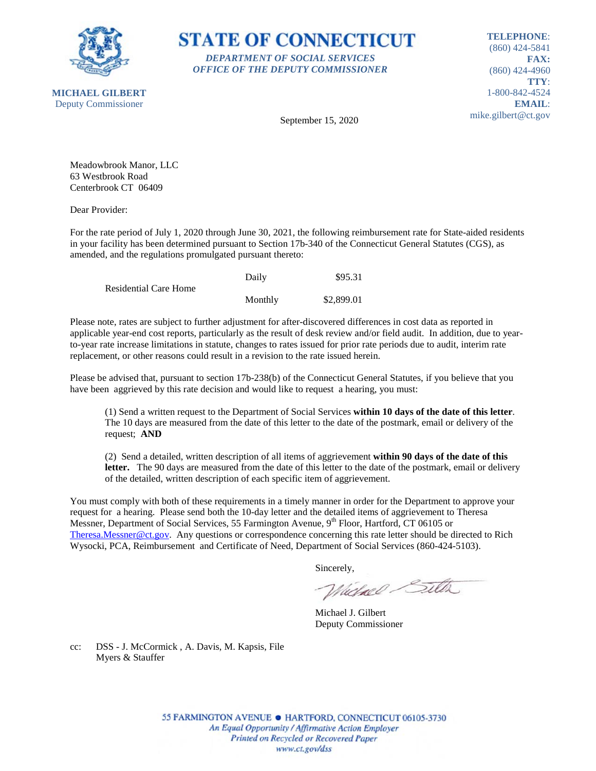**MICHAEL GILBERT**
Deputy Commissioner

# STATE OF CONNECTICUT

***DEPARTMENT OF SOCIAL SERVICES***
***OFFICE OF THE DEPUTY COMMISSIONER***

**TELEPHONE**: (860) 424-5841
**FAX:** (860) 424-4960
**TTY**: 1-800-842-4524
**EMAIL**: mike.gilbert@ct.gov

September 15, 2020

Meadowbrook Manor, LLC
63 Westbrook Road
Centerbrook CT 06409

Dear Provider:

For the rate period of July 1, 2020 through June 30, 2021, the following reimbursement rate for State-aided residents in your facility has been determined pursuant to Section 17b-340 of the Connecticut General Statutes (CGS), as amended, and the regulations promulgated pursuant thereto:

| | | |
|---|---|---|
| Residential Care Home | Daily | $95.31 |
| | Monthly | $2,899.01 |

Please note, rates are subject to further adjustment for after-discovered differences in cost data as reported in applicable year-end cost reports, particularly as the result of desk review and/or field audit. In addition, due to year-to-year rate increase limitations in statute, changes to rates issued for prior rate periods due to audit, interim rate replacement, or other reasons could result in a revision to the rate issued herein.

Please be advised that, pursuant to section 17b-238(b) of the Connecticut General Statutes, if you believe that you have been aggrieved by this rate decision and would like to request a hearing, you must:

(1) Send a written request to the Department of Social Services **within 10 days of the date of this letter**. The 10 days are measured from the date of this letter to the date of the postmark, email or delivery of the request; **AND**

(2) Send a detailed, written description of all items of aggrievement **within 90 days of the date of this letter.** The 90 days are measured from the date of this letter to the date of the postmark, email or delivery of the detailed, written description of each specific item of aggrievement.

You must comply with both of these requirements in a timely manner in order for the Department to approve your request for a hearing. Please send both the 10-day letter and the detailed items of aggrievement to Theresa Messner, Department of Social Services, 55 Farmington Avenue, 9th Floor, Hartford, CT 06105 or Theresa.Messner@ct.gov. Any questions or correspondence concerning this rate letter should be directed to Rich Wysocki, PCA, Reimbursement and Certificate of Need, Department of Social Services (860-424-5103).

Sincerely,

Michael J. Gilbert
Deputy Commissioner

cc: DSS - J. McCormick , A. Davis, M. Kapsis, File
Myers & Stauffer

55 FARMINGTON AVENUE • HARTFORD, CONNECTICUT 06105-3730
*An Equal Opportunity / Affirmative Action Employer*
*Printed on Recycled or Recovered Paper*
*www.ct.gov/dss*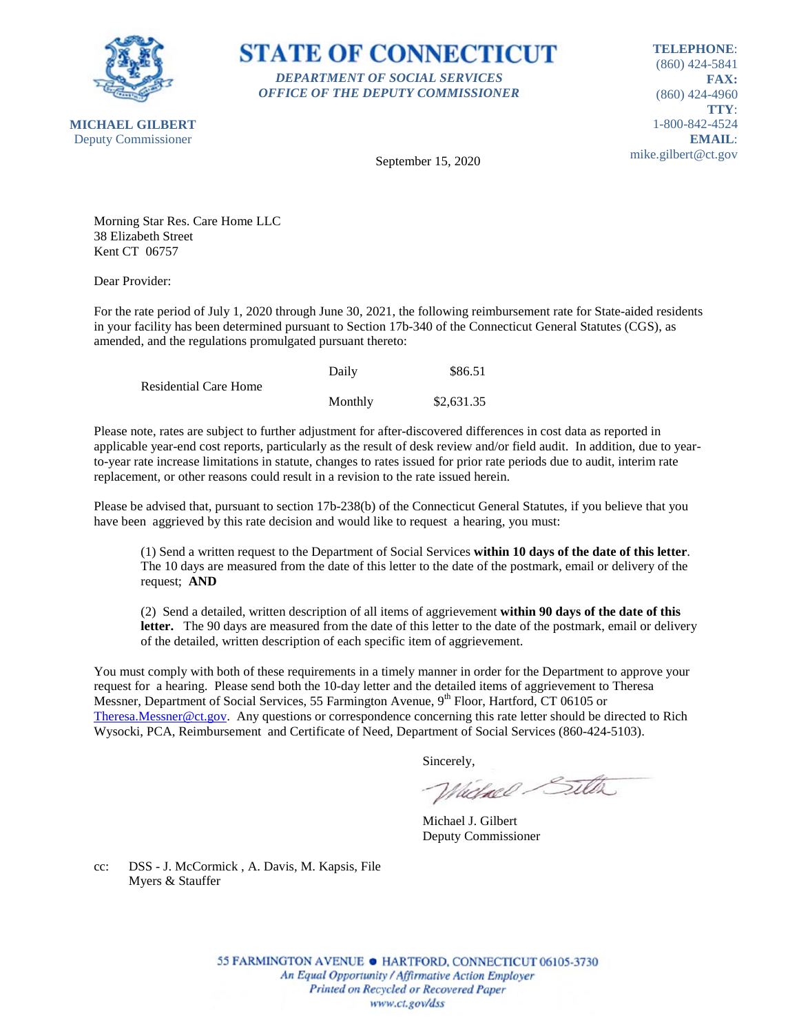**STATE OF CONNECTICUT**

*DEPARTMENT OF SOCIAL SERVICES*
*OFFICE OF THE DEPUTY COMMISSIONER*

**MICHAEL GILBERT**
Deputy Commissioner

**TELEPHONE**: (860) 424-5841
**FAX:** (860) 424-4960
**TTY**: 1-800-842-4524
**EMAIL**: mike.gilbert@ct.gov

September 15, 2020

Morning Star Res. Care Home LLC
38 Elizabeth Street
Kent CT 06757

Dear Provider:

For the rate period of July 1, 2020 through June 30, 2021, the following reimbursement rate for State-aided residents in your facility has been determined pursuant to Section 17b-340 of the Connecticut General Statutes (CGS), as amended, and the regulations promulgated pursuant thereto:

| | | |
|---|---|---|
| Residential Care Home | Daily | $86.51 |
| | Monthly | $2,631.35 |

Please note, rates are subject to further adjustment for after-discovered differences in cost data as reported in applicable year-end cost reports, particularly as the result of desk review and/or field audit. In addition, due to year-to-year rate increase limitations in statute, changes to rates issued for prior rate periods due to audit, interim rate replacement, or other reasons could result in a revision to the rate issued herein.

Please be advised that, pursuant to section 17b-238(b) of the Connecticut General Statutes, if you believe that you have been aggrieved by this rate decision and would like to request a hearing, you must:

(1) Send a written request to the Department of Social Services **within 10 days of the date of this letter**. The 10 days are measured from the date of this letter to the date of the postmark, email or delivery of the request; **AND**

(2) Send a detailed, written description of all items of aggrievement **within 90 days of the date of this letter.** The 90 days are measured from the date of this letter to the date of the postmark, email or delivery of the detailed, written description of each specific item of aggrievement.

You must comply with both of these requirements in a timely manner in order for the Department to approve your request for a hearing. Please send both the 10-day letter and the detailed items of aggrievement to Theresa Messner, Department of Social Services, 55 Farmington Avenue, 9th Floor, Hartford, CT 06105 or Theresa.Messner@ct.gov. Any questions or correspondence concerning this rate letter should be directed to Rich Wysocki, PCA, Reimbursement and Certificate of Need, Department of Social Services (860-424-5103).

Sincerely,

Michael J. Gilbert
Deputy Commissioner

cc: DSS - J. McCormick , A. Davis, M. Kapsis, File
Myers & Stauffer

55 FARMINGTON AVENUE • HARTFORD, CONNECTICUT 06105-3730
*An Equal Opportunity / Affirmative Action Employer*
*Printed on Recycled or Recovered Paper*
*www.ct.gov/dss*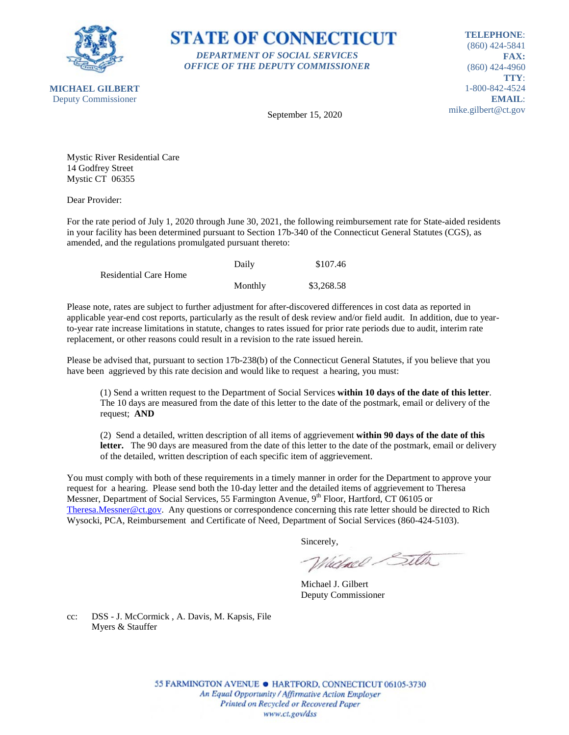**STATE OF CONNECTICUT**

*DEPARTMENT OF SOCIAL SERVICES*
*OFFICE OF THE DEPUTY COMMISSIONER*

**MICHAEL GILBERT**
Deputy Commissioner

**TELEPHONE**: (860) 424-5841
**FAX:** (860) 424-4960
**TTY**: 1-800-842-4524
**EMAIL**: mike.gilbert@ct.gov

September 15, 2020

Mystic River Residential Care
14 Godfrey Street
Mystic CT 06355

Dear Provider:

For the rate period of July 1, 2020 through June 30, 2021, the following reimbursement rate for State-aided residents in your facility has been determined pursuant to Section 17b-340 of the Connecticut General Statutes (CGS), as amended, and the regulations promulgated pursuant thereto:

| | | |
|---|---|---|
| Residential Care Home | Daily | $107.46 |
| | Monthly | $3,268.58 |

Please note, rates are subject to further adjustment for after-discovered differences in cost data as reported in applicable year-end cost reports, particularly as the result of desk review and/or field audit. In addition, due to year-to-year rate increase limitations in statute, changes to rates issued for prior rate periods due to audit, interim rate replacement, or other reasons could result in a revision to the rate issued herein.

Please be advised that, pursuant to section 17b-238(b) of the Connecticut General Statutes, if you believe that you have been aggrieved by this rate decision and would like to request a hearing, you must:

(1) Send a written request to the Department of Social Services **within 10 days of the date of this letter**. The 10 days are measured from the date of this letter to the date of the postmark, email or delivery of the request; **AND**

(2) Send a detailed, written description of all items of aggrievement **within 90 days of the date of this letter.** The 90 days are measured from the date of this letter to the date of the postmark, email or delivery of the detailed, written description of each specific item of aggrievement.

You must comply with both of these requirements in a timely manner in order for the Department to approve your request for a hearing. Please send both the 10-day letter and the detailed items of aggrievement to Theresa Messner, Department of Social Services, 55 Farmington Avenue, 9th Floor, Hartford, CT 06105 or Theresa.Messner@ct.gov. Any questions or correspondence concerning this rate letter should be directed to Rich Wysocki, PCA, Reimbursement and Certificate of Need, Department of Social Services (860-424-5103).

Sincerely,

Michael J. Gilbert
Deputy Commissioner

cc: DSS - J. McCormick , A. Davis, M. Kapsis, File
Myers & Stauffer

55 FARMINGTON AVENUE • HARTFORD, CONNECTICUT 06105-3730
*An Equal Opportunity / Affirmative Action Employer*
*Printed on Recycled or Recovered Paper*
*www.ct.gov/dss*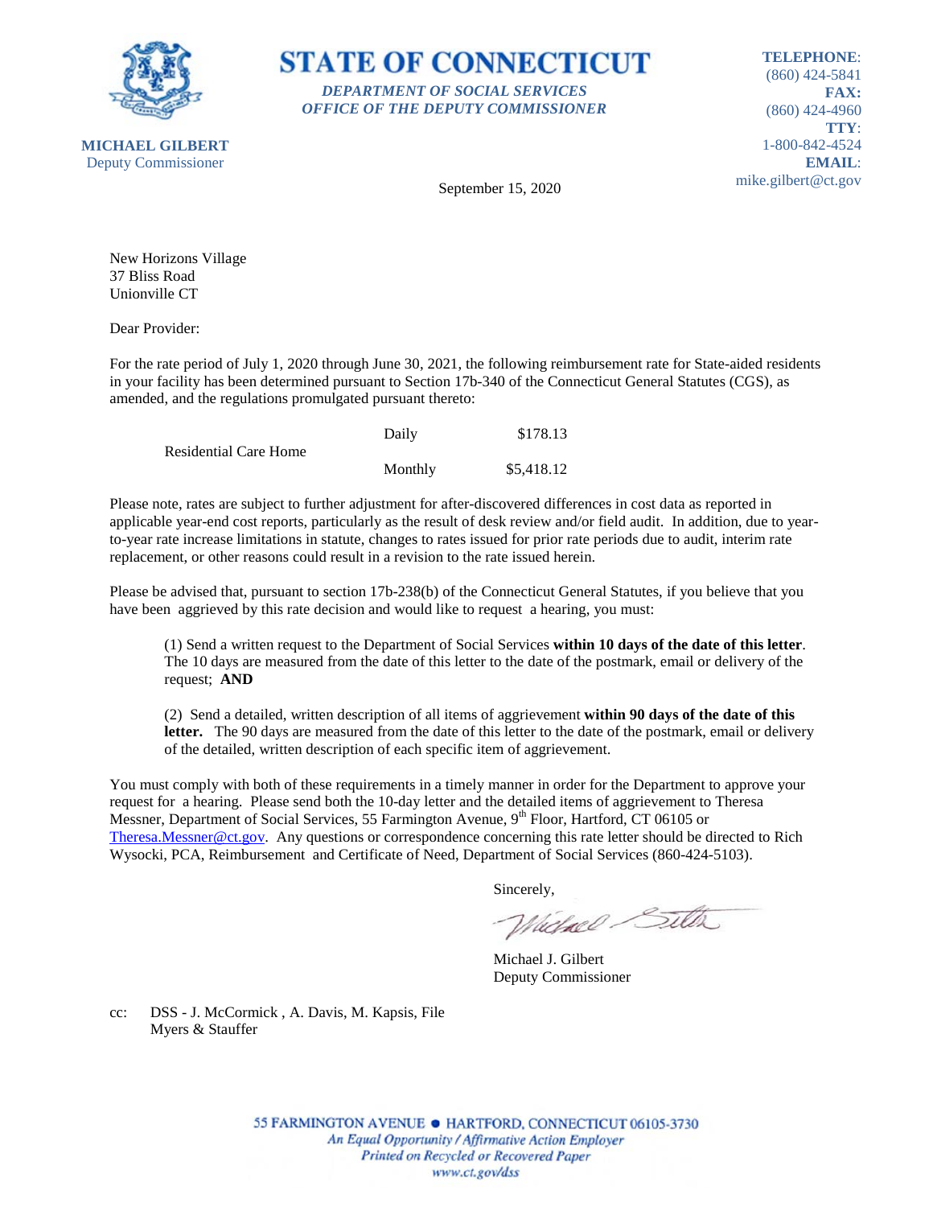**STATE OF CONNECTICUT**

*DEPARTMENT OF SOCIAL SERVICES*
*OFFICE OF THE DEPUTY COMMISSIONER*

**MICHAEL GILBERT**
Deputy Commissioner

**TELEPHONE**: (860) 424-5841
**FAX:** (860) 424-4960
**TTY**: 1-800-842-4524
**EMAIL**: mike.gilbert@ct.gov

September 15, 2020

New Horizons Village
37 Bliss Road
Unionville CT

Dear Provider:

For the rate period of July 1, 2020 through June 30, 2021, the following reimbursement rate for State-aided residents in your facility has been determined pursuant to Section 17b-340 of the Connecticut General Statutes (CGS), as amended, and the regulations promulgated pursuant thereto:

| | | |
|---|---|---|
| Residential Care Home | Daily | $178.13 |
| | Monthly | $5,418.12 |

Please note, rates are subject to further adjustment for after-discovered differences in cost data as reported in applicable year-end cost reports, particularly as the result of desk review and/or field audit. In addition, due to year-to-year rate increase limitations in statute, changes to rates issued for prior rate periods due to audit, interim rate replacement, or other reasons could result in a revision to the rate issued herein.

Please be advised that, pursuant to section 17b-238(b) of the Connecticut General Statutes, if you believe that you have been aggrieved by this rate decision and would like to request a hearing, you must:

(1) Send a written request to the Department of Social Services **within 10 days of the date of this letter**. The 10 days are measured from the date of this letter to the date of the postmark, email or delivery of the request; **AND**

(2) Send a detailed, written description of all items of aggrievement **within 90 days of the date of this letter.** The 90 days are measured from the date of this letter to the date of the postmark, email or delivery of the detailed, written description of each specific item of aggrievement.

You must comply with both of these requirements in a timely manner in order for the Department to approve your request for a hearing. Please send both the 10-day letter and the detailed items of aggrievement to Theresa Messner, Department of Social Services, 55 Farmington Avenue, 9th Floor, Hartford, CT 06105 or Theresa.Messner@ct.gov. Any questions or correspondence concerning this rate letter should be directed to Rich Wysocki, PCA, Reimbursement and Certificate of Need, Department of Social Services (860-424-5103).

Sincerely,

Michael J. Gilbert
Deputy Commissioner

cc: DSS - J. McCormick , A. Davis, M. Kapsis, File
Myers & Stauffer

55 FARMINGTON AVENUE • HARTFORD, CONNECTICUT 06105-3730
*An Equal Opportunity / Affirmative Action Employer*
*Printed on Recycled or Recovered Paper*
*www.ct.gov/dss*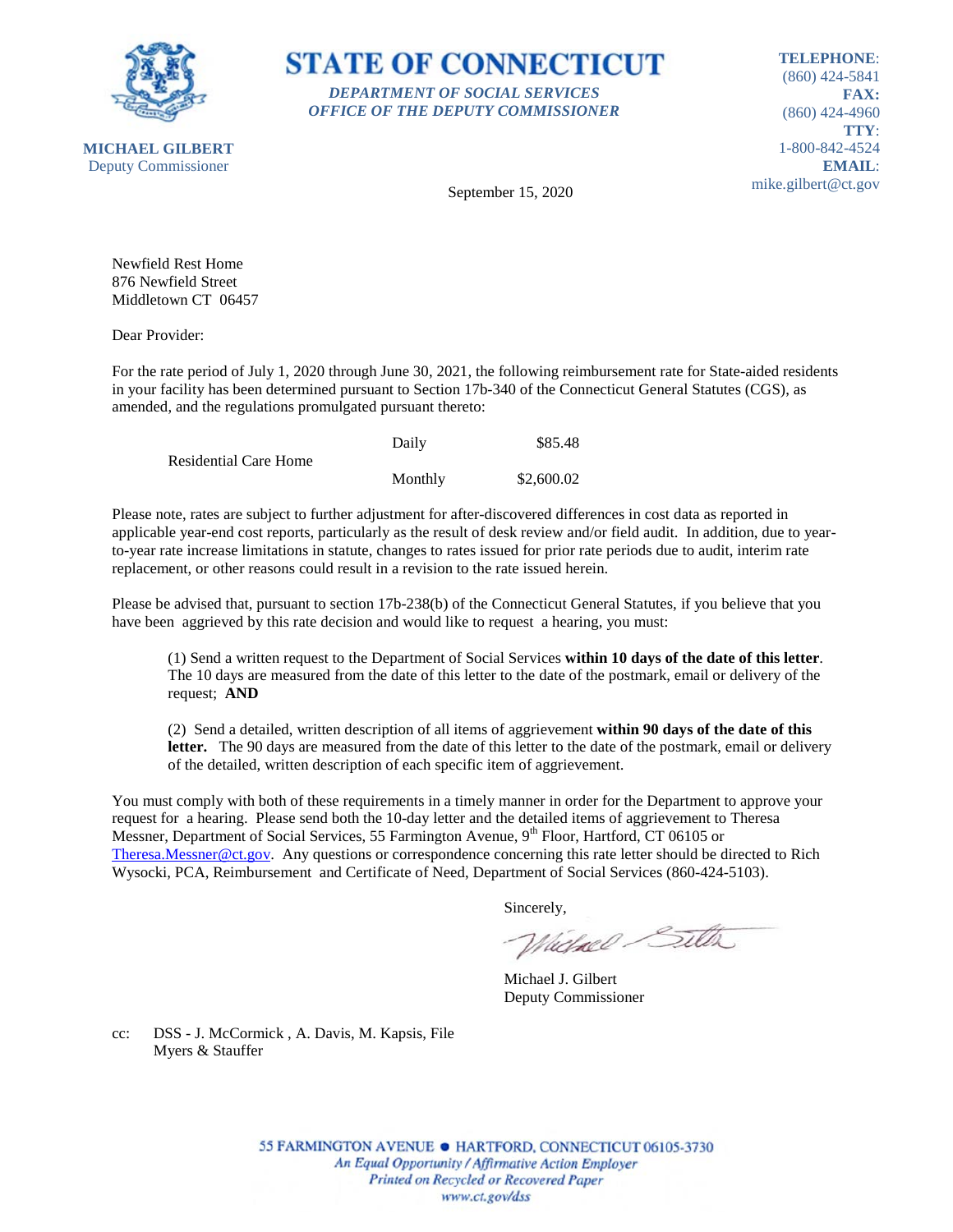**STATE OF CONNECTICUT**

***DEPARTMENT OF SOCIAL SERVICES***
***OFFICE OF THE DEPUTY COMMISSIONER***

**MICHAEL GILBERT**
Deputy Commissioner

**TELEPHONE**: (860) 424-5841
**FAX:** (860) 424-4960
**TTY**: 1-800-842-4524
**EMAIL**: mike.gilbert@ct.gov

September 15, 2020

Newfield Rest Home
876 Newfield Street
Middletown CT 06457

Dear Provider:

For the rate period of July 1, 2020 through June 30, 2021, the following reimbursement rate for State-aided residents in your facility has been determined pursuant to Section 17b-340 of the Connecticut General Statutes (CGS), as amended, and the regulations promulgated pursuant thereto:

| | | |
|---|---|---|
| Residential Care Home | Daily | $85.48 |
| | Monthly | $2,600.02 |

Please note, rates are subject to further adjustment for after-discovered differences in cost data as reported in applicable year-end cost reports, particularly as the result of desk review and/or field audit. In addition, due to year-to-year rate increase limitations in statute, changes to rates issued for prior rate periods due to audit, interim rate replacement, or other reasons could result in a revision to the rate issued herein.

Please be advised that, pursuant to section 17b-238(b) of the Connecticut General Statutes, if you believe that you have been aggrieved by this rate decision and would like to request a hearing, you must:

(1) Send a written request to the Department of Social Services **within 10 days of the date of this letter**. The 10 days are measured from the date of this letter to the date of the postmark, email or delivery of the request; **AND**

(2) Send a detailed, written description of all items of aggrievement **within 90 days of the date of this letter.** The 90 days are measured from the date of this letter to the date of the postmark, email or delivery of the detailed, written description of each specific item of aggrievement.

You must comply with both of these requirements in a timely manner in order for the Department to approve your request for a hearing. Please send both the 10-day letter and the detailed items of aggrievement to Theresa Messner, Department of Social Services, 55 Farmington Avenue, 9th Floor, Hartford, CT 06105 or Theresa.Messner@ct.gov. Any questions or correspondence concerning this rate letter should be directed to Rich Wysocki, PCA, Reimbursement and Certificate of Need, Department of Social Services (860-424-5103).

Sincerely,

Michael J. Gilbert
Deputy Commissioner

cc: DSS - J. McCormick , A. Davis, M. Kapsis, File
Myers & Stauffer

55 FARMINGTON AVENUE • HARTFORD, CONNECTICUT 06105-3730
*An Equal Opportunity / Affirmative Action Employer*
*Printed on Recycled or Recovered Paper*
*www.ct.gov/dss*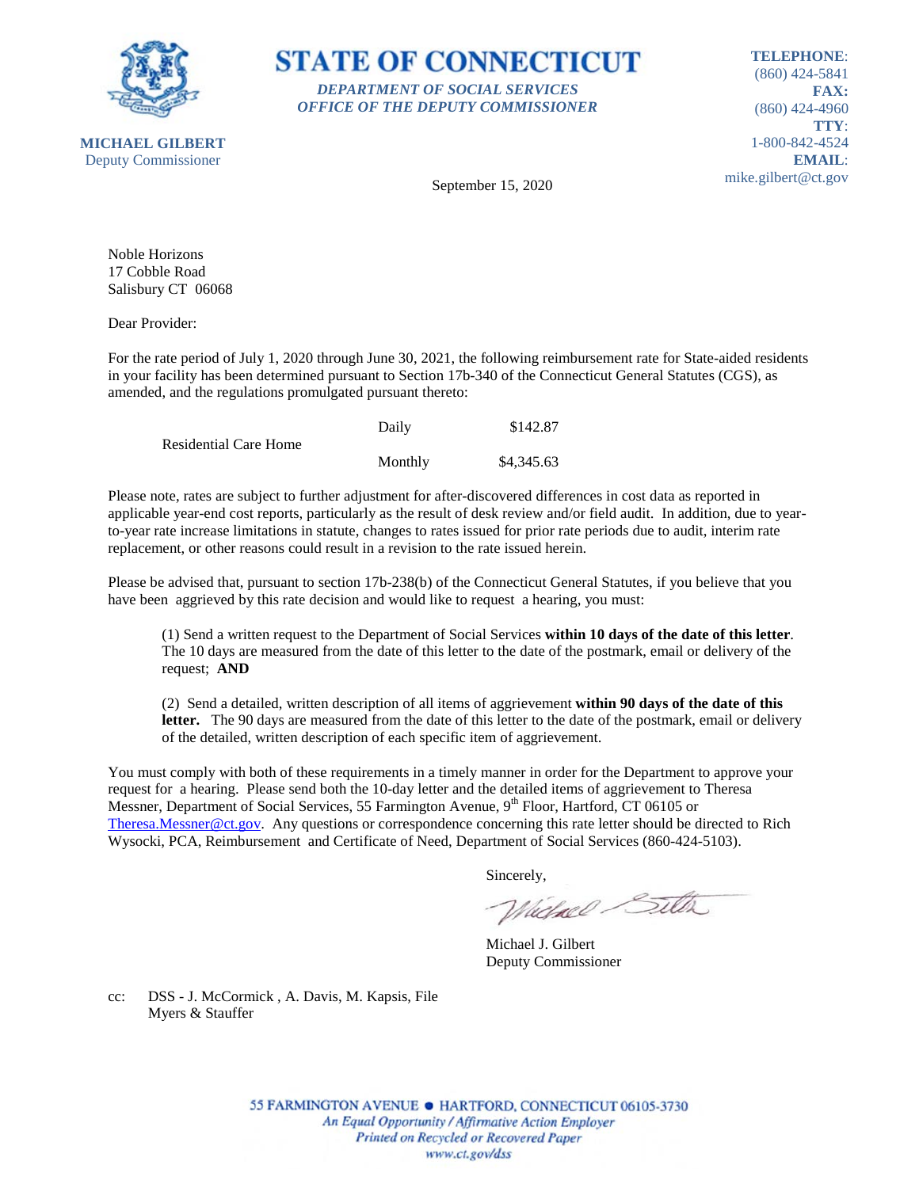**STATE OF CONNECTICUT**

*DEPARTMENT OF SOCIAL SERVICES*
*OFFICE OF THE DEPUTY COMMISSIONER*

**MICHAEL GILBERT**
Deputy Commissioner

**TELEPHONE**: (860) 424-5841
**FAX:** (860) 424-4960
**TTY**: 1-800-842-4524
**EMAIL**: mike.gilbert@ct.gov

September 15, 2020

Noble Horizons
17 Cobble Road
Salisbury CT 06068

Dear Provider:

For the rate period of July 1, 2020 through June 30, 2021, the following reimbursement rate for State-aided residents in your facility has been determined pursuant to Section 17b-340 of the Connecticut General Statutes (CGS), as amended, and the regulations promulgated pursuant thereto:

| | | |
|---|---|---|
| Residential Care Home | Daily | $142.87 |
| | Monthly | $4,345.63 |

Please note, rates are subject to further adjustment for after-discovered differences in cost data as reported in applicable year-end cost reports, particularly as the result of desk review and/or field audit. In addition, due to year-to-year rate increase limitations in statute, changes to rates issued for prior rate periods due to audit, interim rate replacement, or other reasons could result in a revision to the rate issued herein.

Please be advised that, pursuant to section 17b-238(b) of the Connecticut General Statutes, if you believe that you have been aggrieved by this rate decision and would like to request a hearing, you must:

(1) Send a written request to the Department of Social Services **within 10 days of the date of this letter**. The 10 days are measured from the date of this letter to the date of the postmark, email or delivery of the request; **AND**

(2) Send a detailed, written description of all items of aggrievement **within 90 days of the date of this letter.** The 90 days are measured from the date of this letter to the date of the postmark, email or delivery of the detailed, written description of each specific item of aggrievement.

You must comply with both of these requirements in a timely manner in order for the Department to approve your request for a hearing. Please send both the 10-day letter and the detailed items of aggrievement to Theresa Messner, Department of Social Services, 55 Farmington Avenue, 9th Floor, Hartford, CT 06105 or Theresa.Messner@ct.gov. Any questions or correspondence concerning this rate letter should be directed to Rich Wysocki, PCA, Reimbursement and Certificate of Need, Department of Social Services (860-424-5103).

Sincerely,

Michael J. Gilbert
Deputy Commissioner

cc: DSS - J. McCormick , A. Davis, M. Kapsis, File
Myers & Stauffer

55 FARMINGTON AVENUE • HARTFORD, CONNECTICUT 06105-3730
*An Equal Opportunity / Affirmative Action Employer*
*Printed on Recycled or Recovered Paper*
*www.ct.gov/dss*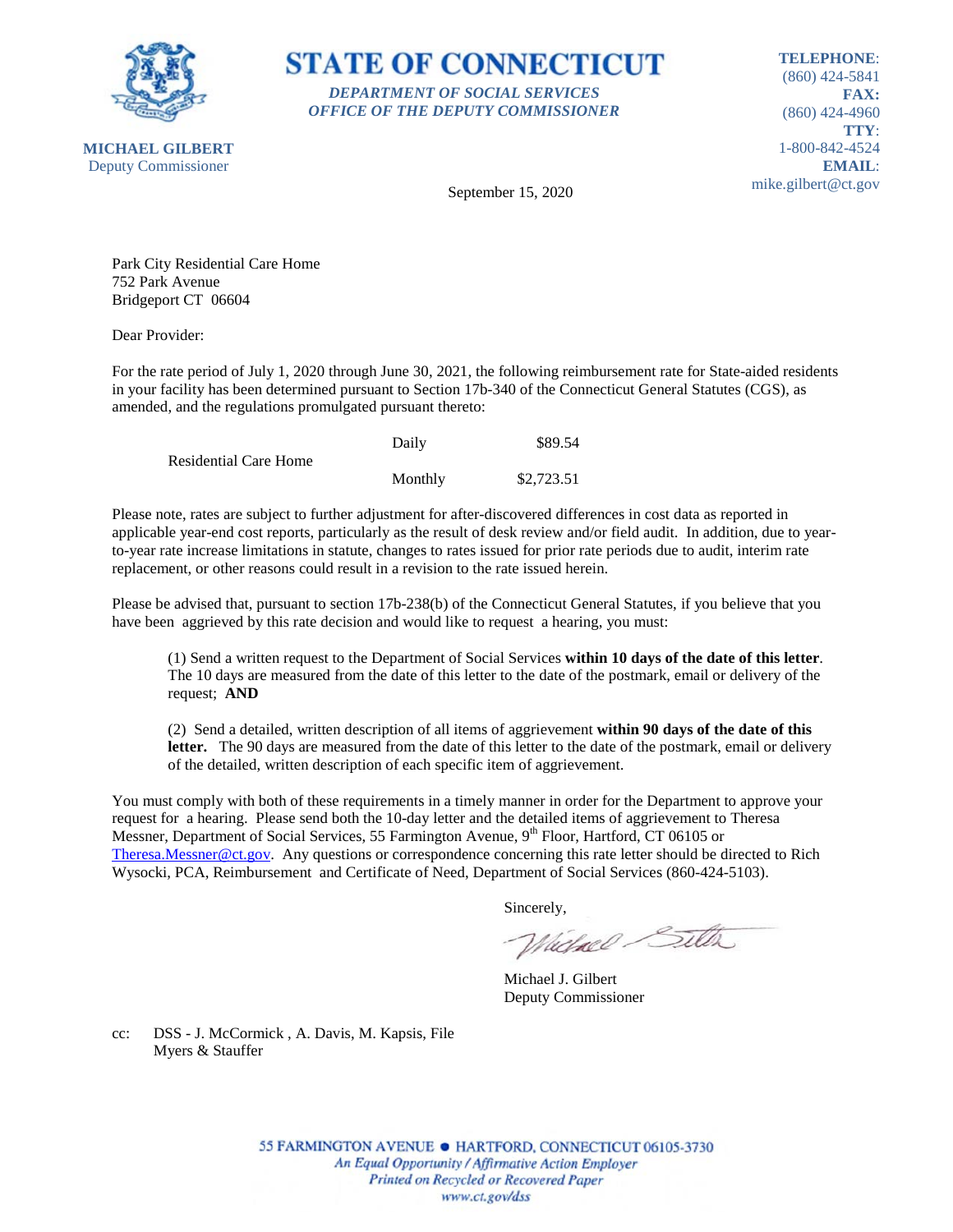**STATE OF CONNECTICUT**

***DEPARTMENT OF SOCIAL SERVICES***
***OFFICE OF THE DEPUTY COMMISSIONER***

**MICHAEL GILBERT**
Deputy Commissioner

**TELEPHONE**: (860) 424-5841
**FAX:** (860) 424-4960
**TTY**: 1-800-842-4524
**EMAIL**: mike.gilbert@ct.gov

September 15, 2020

Park City Residential Care Home
752 Park Avenue
Bridgeport CT 06604

Dear Provider:

For the rate period of July 1, 2020 through June 30, 2021, the following reimbursement rate for State-aided residents in your facility has been determined pursuant to Section 17b-340 of the Connecticut General Statutes (CGS), as amended, and the regulations promulgated pursuant thereto:

| | | |
|---|---|---|
| Residential Care Home | Daily | $89.54 |
| | Monthly | $2,723.51 |

Please note, rates are subject to further adjustment for after-discovered differences in cost data as reported in applicable year-end cost reports, particularly as the result of desk review and/or field audit. In addition, due to year-to-year rate increase limitations in statute, changes to rates issued for prior rate periods due to audit, interim rate replacement, or other reasons could result in a revision to the rate issued herein.

Please be advised that, pursuant to section 17b-238(b) of the Connecticut General Statutes, if you believe that you have been aggrieved by this rate decision and would like to request a hearing, you must:

(1) Send a written request to the Department of Social Services **within 10 days of the date of this letter**. The 10 days are measured from the date of this letter to the date of the postmark, email or delivery of the request; **AND**

(2) Send a detailed, written description of all items of aggrievement **within 90 days of the date of this letter.** The 90 days are measured from the date of this letter to the date of the postmark, email or delivery of the detailed, written description of each specific item of aggrievement.

You must comply with both of these requirements in a timely manner in order for the Department to approve your request for a hearing. Please send both the 10-day letter and the detailed items of aggrievement to Theresa Messner, Department of Social Services, 55 Farmington Avenue, 9th Floor, Hartford, CT 06105 or Theresa.Messner@ct.gov. Any questions or correspondence concerning this rate letter should be directed to Rich Wysocki, PCA, Reimbursement and Certificate of Need, Department of Social Services (860-424-5103).

Sincerely,

Michael J. Gilbert
Deputy Commissioner

cc: DSS - J. McCormick , A. Davis, M. Kapsis, File
Myers & Stauffer

55 FARMINGTON AVENUE • HARTFORD, CONNECTICUT 06105-3730
*An Equal Opportunity / Affirmative Action Employer*
*Printed on Recycled or Recovered Paper*
*www.ct.gov/dss*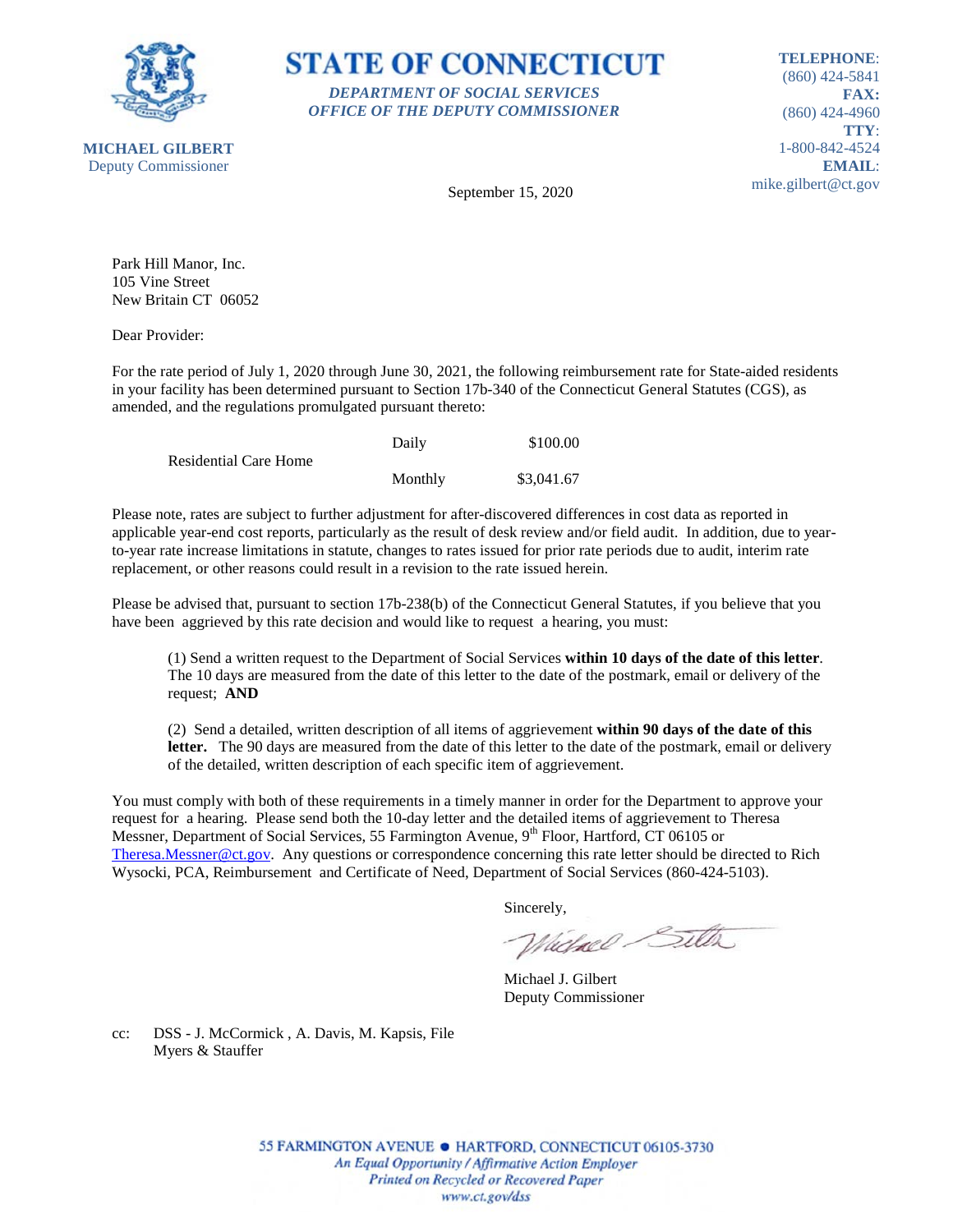**STATE OF CONNECTICUT**

*DEPARTMENT OF SOCIAL SERVICES*
*OFFICE OF THE DEPUTY COMMISSIONER*

**MICHAEL GILBERT**
Deputy Commissioner

**TELEPHONE**:
(860) 424-5841
**FAX:**
(860) 424-4960
**TTY**:
1-800-842-4524
**EMAIL**:
mike.gilbert@ct.gov

September 15, 2020

Park Hill Manor, Inc.
105 Vine Street
New Britain CT  06052

Dear Provider:

For the rate period of July 1, 2020 through June 30, 2021, the following reimbursement rate for State-aided residents in your facility has been determined pursuant to Section 17b-340 of the Connecticut General Statutes (CGS), as amended, and the regulations promulgated pursuant thereto:

| | | |
|---|---|---|
| Residential Care Home | Daily | $100.00 |
| | Monthly | $3,041.67 |

Please note, rates are subject to further adjustment for after-discovered differences in cost data as reported in applicable year-end cost reports, particularly as the result of desk review and/or field audit. In addition, due to year-to-year rate increase limitations in statute, changes to rates issued for prior rate periods due to audit, interim rate replacement, or other reasons could result in a revision to the rate issued herein.

Please be advised that, pursuant to section 17b-238(b) of the Connecticut General Statutes, if you believe that you have been aggrieved by this rate decision and would like to request a hearing, you must:

(1) Send a written request to the Department of Social Services **within 10 days of the date of this letter**. The 10 days are measured from the date of this letter to the date of the postmark, email or delivery of the request; **AND**

(2) Send a detailed, written description of all items of aggrievement **within 90 days of the date of this letter.** The 90 days are measured from the date of this letter to the date of the postmark, email or delivery of the detailed, written description of each specific item of aggrievement.

You must comply with both of these requirements in a timely manner in order for the Department to approve your request for a hearing. Please send both the 10-day letter and the detailed items of aggrievement to Theresa Messner, Department of Social Services, 55 Farmington Avenue, 9th Floor, Hartford, CT 06105 or Theresa.Messner@ct.gov. Any questions or correspondence concerning this rate letter should be directed to Rich Wysocki, PCA, Reimbursement and Certificate of Need, Department of Social Services (860-424-5103).

Sincerely,

Michael J. Gilbert
Deputy Commissioner

cc: DSS - J. McCormick , A. Davis, M. Kapsis, File
Myers & Stauffer

55 FARMINGTON AVENUE • HARTFORD, CONNECTICUT 06105-3730
*An Equal Opportunity / Affirmative Action Employer*
*Printed on Recycled or Recovered Paper*
*www.ct.gov/dss*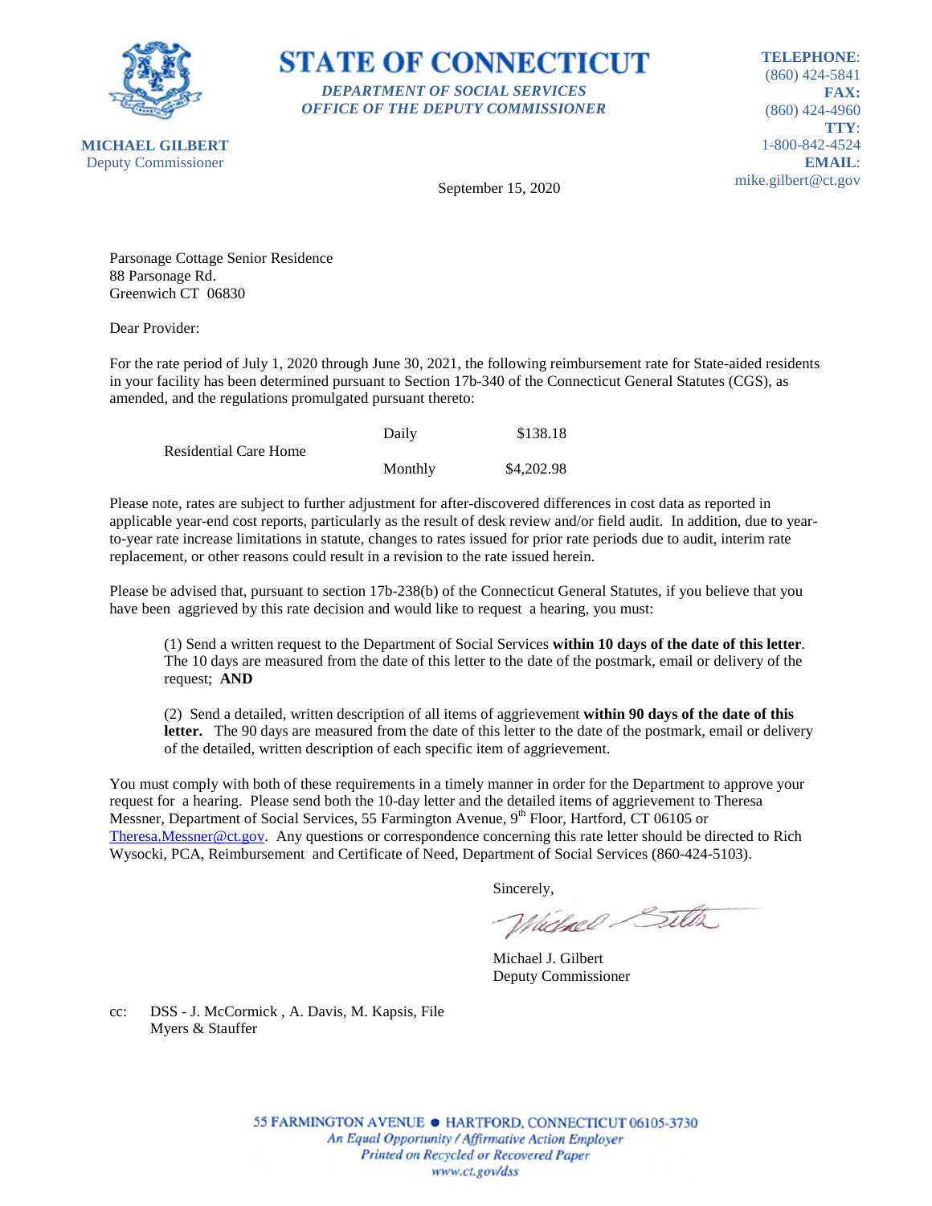**STATE OF CONNECTICUT**

***DEPARTMENT OF SOCIAL SERVICES***
***OFFICE OF THE DEPUTY COMMISSIONER***

**MICHAEL GILBERT**
Deputy Commissioner

**TELEPHONE**: (860) 424-5841
**FAX:** (860) 424-4960
**TTY**: 1-800-842-4524
**EMAIL**: mike.gilbert@ct.gov

September 15, 2020

Parsonage Cottage Senior Residence
88 Parsonage Rd.
Greenwich CT 06830

Dear Provider:

For the rate period of July 1, 2020 through June 30, 2021, the following reimbursement rate for State-aided residents in your facility has been determined pursuant to Section 17b-340 of the Connecticut General Statutes (CGS), as amended, and the regulations promulgated pursuant thereto:

| | | |
|---|---|---|
| Residential Care Home | Daily | $138.18 |
| | Monthly | $4,202.98 |

Please note, rates are subject to further adjustment for after-discovered differences in cost data as reported in applicable year-end cost reports, particularly as the result of desk review and/or field audit. In addition, due to year-to-year rate increase limitations in statute, changes to rates issued for prior rate periods due to audit, interim rate replacement, or other reasons could result in a revision to the rate issued herein.

Please be advised that, pursuant to section 17b-238(b) of the Connecticut General Statutes, if you believe that you have been aggrieved by this rate decision and would like to request a hearing, you must:

(1) Send a written request to the Department of Social Services **within 10 days of the date of this letter**. The 10 days are measured from the date of this letter to the date of the postmark, email or delivery of the request; **AND**

(2) Send a detailed, written description of all items of aggrievement **within 90 days of the date of this letter.** The 90 days are measured from the date of this letter to the date of the postmark, email or delivery of the detailed, written description of each specific item of aggrievement.

You must comply with both of these requirements in a timely manner in order for the Department to approve your request for a hearing. Please send both the 10-day letter and the detailed items of aggrievement to Theresa Messner, Department of Social Services, 55 Farmington Avenue, 9th Floor, Hartford, CT 06105 or Theresa.Messner@ct.gov. Any questions or correspondence concerning this rate letter should be directed to Rich Wysocki, PCA, Reimbursement and Certificate of Need, Department of Social Services (860-424-5103).

Sincerely,

Michael J. Gilbert
Deputy Commissioner

cc: DSS - J. McCormick , A. Davis, M. Kapsis, File
Myers & Stauffer

55 FARMINGTON AVENUE • HARTFORD, CONNECTICUT 06105-3730
*An Equal Opportunity / Affirmative Action Employer*
*Printed on Recycled or Recovered Paper*
*www.ct.gov/dss*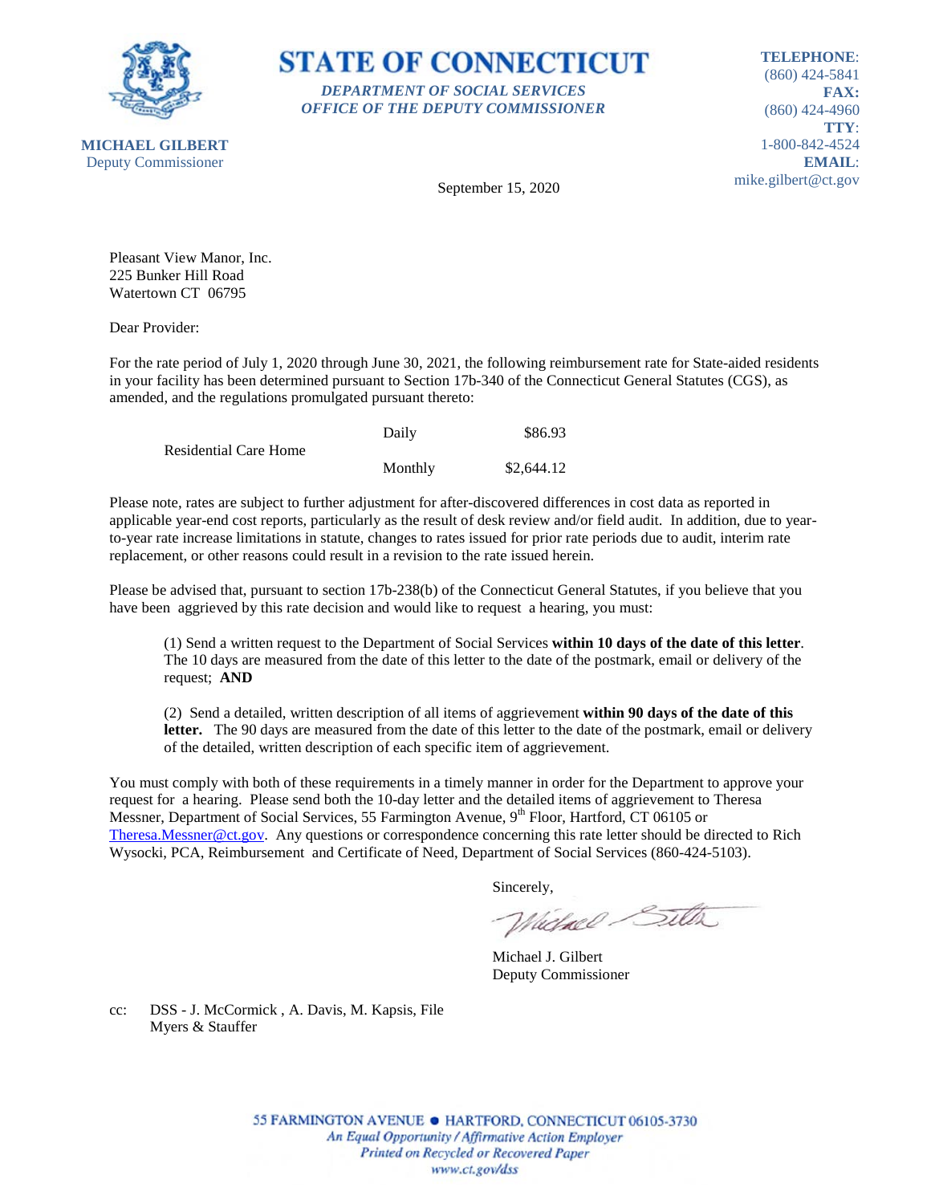**STATE OF CONNECTICUT**

***DEPARTMENT OF SOCIAL SERVICES***
***OFFICE OF THE DEPUTY COMMISSIONER***

**MICHAEL GILBERT**
Deputy Commissioner

**TELEPHONE**:
(860) 424-5841
**FAX:**
(860) 424-4960
**TTY**:
1-800-842-4524
**EMAIL**:
mike.gilbert@ct.gov

September 15, 2020

Pleasant View Manor, Inc.
225 Bunker Hill Road
Watertown CT 06795

Dear Provider:

For the rate period of July 1, 2020 through June 30, 2021, the following reimbursement rate for State-aided residents in your facility has been determined pursuant to Section 17b-340 of the Connecticut General Statutes (CGS), as amended, and the regulations promulgated pursuant thereto:

| | | |
|---|---|---|
| Residential Care Home | Daily | $86.93 |
| | Monthly | $2,644.12 |

Please note, rates are subject to further adjustment for after-discovered differences in cost data as reported in applicable year-end cost reports, particularly as the result of desk review and/or field audit. In addition, due to year-to-year rate increase limitations in statute, changes to rates issued for prior rate periods due to audit, interim rate replacement, or other reasons could result in a revision to the rate issued herein.

Please be advised that, pursuant to section 17b-238(b) of the Connecticut General Statutes, if you believe that you have been aggrieved by this rate decision and would like to request a hearing, you must:

(1) Send a written request to the Department of Social Services **within 10 days of the date of this letter**. The 10 days are measured from the date of this letter to the date of the postmark, email or delivery of the request; **AND**

(2) Send a detailed, written description of all items of aggrievement **within 90 days of the date of this letter.** The 90 days are measured from the date of this letter to the date of the postmark, email or delivery of the detailed, written description of each specific item of aggrievement.

You must comply with both of these requirements in a timely manner in order for the Department to approve your request for a hearing. Please send both the 10-day letter and the detailed items of aggrievement to Theresa Messner, Department of Social Services, 55 Farmington Avenue, 9th Floor, Hartford, CT 06105 or Theresa.Messner@ct.gov. Any questions or correspondence concerning this rate letter should be directed to Rich Wysocki, PCA, Reimbursement and Certificate of Need, Department of Social Services (860-424-5103).

Sincerely,

Michael J. Gilbert
Deputy Commissioner

cc: DSS - J. McCormick , A. Davis, M. Kapsis, File
Myers & Stauffer

55 FARMINGTON AVENUE • HARTFORD, CONNECTICUT 06105-3730
*An Equal Opportunity / Affirmative Action Employer*
*Printed on Recycled or Recovered Paper*
*www.ct.gov/dss*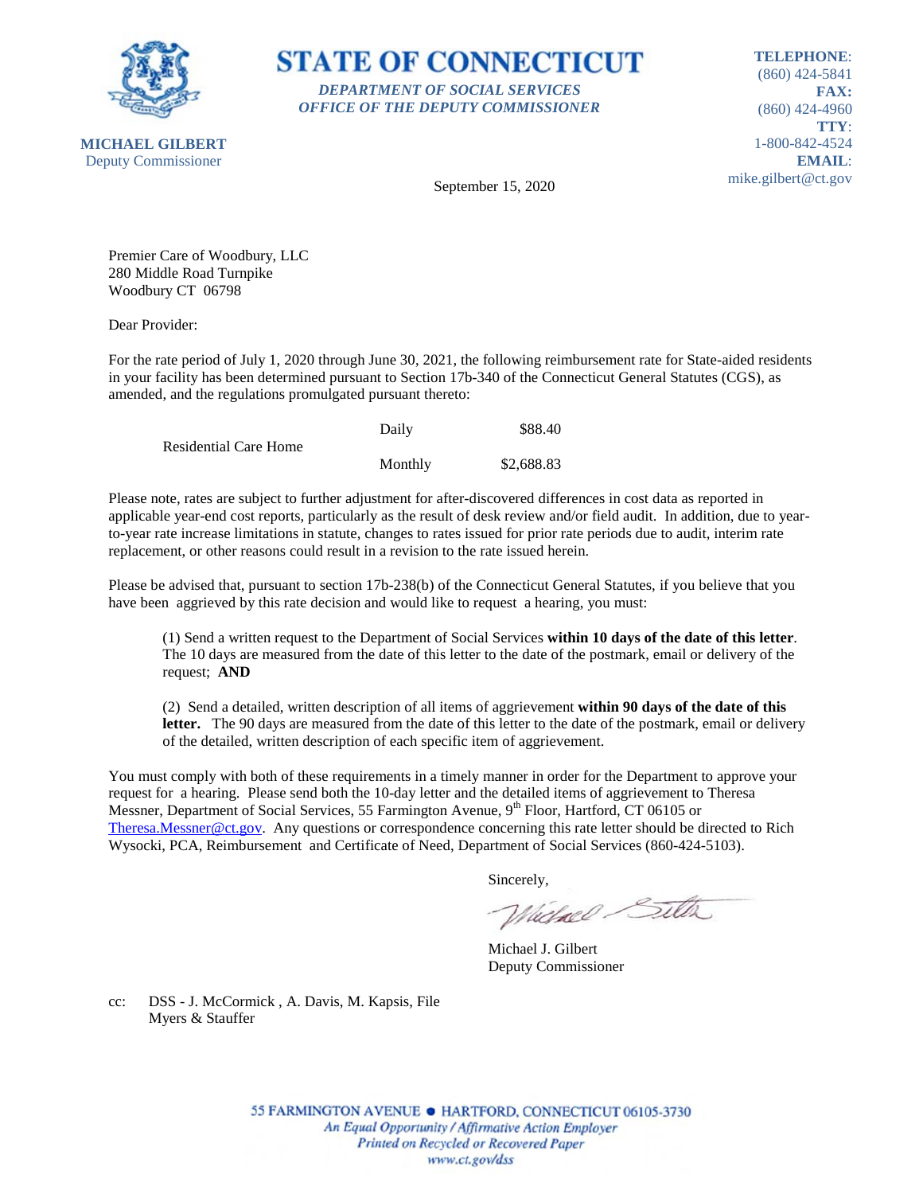**STATE OF CONNECTICUT**

*DEPARTMENT OF SOCIAL SERVICES*
*OFFICE OF THE DEPUTY COMMISSIONER*

**MICHAEL GILBERT**
Deputy Commissioner

**TELEPHONE**: (860) 424-5841
**FAX:** (860) 424-4960
**TTY**: 1-800-842-4524
**EMAIL**: mike.gilbert@ct.gov

September 15, 2020

Premier Care of Woodbury, LLC
280 Middle Road Turnpike
Woodbury CT 06798

Dear Provider:

For the rate period of July 1, 2020 through June 30, 2021, the following reimbursement rate for State-aided residents in your facility has been determined pursuant to Section 17b-340 of the Connecticut General Statutes (CGS), as amended, and the regulations promulgated pursuant thereto:

| | | |
|---|---|---|
| Residential Care Home | Daily | $88.40 |
| | Monthly | $2,688.83 |

Please note, rates are subject to further adjustment for after-discovered differences in cost data as reported in applicable year-end cost reports, particularly as the result of desk review and/or field audit. In addition, due to year-to-year rate increase limitations in statute, changes to rates issued for prior rate periods due to audit, interim rate replacement, or other reasons could result in a revision to the rate issued herein.

Please be advised that, pursuant to section 17b-238(b) of the Connecticut General Statutes, if you believe that you have been aggrieved by this rate decision and would like to request a hearing, you must:

(1) Send a written request to the Department of Social Services **within 10 days of the date of this letter**. The 10 days are measured from the date of this letter to the date of the postmark, email or delivery of the request; **AND**

(2) Send a detailed, written description of all items of aggrievement **within 90 days of the date of this letter.** The 90 days are measured from the date of this letter to the date of the postmark, email or delivery of the detailed, written description of each specific item of aggrievement.

You must comply with both of these requirements in a timely manner in order for the Department to approve your request for a hearing. Please send both the 10-day letter and the detailed items of aggrievement to Theresa Messner, Department of Social Services, 55 Farmington Avenue, 9th Floor, Hartford, CT 06105 or Theresa.Messner@ct.gov. Any questions or correspondence concerning this rate letter should be directed to Rich Wysocki, PCA, Reimbursement and Certificate of Need, Department of Social Services (860-424-5103).

Sincerely,

Michael J. Gilbert
Deputy Commissioner

cc: DSS - J. McCormick , A. Davis, M. Kapsis, File
Myers & Stauffer

55 FARMINGTON AVENUE • HARTFORD, CONNECTICUT 06105-3730
*An Equal Opportunity / Affirmative Action Employer*
*Printed on Recycled or Recovered Paper*
*www.ct.gov/dss*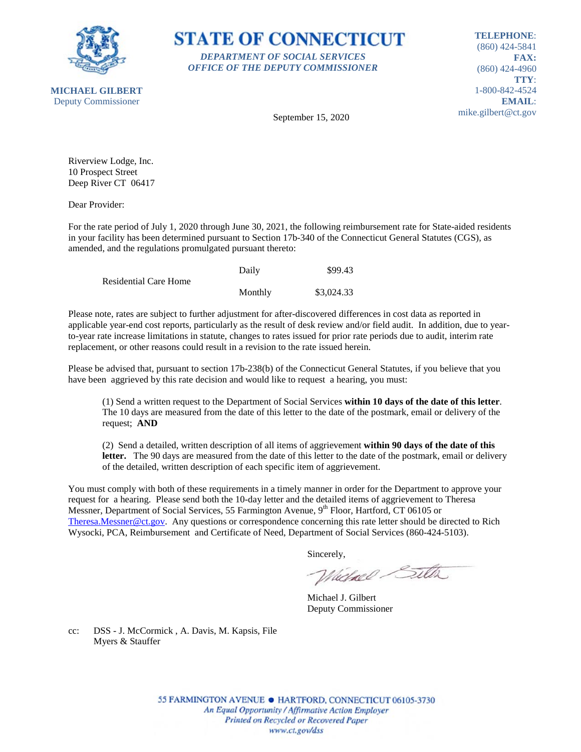**STATE OF CONNECTICUT**

*DEPARTMENT OF SOCIAL SERVICES*
*OFFICE OF THE DEPUTY COMMISSIONER*

**MICHAEL GILBERT**
Deputy Commissioner

**TELEPHONE**: (860) 424-5841
**FAX:** (860) 424-4960
**TTY**: 1-800-842-4524
**EMAIL**: mike.gilbert@ct.gov

September 15, 2020

Riverview Lodge, Inc.
10 Prospect Street
Deep River CT 06417

Dear Provider:

For the rate period of July 1, 2020 through June 30, 2021, the following reimbursement rate for State-aided residents in your facility has been determined pursuant to Section 17b-340 of the Connecticut General Statutes (CGS), as amended, and the regulations promulgated pursuant thereto:

| | | |
|---|---|---|
| Residential Care Home | Daily | $99.43 |
| | Monthly | $3,024.33 |

Please note, rates are subject to further adjustment for after-discovered differences in cost data as reported in applicable year-end cost reports, particularly as the result of desk review and/or field audit. In addition, due to year-to-year rate increase limitations in statute, changes to rates issued for prior rate periods due to audit, interim rate replacement, or other reasons could result in a revision to the rate issued herein.

Please be advised that, pursuant to section 17b-238(b) of the Connecticut General Statutes, if you believe that you have been aggrieved by this rate decision and would like to request a hearing, you must:

(1) Send a written request to the Department of Social Services **within 10 days of the date of this letter**. The 10 days are measured from the date of this letter to the date of the postmark, email or delivery of the request; **AND**

(2) Send a detailed, written description of all items of aggrievement **within 90 days of the date of this letter.** The 90 days are measured from the date of this letter to the date of the postmark, email or delivery of the detailed, written description of each specific item of aggrievement.

You must comply with both of these requirements in a timely manner in order for the Department to approve your request for a hearing. Please send both the 10-day letter and the detailed items of aggrievement to Theresa Messner, Department of Social Services, 55 Farmington Avenue, 9th Floor, Hartford, CT 06105 or Theresa.Messner@ct.gov. Any questions or correspondence concerning this rate letter should be directed to Rich Wysocki, PCA, Reimbursement and Certificate of Need, Department of Social Services (860-424-5103).

Sincerely,

Michael J. Gilbert
Deputy Commissioner

cc: DSS - J. McCormick , A. Davis, M. Kapsis, File
Myers & Stauffer

55 FARMINGTON AVENUE • HARTFORD, CONNECTICUT 06105-3730
*An Equal Opportunity / Affirmative Action Employer*
*Printed on Recycled or Recovered Paper*
*www.ct.gov/dss*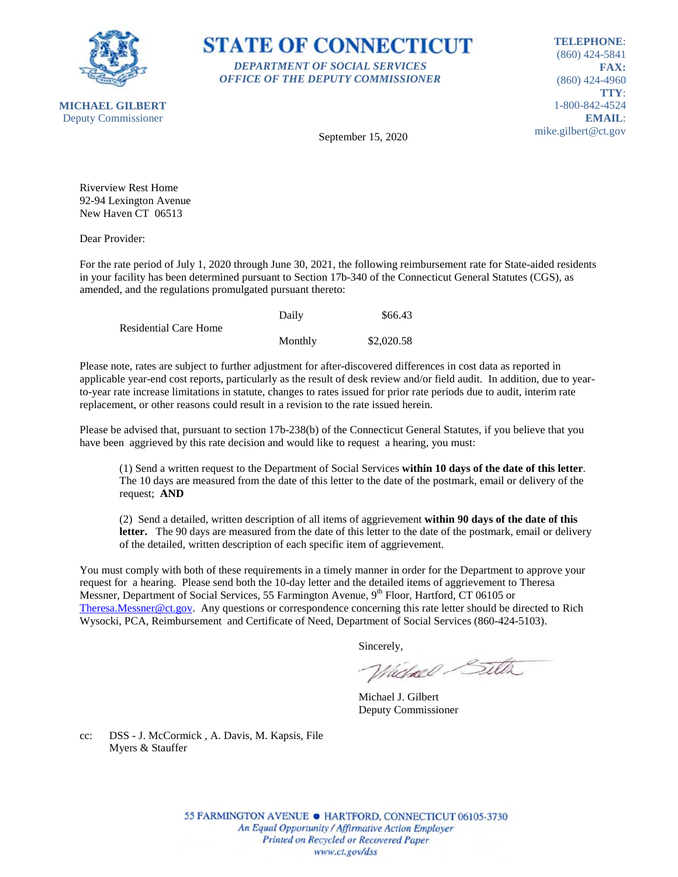**STATE OF CONNECTICUT**

*DEPARTMENT OF SOCIAL SERVICES*
*OFFICE OF THE DEPUTY COMMISSIONER*

**MICHAEL GILBERT**
Deputy Commissioner

**TELEPHONE**: (860) 424-5841
**FAX:** (860) 424-4960
**TTY**: 1-800-842-4524
**EMAIL**: mike.gilbert@ct.gov

September 15, 2020

Riverview Rest Home
92-94 Lexington Avenue
New Haven CT 06513

Dear Provider:

For the rate period of July 1, 2020 through June 30, 2021, the following reimbursement rate for State-aided residents in your facility has been determined pursuant to Section 17b-340 of the Connecticut General Statutes (CGS), as amended, and the regulations promulgated pursuant thereto:

| | | |
|---|---|---|
| Residential Care Home | Daily | $66.43 |
| | Monthly | $2,020.58 |

Please note, rates are subject to further adjustment for after-discovered differences in cost data as reported in applicable year-end cost reports, particularly as the result of desk review and/or field audit. In addition, due to year-to-year rate increase limitations in statute, changes to rates issued for prior rate periods due to audit, interim rate replacement, or other reasons could result in a revision to the rate issued herein.

Please be advised that, pursuant to section 17b-238(b) of the Connecticut General Statutes, if you believe that you have been aggrieved by this rate decision and would like to request a hearing, you must:

(1) Send a written request to the Department of Social Services **within 10 days of the date of this letter**. The 10 days are measured from the date of this letter to the date of the postmark, email or delivery of the request; **AND**

(2) Send a detailed, written description of all items of aggrievement **within 90 days of the date of this letter.** The 90 days are measured from the date of this letter to the date of the postmark, email or delivery of the detailed, written description of each specific item of aggrievement.

You must comply with both of these requirements in a timely manner in order for the Department to approve your request for a hearing. Please send both the 10-day letter and the detailed items of aggrievement to Theresa Messner, Department of Social Services, 55 Farmington Avenue, 9th Floor, Hartford, CT 06105 or Theresa.Messner@ct.gov. Any questions or correspondence concerning this rate letter should be directed to Rich Wysocki, PCA, Reimbursement and Certificate of Need, Department of Social Services (860-424-5103).

Sincerely,

Michael J. Gilbert
Deputy Commissioner

cc: DSS - J. McCormick , A. Davis, M. Kapsis, File
Myers & Stauffer

55 FARMINGTON AVENUE ● HARTFORD, CONNECTICUT 06105-3730
*An Equal Opportunity / Affirmative Action Employer*
*Printed on Recycled or Recovered Paper*
*www.ct.gov/dss*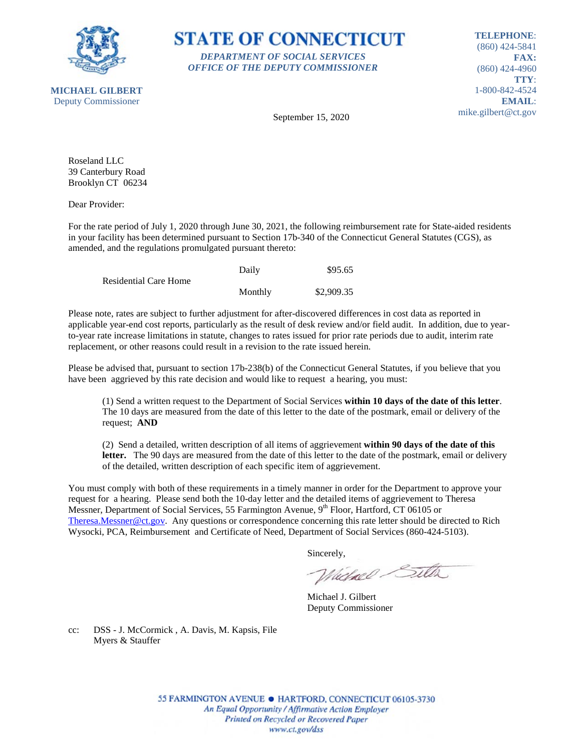**STATE OF CONNECTICUT**

*DEPARTMENT OF SOCIAL SERVICES*
*OFFICE OF THE DEPUTY COMMISSIONER*

**MICHAEL GILBERT**
Deputy Commissioner

**TELEPHONE**: (860) 424-5841
**FAX:** (860) 424-4960
**TTY**: 1-800-842-4524
**EMAIL**: mike.gilbert@ct.gov

September 15, 2020

Roseland LLC
39 Canterbury Road
Brooklyn CT 06234

Dear Provider:

For the rate period of July 1, 2020 through June 30, 2021, the following reimbursement rate for State-aided residents in your facility has been determined pursuant to Section 17b-340 of the Connecticut General Statutes (CGS), as amended, and the regulations promulgated pursuant thereto:

| | | |
|---|---|---|
| Residential Care Home | Daily | $95.65 |
| | Monthly | $2,909.35 |

Please note, rates are subject to further adjustment for after-discovered differences in cost data as reported in applicable year-end cost reports, particularly as the result of desk review and/or field audit. In addition, due to year-to-year rate increase limitations in statute, changes to rates issued for prior rate periods due to audit, interim rate replacement, or other reasons could result in a revision to the rate issued herein.

Please be advised that, pursuant to section 17b-238(b) of the Connecticut General Statutes, if you believe that you have been aggrieved by this rate decision and would like to request a hearing, you must:

(1) Send a written request to the Department of Social Services **within 10 days of the date of this letter**. The 10 days are measured from the date of this letter to the date of the postmark, email or delivery of the request; **AND**

(2) Send a detailed, written description of all items of aggrievement **within 90 days of the date of this letter.** The 90 days are measured from the date of this letter to the date of the postmark, email or delivery of the detailed, written description of each specific item of aggrievement.

You must comply with both of these requirements in a timely manner in order for the Department to approve your request for a hearing. Please send both the 10-day letter and the detailed items of aggrievement to Theresa Messner, Department of Social Services, 55 Farmington Avenue, 9th Floor, Hartford, CT 06105 or Theresa.Messner@ct.gov. Any questions or correspondence concerning this rate letter should be directed to Rich Wysocki, PCA, Reimbursement and Certificate of Need, Department of Social Services (860-424-5103).

Sincerely,

Michael J. Gilbert
Deputy Commissioner

cc: DSS - J. McCormick , A. Davis, M. Kapsis, File
Myers & Stauffer

55 FARMINGTON AVENUE • HARTFORD, CONNECTICUT 06105-3730
*An Equal Opportunity / Affirmative Action Employer*
*Printed on Recycled or Recovered Paper*
*www.ct.gov/dss*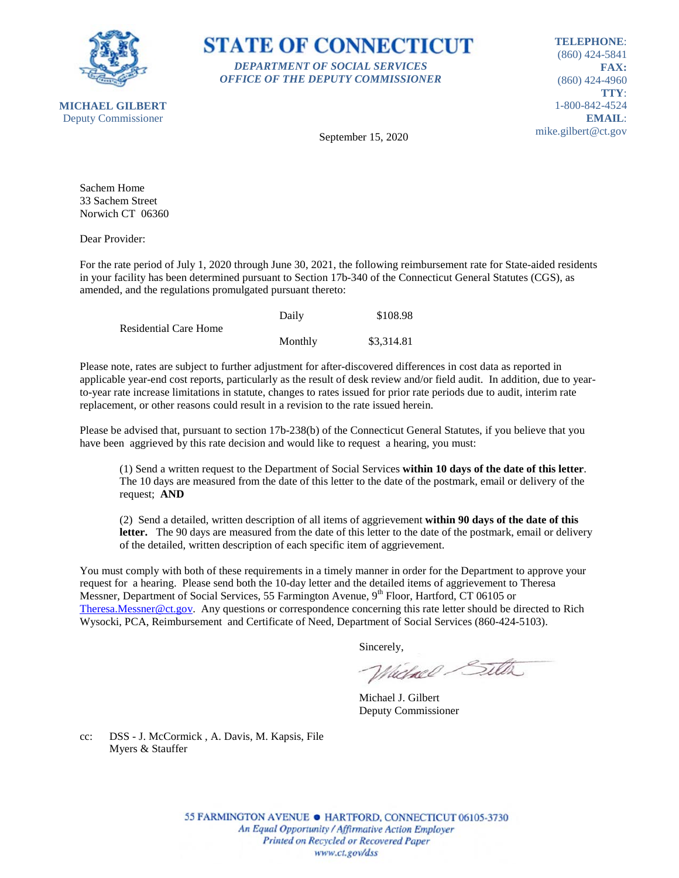**STATE OF CONNECTICUT**

***DEPARTMENT OF SOCIAL SERVICES***
***OFFICE OF THE DEPUTY COMMISSIONER***

**MICHAEL GILBERT**
Deputy Commissioner

**TELEPHONE**: (860) 424-5841
**FAX:** (860) 424-4960
**TTY**: 1-800-842-4524
**EMAIL**: mike.gilbert@ct.gov

September 15, 2020

Sachem Home
33 Sachem Street
Norwich CT 06360

Dear Provider:

For the rate period of July 1, 2020 through June 30, 2021, the following reimbursement rate for State-aided residents in your facility has been determined pursuant to Section 17b-340 of the Connecticut General Statutes (CGS), as amended, and the regulations promulgated pursuant thereto:

| | | |
|---|---|---|
| Residential Care Home | Daily | $108.98 |
| | Monthly | $3,314.81 |

Please note, rates are subject to further adjustment for after-discovered differences in cost data as reported in applicable year-end cost reports, particularly as the result of desk review and/or field audit. In addition, due to year-to-year rate increase limitations in statute, changes to rates issued for prior rate periods due to audit, interim rate replacement, or other reasons could result in a revision to the rate issued herein.

Please be advised that, pursuant to section 17b-238(b) of the Connecticut General Statutes, if you believe that you have been aggrieved by this rate decision and would like to request a hearing, you must:

(1) Send a written request to the Department of Social Services **within 10 days of the date of this letter**. The 10 days are measured from the date of this letter to the date of the postmark, email or delivery of the request; **AND**

(2) Send a detailed, written description of all items of aggrievement **within 90 days of the date of this letter.** The 90 days are measured from the date of this letter to the date of the postmark, email or delivery of the detailed, written description of each specific item of aggrievement.

You must comply with both of these requirements in a timely manner in order for the Department to approve your request for a hearing. Please send both the 10-day letter and the detailed items of aggrievement to Theresa Messner, Department of Social Services, 55 Farmington Avenue, 9th Floor, Hartford, CT 06105 or Theresa.Messner@ct.gov. Any questions or correspondence concerning this rate letter should be directed to Rich Wysocki, PCA, Reimbursement and Certificate of Need, Department of Social Services (860-424-5103).

Sincerely,

Michael J. Gilbert
Deputy Commissioner

cc: DSS - J. McCormick , A. Davis, M. Kapsis, File
Myers & Stauffer

55 FARMINGTON AVENUE • HARTFORD, CONNECTICUT 06105-3730
*An Equal Opportunity / Affirmative Action Employer*
*Printed on Recycled or Recovered Paper*
*www.ct.gov/dss*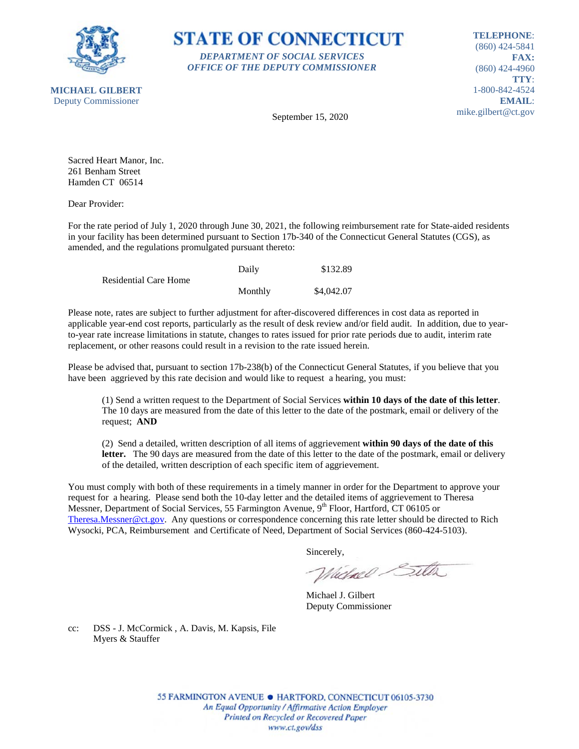**STATE OF CONNECTICUT**

*DEPARTMENT OF SOCIAL SERVICES*
*OFFICE OF THE DEPUTY COMMISSIONER*

**MICHAEL GILBERT**
Deputy Commissioner

**TELEPHONE**: (860) 424-5841
**FAX:** (860) 424-4960
**TTY**: 1-800-842-4524
**EMAIL**: mike.gilbert@ct.gov

September 15, 2020

Sacred Heart Manor, Inc.
261 Benham Street
Hamden CT 06514

Dear Provider:

For the rate period of July 1, 2020 through June 30, 2021, the following reimbursement rate for State-aided residents in your facility has been determined pursuant to Section 17b-340 of the Connecticut General Statutes (CGS), as amended, and the regulations promulgated pursuant thereto:

| | | |
|---|---|---|
| Residential Care Home | Daily | $132.89 |
| | Monthly | $4,042.07 |

Please note, rates are subject to further adjustment for after-discovered differences in cost data as reported in applicable year-end cost reports, particularly as the result of desk review and/or field audit. In addition, due to year-to-year rate increase limitations in statute, changes to rates issued for prior rate periods due to audit, interim rate replacement, or other reasons could result in a revision to the rate issued herein.

Please be advised that, pursuant to section 17b-238(b) of the Connecticut General Statutes, if you believe that you have been aggrieved by this rate decision and would like to request a hearing, you must:

(1) Send a written request to the Department of Social Services **within 10 days of the date of this letter**. The 10 days are measured from the date of this letter to the date of the postmark, email or delivery of the request; **AND**

(2) Send a detailed, written description of all items of aggrievement **within 90 days of the date of this letter.** The 90 days are measured from the date of this letter to the date of the postmark, email or delivery of the detailed, written description of each specific item of aggrievement.

You must comply with both of these requirements in a timely manner in order for the Department to approve your request for a hearing. Please send both the 10-day letter and the detailed items of aggrievement to Theresa Messner, Department of Social Services, 55 Farmington Avenue, 9th Floor, Hartford, CT 06105 or Theresa.Messner@ct.gov. Any questions or correspondence concerning this rate letter should be directed to Rich Wysocki, PCA, Reimbursement and Certificate of Need, Department of Social Services (860-424-5103).

Sincerely,

Michael J. Gilbert
Deputy Commissioner

cc: DSS - J. McCormick , A. Davis, M. Kapsis, File
Myers & Stauffer

55 FARMINGTON AVENUE • HARTFORD, CONNECTICUT 06105-3730
*An Equal Opportunity / Affirmative Action Employer*
*Printed on Recycled or Recovered Paper*
*www.ct.gov/dss*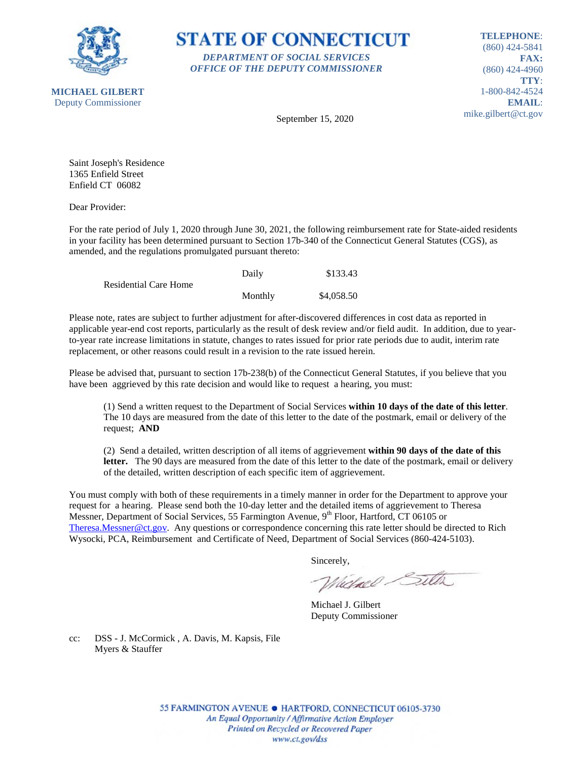**STATE OF CONNECTICUT**

*DEPARTMENT OF SOCIAL SERVICES*
*OFFICE OF THE DEPUTY COMMISSIONER*

**MICHAEL GILBERT**
Deputy Commissioner

**TELEPHONE**:
(860) 424-5841
**FAX:**
(860) 424-4960
**TTY**:
1-800-842-4524
**EMAIL**:
mike.gilbert@ct.gov

September 15, 2020

Saint Joseph's Residence
1365 Enfield Street
Enfield CT 06082

Dear Provider:

For the rate period of July 1, 2020 through June 30, 2021, the following reimbursement rate for State-aided residents in your facility has been determined pursuant to Section 17b-340 of the Connecticut General Statutes (CGS), as amended, and the regulations promulgated pursuant thereto:

| | | |
|---|---|---|
| Residential Care Home | Daily | $133.43 |
| | Monthly | $4,058.50 |

Please note, rates are subject to further adjustment for after-discovered differences in cost data as reported in applicable year-end cost reports, particularly as the result of desk review and/or field audit. In addition, due to year-to-year rate increase limitations in statute, changes to rates issued for prior rate periods due to audit, interim rate replacement, or other reasons could result in a revision to the rate issued herein.

Please be advised that, pursuant to section 17b-238(b) of the Connecticut General Statutes, if you believe that you have been aggrieved by this rate decision and would like to request a hearing, you must:

(1) Send a written request to the Department of Social Services **within 10 days of the date of this letter**. The 10 days are measured from the date of this letter to the date of the postmark, email or delivery of the request; **AND**

(2) Send a detailed, written description of all items of aggrievement **within 90 days of the date of this letter.** The 90 days are measured from the date of this letter to the date of the postmark, email or delivery of the detailed, written description of each specific item of aggrievement.

You must comply with both of these requirements in a timely manner in order for the Department to approve your request for a hearing. Please send both the 10-day letter and the detailed items of aggrievement to Theresa Messner, Department of Social Services, 55 Farmington Avenue, 9th Floor, Hartford, CT 06105 or Theresa.Messner@ct.gov. Any questions or correspondence concerning this rate letter should be directed to Rich Wysocki, PCA, Reimbursement and Certificate of Need, Department of Social Services (860-424-5103).

Sincerely,

Michael J. Gilbert
Deputy Commissioner

cc: DSS - J. McCormick , A. Davis, M. Kapsis, File
Myers & Stauffer

55 FARMINGTON AVENUE • HARTFORD, CONNECTICUT 06105-3730
*An Equal Opportunity / Affirmative Action Employer*
*Printed on Recycled or Recovered Paper*
*www.ct.gov/dss*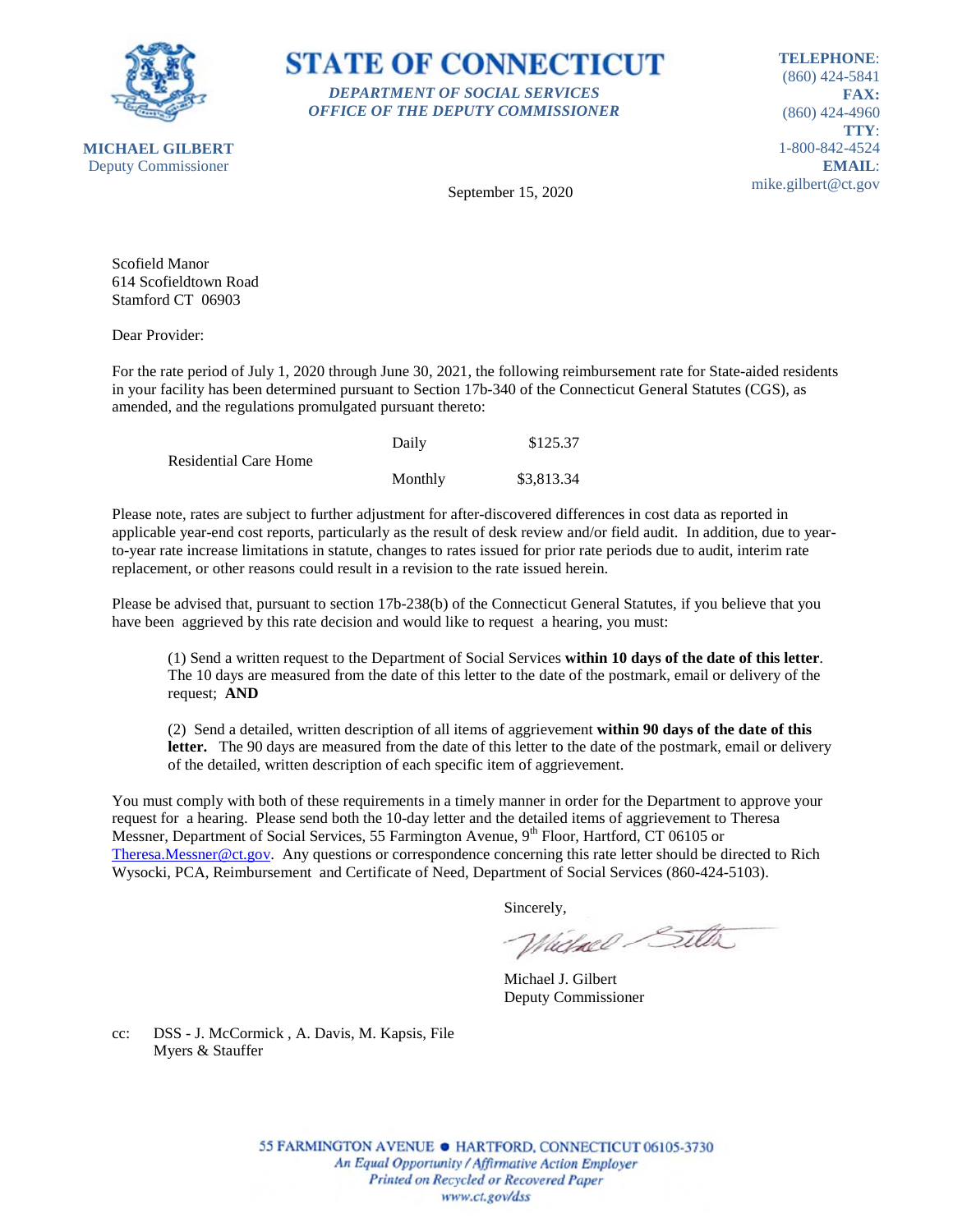**MICHAEL GILBERT**
Deputy Commissioner

# STATE OF CONNECTICUT

***DEPARTMENT OF SOCIAL SERVICES***
***OFFICE OF THE DEPUTY COMMISSIONER***

**TELEPHONE**: (860) 424-5841
**FAX:** (860) 424-4960
**TTY**: 1-800-842-4524
**EMAIL**: mike.gilbert@ct.gov

September 15, 2020

Scofield Manor
614 Scofieldtown Road
Stamford CT 06903

Dear Provider:

For the rate period of July 1, 2020 through June 30, 2021, the following reimbursement rate for State-aided residents in your facility has been determined pursuant to Section 17b-340 of the Connecticut General Statutes (CGS), as amended, and the regulations promulgated pursuant thereto:

| | | |
|---|---|---|
| Residential Care Home | Daily | $125.37 |
| | Monthly | $3,813.34 |

Please note, rates are subject to further adjustment for after-discovered differences in cost data as reported in applicable year-end cost reports, particularly as the result of desk review and/or field audit. In addition, due to year-to-year rate increase limitations in statute, changes to rates issued for prior rate periods due to audit, interim rate replacement, or other reasons could result in a revision to the rate issued herein.

Please be advised that, pursuant to section 17b-238(b) of the Connecticut General Statutes, if you believe that you have been aggrieved by this rate decision and would like to request a hearing, you must:

(1) Send a written request to the Department of Social Services **within 10 days of the date of this letter**. The 10 days are measured from the date of this letter to the date of the postmark, email or delivery of the request; **AND**

(2) Send a detailed, written description of all items of aggrievement **within 90 days of the date of this letter.** The 90 days are measured from the date of this letter to the date of the postmark, email or delivery of the detailed, written description of each specific item of aggrievement.

You must comply with both of these requirements in a timely manner in order for the Department to approve your request for a hearing. Please send both the 10-day letter and the detailed items of aggrievement to Theresa Messner, Department of Social Services, 55 Farmington Avenue, 9th Floor, Hartford, CT 06105 or Theresa.Messner@ct.gov. Any questions or correspondence concerning this rate letter should be directed to Rich Wysocki, PCA, Reimbursement and Certificate of Need, Department of Social Services (860-424-5103).

Sincerely,

Michael J. Gilbert
Deputy Commissioner

cc: DSS - J. McCormick , A. Davis, M. Kapsis, File
Myers & Stauffer

55 FARMINGTON AVENUE • HARTFORD, CONNECTICUT 06105-3730
*An Equal Opportunity / Affirmative Action Employer*
*Printed on Recycled or Recovered Paper*
*www.ct.gov/dss*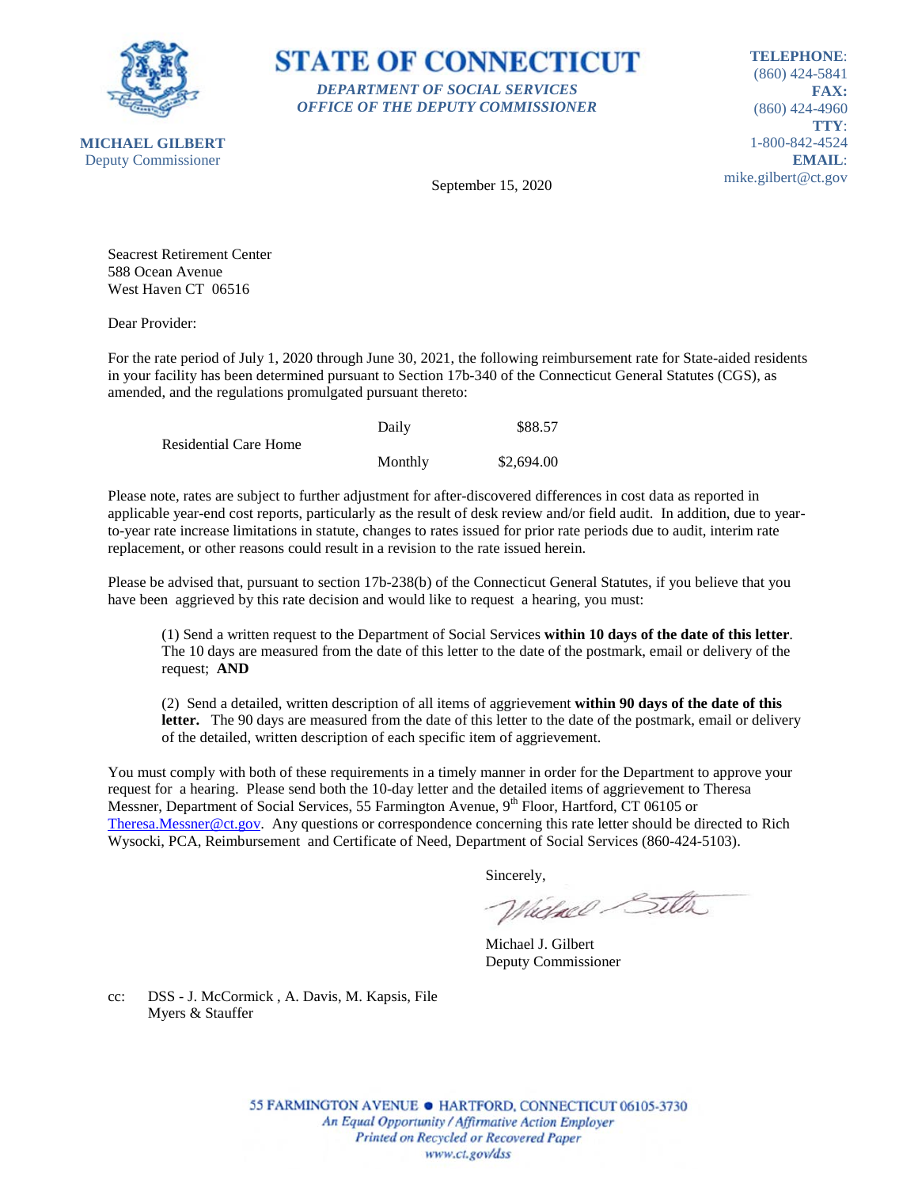**STATE OF CONNECTICUT**

*DEPARTMENT OF SOCIAL SERVICES*
*OFFICE OF THE DEPUTY COMMISSIONER*

**MICHAEL GILBERT**
Deputy Commissioner

**TELEPHONE**: (860) 424-5841
**FAX:** (860) 424-4960
**TTY**: 1-800-842-4524
**EMAIL**: mike.gilbert@ct.gov

September 15, 2020

Seacrest Retirement Center
588 Ocean Avenue
West Haven CT 06516

Dear Provider:

For the rate period of July 1, 2020 through June 30, 2021, the following reimbursement rate for State-aided residents in your facility has been determined pursuant to Section 17b-340 of the Connecticut General Statutes (CGS), as amended, and the regulations promulgated pursuant thereto:

| | | |
|---|---|---|
| Residential Care Home | Daily | $88.57 |
| | Monthly | $2,694.00 |

Please note, rates are subject to further adjustment for after-discovered differences in cost data as reported in applicable year-end cost reports, particularly as the result of desk review and/or field audit. In addition, due to year-to-year rate increase limitations in statute, changes to rates issued for prior rate periods due to audit, interim rate replacement, or other reasons could result in a revision to the rate issued herein.

Please be advised that, pursuant to section 17b-238(b) of the Connecticut General Statutes, if you believe that you have been aggrieved by this rate decision and would like to request a hearing, you must:

(1) Send a written request to the Department of Social Services **within 10 days of the date of this letter**. The 10 days are measured from the date of this letter to the date of the postmark, email or delivery of the request; **AND**

(2) Send a detailed, written description of all items of aggrievement **within 90 days of the date of this letter.** The 90 days are measured from the date of this letter to the date of the postmark, email or delivery of the detailed, written description of each specific item of aggrievement.

You must comply with both of these requirements in a timely manner in order for the Department to approve your request for a hearing. Please send both the 10-day letter and the detailed items of aggrievement to Theresa Messner, Department of Social Services, 55 Farmington Avenue, 9th Floor, Hartford, CT 06105 or Theresa.Messner@ct.gov. Any questions or correspondence concerning this rate letter should be directed to Rich Wysocki, PCA, Reimbursement and Certificate of Need, Department of Social Services (860-424-5103).

Sincerely,

Michael J. Gilbert
Deputy Commissioner

cc: DSS - J. McCormick , A. Davis, M. Kapsis, File
Myers & Stauffer

55 FARMINGTON AVENUE • HARTFORD, CONNECTICUT 06105-3730
*An Equal Opportunity / Affirmative Action Employer*
*Printed on Recycled or Recovered Paper*
*www.ct.gov/dss*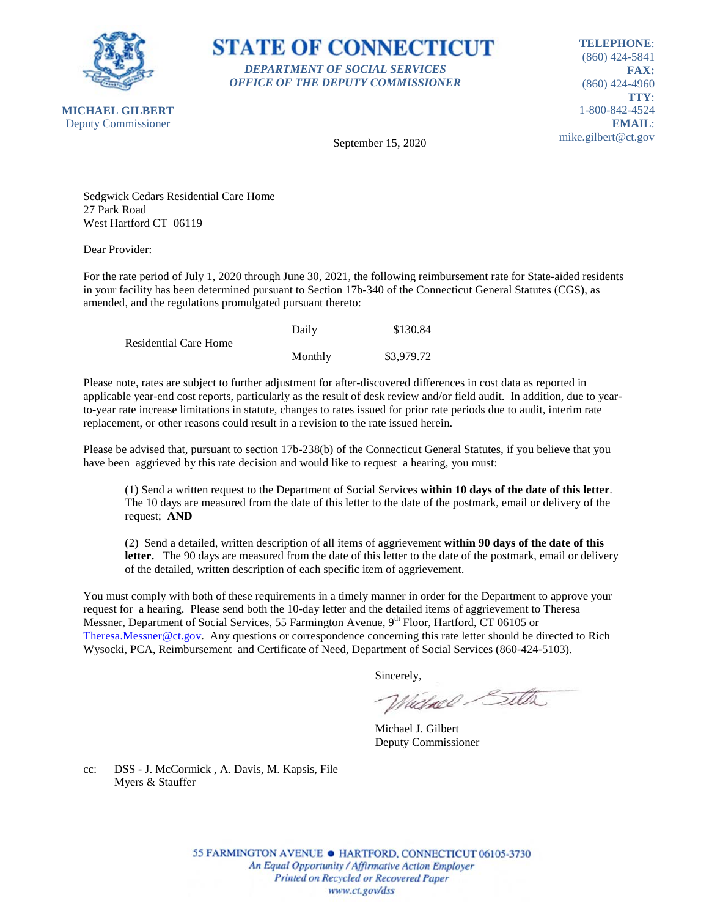**STATE OF CONNECTICUT**

*DEPARTMENT OF SOCIAL SERVICES*
*OFFICE OF THE DEPUTY COMMISSIONER*

**MICHAEL GILBERT**
Deputy Commissioner

**TELEPHONE**: (860) 424-5841
**FAX:** (860) 424-4960
**TTY**: 1-800-842-4524
**EMAIL**: mike.gilbert@ct.gov

September 15, 2020

Sedgwick Cedars Residential Care Home
27 Park Road
West Hartford CT 06119

Dear Provider:

For the rate period of July 1, 2020 through June 30, 2021, the following reimbursement rate for State-aided residents in your facility has been determined pursuant to Section 17b-340 of the Connecticut General Statutes (CGS), as amended, and the regulations promulgated pursuant thereto:

| | | |
|---|---|---|
| Residential Care Home | Daily | $130.84 |
| | Monthly | $3,979.72 |

Please note, rates are subject to further adjustment for after-discovered differences in cost data as reported in applicable year-end cost reports, particularly as the result of desk review and/or field audit. In addition, due to year-to-year rate increase limitations in statute, changes to rates issued for prior rate periods due to audit, interim rate replacement, or other reasons could result in a revision to the rate issued herein.

Please be advised that, pursuant to section 17b-238(b) of the Connecticut General Statutes, if you believe that you have been aggrieved by this rate decision and would like to request a hearing, you must:

(1) Send a written request to the Department of Social Services **within 10 days of the date of this letter**. The 10 days are measured from the date of this letter to the date of the postmark, email or delivery of the request; **AND**

(2) Send a detailed, written description of all items of aggrievement **within 90 days of the date of this letter.** The 90 days are measured from the date of this letter to the date of the postmark, email or delivery of the detailed, written description of each specific item of aggrievement.

You must comply with both of these requirements in a timely manner in order for the Department to approve your request for a hearing. Please send both the 10-day letter and the detailed items of aggrievement to Theresa Messner, Department of Social Services, 55 Farmington Avenue, 9th Floor, Hartford, CT 06105 or Theresa.Messner@ct.gov. Any questions or correspondence concerning this rate letter should be directed to Rich Wysocki, PCA, Reimbursement and Certificate of Need, Department of Social Services (860-424-5103).

Sincerely,

Michael J. Gilbert
Deputy Commissioner

cc: DSS - J. McCormick , A. Davis, M. Kapsis, File
Myers & Stauffer

55 FARMINGTON AVENUE • HARTFORD, CONNECTICUT 06105-3730
*An Equal Opportunity / Affirmative Action Employer*
*Printed on Recycled or Recovered Paper*
*www.ct.gov/dss*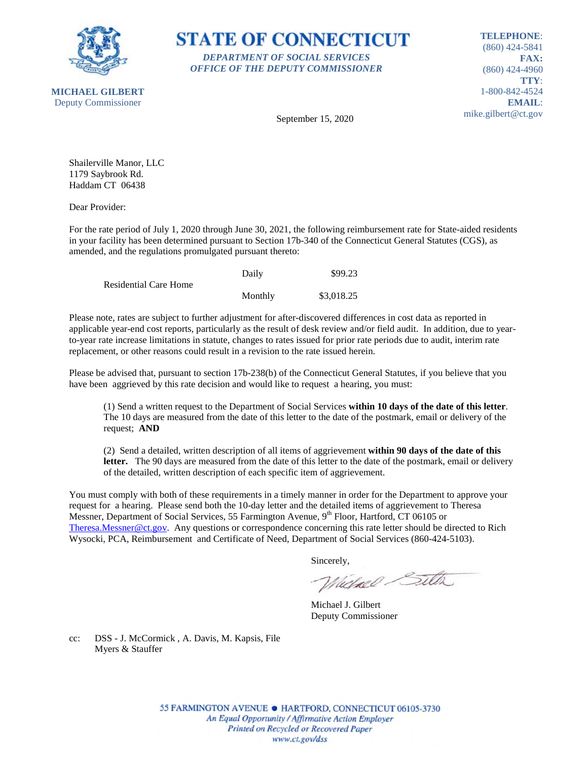**STATE OF CONNECTICUT**

*DEPARTMENT OF SOCIAL SERVICES*
*OFFICE OF THE DEPUTY COMMISSIONER*

**MICHAEL GILBERT**
Deputy Commissioner

**TELEPHONE**:
(860) 424-5841
**FAX:**
(860) 424-4960
**TTY**:
1-800-842-4524
**EMAIL**:
mike.gilbert@ct.gov

September 15, 2020

Shailerville Manor, LLC
1179 Saybrook Rd.
Haddam CT 06438

Dear Provider:

For the rate period of July 1, 2020 through June 30, 2021, the following reimbursement rate for State-aided residents in your facility has been determined pursuant to Section 17b-340 of the Connecticut General Statutes (CGS), as amended, and the regulations promulgated pursuant thereto:

| | | |
|---|---|---|
| Residential Care Home | Daily | $99.23 |
| | Monthly | $3,018.25 |

Please note, rates are subject to further adjustment for after-discovered differences in cost data as reported in applicable year-end cost reports, particularly as the result of desk review and/or field audit. In addition, due to year-to-year rate increase limitations in statute, changes to rates issued for prior rate periods due to audit, interim rate replacement, or other reasons could result in a revision to the rate issued herein.

Please be advised that, pursuant to section 17b-238(b) of the Connecticut General Statutes, if you believe that you have been aggrieved by this rate decision and would like to request a hearing, you must:

(1) Send a written request to the Department of Social Services **within 10 days of the date of this letter**. The 10 days are measured from the date of this letter to the date of the postmark, email or delivery of the request; **AND**

(2) Send a detailed, written description of all items of aggrievement **within 90 days of the date of this letter.** The 90 days are measured from the date of this letter to the date of the postmark, email or delivery of the detailed, written description of each specific item of aggrievement.

You must comply with both of these requirements in a timely manner in order for the Department to approve your request for a hearing. Please send both the 10-day letter and the detailed items of aggrievement to Theresa Messner, Department of Social Services, 55 Farmington Avenue, 9th Floor, Hartford, CT 06105 or Theresa.Messner@ct.gov. Any questions or correspondence concerning this rate letter should be directed to Rich Wysocki, PCA, Reimbursement and Certificate of Need, Department of Social Services (860-424-5103).

Sincerely,

Michael J. Gilbert
Deputy Commissioner

cc: DSS - J. McCormick , A. Davis, M. Kapsis, File
Myers & Stauffer

55 FARMINGTON AVENUE • HARTFORD, CONNECTICUT 06105-3730
*An Equal Opportunity / Affirmative Action Employer*
*Printed on Recycled or Recovered Paper*
*www.ct.gov/dss*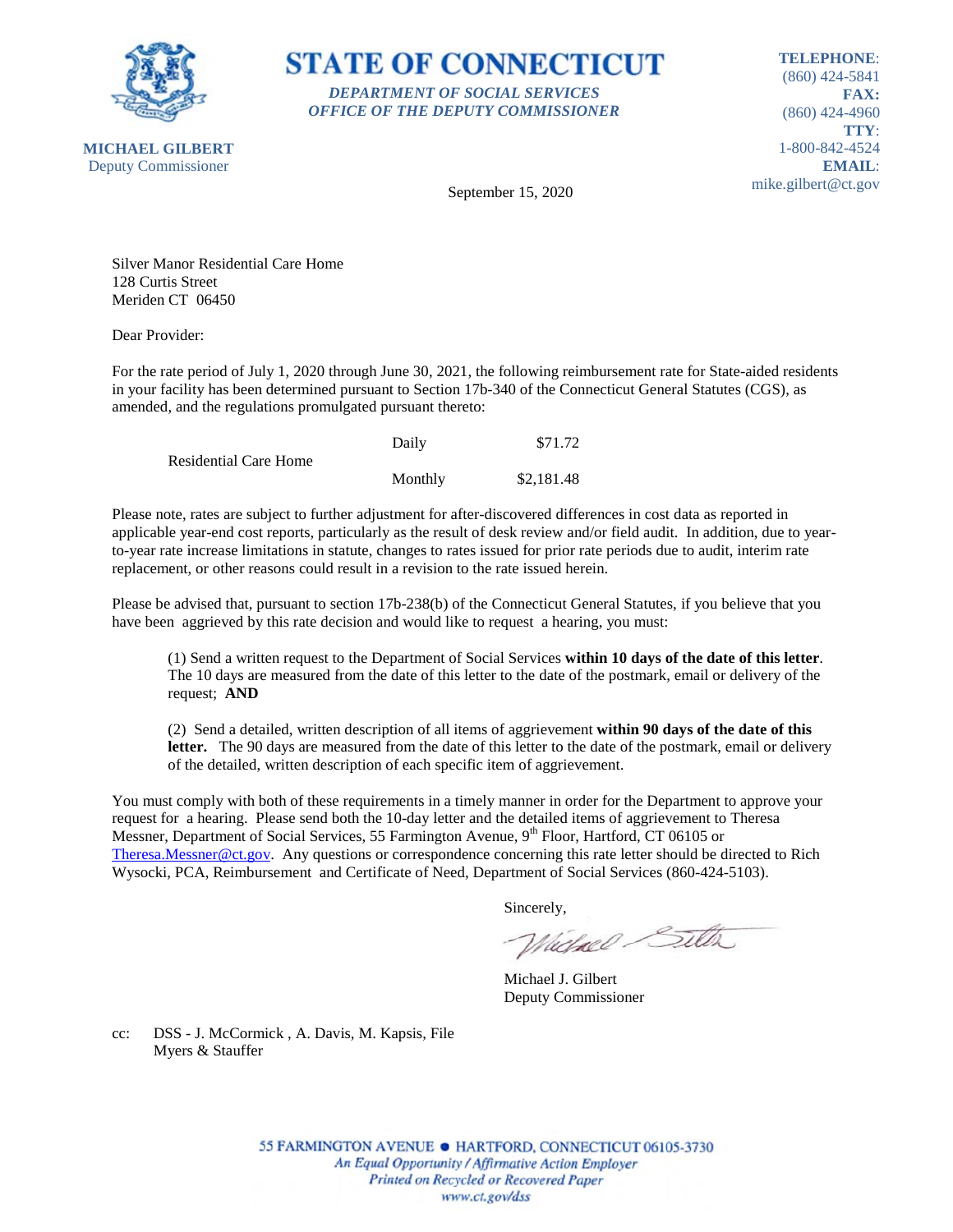**STATE OF CONNECTICUT**

*DEPARTMENT OF SOCIAL SERVICES*
*OFFICE OF THE DEPUTY COMMISSIONER*

**MICHAEL GILBERT**
Deputy Commissioner

**TELEPHONE**: (860) 424-5841
**FAX:** (860) 424-4960
**TTY**: 1-800-842-4524
**EMAIL**: mike.gilbert@ct.gov

September 15, 2020

Silver Manor Residential Care Home
128 Curtis Street
Meriden CT 06450

Dear Provider:

For the rate period of July 1, 2020 through June 30, 2021, the following reimbursement rate for State-aided residents in your facility has been determined pursuant to Section 17b-340 of the Connecticut General Statutes (CGS), as amended, and the regulations promulgated pursuant thereto:

| | | |
|---|---|---|
| Residential Care Home | Daily | $71.72 |
| | Monthly | $2,181.48 |

Please note, rates are subject to further adjustment for after-discovered differences in cost data as reported in applicable year-end cost reports, particularly as the result of desk review and/or field audit. In addition, due to year-to-year rate increase limitations in statute, changes to rates issued for prior rate periods due to audit, interim rate replacement, or other reasons could result in a revision to the rate issued herein.

Please be advised that, pursuant to section 17b-238(b) of the Connecticut General Statutes, if you believe that you have been aggrieved by this rate decision and would like to request a hearing, you must:

(1) Send a written request to the Department of Social Services **within 10 days of the date of this letter**. The 10 days are measured from the date of this letter to the date of the postmark, email or delivery of the request; **AND**

(2) Send a detailed, written description of all items of aggrievement **within 90 days of the date of this letter.** The 90 days are measured from the date of this letter to the date of the postmark, email or delivery of the detailed, written description of each specific item of aggrievement.

You must comply with both of these requirements in a timely manner in order for the Department to approve your request for a hearing. Please send both the 10-day letter and the detailed items of aggrievement to Theresa Messner, Department of Social Services, 55 Farmington Avenue, 9th Floor, Hartford, CT 06105 or Theresa.Messner@ct.gov. Any questions or correspondence concerning this rate letter should be directed to Rich Wysocki, PCA, Reimbursement and Certificate of Need, Department of Social Services (860-424-5103).

Sincerely,

Michael J. Gilbert
Deputy Commissioner

cc: DSS - J. McCormick , A. Davis, M. Kapsis, File
Myers & Stauffer

55 FARMINGTON AVENUE • HARTFORD, CONNECTICUT 06105-3730
*An Equal Opportunity / Affirmative Action Employer*
*Printed on Recycled or Recovered Paper*
*www.ct.gov/dss*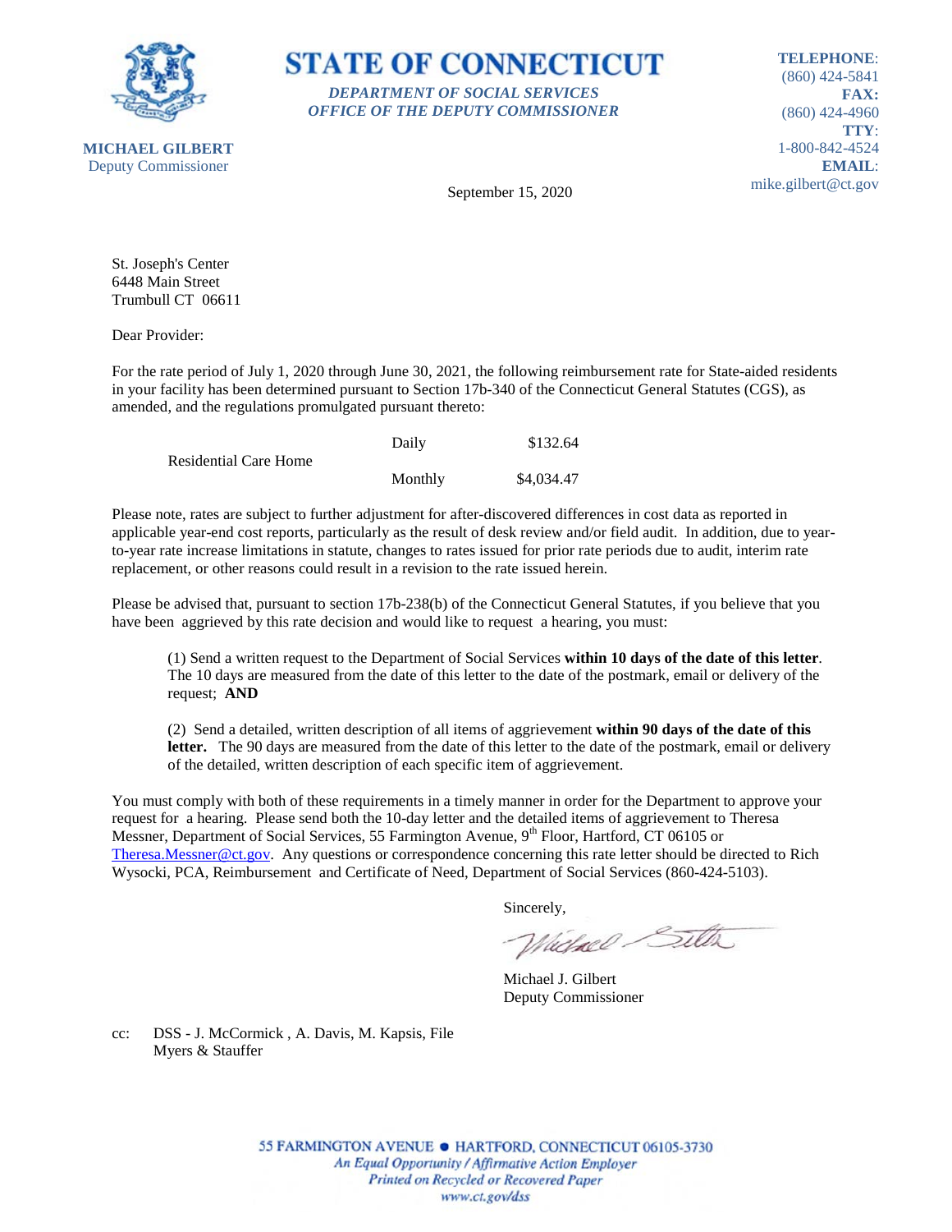**STATE OF CONNECTICUT**

***DEPARTMENT OF SOCIAL SERVICES***
***OFFICE OF THE DEPUTY COMMISSIONER***

**MICHAEL GILBERT**
Deputy Commissioner

**TELEPHONE**: (860) 424-5841
**FAX:** (860) 424-4960
**TTY**: 1-800-842-4524
**EMAIL**: mike.gilbert@ct.gov

September 15, 2020

St. Joseph's Center
6448 Main Street
Trumbull CT 06611

Dear Provider:

For the rate period of July 1, 2020 through June 30, 2021, the following reimbursement rate for State-aided residents in your facility has been determined pursuant to Section 17b-340 of the Connecticut General Statutes (CGS), as amended, and the regulations promulgated pursuant thereto:

| | | |
|---|---|---|
| Residential Care Home | Daily | $132.64 |
| | Monthly | $4,034.47 |

Please note, rates are subject to further adjustment for after-discovered differences in cost data as reported in applicable year-end cost reports, particularly as the result of desk review and/or field audit. In addition, due to year-to-year rate increase limitations in statute, changes to rates issued for prior rate periods due to audit, interim rate replacement, or other reasons could result in a revision to the rate issued herein.

Please be advised that, pursuant to section 17b-238(b) of the Connecticut General Statutes, if you believe that you have been aggrieved by this rate decision and would like to request a hearing, you must:

(1) Send a written request to the Department of Social Services **within 10 days of the date of this letter**. The 10 days are measured from the date of this letter to the date of the postmark, email or delivery of the request; **AND**

(2) Send a detailed, written description of all items of aggrievement **within 90 days of the date of this letter.** The 90 days are measured from the date of this letter to the date of the postmark, email or delivery of the detailed, written description of each specific item of aggrievement.

You must comply with both of these requirements in a timely manner in order for the Department to approve your request for a hearing. Please send both the 10-day letter and the detailed items of aggrievement to Theresa Messner, Department of Social Services, 55 Farmington Avenue, 9th Floor, Hartford, CT 06105 or Theresa.Messner@ct.gov. Any questions or correspondence concerning this rate letter should be directed to Rich Wysocki, PCA, Reimbursement and Certificate of Need, Department of Social Services (860-424-5103).

Sincerely,

Michael J. Gilbert
Deputy Commissioner

cc: DSS - J. McCormick , A. Davis, M. Kapsis, File
Myers & Stauffer

55 FARMINGTON AVENUE • HARTFORD, CONNECTICUT 06105-3730
*An Equal Opportunity / Affirmative Action Employer*
*Printed on Recycled or Recovered Paper*
*www.ct.gov/dss*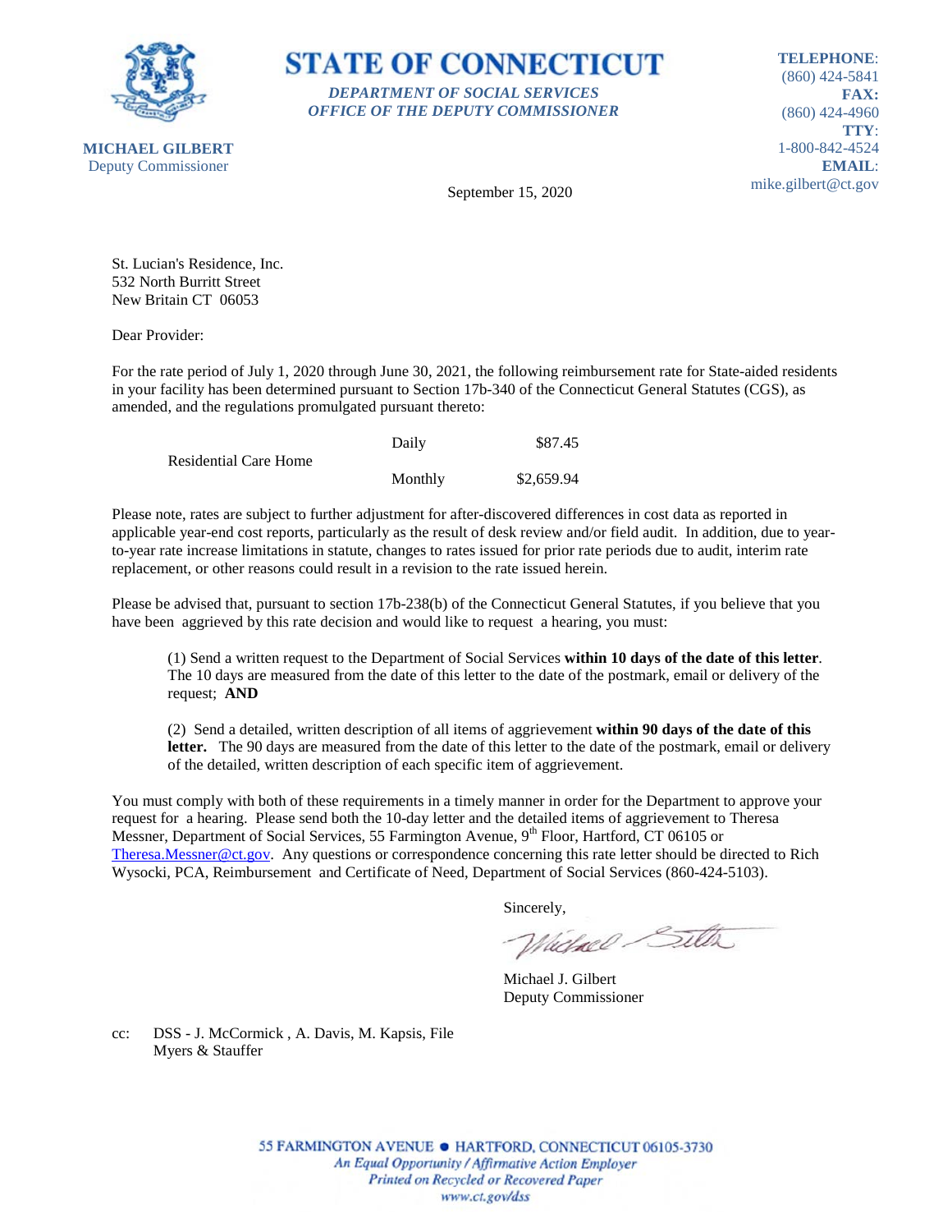**STATE OF CONNECTICUT**

*DEPARTMENT OF SOCIAL SERVICES*
*OFFICE OF THE DEPUTY COMMISSIONER*

**MICHAEL GILBERT**
Deputy Commissioner

**TELEPHONE**: (860) 424-5841
**FAX:** (860) 424-4960
**TTY**: 1-800-842-4524
**EMAIL**: mike.gilbert@ct.gov

September 15, 2020

St. Lucian's Residence, Inc.
532 North Burritt Street
New Britain CT 06053

Dear Provider:

For the rate period of July 1, 2020 through June 30, 2021, the following reimbursement rate for State-aided residents in your facility has been determined pursuant to Section 17b-340 of the Connecticut General Statutes (CGS), as amended, and the regulations promulgated pursuant thereto:

| | | |
|---|---|---|
| Residential Care Home | Daily | $87.45 |
| | Monthly | $2,659.94 |

Please note, rates are subject to further adjustment for after-discovered differences in cost data as reported in applicable year-end cost reports, particularly as the result of desk review and/or field audit. In addition, due to year-to-year rate increase limitations in statute, changes to rates issued for prior rate periods due to audit, interim rate replacement, or other reasons could result in a revision to the rate issued herein.

Please be advised that, pursuant to section 17b-238(b) of the Connecticut General Statutes, if you believe that you have been aggrieved by this rate decision and would like to request a hearing, you must:

(1) Send a written request to the Department of Social Services **within 10 days of the date of this letter**. The 10 days are measured from the date of this letter to the date of the postmark, email or delivery of the request; **AND**

(2) Send a detailed, written description of all items of aggrievement **within 90 days of the date of this letter.** The 90 days are measured from the date of this letter to the date of the postmark, email or delivery of the detailed, written description of each specific item of aggrievement.

You must comply with both of these requirements in a timely manner in order for the Department to approve your request for a hearing. Please send both the 10-day letter and the detailed items of aggrievement to Theresa Messner, Department of Social Services, 55 Farmington Avenue, 9th Floor, Hartford, CT 06105 or Theresa.Messner@ct.gov. Any questions or correspondence concerning this rate letter should be directed to Rich Wysocki, PCA, Reimbursement and Certificate of Need, Department of Social Services (860-424-5103).

Sincerely,

Michael J. Gilbert
Deputy Commissioner

cc: DSS - J. McCormick , A. Davis, M. Kapsis, File
Myers & Stauffer

55 FARMINGTON AVENUE • HARTFORD, CONNECTICUT 06105-3730
*An Equal Opportunity / Affirmative Action Employer*
*Printed on Recycled or Recovered Paper*
*www.ct.gov/dss*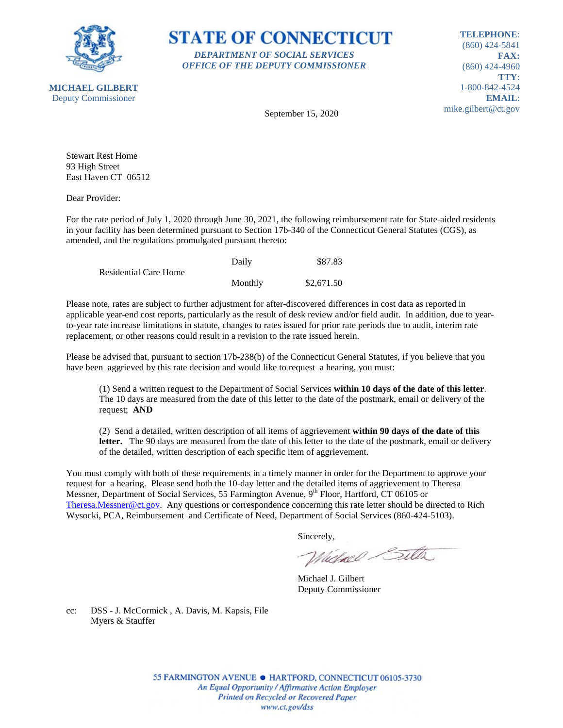**STATE OF CONNECTICUT**

***DEPARTMENT OF SOCIAL SERVICES***
***OFFICE OF THE DEPUTY COMMISSIONER***

**MICHAEL GILBERT**
Deputy Commissioner

**TELEPHONE**:
(860) 424-5841
**FAX:**
(860) 424-4960
**TTY**:
1-800-842-4524
**EMAIL**:
mike.gilbert@ct.gov

September 15, 2020

Stewart Rest Home
93 High Street
East Haven CT 06512

Dear Provider:

For the rate period of July 1, 2020 through June 30, 2021, the following reimbursement rate for State-aided residents in your facility has been determined pursuant to Section 17b-340 of the Connecticut General Statutes (CGS), as amended, and the regulations promulgated pursuant thereto:

| | | |
|---|---|---|
| Residential Care Home | Daily | $87.83 |
| | Monthly | $2,671.50 |

Please note, rates are subject to further adjustment for after-discovered differences in cost data as reported in applicable year-end cost reports, particularly as the result of desk review and/or field audit. In addition, due to year-to-year rate increase limitations in statute, changes to rates issued for prior rate periods due to audit, interim rate replacement, or other reasons could result in a revision to the rate issued herein.

Please be advised that, pursuant to section 17b-238(b) of the Connecticut General Statutes, if you believe that you have been aggrieved by this rate decision and would like to request a hearing, you must:

(1) Send a written request to the Department of Social Services **within 10 days of the date of this letter**. The 10 days are measured from the date of this letter to the date of the postmark, email or delivery of the request; **AND**

(2) Send a detailed, written description of all items of aggrievement **within 90 days of the date of this letter.** The 90 days are measured from the date of this letter to the date of the postmark, email or delivery of the detailed, written description of each specific item of aggrievement.

You must comply with both of these requirements in a timely manner in order for the Department to approve your request for a hearing. Please send both the 10-day letter and the detailed items of aggrievement to Theresa Messner, Department of Social Services, 55 Farmington Avenue, 9th Floor, Hartford, CT 06105 or Theresa.Messner@ct.gov. Any questions or correspondence concerning this rate letter should be directed to Rich Wysocki, PCA, Reimbursement and Certificate of Need, Department of Social Services (860-424-5103).

Sincerely,

Michael J. Gilbert
Deputy Commissioner

cc: DSS - J. McCormick , A. Davis, M. Kapsis, File
Myers & Stauffer

55 FARMINGTON AVENUE • HARTFORD, CONNECTICUT 06105-3730
*An Equal Opportunity / Affirmative Action Employer*
*Printed on Recycled or Recovered Paper*
*www.ct.gov/dss*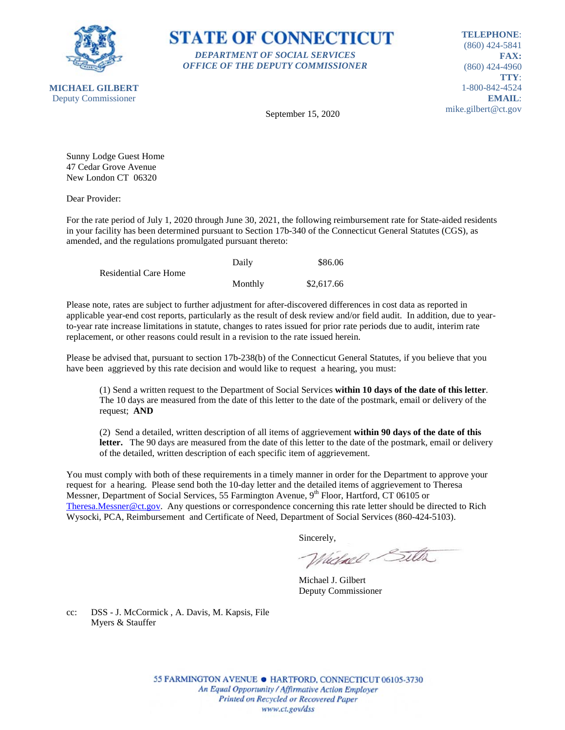**STATE OF CONNECTICUT**

*DEPARTMENT OF SOCIAL SERVICES*
*OFFICE OF THE DEPUTY COMMISSIONER*

**MICHAEL GILBERT**
Deputy Commissioner

**TELEPHONE**: (860) 424-5841
**FAX:** (860) 424-4960
**TTY**: 1-800-842-4524
**EMAIL**: mike.gilbert@ct.gov

September 15, 2020

Sunny Lodge Guest Home
47 Cedar Grove Avenue
New London CT 06320

Dear Provider:

For the rate period of July 1, 2020 through June 30, 2021, the following reimbursement rate for State-aided residents in your facility has been determined pursuant to Section 17b-340 of the Connecticut General Statutes (CGS), as amended, and the regulations promulgated pursuant thereto:

| | | |
|---|---|---|
| Residential Care Home | Daily | $86.06 |
| | Monthly | $2,617.66 |

Please note, rates are subject to further adjustment for after-discovered differences in cost data as reported in applicable year-end cost reports, particularly as the result of desk review and/or field audit. In addition, due to year-to-year rate increase limitations in statute, changes to rates issued for prior rate periods due to audit, interim rate replacement, or other reasons could result in a revision to the rate issued herein.

Please be advised that, pursuant to section 17b-238(b) of the Connecticut General Statutes, if you believe that you have been aggrieved by this rate decision and would like to request a hearing, you must:

(1) Send a written request to the Department of Social Services **within 10 days of the date of this letter**. The 10 days are measured from the date of this letter to the date of the postmark, email or delivery of the request; **AND**

(2) Send a detailed, written description of all items of aggrievement **within 90 days of the date of this letter.** The 90 days are measured from the date of this letter to the date of the postmark, email or delivery of the detailed, written description of each specific item of aggrievement.

You must comply with both of these requirements in a timely manner in order for the Department to approve your request for a hearing. Please send both the 10-day letter and the detailed items of aggrievement to Theresa Messner, Department of Social Services, 55 Farmington Avenue, 9th Floor, Hartford, CT 06105 or Theresa.Messner@ct.gov. Any questions or correspondence concerning this rate letter should be directed to Rich Wysocki, PCA, Reimbursement and Certificate of Need, Department of Social Services (860-424-5103).

Sincerely,

Michael J. Gilbert
Deputy Commissioner

cc: DSS - J. McCormick , A. Davis, M. Kapsis, File
Myers & Stauffer

55 FARMINGTON AVENUE • HARTFORD, CONNECTICUT 06105-3730
*An Equal Opportunity / Affirmative Action Employer*
*Printed on Recycled or Recovered Paper*
*www.ct.gov/dss*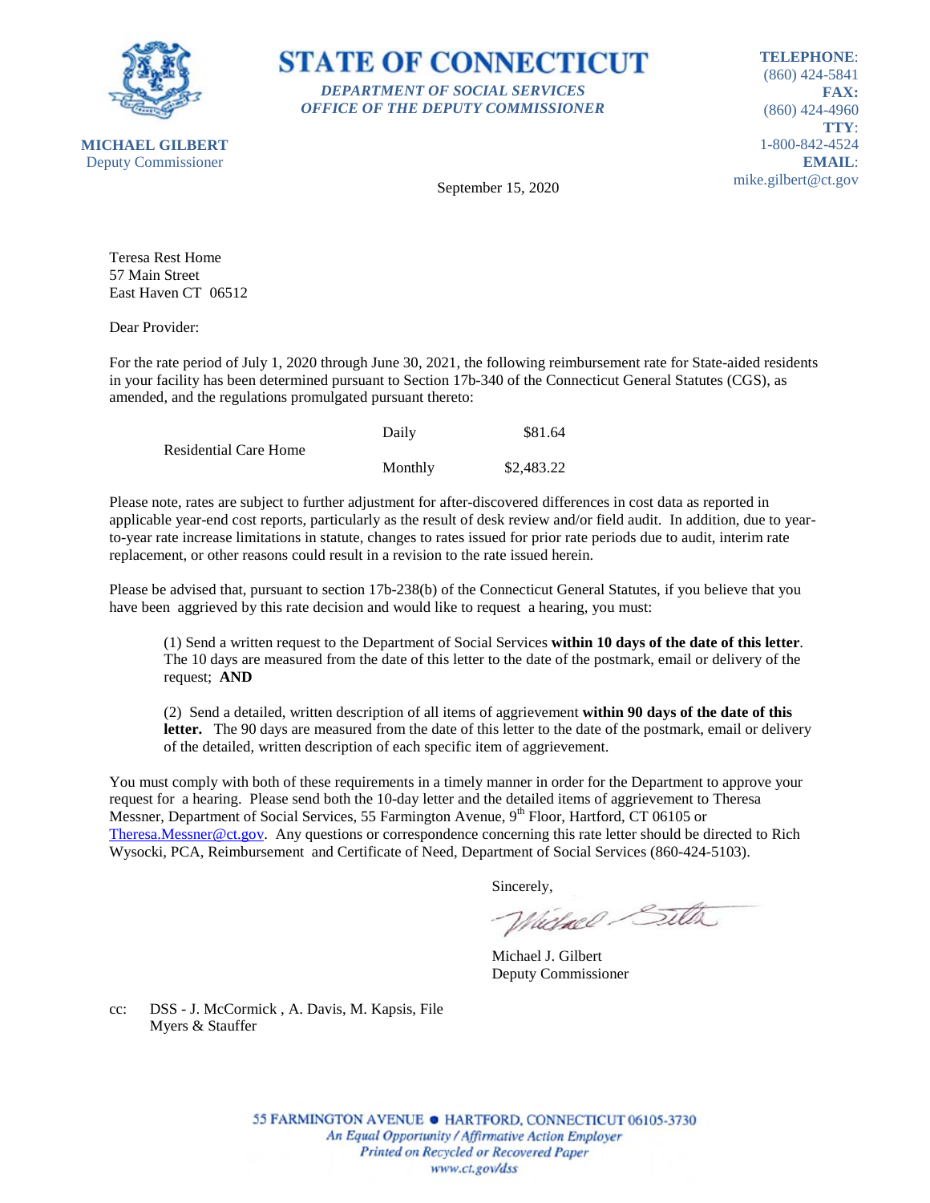**STATE OF CONNECTICUT**

***DEPARTMENT OF SOCIAL SERVICES***
***OFFICE OF THE DEPUTY COMMISSIONER***

**MICHAEL GILBERT**
Deputy Commissioner

**TELEPHONE**: (860) 424-5841
**FAX:** (860) 424-4960
**TTY**: 1-800-842-4524
**EMAIL**: mike.gilbert@ct.gov

September 15, 2020

Teresa Rest Home
57 Main Street
East Haven CT 06512

Dear Provider:

For the rate period of July 1, 2020 through June 30, 2021, the following reimbursement rate for State-aided residents in your facility has been determined pursuant to Section 17b-340 of the Connecticut General Statutes (CGS), as amended, and the regulations promulgated pursuant thereto:

| | | |
|---|---|---|
| Residential Care Home | Daily | \$81.64 |
| | Monthly | \$2,483.22 |

Please note, rates are subject to further adjustment for after-discovered differences in cost data as reported in applicable year-end cost reports, particularly as the result of desk review and/or field audit. In addition, due to year-to-year rate increase limitations in statute, changes to rates issued for prior rate periods due to audit, interim rate replacement, or other reasons could result in a revision to the rate issued herein.

Please be advised that, pursuant to section 17b-238(b) of the Connecticut General Statutes, if you believe that you have been aggrieved by this rate decision and would like to request a hearing, you must:

(1) Send a written request to the Department of Social Services **within 10 days of the date of this letter**. The 10 days are measured from the date of this letter to the date of the postmark, email or delivery of the request; **AND**

(2) Send a detailed, written description of all items of aggrievement **within 90 days of the date of this letter.** The 90 days are measured from the date of this letter to the date of the postmark, email or delivery of the detailed, written description of each specific item of aggrievement.

You must comply with both of these requirements in a timely manner in order for the Department to approve your request for a hearing. Please send both the 10-day letter and the detailed items of aggrievement to Theresa Messner, Department of Social Services, 55 Farmington Avenue, 9th Floor, Hartford, CT 06105 or Theresa.Messner@ct.gov. Any questions or correspondence concerning this rate letter should be directed to Rich Wysocki, PCA, Reimbursement and Certificate of Need, Department of Social Services (860-424-5103).

Sincerely,

Michael J. Gilbert
Deputy Commissioner

cc: DSS - J. McCormick , A. Davis, M. Kapsis, File
Myers & Stauffer

55 FARMINGTON AVENUE • HARTFORD, CONNECTICUT 06105-3730
*An Equal Opportunity / Affirmative Action Employer*
*Printed on Recycled or Recovered Paper*
*www.ct.gov/dss*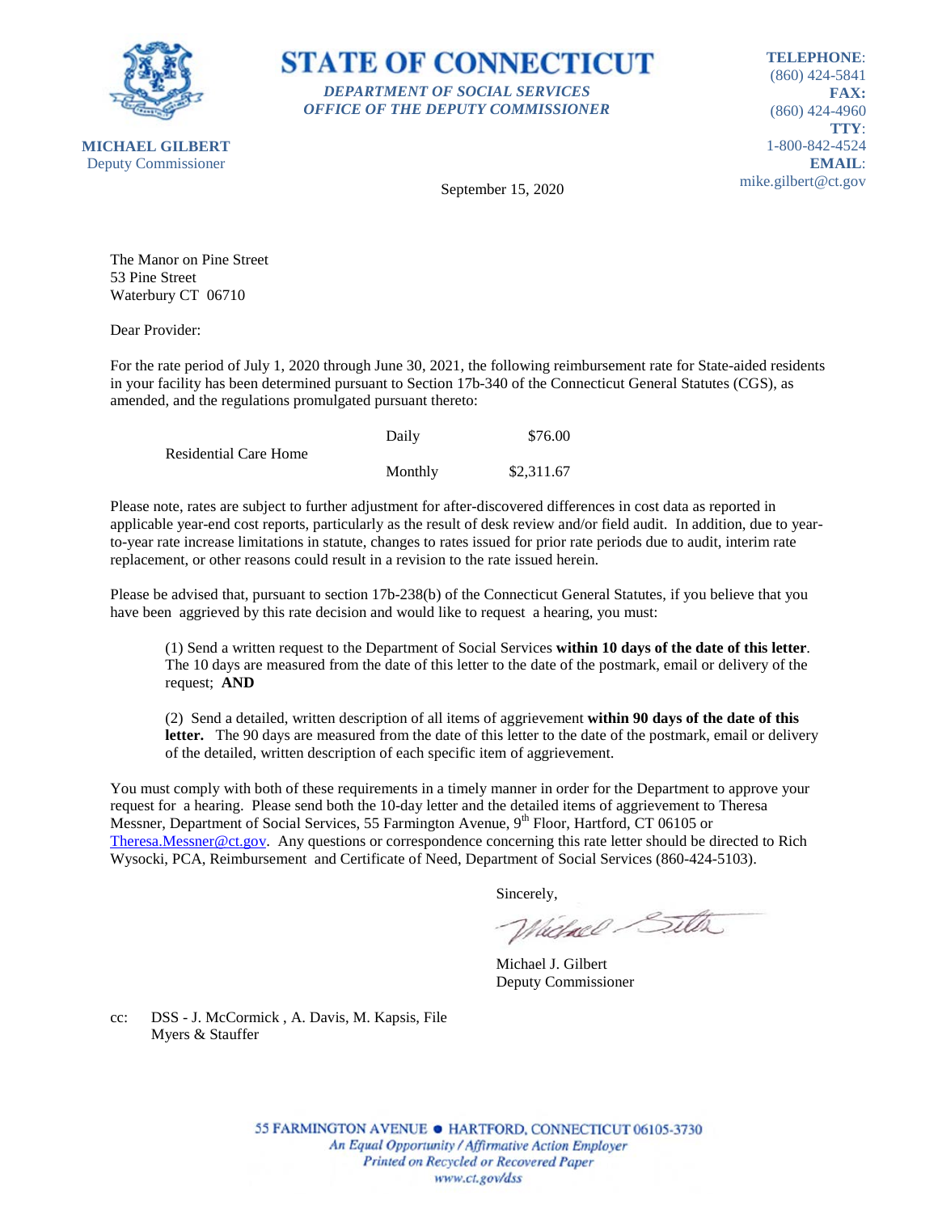**STATE OF CONNECTICUT**

*DEPARTMENT OF SOCIAL SERVICES*
*OFFICE OF THE DEPUTY COMMISSIONER*

**MICHAEL GILBERT**
Deputy Commissioner

**TELEPHONE**: (860) 424-5841
**FAX:** (860) 424-4960
**TTY**: 1-800-842-4524
**EMAIL**: mike.gilbert@ct.gov

September 15, 2020

The Manor on Pine Street
53 Pine Street
Waterbury CT 06710

Dear Provider:

For the rate period of July 1, 2020 through June 30, 2021, the following reimbursement rate for State-aided residents in your facility has been determined pursuant to Section 17b-340 of the Connecticut General Statutes (CGS), as amended, and the regulations promulgated pursuant thereto:

| | | |
|---|---|---|
| Residential Care Home | Daily | $76.00 |
| | Monthly | $2,311.67 |

Please note, rates are subject to further adjustment for after-discovered differences in cost data as reported in applicable year-end cost reports, particularly as the result of desk review and/or field audit. In addition, due to year-to-year rate increase limitations in statute, changes to rates issued for prior rate periods due to audit, interim rate replacement, or other reasons could result in a revision to the rate issued herein.

Please be advised that, pursuant to section 17b-238(b) of the Connecticut General Statutes, if you believe that you have been aggrieved by this rate decision and would like to request a hearing, you must:

(1) Send a written request to the Department of Social Services **within 10 days of the date of this letter**. The 10 days are measured from the date of this letter to the date of the postmark, email or delivery of the request; **AND**

(2) Send a detailed, written description of all items of aggrievement **within 90 days of the date of this letter.** The 90 days are measured from the date of this letter to the date of the postmark, email or delivery of the detailed, written description of each specific item of aggrievement.

You must comply with both of these requirements in a timely manner in order for the Department to approve your request for a hearing. Please send both the 10-day letter and the detailed items of aggrievement to Theresa Messner, Department of Social Services, 55 Farmington Avenue, 9th Floor, Hartford, CT 06105 or Theresa.Messner@ct.gov. Any questions or correspondence concerning this rate letter should be directed to Rich Wysocki, PCA, Reimbursement and Certificate of Need, Department of Social Services (860-424-5103).

Sincerely,

Michael J. Gilbert
Deputy Commissioner

cc: DSS - J. McCormick , A. Davis, M. Kapsis, File
Myers & Stauffer

55 FARMINGTON AVENUE • HARTFORD, CONNECTICUT 06105-3730
*An Equal Opportunity / Affirmative Action Employer*
*Printed on Recycled or Recovered Paper*
*www.ct.gov/dss*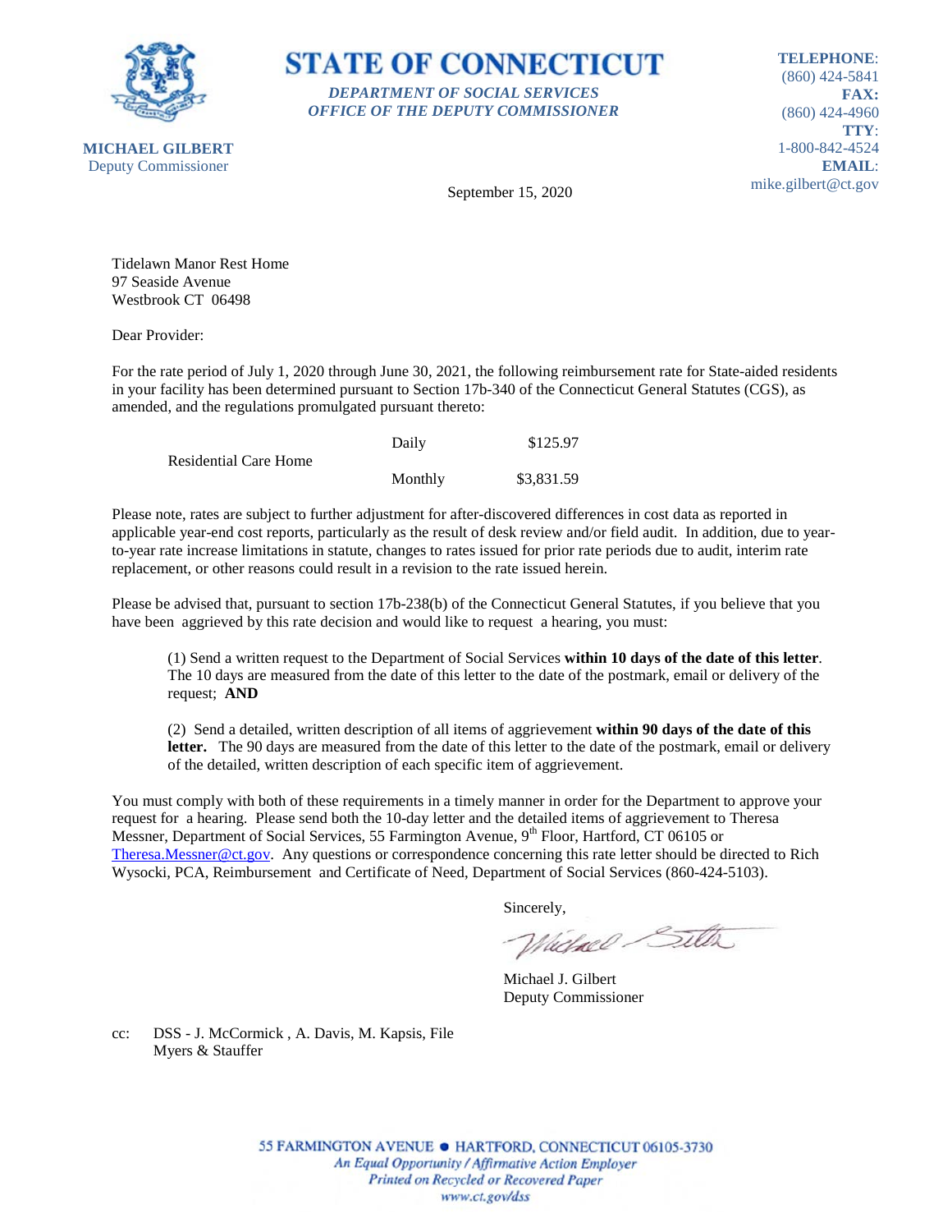**STATE OF CONNECTICUT**

***DEPARTMENT OF SOCIAL SERVICES***
***OFFICE OF THE DEPUTY COMMISSIONER***

**MICHAEL GILBERT**
Deputy Commissioner

**TELEPHONE**: (860) 424-5841
**FAX:** (860) 424-4960
**TTY**: 1-800-842-4524
**EMAIL**: mike.gilbert@ct.gov

September 15, 2020

Tidelawn Manor Rest Home
97 Seaside Avenue
Westbrook CT 06498

Dear Provider:

For the rate period of July 1, 2020 through June 30, 2021, the following reimbursement rate for State-aided residents in your facility has been determined pursuant to Section 17b-340 of the Connecticut General Statutes (CGS), as amended, and the regulations promulgated pursuant thereto:

| | | |
|---|---|---|
| Residential Care Home | Daily | $125.97 |
| | Monthly | $3,831.59 |

Please note, rates are subject to further adjustment for after-discovered differences in cost data as reported in applicable year-end cost reports, particularly as the result of desk review and/or field audit. In addition, due to year-to-year rate increase limitations in statute, changes to rates issued for prior rate periods due to audit, interim rate replacement, or other reasons could result in a revision to the rate issued herein.

Please be advised that, pursuant to section 17b-238(b) of the Connecticut General Statutes, if you believe that you have been aggrieved by this rate decision and would like to request a hearing, you must:

(1) Send a written request to the Department of Social Services **within 10 days of the date of this letter**. The 10 days are measured from the date of this letter to the date of the postmark, email or delivery of the request; **AND**

(2) Send a detailed, written description of all items of aggrievement **within 90 days of the date of this letter.** The 90 days are measured from the date of this letter to the date of the postmark, email or delivery of the detailed, written description of each specific item of aggrievement.

You must comply with both of these requirements in a timely manner in order for the Department to approve your request for a hearing. Please send both the 10-day letter and the detailed items of aggrievement to Theresa Messner, Department of Social Services, 55 Farmington Avenue, 9th Floor, Hartford, CT 06105 or Theresa.Messner@ct.gov. Any questions or correspondence concerning this rate letter should be directed to Rich Wysocki, PCA, Reimbursement and Certificate of Need, Department of Social Services (860-424-5103).

Sincerely,

Michael J. Gilbert
Deputy Commissioner

cc: DSS - J. McCormick , A. Davis, M. Kapsis, File
Myers & Stauffer

55 FARMINGTON AVENUE • HARTFORD, CONNECTICUT 06105-3730
*An Equal Opportunity / Affirmative Action Employer*
*Printed on Recycled or Recovered Paper*
*www.ct.gov/dss*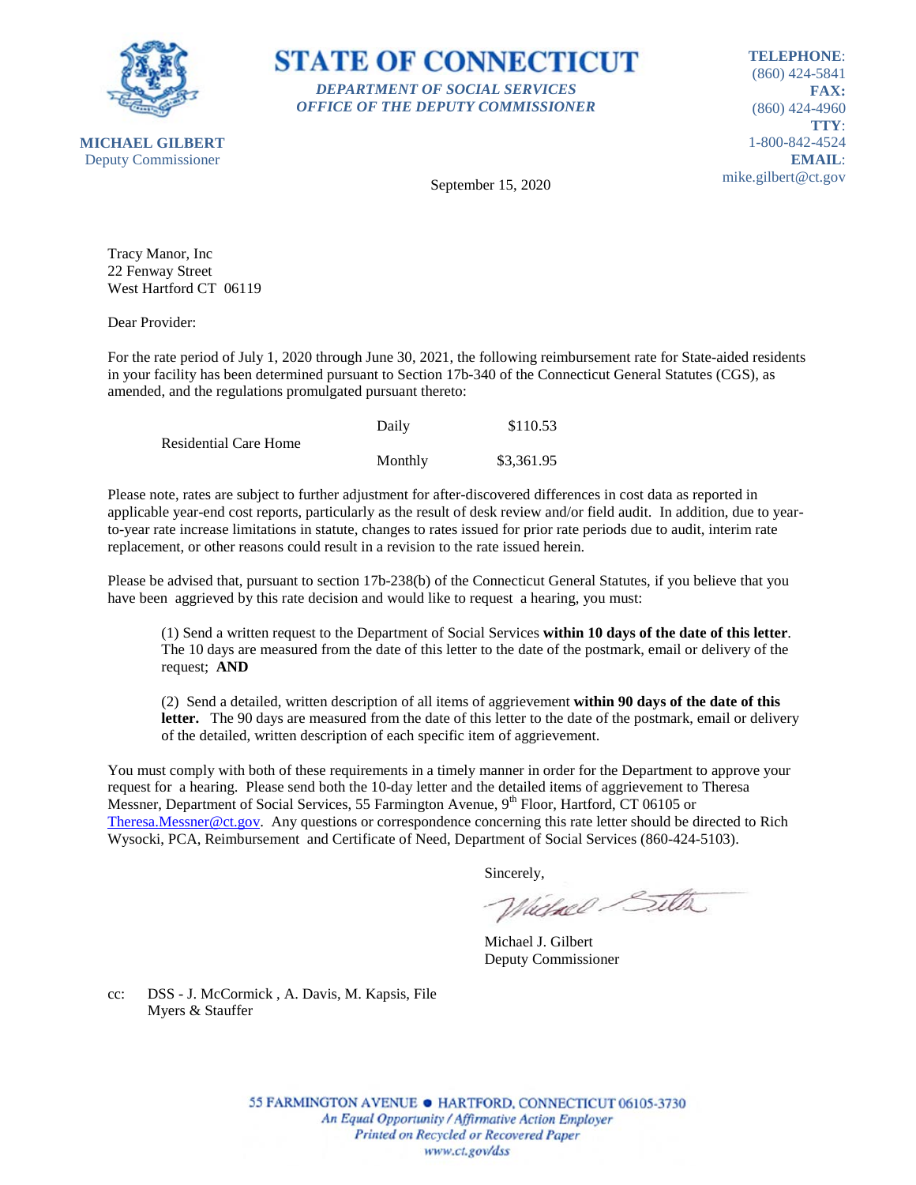**MICHAEL GILBERT**
Deputy Commissioner

# STATE OF CONNECTICUT

***DEPARTMENT OF SOCIAL SERVICES***
***OFFICE OF THE DEPUTY COMMISSIONER***

**TELEPHONE**: (860) 424-5841
**FAX:** (860) 424-4960
**TTY**: 1-800-842-4524
**EMAIL**: mike.gilbert@ct.gov

September 15, 2020

Tracy Manor, Inc
22 Fenway Street
West Hartford CT 06119

Dear Provider:

For the rate period of July 1, 2020 through June 30, 2021, the following reimbursement rate for State-aided residents in your facility has been determined pursuant to Section 17b-340 of the Connecticut General Statutes (CGS), as amended, and the regulations promulgated pursuant thereto:

| | | |
|---|---|---|
| Residential Care Home | Daily | $110.53 |
| | Monthly | $3,361.95 |

Please note, rates are subject to further adjustment for after-discovered differences in cost data as reported in applicable year-end cost reports, particularly as the result of desk review and/or field audit. In addition, due to year-to-year rate increase limitations in statute, changes to rates issued for prior rate periods due to audit, interim rate replacement, or other reasons could result in a revision to the rate issued herein.

Please be advised that, pursuant to section 17b-238(b) of the Connecticut General Statutes, if you believe that you have been aggrieved by this rate decision and would like to request a hearing, you must:

(1) Send a written request to the Department of Social Services **within 10 days of the date of this letter**. The 10 days are measured from the date of this letter to the date of the postmark, email or delivery of the request; **AND**

(2) Send a detailed, written description of all items of aggrievement **within 90 days of the date of this letter.** The 90 days are measured from the date of this letter to the date of the postmark, email or delivery of the detailed, written description of each specific item of aggrievement.

You must comply with both of these requirements in a timely manner in order for the Department to approve your request for a hearing. Please send both the 10-day letter and the detailed items of aggrievement to Theresa Messner, Department of Social Services, 55 Farmington Avenue, 9th Floor, Hartford, CT 06105 or Theresa.Messner@ct.gov. Any questions or correspondence concerning this rate letter should be directed to Rich Wysocki, PCA, Reimbursement and Certificate of Need, Department of Social Services (860-424-5103).

Sincerely,

Michael J. Gilbert
Deputy Commissioner

cc: DSS - J. McCormick , A. Davis, M. Kapsis, File
Myers & Stauffer

55 FARMINGTON AVENUE • HARTFORD, CONNECTICUT 06105-3730
*An Equal Opportunity / Affirmative Action Employer*
*Printed on Recycled or Recovered Paper*
*www.ct.gov/dss*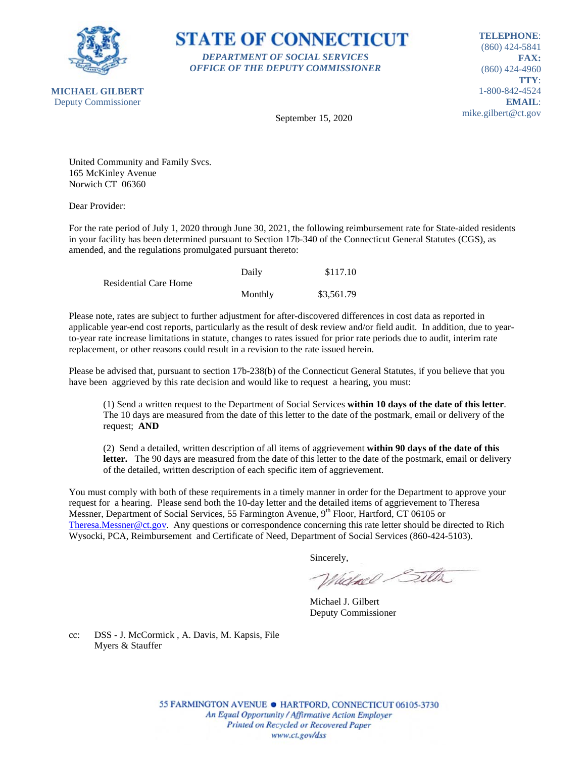**STATE OF CONNECTICUT**

*DEPARTMENT OF SOCIAL SERVICES*
*OFFICE OF THE DEPUTY COMMISSIONER*

**MICHAEL GILBERT**
Deputy Commissioner

**TELEPHONE**: (860) 424-5841
**FAX:** (860) 424-4960
**TTY**: 1-800-842-4524
**EMAIL**: mike.gilbert@ct.gov

September 15, 2020

United Community and Family Svcs.
165 McKinley Avenue
Norwich CT 06360

Dear Provider:

For the rate period of July 1, 2020 through June 30, 2021, the following reimbursement rate for State-aided residents in your facility has been determined pursuant to Section 17b-340 of the Connecticut General Statutes (CGS), as amended, and the regulations promulgated pursuant thereto:

| | | |
|---|---|---|
| Residential Care Home | Daily | $117.10 |
| | Monthly | $3,561.79 |

Please note, rates are subject to further adjustment for after-discovered differences in cost data as reported in applicable year-end cost reports, particularly as the result of desk review and/or field audit. In addition, due to year-to-year rate increase limitations in statute, changes to rates issued for prior rate periods due to audit, interim rate replacement, or other reasons could result in a revision to the rate issued herein.

Please be advised that, pursuant to section 17b-238(b) of the Connecticut General Statutes, if you believe that you have been aggrieved by this rate decision and would like to request a hearing, you must:

(1) Send a written request to the Department of Social Services **within 10 days of the date of this letter**. The 10 days are measured from the date of this letter to the date of the postmark, email or delivery of the request; **AND**

(2) Send a detailed, written description of all items of aggrievement **within 90 days of the date of this letter.** The 90 days are measured from the date of this letter to the date of the postmark, email or delivery of the detailed, written description of each specific item of aggrievement.

You must comply with both of these requirements in a timely manner in order for the Department to approve your request for a hearing. Please send both the 10-day letter and the detailed items of aggrievement to Theresa Messner, Department of Social Services, 55 Farmington Avenue, 9th Floor, Hartford, CT 06105 or Theresa.Messner@ct.gov. Any questions or correspondence concerning this rate letter should be directed to Rich Wysocki, PCA, Reimbursement and Certificate of Need, Department of Social Services (860-424-5103).

Sincerely,

Michael J. Gilbert
Deputy Commissioner

cc: DSS - J. McCormick , A. Davis, M. Kapsis, File
Myers & Stauffer

55 FARMINGTON AVENUE • HARTFORD, CONNECTICUT 06105-3730
*An Equal Opportunity / Affirmative Action Employer*
*Printed on Recycled or Recovered Paper*
*www.ct.gov/dss*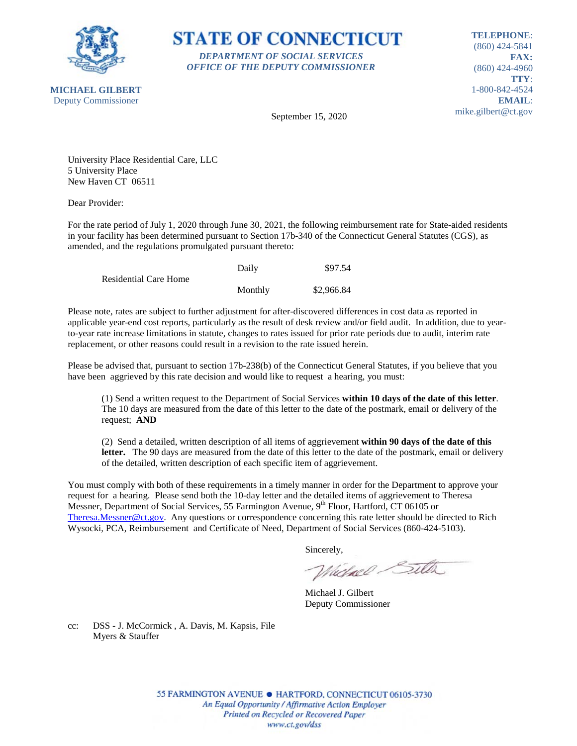**STATE OF CONNECTICUT**

***DEPARTMENT OF SOCIAL SERVICES***
***OFFICE OF THE DEPUTY COMMISSIONER***

**MICHAEL GILBERT**
Deputy Commissioner

**TELEPHONE**: (860) 424-5841
**FAX:** (860) 424-4960
**TTY**: 1-800-842-4524
**EMAIL**: mike.gilbert@ct.gov

September 15, 2020

University Place Residential Care, LLC
5 University Place
New Haven CT 06511

Dear Provider:

For the rate period of July 1, 2020 through June 30, 2021, the following reimbursement rate for State-aided residents in your facility has been determined pursuant to Section 17b-340 of the Connecticut General Statutes (CGS), as amended, and the regulations promulgated pursuant thereto:

| | | |
|---|---|---|
| Residential Care Home | Daily | $97.54 |
| | Monthly | $2,966.84 |

Please note, rates are subject to further adjustment for after-discovered differences in cost data as reported in applicable year-end cost reports, particularly as the result of desk review and/or field audit. In addition, due to year-to-year rate increase limitations in statute, changes to rates issued for prior rate periods due to audit, interim rate replacement, or other reasons could result in a revision to the rate issued herein.

Please be advised that, pursuant to section 17b-238(b) of the Connecticut General Statutes, if you believe that you have been aggrieved by this rate decision and would like to request a hearing, you must:

(1) Send a written request to the Department of Social Services **within 10 days of the date of this letter**. The 10 days are measured from the date of this letter to the date of the postmark, email or delivery of the request; **AND**

(2) Send a detailed, written description of all items of aggrievement **within 90 days of the date of this letter.** The 90 days are measured from the date of this letter to the date of the postmark, email or delivery of the detailed, written description of each specific item of aggrievement.

You must comply with both of these requirements in a timely manner in order for the Department to approve your request for a hearing. Please send both the 10-day letter and the detailed items of aggrievement to Theresa Messner, Department of Social Services, 55 Farmington Avenue, 9th Floor, Hartford, CT 06105 or Theresa.Messner@ct.gov. Any questions or correspondence concerning this rate letter should be directed to Rich Wysocki, PCA, Reimbursement and Certificate of Need, Department of Social Services (860-424-5103).

Sincerely,

Michael J. Gilbert
Deputy Commissioner

cc: DSS - J. McCormick , A. Davis, M. Kapsis, File
Myers & Stauffer

55 FARMINGTON AVENUE • HARTFORD, CONNECTICUT 06105-3730
*An Equal Opportunity / Affirmative Action Employer*
*Printed on Recycled or Recovered Paper*
*www.ct.gov/dss*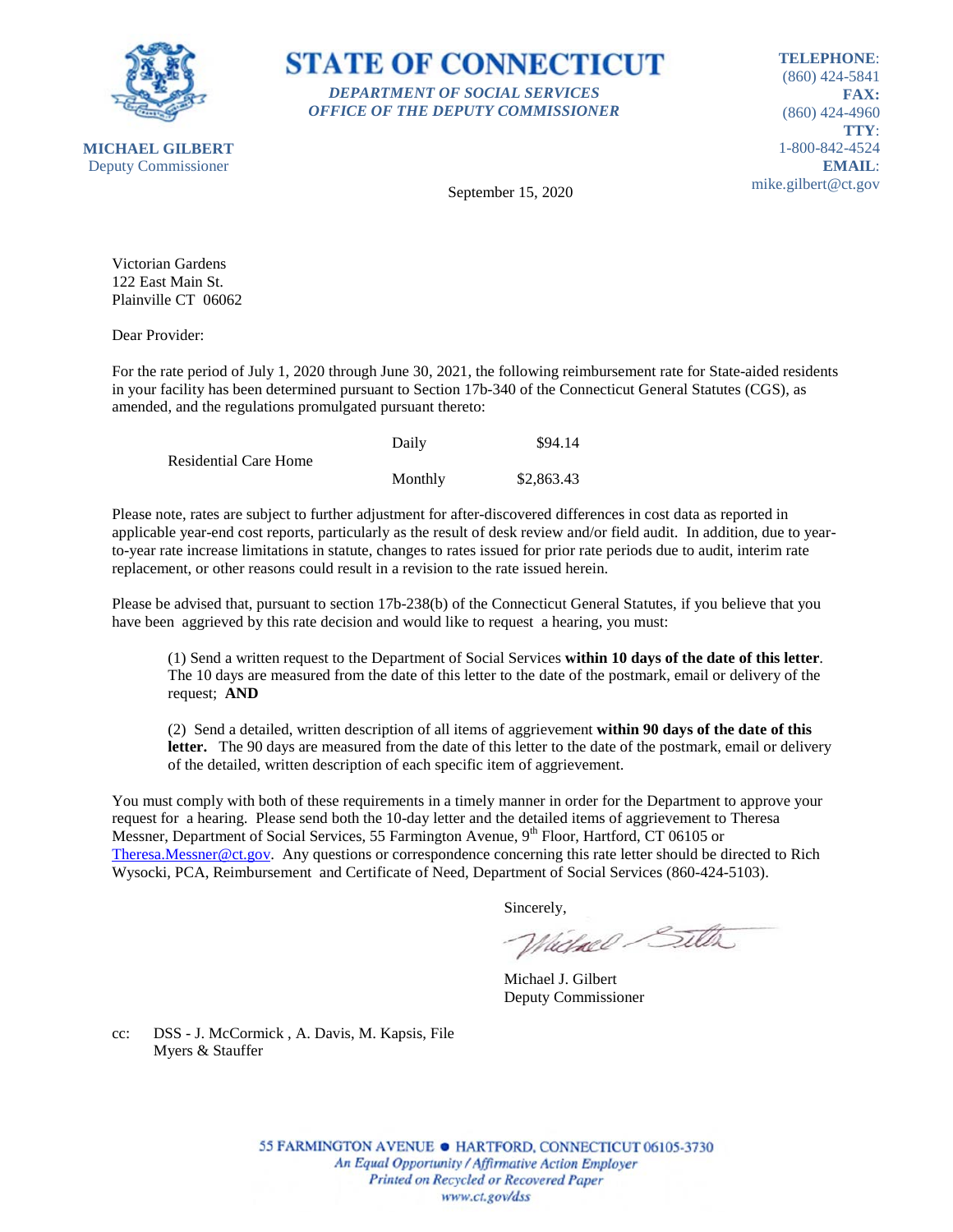**STATE OF CONNECTICUT**

*DEPARTMENT OF SOCIAL SERVICES*
*OFFICE OF THE DEPUTY COMMISSIONER*

**MICHAEL GILBERT**
Deputy Commissioner

**TELEPHONE**: (860) 424-5841
**FAX:** (860) 424-4960
**TTY**: 1-800-842-4524
**EMAIL**: mike.gilbert@ct.gov

September 15, 2020

Victorian Gardens
122 East Main St.
Plainville CT 06062

Dear Provider:

For the rate period of July 1, 2020 through June 30, 2021, the following reimbursement rate for State-aided residents in your facility has been determined pursuant to Section 17b-340 of the Connecticut General Statutes (CGS), as amended, and the regulations promulgated pursuant thereto:

| | | |
|---|---|---|
| Residential Care Home | Daily | $94.14 |
| | Monthly | $2,863.43 |

Please note, rates are subject to further adjustment for after-discovered differences in cost data as reported in applicable year-end cost reports, particularly as the result of desk review and/or field audit. In addition, due to year-to-year rate increase limitations in statute, changes to rates issued for prior rate periods due to audit, interim rate replacement, or other reasons could result in a revision to the rate issued herein.

Please be advised that, pursuant to section 17b-238(b) of the Connecticut General Statutes, if you believe that you have been aggrieved by this rate decision and would like to request a hearing, you must:

(1) Send a written request to the Department of Social Services **within 10 days of the date of this letter**. The 10 days are measured from the date of this letter to the date of the postmark, email or delivery of the request; **AND**

(2) Send a detailed, written description of all items of aggrievement **within 90 days of the date of this letter.** The 90 days are measured from the date of this letter to the date of the postmark, email or delivery of the detailed, written description of each specific item of aggrievement.

You must comply with both of these requirements in a timely manner in order for the Department to approve your request for a hearing. Please send both the 10-day letter and the detailed items of aggrievement to Theresa Messner, Department of Social Services, 55 Farmington Avenue, 9th Floor, Hartford, CT 06105 or Theresa.Messner@ct.gov. Any questions or correspondence concerning this rate letter should be directed to Rich Wysocki, PCA, Reimbursement and Certificate of Need, Department of Social Services (860-424-5103).

Sincerely,

Michael J. Gilbert
Deputy Commissioner

cc: DSS - J. McCormick , A. Davis, M. Kapsis, File
Myers & Stauffer

55 FARMINGTON AVENUE • HARTFORD, CONNECTICUT 06105-3730
*An Equal Opportunity / Affirmative Action Employer*
*Printed on Recycled or Recovered Paper*
*www.ct.gov/dss*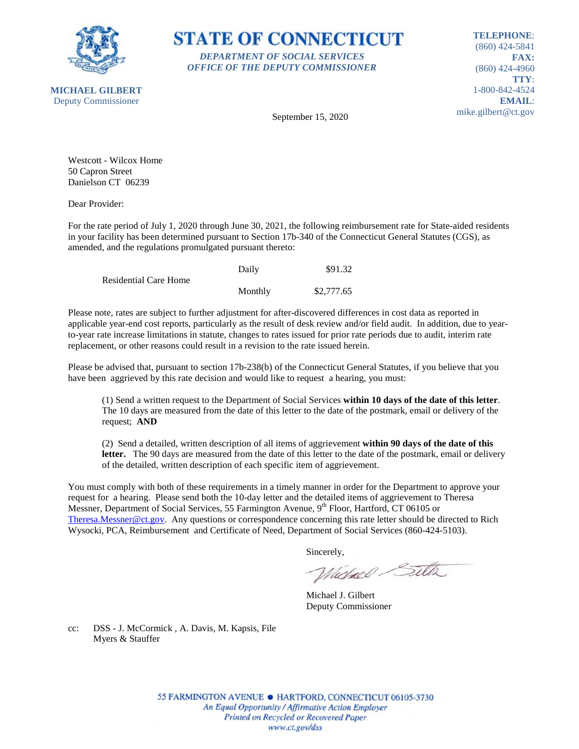**STATE OF CONNECTICUT**

*DEPARTMENT OF SOCIAL SERVICES*
*OFFICE OF THE DEPUTY COMMISSIONER*

**MICHAEL GILBERT**
Deputy Commissioner

**TELEPHONE**: (860) 424-5841
**FAX:** (860) 424-4960
**TTY**: 1-800-842-4524
**EMAIL**: mike.gilbert@ct.gov

September 15, 2020

Westcott - Wilcox Home
50 Capron Street
Danielson CT 06239

Dear Provider:

For the rate period of July 1, 2020 through June 30, 2021, the following reimbursement rate for State-aided residents in your facility has been determined pursuant to Section 17b-340 of the Connecticut General Statutes (CGS), as amended, and the regulations promulgated pursuant thereto:

| | | |
|---|---|---|
| Residential Care Home | Daily | $91.32 |
| | Monthly | $2,777.65 |

Please note, rates are subject to further adjustment for after-discovered differences in cost data as reported in applicable year-end cost reports, particularly as the result of desk review and/or field audit. In addition, due to year-to-year rate increase limitations in statute, changes to rates issued for prior rate periods due to audit, interim rate replacement, or other reasons could result in a revision to the rate issued herein.

Please be advised that, pursuant to section 17b-238(b) of the Connecticut General Statutes, if you believe that you have been aggrieved by this rate decision and would like to request a hearing, you must:

(1) Send a written request to the Department of Social Services **within 10 days of the date of this letter**. The 10 days are measured from the date of this letter to the date of the postmark, email or delivery of the request; **AND**

(2) Send a detailed, written description of all items of aggrievement **within 90 days of the date of this letter.** The 90 days are measured from the date of this letter to the date of the postmark, email or delivery of the detailed, written description of each specific item of aggrievement.

You must comply with both of these requirements in a timely manner in order for the Department to approve your request for a hearing. Please send both the 10-day letter and the detailed items of aggrievement to Theresa Messner, Department of Social Services, 55 Farmington Avenue, 9th Floor, Hartford, CT 06105 or Theresa.Messner@ct.gov. Any questions or correspondence concerning this rate letter should be directed to Rich Wysocki, PCA, Reimbursement and Certificate of Need, Department of Social Services (860-424-5103).

Sincerely,

Michael J. Gilbert
Deputy Commissioner

cc: DSS - J. McCormick , A. Davis, M. Kapsis, File
Myers & Stauffer

55 FARMINGTON AVENUE • HARTFORD, CONNECTICUT 06105-3730
*An Equal Opportunity / Affirmative Action Employer*
*Printed on Recycled or Recovered Paper*
*www.ct.gov/dss*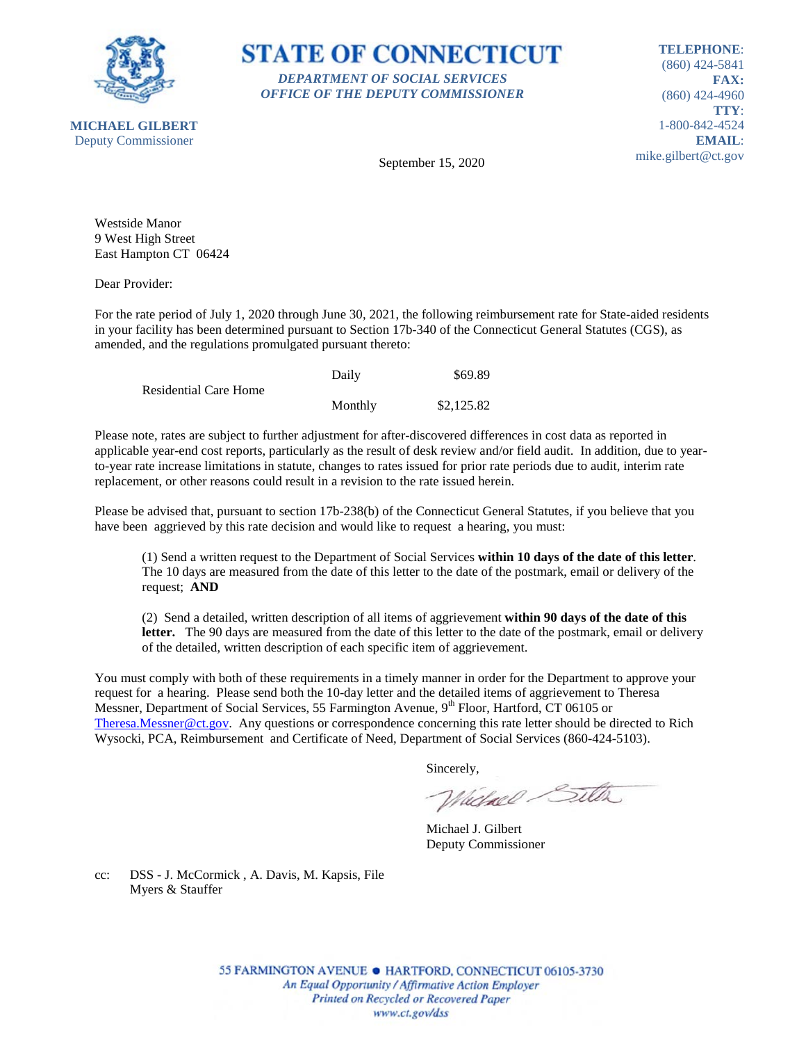**STATE OF CONNECTICUT**

***DEPARTMENT OF SOCIAL SERVICES***
***OFFICE OF THE DEPUTY COMMISSIONER***

**MICHAEL GILBERT**
Deputy Commissioner

**TELEPHONE**: (860) 424-5841
**FAX:** (860) 424-4960
**TTY**: 1-800-842-4524
**EMAIL**: mike.gilbert@ct.gov

September 15, 2020

Westside Manor
9 West High Street
East Hampton CT 06424

Dear Provider:

For the rate period of July 1, 2020 through June 30, 2021, the following reimbursement rate for State-aided residents in your facility has been determined pursuant to Section 17b-340 of the Connecticut General Statutes (CGS), as amended, and the regulations promulgated pursuant thereto:

| | | |
|---|---|---|
| Residential Care Home | Daily | $69.89 |
| | Monthly | $2,125.82 |

Please note, rates are subject to further adjustment for after-discovered differences in cost data as reported in applicable year-end cost reports, particularly as the result of desk review and/or field audit. In addition, due to year-to-year rate increase limitations in statute, changes to rates issued for prior rate periods due to audit, interim rate replacement, or other reasons could result in a revision to the rate issued herein.

Please be advised that, pursuant to section 17b-238(b) of the Connecticut General Statutes, if you believe that you have been aggrieved by this rate decision and would like to request a hearing, you must:

(1) Send a written request to the Department of Social Services **within 10 days of the date of this letter**. The 10 days are measured from the date of this letter to the date of the postmark, email or delivery of the request; **AND**

(2) Send a detailed, written description of all items of aggrievement **within 90 days of the date of this letter.** The 90 days are measured from the date of this letter to the date of the postmark, email or delivery of the detailed, written description of each specific item of aggrievement.

You must comply with both of these requirements in a timely manner in order for the Department to approve your request for a hearing. Please send both the 10-day letter and the detailed items of aggrievement to Theresa Messner, Department of Social Services, 55 Farmington Avenue, 9th Floor, Hartford, CT 06105 or Theresa.Messner@ct.gov. Any questions or correspondence concerning this rate letter should be directed to Rich Wysocki, PCA, Reimbursement and Certificate of Need, Department of Social Services (860-424-5103).

Sincerely,

Michael J. Gilbert
Deputy Commissioner

cc: DSS - J. McCormick , A. Davis, M. Kapsis, File
Myers & Stauffer

55 FARMINGTON AVENUE • HARTFORD, CONNECTICUT 06105-3730
*An Equal Opportunity / Affirmative Action Employer*
*Printed on Recycled or Recovered Paper*
*www.ct.gov/dss*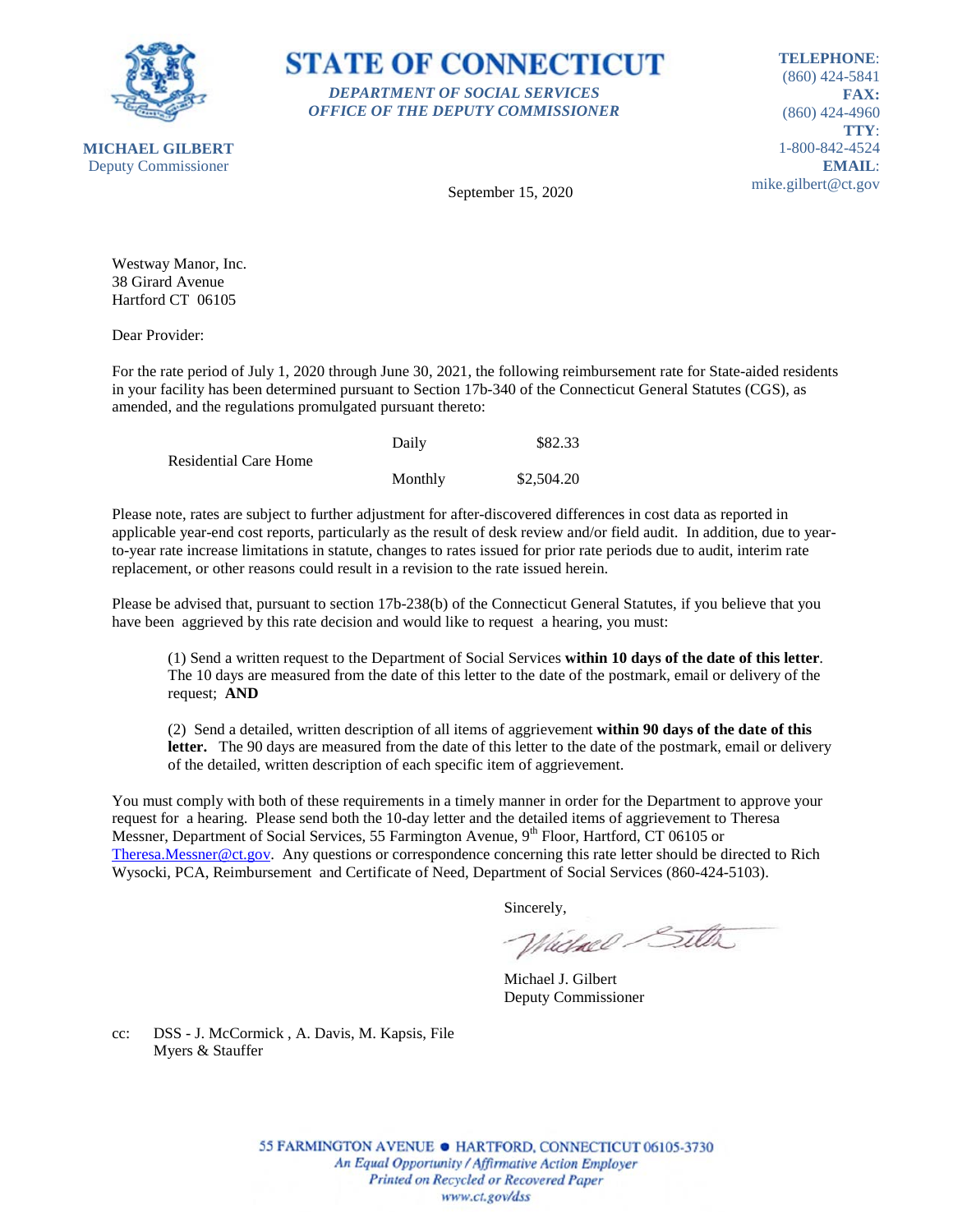**STATE OF CONNECTICUT**

*DEPARTMENT OF SOCIAL SERVICES*
*OFFICE OF THE DEPUTY COMMISSIONER*

**MICHAEL GILBERT**
Deputy Commissioner

**TELEPHONE**: (860) 424-5841
**FAX:** (860) 424-4960
**TTY**: 1-800-842-4524
**EMAIL**: mike.gilbert@ct.gov

September 15, 2020

Westway Manor, Inc.
38 Girard Avenue
Hartford CT 06105

Dear Provider:

For the rate period of July 1, 2020 through June 30, 2021, the following reimbursement rate for State-aided residents in your facility has been determined pursuant to Section 17b-340 of the Connecticut General Statutes (CGS), as amended, and the regulations promulgated pursuant thereto:

| | | |
|---|---|---|
| Residential Care Home | Daily | $82.33 |
| | Monthly | $2,504.20 |

Please note, rates are subject to further adjustment for after-discovered differences in cost data as reported in applicable year-end cost reports, particularly as the result of desk review and/or field audit. In addition, due to year-to-year rate increase limitations in statute, changes to rates issued for prior rate periods due to audit, interim rate replacement, or other reasons could result in a revision to the rate issued herein.

Please be advised that, pursuant to section 17b-238(b) of the Connecticut General Statutes, if you believe that you have been aggrieved by this rate decision and would like to request a hearing, you must:

(1) Send a written request to the Department of Social Services **within 10 days of the date of this letter**. The 10 days are measured from the date of this letter to the date of the postmark, email or delivery of the request; **AND**

(2) Send a detailed, written description of all items of aggrievement **within 90 days of the date of this letter.** The 90 days are measured from the date of this letter to the date of the postmark, email or delivery of the detailed, written description of each specific item of aggrievement.

You must comply with both of these requirements in a timely manner in order for the Department to approve your request for a hearing. Please send both the 10-day letter and the detailed items of aggrievement to Theresa Messner, Department of Social Services, 55 Farmington Avenue, 9th Floor, Hartford, CT 06105 or Theresa.Messner@ct.gov. Any questions or correspondence concerning this rate letter should be directed to Rich Wysocki, PCA, Reimbursement and Certificate of Need, Department of Social Services (860-424-5103).

Sincerely,

Michael J. Gilbert
Deputy Commissioner

cc: DSS - J. McCormick , A. Davis, M. Kapsis, File
Myers & Stauffer

55 FARMINGTON AVENUE • HARTFORD, CONNECTICUT 06105-3730
*An Equal Opportunity / Affirmative Action Employer*
*Printed on Recycled or Recovered Paper*
*www.ct.gov/dss*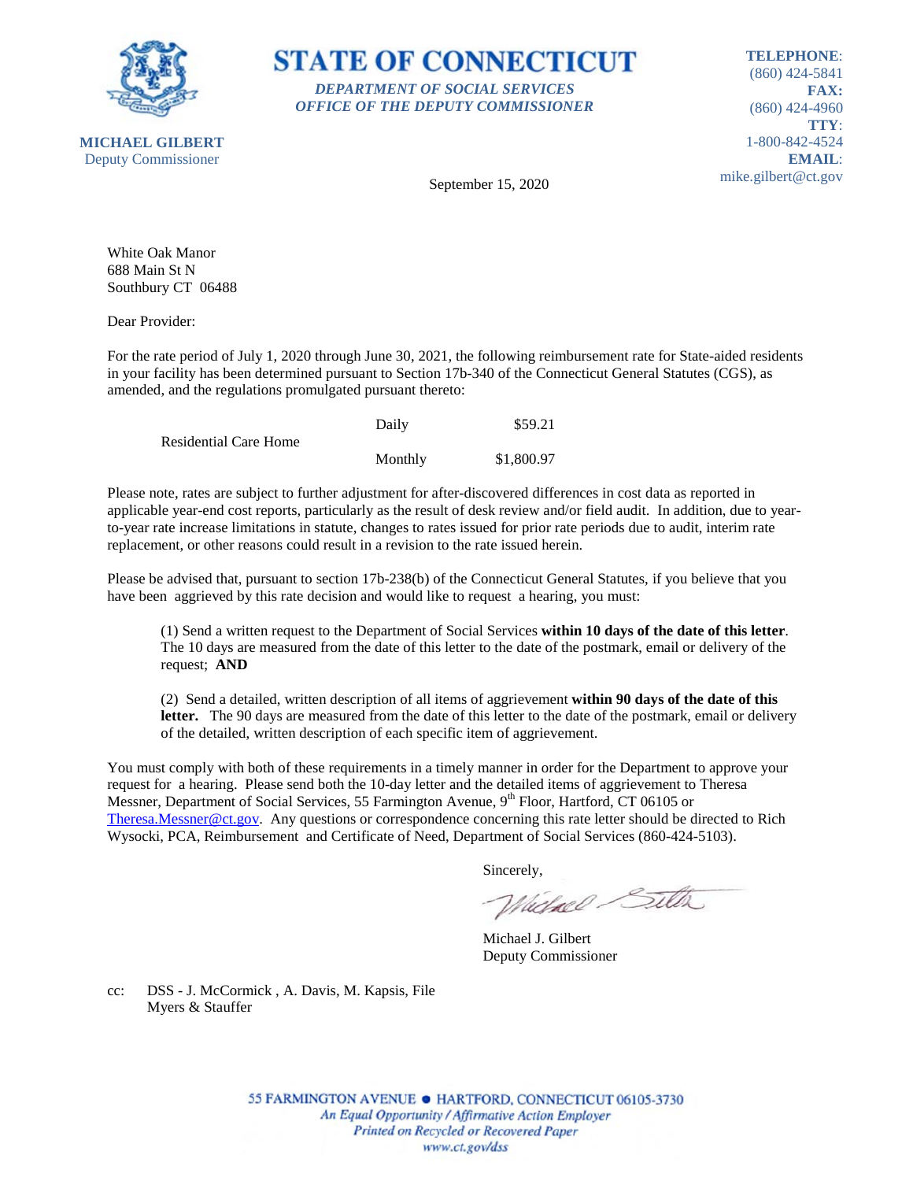**STATE OF CONNECTICUT**

***DEPARTMENT OF SOCIAL SERVICES***
***OFFICE OF THE DEPUTY COMMISSIONER***

**MICHAEL GILBERT**
Deputy Commissioner

**TELEPHONE**: (860) 424-5841
**FAX:** (860) 424-4960
**TTY**: 1-800-842-4524
**EMAIL**: mike.gilbert@ct.gov

September 15, 2020

White Oak Manor
688 Main St N
Southbury CT 06488

Dear Provider:

For the rate period of July 1, 2020 through June 30, 2021, the following reimbursement rate for State-aided residents in your facility has been determined pursuant to Section 17b-340 of the Connecticut General Statutes (CGS), as amended, and the regulations promulgated pursuant thereto:

| | | |
|---|---|---|
| Residential Care Home | Daily | $59.21 |
| | Monthly | $1,800.97 |

Please note, rates are subject to further adjustment for after-discovered differences in cost data as reported in applicable year-end cost reports, particularly as the result of desk review and/or field audit. In addition, due to year-to-year rate increase limitations in statute, changes to rates issued for prior rate periods due to audit, interim rate replacement, or other reasons could result in a revision to the rate issued herein.

Please be advised that, pursuant to section 17b-238(b) of the Connecticut General Statutes, if you believe that you have been aggrieved by this rate decision and would like to request a hearing, you must:

(1) Send a written request to the Department of Social Services **within 10 days of the date of this letter**. The 10 days are measured from the date of this letter to the date of the postmark, email or delivery of the request; **AND**

(2) Send a detailed, written description of all items of aggrievement **within 90 days of the date of this letter.** The 90 days are measured from the date of this letter to the date of the postmark, email or delivery of the detailed, written description of each specific item of aggrievement.

You must comply with both of these requirements in a timely manner in order for the Department to approve your request for a hearing. Please send both the 10-day letter and the detailed items of aggrievement to Theresa Messner, Department of Social Services, 55 Farmington Avenue, 9th Floor, Hartford, CT 06105 or Theresa.Messner@ct.gov. Any questions or correspondence concerning this rate letter should be directed to Rich Wysocki, PCA, Reimbursement and Certificate of Need, Department of Social Services (860-424-5103).

Sincerely,

Michael J. Gilbert
Deputy Commissioner

cc: DSS - J. McCormick , A. Davis, M. Kapsis, File
Myers & Stauffer

55 FARMINGTON AVENUE • HARTFORD, CONNECTICUT 06105-3730
*An Equal Opportunity / Affirmative Action Employer*
*Printed on Recycled or Recovered Paper*
*www.ct.gov/dss*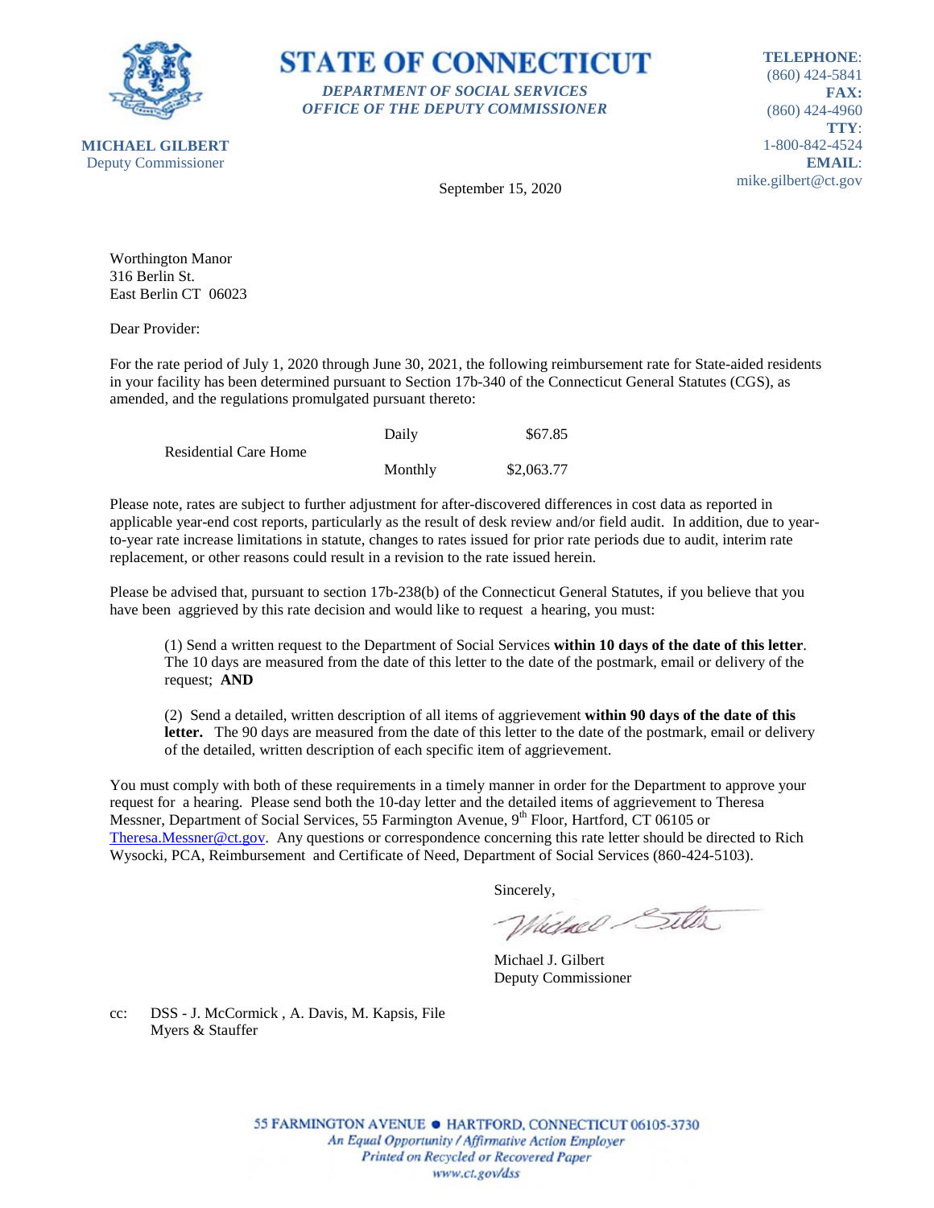**STATE OF CONNECTICUT**

*DEPARTMENT OF SOCIAL SERVICES*
*OFFICE OF THE DEPUTY COMMISSIONER*

**MICHAEL GILBERT**
Deputy Commissioner

**TELEPHONE**: (860) 424-5841
**FAX:** (860) 424-4960
**TTY**: 1-800-842-4524
**EMAIL**: mike.gilbert@ct.gov

September 15, 2020

Worthington Manor
316 Berlin St.
East Berlin CT 06023

Dear Provider:

For the rate period of July 1, 2020 through June 30, 2021, the following reimbursement rate for State-aided residents in your facility has been determined pursuant to Section 17b-340 of the Connecticut General Statutes (CGS), as amended, and the regulations promulgated pursuant thereto:

| | | |
|---|---|---|
| Residential Care Home | Daily | $67.85 |
| | Monthly | $2,063.77 |

Please note, rates are subject to further adjustment for after-discovered differences in cost data as reported in applicable year-end cost reports, particularly as the result of desk review and/or field audit. In addition, due to year-to-year rate increase limitations in statute, changes to rates issued for prior rate periods due to audit, interim rate replacement, or other reasons could result in a revision to the rate issued herein.

Please be advised that, pursuant to section 17b-238(b) of the Connecticut General Statutes, if you believe that you have been aggrieved by this rate decision and would like to request a hearing, you must:

(1) Send a written request to the Department of Social Services **within 10 days of the date of this letter**. The 10 days are measured from the date of this letter to the date of the postmark, email or delivery of the request; **AND**

(2) Send a detailed, written description of all items of aggrievement **within 90 days of the date of this letter.** The 90 days are measured from the date of this letter to the date of the postmark, email or delivery of the detailed, written description of each specific item of aggrievement.

You must comply with both of these requirements in a timely manner in order for the Department to approve your request for a hearing. Please send both the 10-day letter and the detailed items of aggrievement to Theresa Messner, Department of Social Services, 55 Farmington Avenue, 9th Floor, Hartford, CT 06105 or Theresa.Messner@ct.gov. Any questions or correspondence concerning this rate letter should be directed to Rich Wysocki, PCA, Reimbursement and Certificate of Need, Department of Social Services (860-424-5103).

Sincerely,

Michael J. Gilbert
Deputy Commissioner

cc: DSS - J. McCormick , A. Davis, M. Kapsis, File
Myers & Stauffer

55 FARMINGTON AVENUE • HARTFORD, CONNECTICUT 06105-3730
*An Equal Opportunity / Affirmative Action Employer*
*Printed on Recycled or Recovered Paper*
*www.ct.gov/dss*